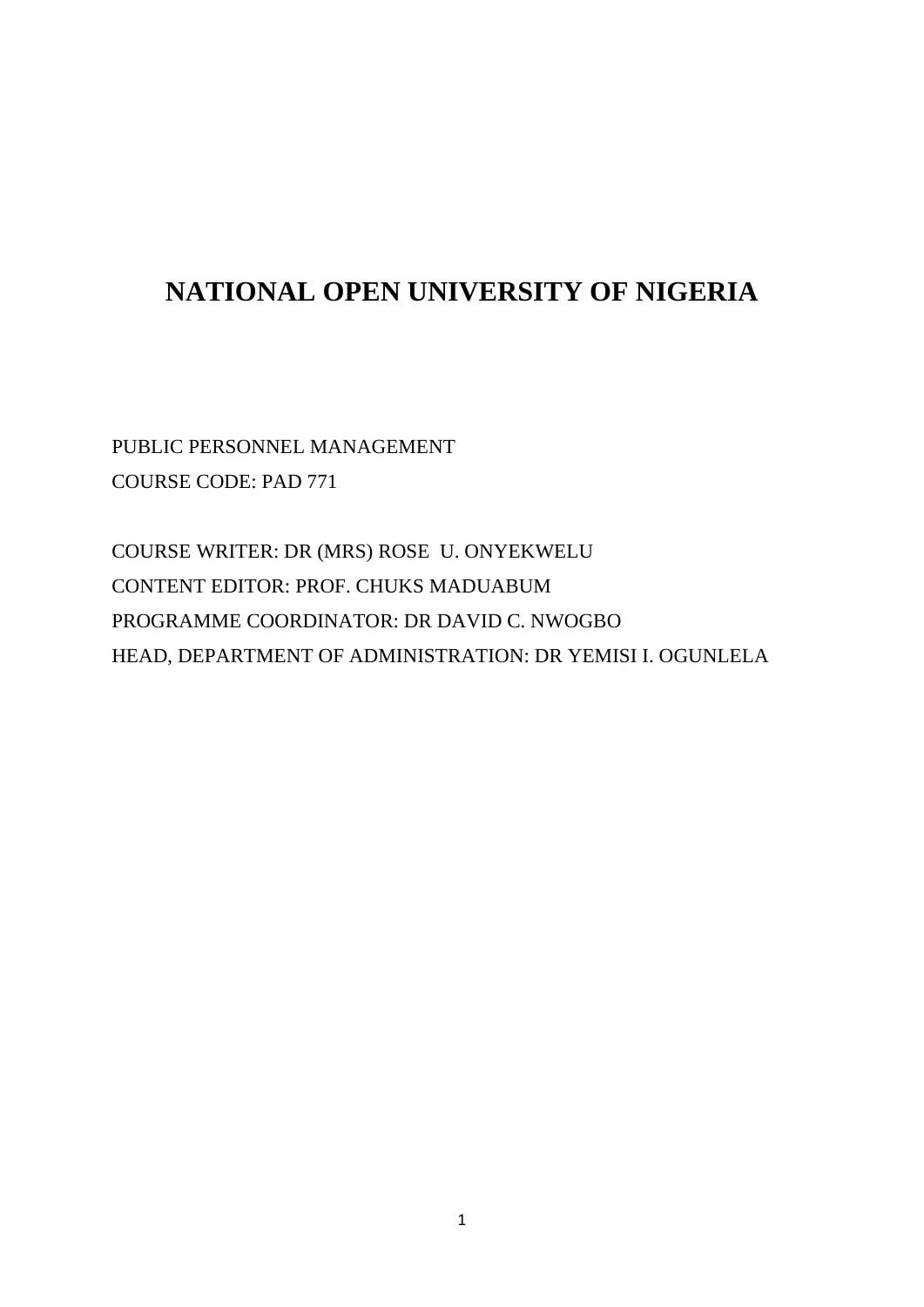# NATIONAL OPEN UNIVERSITY OF NIGERIA

PUBLIC PERSONNEL MANAGEMENT

COURSE CODE: PAD 771

COURSE WRITER: DR (MRS) ROSE U. ONYEKWELU

CONTENT EDITOR: PROF. CHUKS MADUABUM

PROGRAMME COORDINATOR: DR DAVID C. NWOGBO

HEAD, DEPARTMENT OF ADMINISTRATION: DR YEMISI I. OGUNLELA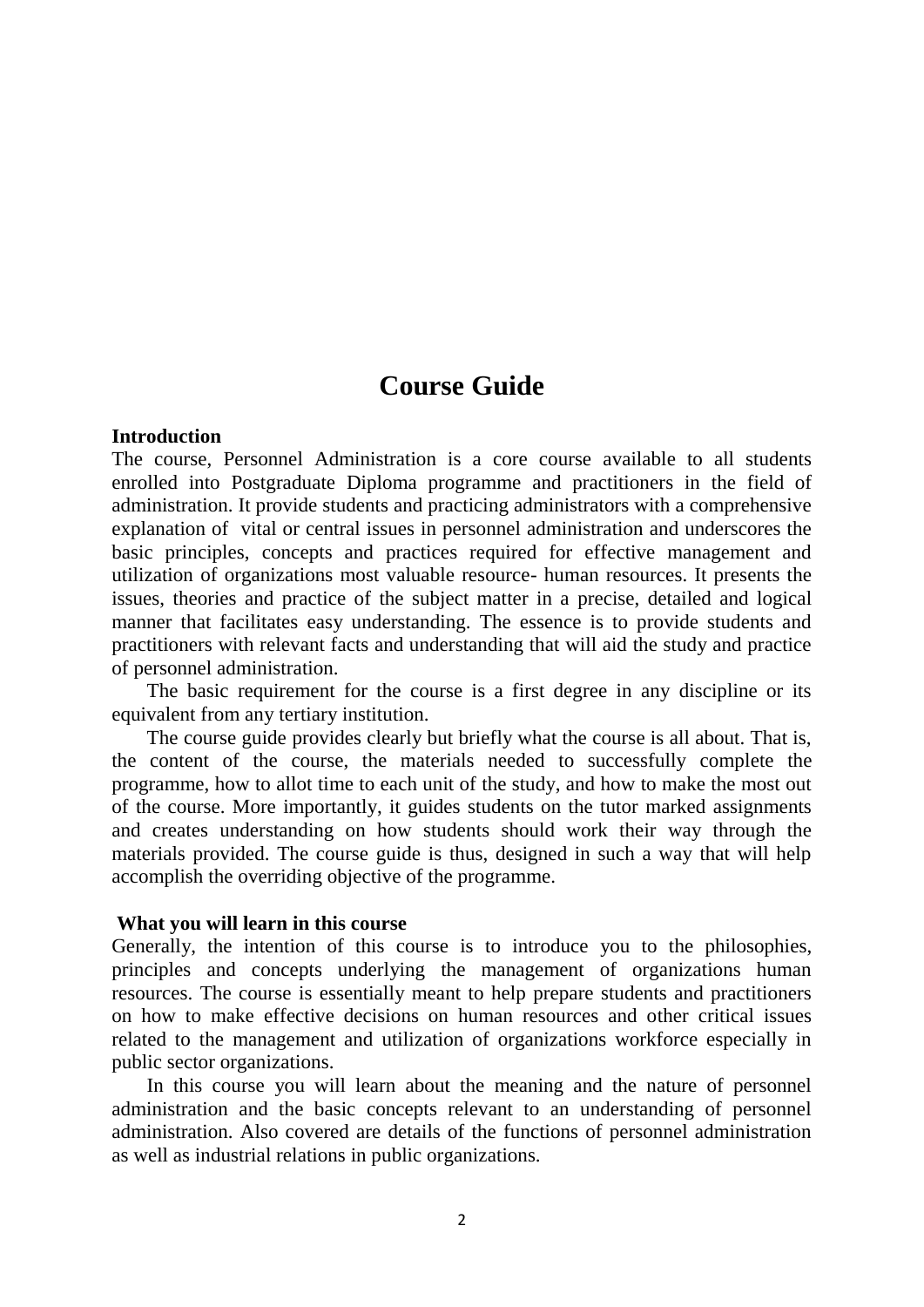# Course Guide

**Introduction**

The course, Personnel Administration is a core course available to all students enrolled into Postgraduate Diploma programme and practitioners in the field of administration. It provide students and practicing administrators with a comprehensive explanation of vital or central issues in personnel administration and underscores the basic principles, concepts and practices required for effective management and utilization of organizations most valuable resource- human resources. It presents the issues, theories and practice of the subject matter in a precise, detailed and logical manner that facilitates easy understanding. The essence is to provide students and practitioners with relevant facts and understanding that will aid the study and practice of personnel administration.

The basic requirement for the course is a first degree in any discipline or its equivalent from any tertiary institution.

The course guide provides clearly but briefly what the course is all about. That is, the content of the course, the materials needed to successfully complete the programme, how to allot time to each unit of the study, and how to make the most out of the course. More importantly, it guides students on the tutor marked assignments and creates understanding on how students should work their way through the materials provided. The course guide is thus, designed in such a way that will help accomplish the overriding objective of the programme.

**What you will learn in this course**

Generally, the intention of this course is to introduce you to the philosophies, principles and concepts underlying the management of organizations human resources. The course is essentially meant to help prepare students and practitioners on how to make effective decisions on human resources and other critical issues related to the management and utilization of organizations workforce especially in public sector organizations.

In this course you will learn about the meaning and the nature of personnel administration and the basic concepts relevant to an understanding of personnel administration. Also covered are details of the functions of personnel administration as well as industrial relations in public organizations.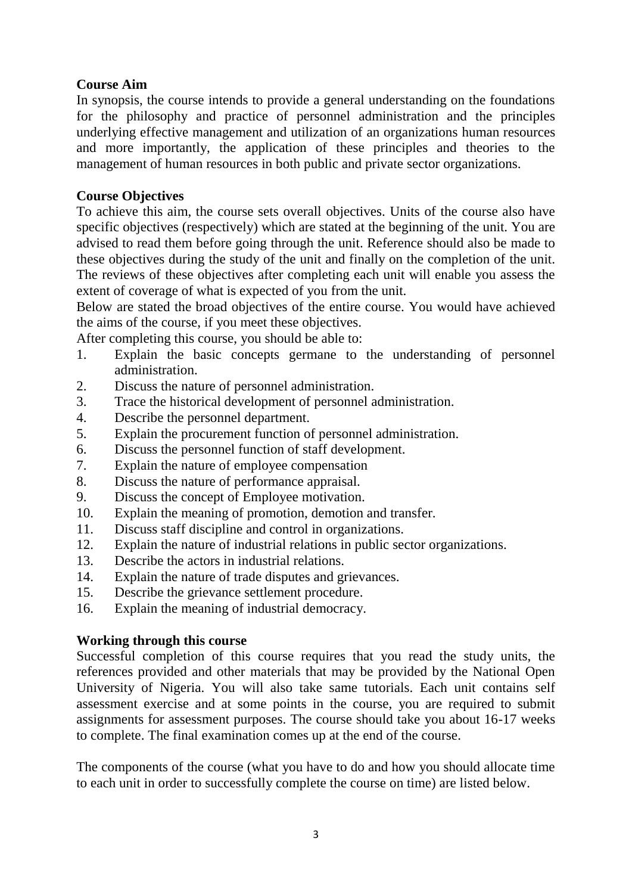**Course Aim**

In synopsis, the course intends to provide a general understanding on the foundations for the philosophy and practice of personnel administration and the principles underlying effective management and utilization of an organizations human resources and more importantly, the application of these principles and theories to the management of human resources in both public and private sector organizations.

**Course Objectives**

To achieve this aim, the course sets overall objectives. Units of the course also have specific objectives (respectively) which are stated at the beginning of the unit. You are advised to read them before going through the unit. Reference should also be made to these objectives during the study of the unit and finally on the completion of the unit. The reviews of these objectives after completing each unit will enable you assess the extent of coverage of what is expected of you from the unit.

Below are stated the broad objectives of the entire course. You would have achieved the aims of the course, if you meet these objectives.

After completing this course, you should be able to:

1. Explain the basic concepts germane to the understanding of personnel administration.
2. Discuss the nature of personnel administration.
3. Trace the historical development of personnel administration.
4. Describe the personnel department.
5. Explain the procurement function of personnel administration.
6. Discuss the personnel function of staff development.
7. Explain the nature of employee compensation
8. Discuss the nature of performance appraisal.
9. Discuss the concept of Employee motivation.
10. Explain the meaning of promotion, demotion and transfer.
11. Discuss staff discipline and control in organizations.
12. Explain the nature of industrial relations in public sector organizations.
13. Describe the actors in industrial relations.
14. Explain the nature of trade disputes and grievances.
15. Describe the grievance settlement procedure.
16. Explain the meaning of industrial democracy.

**Working through this course**

Successful completion of this course requires that you read the study units, the references provided and other materials that may be provided by the National Open University of Nigeria. You will also take same tutorials. Each unit contains self assessment exercise and at some points in the course, you are required to submit assignments for assessment purposes. The course should take you about 16-17 weeks to complete. The final examination comes up at the end of the course.

The components of the course (what you have to do and how you should allocate time to each unit in order to successfully complete the course on time) are listed below.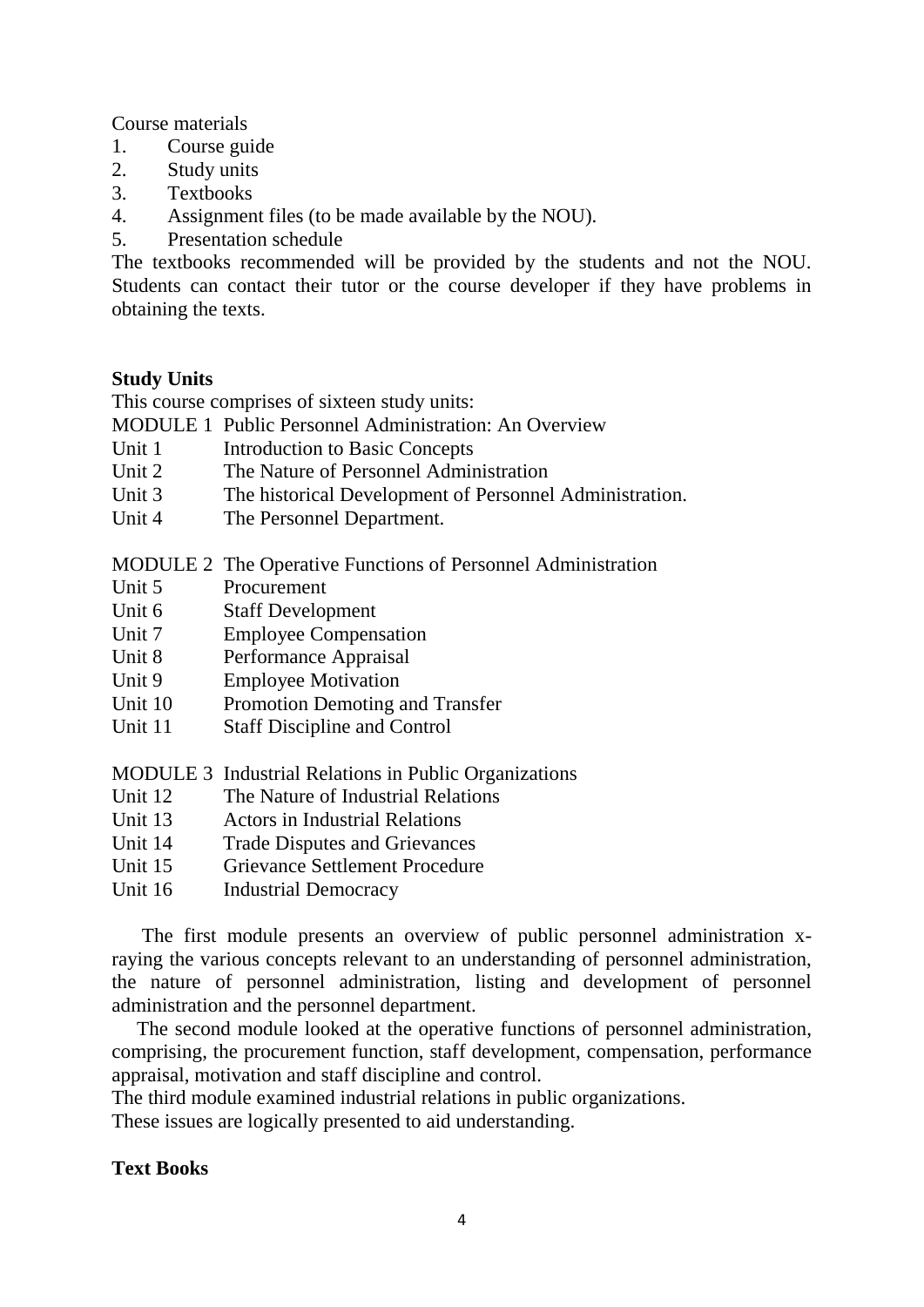Course materials

1. Course guide
2. Study units
3. Textbooks
4. Assignment files (to be made available by the NOU).
5. Presentation schedule

The textbooks recommended will be provided by the students and not the NOU. Students can contact their tutor or the course developer if they have problems in obtaining the texts.

**Study Units**

This course comprises of sixteen study units:

MODULE 1 Public Personnel Administration: An Overview

Unit 1 Introduction to Basic Concepts
Unit 2 The Nature of Personnel Administration
Unit 3 The historical Development of Personnel Administration.
Unit 4 The Personnel Department.

MODULE 2 The Operative Functions of Personnel Administration

Unit 5 Procurement
Unit 6 Staff Development
Unit 7 Employee Compensation
Unit 8 Performance Appraisal
Unit 9 Employee Motivation
Unit 10 Promotion Demoting and Transfer
Unit 11 Staff Discipline and Control

MODULE 3 Industrial Relations in Public Organizations

Unit 12 The Nature of Industrial Relations
Unit 13 Actors in Industrial Relations
Unit 14 Trade Disputes and Grievances
Unit 15 Grievance Settlement Procedure
Unit 16 Industrial Democracy

The first module presents an overview of public personnel administration x-raying the various concepts relevant to an understanding of personnel administration, the nature of personnel administration, listing and development of personnel administration and the personnel department.

The second module looked at the operative functions of personnel administration, comprising, the procurement function, staff development, compensation, performance appraisal, motivation and staff discipline and control.

The third module examined industrial relations in public organizations.

These issues are logically presented to aid understanding.

**Text Books**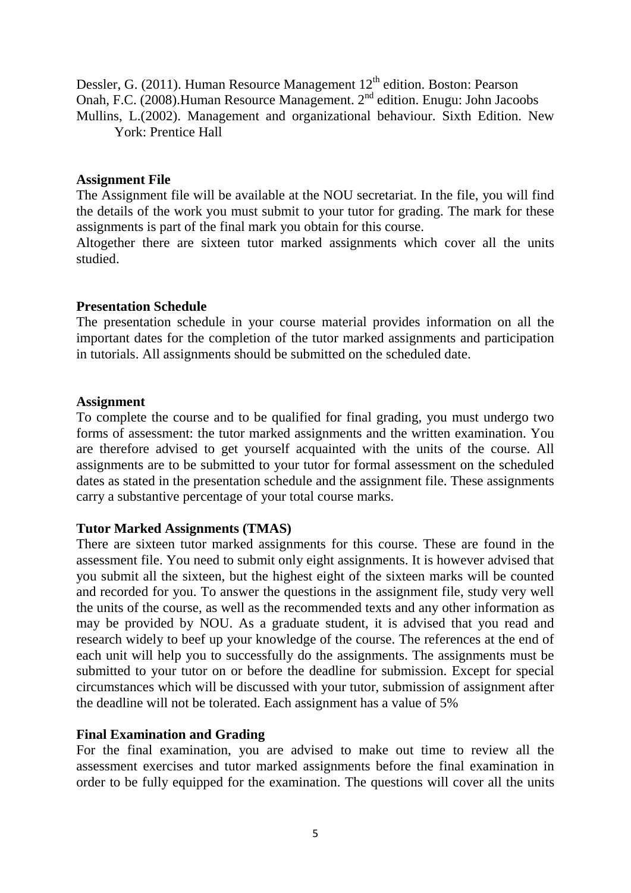Dessler, G. (2011). Human Resource Management 12th edition. Boston: Pearson

Onah, F.C. (2008).Human Resource Management. 2nd edition. Enugu: John Jacoobs

Mullins, L.(2002). Management and organizational behaviour. Sixth Edition. New York: Prentice Hall

**Assignment File**

The Assignment file will be available at the NOU secretariat. In the file, you will find the details of the work you must submit to your tutor for grading. The mark for these assignments is part of the final mark you obtain for this course.

Altogether there are sixteen tutor marked assignments which cover all the units studied.

**Presentation Schedule**

The presentation schedule in your course material provides information on all the important dates for the completion of the tutor marked assignments and participation in tutorials. All assignments should be submitted on the scheduled date.

**Assignment**

To complete the course and to be qualified for final grading, you must undergo two forms of assessment: the tutor marked assignments and the written examination. You are therefore advised to get yourself acquainted with the units of the course. All assignments are to be submitted to your tutor for formal assessment on the scheduled dates as stated in the presentation schedule and the assignment file. These assignments carry a substantive percentage of your total course marks.

**Tutor Marked Assignments (TMAS)**

There are sixteen tutor marked assignments for this course. These are found in the assessment file. You need to submit only eight assignments. It is however advised that you submit all the sixteen, but the highest eight of the sixteen marks will be counted and recorded for you. To answer the questions in the assignment file, study very well the units of the course, as well as the recommended texts and any other information as may be provided by NOU. As a graduate student, it is advised that you read and research widely to beef up your knowledge of the course. The references at the end of each unit will help you to successfully do the assignments. The assignments must be submitted to your tutor on or before the deadline for submission. Except for special circumstances which will be discussed with your tutor, submission of assignment after the deadline will not be tolerated. Each assignment has a value of 5%

**Final Examination and Grading**

For the final examination, you are advised to make out time to review all the assessment exercises and tutor marked assignments before the final examination in order to be fully equipped for the examination. The questions will cover all the units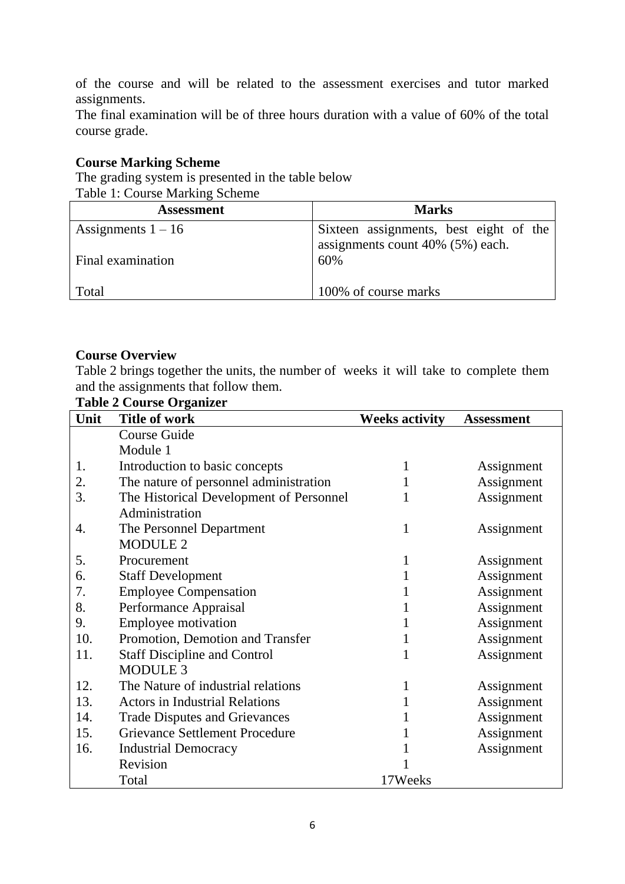of the course and will be related to the assessment exercises and tutor marked assignments.
The final examination will be of three hours duration with a value of 60% of the total course grade.

**Course Marking Scheme**

The grading system is presented in the table below

Table 1: Course Marking Scheme

| Assessment | Marks |
|---|---|
| Assignments 1 – 16 | Sixteen assignments, best eight of the assignments count 40% (5%) each. |
| Final examination | 60% |
| Total | 100% of course marks |

**Course Overview**

Table 2 brings together the units, the number of weeks it will take to complete them and the assignments that follow them.

**Table 2 Course Organizer**

| Unit | Title of work | Weeks activity | Assessment |
|---|---|---|---|
| | Course Guide | | |
| | Module 1 | | |
| 1. | Introduction to basic concepts | 1 | Assignment |
| 2. | The nature of personnel administration | 1 | Assignment |
| 3. | The Historical Development of Personnel Administration | 1 | Assignment |
| 4. | The Personnel Department | 1 | Assignment |
| | MODULE 2 | | |
| 5. | Procurement | 1 | Assignment |
| 6. | Staff Development | 1 | Assignment |
| 7. | Employee Compensation | 1 | Assignment |
| 8. | Performance Appraisal | 1 | Assignment |
| 9. | Employee motivation | 1 | Assignment |
| 10. | Promotion, Demotion and Transfer | 1 | Assignment |
| 11. | Staff Discipline and Control | 1 | Assignment |
| | MODULE 3 | | |
| 12. | The Nature of industrial relations | 1 | Assignment |
| 13. | Actors in Industrial Relations | 1 | Assignment |
| 14. | Trade Disputes and Grievances | 1 | Assignment |
| 15. | Grievance Settlement Procedure | 1 | Assignment |
| 16. | Industrial Democracy | 1 | Assignment |
| | Revision | 1 | |
| | Total | 17Weeks | |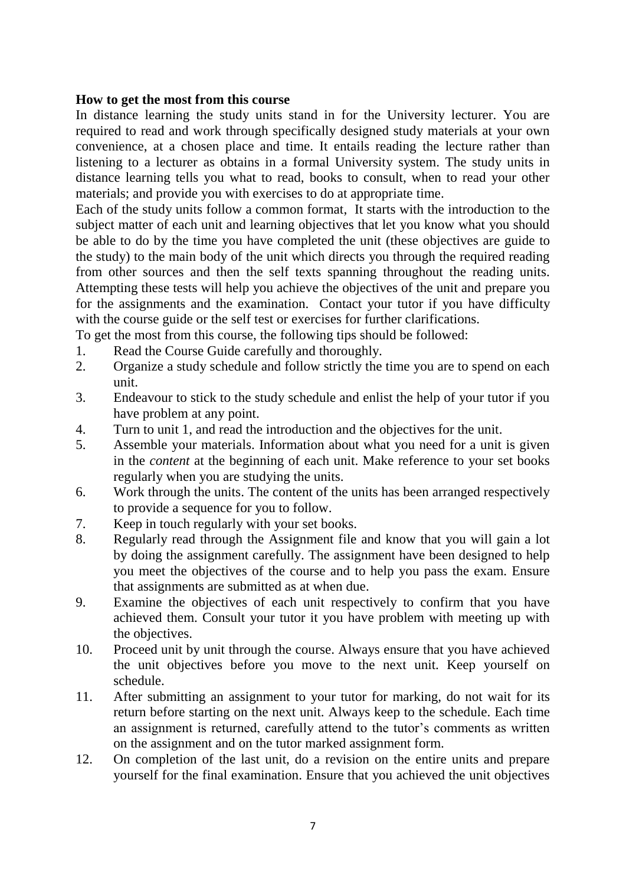**How to get the most from this course**

In distance learning the study units stand in for the University lecturer. You are required to read and work through specifically designed study materials at your own convenience, at a chosen place and time. It entails reading the lecture rather than listening to a lecturer as obtains in a formal University system. The study units in distance learning tells you what to read, books to consult, when to read your other materials; and provide you with exercises to do at appropriate time.

Each of the study units follow a common format, It starts with the introduction to the subject matter of each unit and learning objectives that let you know what you should be able to do by the time you have completed the unit (these objectives are guide to the study) to the main body of the unit which directs you through the required reading from other sources and then the self texts spanning throughout the reading units. Attempting these tests will help you achieve the objectives of the unit and prepare you for the assignments and the examination. Contact your tutor if you have difficulty with the course guide or the self test or exercises for further clarifications.

To get the most from this course, the following tips should be followed:

1. Read the Course Guide carefully and thoroughly.
2. Organize a study schedule and follow strictly the time you are to spend on each unit.
3. Endeavour to stick to the study schedule and enlist the help of your tutor if you have problem at any point.
4. Turn to unit 1, and read the introduction and the objectives for the unit.
5. Assemble your materials. Information about what you need for a unit is given in the *content* at the beginning of each unit. Make reference to your set books regularly when you are studying the units.
6. Work through the units. The content of the units has been arranged respectively to provide a sequence for you to follow.
7. Keep in touch regularly with your set books.
8. Regularly read through the Assignment file and know that you will gain a lot by doing the assignment carefully. The assignment have been designed to help you meet the objectives of the course and to help you pass the exam. Ensure that assignments are submitted as at when due.
9. Examine the objectives of each unit respectively to confirm that you have achieved them. Consult your tutor it you have problem with meeting up with the objectives.
10. Proceed unit by unit through the course. Always ensure that you have achieved the unit objectives before you move to the next unit. Keep yourself on schedule.
11. After submitting an assignment to your tutor for marking, do not wait for its return before starting on the next unit. Always keep to the schedule. Each time an assignment is returned, carefully attend to the tutor's comments as written on the assignment and on the tutor marked assignment form.
12. On completion of the last unit, do a revision on the entire units and prepare yourself for the final examination. Ensure that you achieved the unit objectives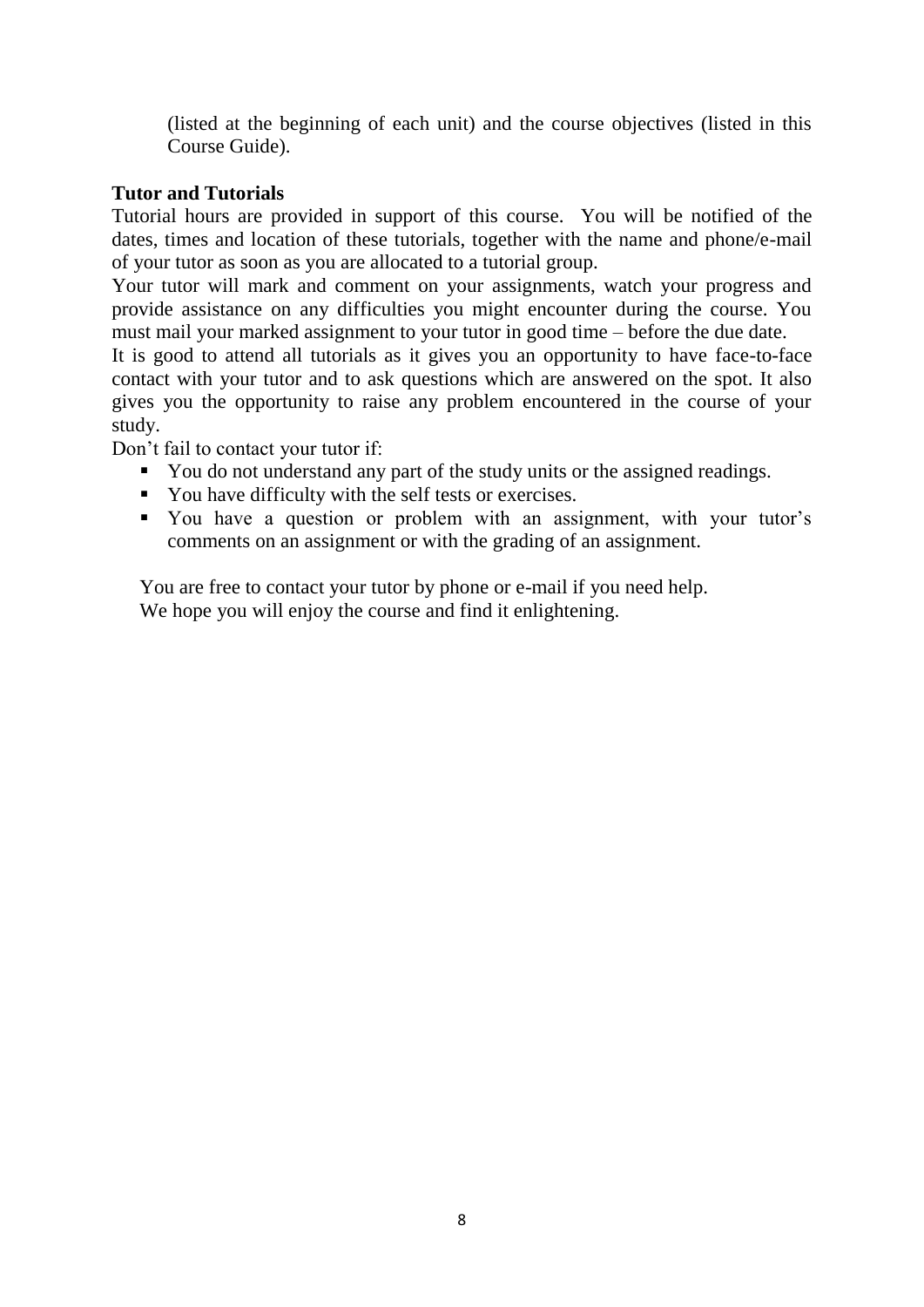(listed at the beginning of each unit) and the course objectives (listed in this Course Guide).

**Tutor and Tutorials**

Tutorial hours are provided in support of this course. You will be notified of the dates, times and location of these tutorials, together with the name and phone/e-mail of your tutor as soon as you are allocated to a tutorial group.

Your tutor will mark and comment on your assignments, watch your progress and provide assistance on any difficulties you might encounter during the course. You must mail your marked assignment to your tutor in good time – before the due date.

It is good to attend all tutorials as it gives you an opportunity to have face-to-face contact with your tutor and to ask questions which are answered on the spot. It also gives you the opportunity to raise any problem encountered in the course of your study.

Don't fail to contact your tutor if:

- You do not understand any part of the study units or the assigned readings.
- You have difficulty with the self tests or exercises.
- You have a question or problem with an assignment, with your tutor's comments on an assignment or with the grading of an assignment.

You are free to contact your tutor by phone or e-mail if you need help.
We hope you will enjoy the course and find it enlightening.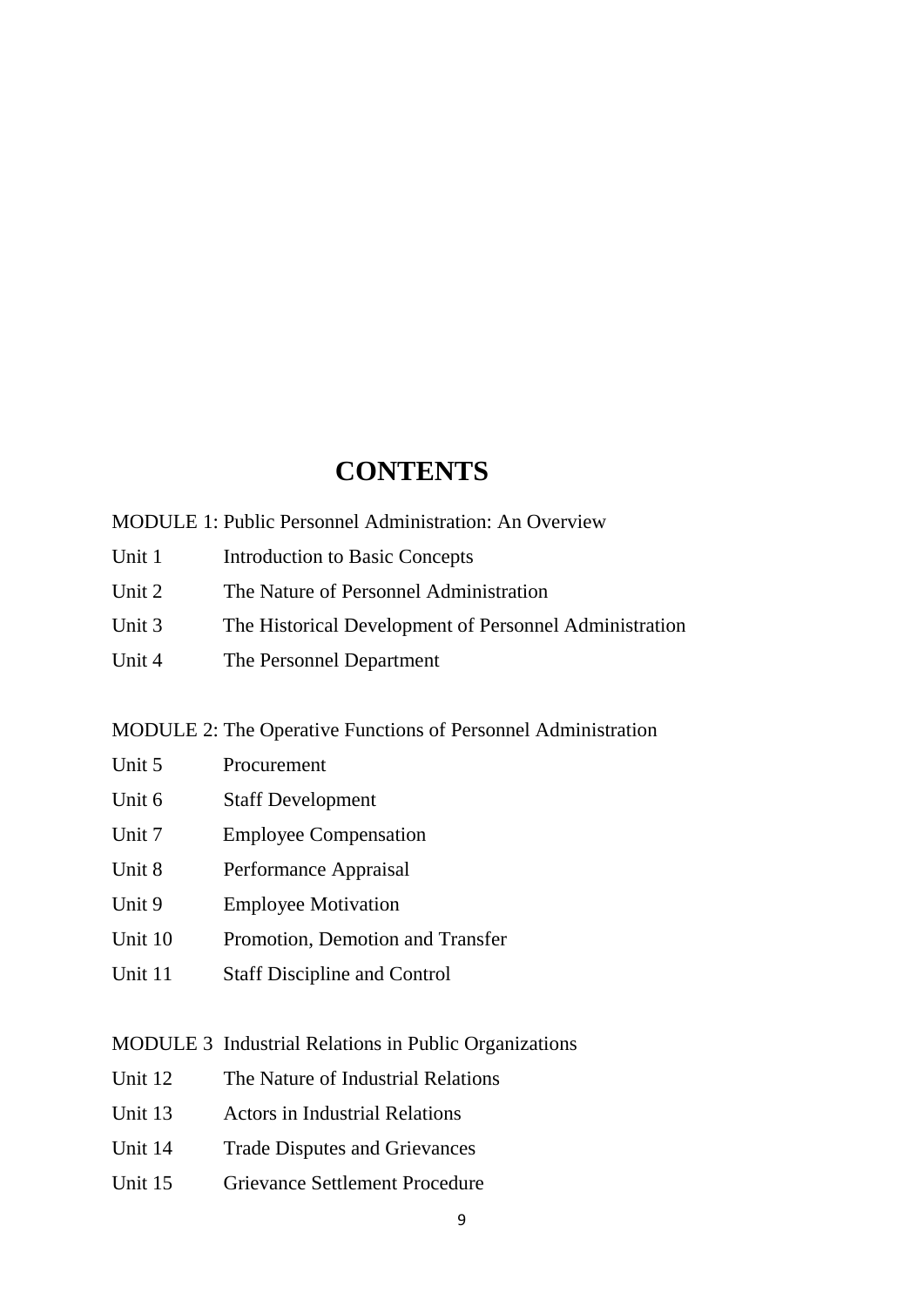# CONTENTS

MODULE 1: Public Personnel Administration: An Overview

Unit 1 Introduction to Basic Concepts

Unit 2 The Nature of Personnel Administration

Unit 3 The Historical Development of Personnel Administration

Unit 4 The Personnel Department

MODULE 2: The Operative Functions of Personnel Administration

Unit 5 Procurement

Unit 6 Staff Development

Unit 7 Employee Compensation

Unit 8 Performance Appraisal

Unit 9 Employee Motivation

Unit 10 Promotion, Demotion and Transfer

Unit 11 Staff Discipline and Control

MODULE 3 Industrial Relations in Public Organizations

Unit 12 The Nature of Industrial Relations

Unit 13 Actors in Industrial Relations

Unit 14 Trade Disputes and Grievances

Unit 15 Grievance Settlement Procedure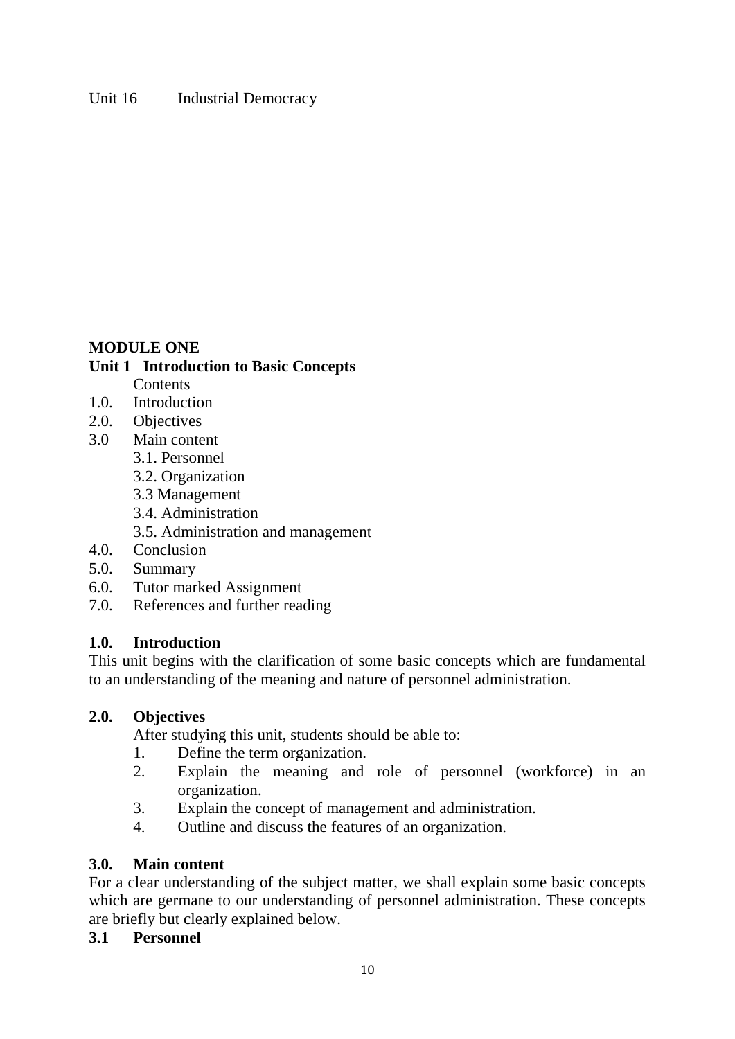Unit 16 Industrial Democracy

## MODULE ONE

### Unit 1 Introduction to Basic Concepts

Contents

1.0. Introduction
2.0. Objectives
3.0 Main content
   - 3.1. Personnel
   - 3.2. Organization
   - 3.3 Management
   - 3.4. Administration
   - 3.5. Administration and management

4.0. Conclusion
5.0. Summary
6.0. Tutor marked Assignment
7.0. References and further reading

### 1.0. Introduction

This unit begins with the clarification of some basic concepts which are fundamental to an understanding of the meaning and nature of personnel administration.

### 2.0. Objectives

After studying this unit, students should be able to:

1. Define the term organization.
2. Explain the meaning and role of personnel (workforce) in an organization.
3. Explain the concept of management and administration.
4. Outline and discuss the features of an organization.

### 3.0. Main content

For a clear understanding of the subject matter, we shall explain some basic concepts which are germane to our understanding of personnel administration. These concepts are briefly but clearly explained below.

### 3.1 Personnel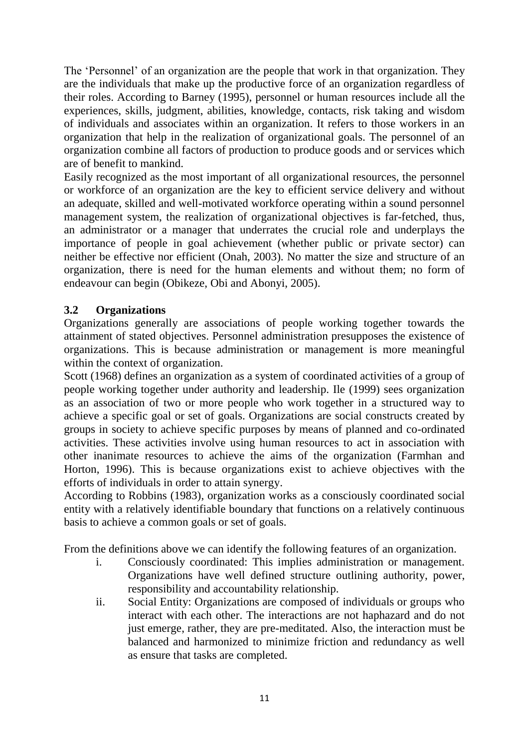The 'Personnel' of an organization are the people that work in that organization. They are the individuals that make up the productive force of an organization regardless of their roles. According to Barney (1995), personnel or human resources include all the experiences, skills, judgment, abilities, knowledge, contacts, risk taking and wisdom of individuals and associates within an organization. It refers to those workers in an organization that help in the realization of organizational goals. The personnel of an organization combine all factors of production to produce goods and or services which are of benefit to mankind.

Easily recognized as the most important of all organizational resources, the personnel or workforce of an organization are the key to efficient service delivery and without an adequate, skilled and well-motivated workforce operating within a sound personnel management system, the realization of organizational objectives is far-fetched, thus, an administrator or a manager that underrates the crucial role and underplays the importance of people in goal achievement (whether public or private sector) can neither be effective nor efficient (Onah, 2003). No matter the size and structure of an organization, there is need for the human elements and without them; no form of endeavour can begin (Obikeze, Obi and Abonyi, 2005).

### 3.2 Organizations

Organizations generally are associations of people working together towards the attainment of stated objectives. Personnel administration presupposes the existence of organizations. This is because administration or management is more meaningful within the context of organization.

Scott (1968) defines an organization as a system of coordinated activities of a group of people working together under authority and leadership. Ile (1999) sees organization as an association of two or more people who work together in a structured way to achieve a specific goal or set of goals. Organizations are social constructs created by groups in society to achieve specific purposes by means of planned and co-ordinated activities. These activities involve using human resources to act in association with other inanimate resources to achieve the aims of the organization (Farmhan and Horton, 1996). This is because organizations exist to achieve objectives with the efforts of individuals in order to attain synergy.

According to Robbins (1983), organization works as a consciously coordinated social entity with a relatively identifiable boundary that functions on a relatively continuous basis to achieve a common goals or set of goals.

From the definitions above we can identify the following features of an organization.

i. Consciously coordinated: This implies administration or management. Organizations have well defined structure outlining authority, power, responsibility and accountability relationship.

ii. Social Entity: Organizations are composed of individuals or groups who interact with each other. The interactions are not haphazard and do not just emerge, rather, they are pre-meditated. Also, the interaction must be balanced and harmonized to minimize friction and redundancy as well as ensure that tasks are completed.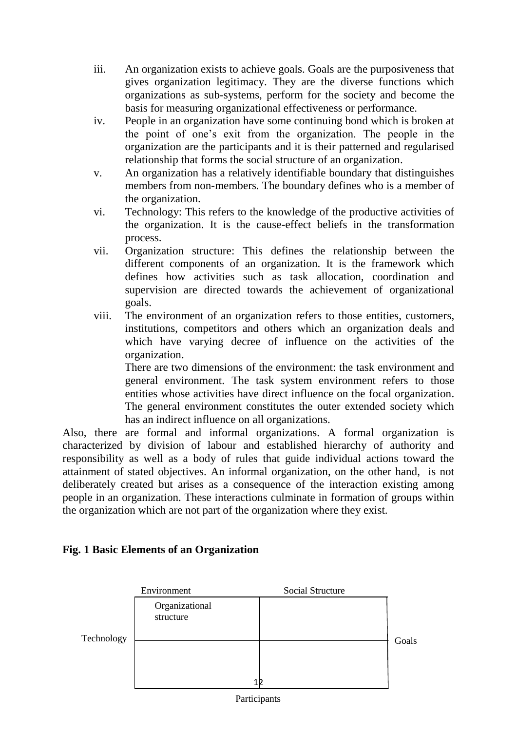iii. An organization exists to achieve goals. Goals are the purposiveness that gives organization legitimacy. They are the diverse functions which organizations as sub-systems, perform for the society and become the basis for measuring organizational effectiveness or performance.

iv. People in an organization have some continuing bond which is broken at the point of one's exit from the organization. The people in the organization are the participants and it is their patterned and regularised relationship that forms the social structure of an organization.

v. An organization has a relatively identifiable boundary that distinguishes members from non-members. The boundary defines who is a member of the organization.

vi. Technology: This refers to the knowledge of the productive activities of the organization. It is the cause-effect beliefs in the transformation process.

vii. Organization structure: This defines the relationship between the different components of an organization. It is the framework which defines how activities such as task allocation, coordination and supervision are directed towards the achievement of organizational goals.

viii. The environment of an organization refers to those entities, customers, institutions, competitors and others which an organization deals and which have varying decree of influence on the activities of the organization.

    There are two dimensions of the environment: the task environment and general environment. The task system environment refers to those entities whose activities have direct influence on the focal organization. The general environment constitutes the outer extended society which has an indirect influence on all organizations.

Also, there are formal and informal organizations. A formal organization is characterized by division of labour and established hierarchy of authority and responsibility as well as a body of rules that guide individual actions toward the attainment of stated objectives. An informal organization, on the other hand, is not deliberately created but arises as a consequence of the interaction existing among people in an organization. These interactions culminate in formation of groups within the organization which are not part of the organization where they exist.

**Fig. 1 Basic Elements of an Organization**

Environment | Social Structure

Organizational structure

Technology | Goals

Participants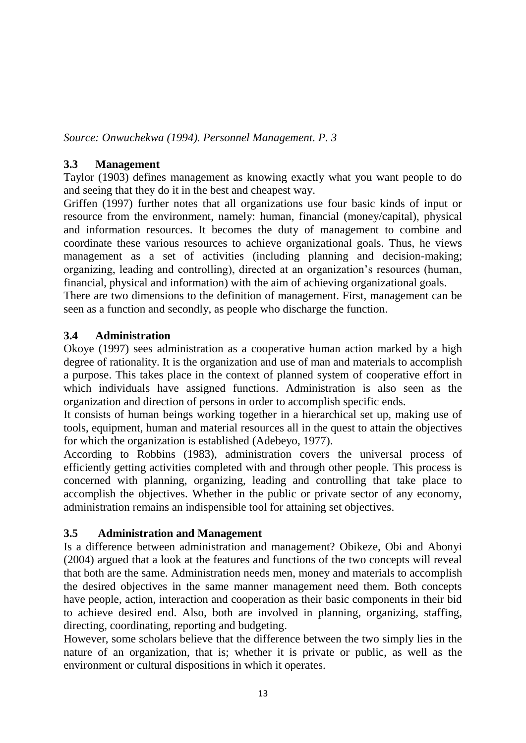*Source: Onwuchekwa (1994). Personnel Management. P. 3*

### 3.3 Management

Taylor (1903) defines management as knowing exactly what you want people to do and seeing that they do it in the best and cheapest way.

Griffen (1997) further notes that all organizations use four basic kinds of input or resource from the environment, namely: human, financial (money/capital), physical and information resources. It becomes the duty of management to combine and coordinate these various resources to achieve organizational goals. Thus, he views management as a set of activities (including planning and decision-making; organizing, leading and controlling), directed at an organization's resources (human, financial, physical and information) with the aim of achieving organizational goals.

There are two dimensions to the definition of management. First, management can be seen as a function and secondly, as people who discharge the function.

### 3.4 Administration

Okoye (1997) sees administration as a cooperative human action marked by a high degree of rationality. It is the organization and use of man and materials to accomplish a purpose. This takes place in the context of planned system of cooperative effort in which individuals have assigned functions. Administration is also seen as the organization and direction of persons in order to accomplish specific ends.

It consists of human beings working together in a hierarchical set up, making use of tools, equipment, human and material resources all in the quest to attain the objectives for which the organization is established (Adebeyo, 1977).

According to Robbins (1983), administration covers the universal process of efficiently getting activities completed with and through other people. This process is concerned with planning, organizing, leading and controlling that take place to accomplish the objectives. Whether in the public or private sector of any economy, administration remains an indispensible tool for attaining set objectives.

### 3.5 Administration and Management

Is a difference between administration and management? Obikeze, Obi and Abonyi (2004) argued that a look at the features and functions of the two concepts will reveal that both are the same. Administration needs men, money and materials to accomplish the desired objectives in the same manner management need them. Both concepts have people, action, interaction and cooperation as their basic components in their bid to achieve desired end. Also, both are involved in planning, organizing, staffing, directing, coordinating, reporting and budgeting.

However, some scholars believe that the difference between the two simply lies in the nature of an organization, that is; whether it is private or public, as well as the environment or cultural dispositions in which it operates.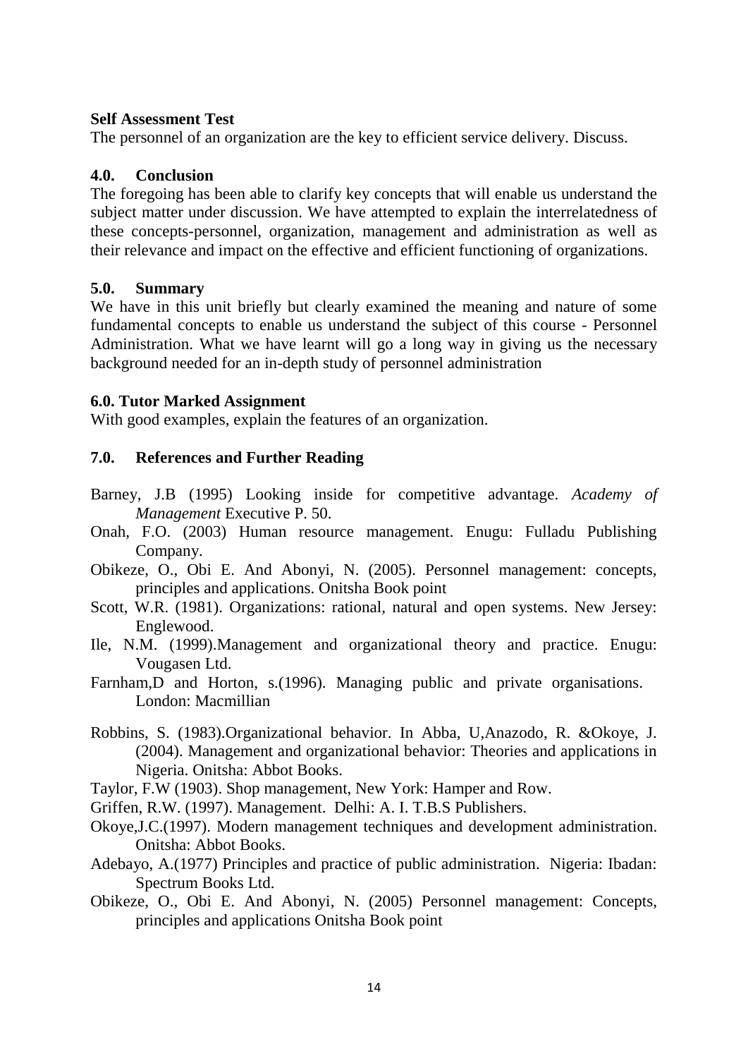**Self Assessment Test**

The personnel of an organization are the key to efficient service delivery. Discuss.

## 4.0. Conclusion

The foregoing has been able to clarify key concepts that will enable us understand the subject matter under discussion. We have attempted to explain the interrelatedness of these concepts-personnel, organization, management and administration as well as their relevance and impact on the effective and efficient functioning of organizations.

## 5.0. Summary

We have in this unit briefly but clearly examined the meaning and nature of some fundamental concepts to enable us understand the subject of this course - Personnel Administration. What we have learnt will go a long way in giving us the necessary background needed for an in-depth study of personnel administration

## 6.0. Tutor Marked Assignment

With good examples, explain the features of an organization.

## 7.0. References and Further Reading

Barney, J.B (1995) Looking inside for competitive advantage. *Academy of Management* Executive P. 50.

Onah, F.O. (2003) Human resource management. Enugu: Fulladu Publishing Company.

Obikeze, O., Obi E. And Abonyi, N. (2005). Personnel management: concepts, principles and applications. Onitsha Book point

Scott, W.R. (1981). Organizations: rational, natural and open systems. New Jersey: Englewood.

Ile, N.M. (1999).Management and organizational theory and practice. Enugu: Vougasen Ltd.

Farnham,D and Horton, s.(1996). Managing public and private organisations. London: Macmillian

Robbins, S. (1983).Organizational behavior. In Abba, U,Anazodo, R. &Okoye, J. (2004). Management and organizational behavior: Theories and applications in Nigeria. Onitsha: Abbot Books.

Taylor, F.W (1903). Shop management, New York: Hamper and Row.

Griffen, R.W. (1997). Management. Delhi: A. I. T.B.S Publishers.

Okoye,J.C.(1997). Modern management techniques and development administration. Onitsha: Abbot Books.

Adebayo, A.(1977) Principles and practice of public administration. Nigeria: Ibadan: Spectrum Books Ltd.

Obikeze, O., Obi E. And Abonyi, N. (2005) Personnel management: Concepts, principles and applications Onitsha Book point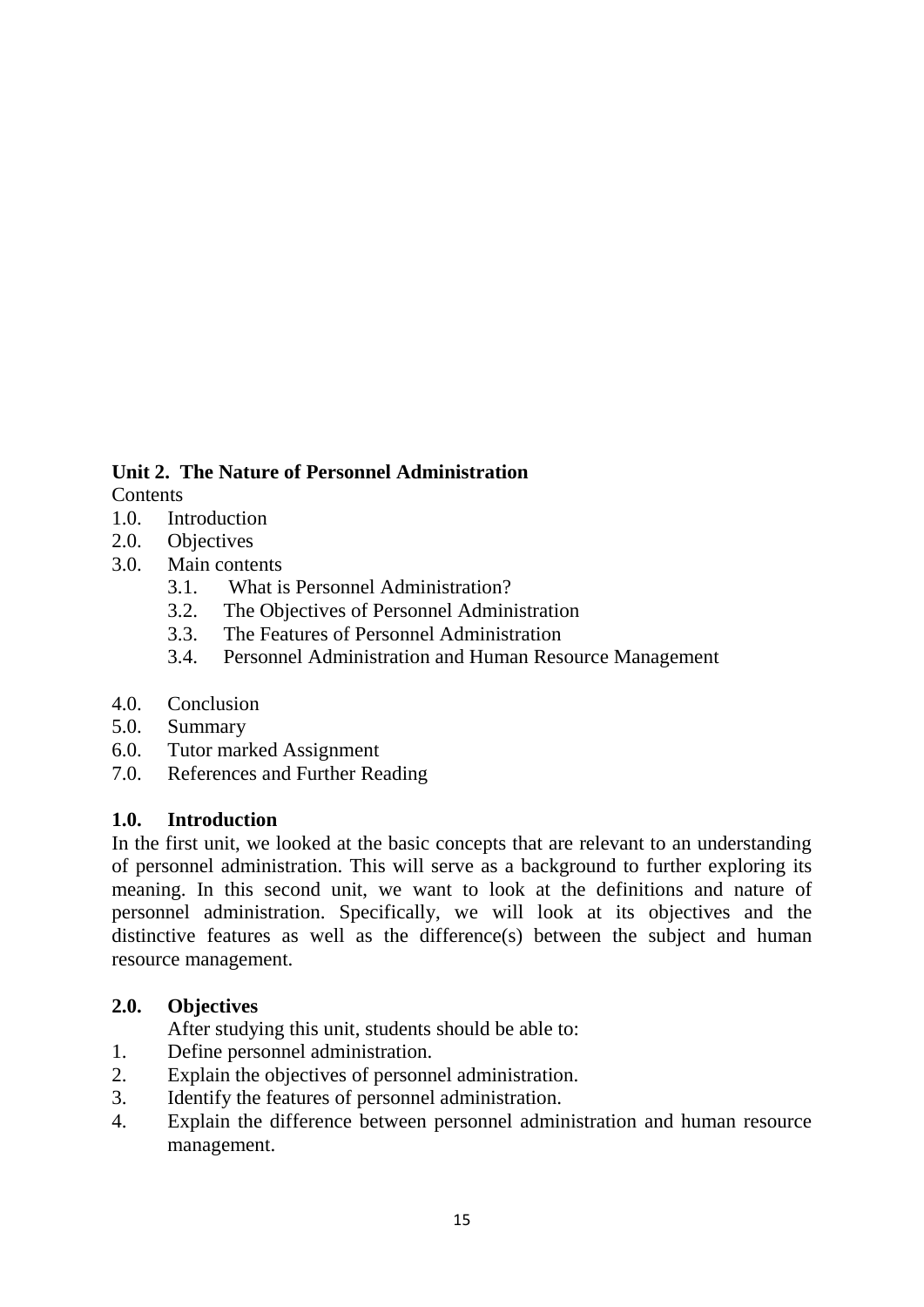## Unit 2. The Nature of Personnel Administration

Contents

1.0. Introduction
2.0. Objectives
3.0. Main contents
    - 3.1. What is Personnel Administration?
    - 3.2. The Objectives of Personnel Administration
    - 3.3. The Features of Personnel Administration
    - 3.4. Personnel Administration and Human Resource Management

4.0. Conclusion
5.0. Summary
6.0. Tutor marked Assignment
7.0. References and Further Reading

### 1.0. Introduction

In the first unit, we looked at the basic concepts that are relevant to an understanding of personnel administration. This will serve as a background to further exploring its meaning. In this second unit, we want to look at the definitions and nature of personnel administration. Specifically, we will look at its objectives and the distinctive features as well as the difference(s) between the subject and human resource management.

### 2.0. Objectives

After studying this unit, students should be able to:

1. Define personnel administration.
2. Explain the objectives of personnel administration.
3. Identify the features of personnel administration.
4. Explain the difference between personnel administration and human resource management.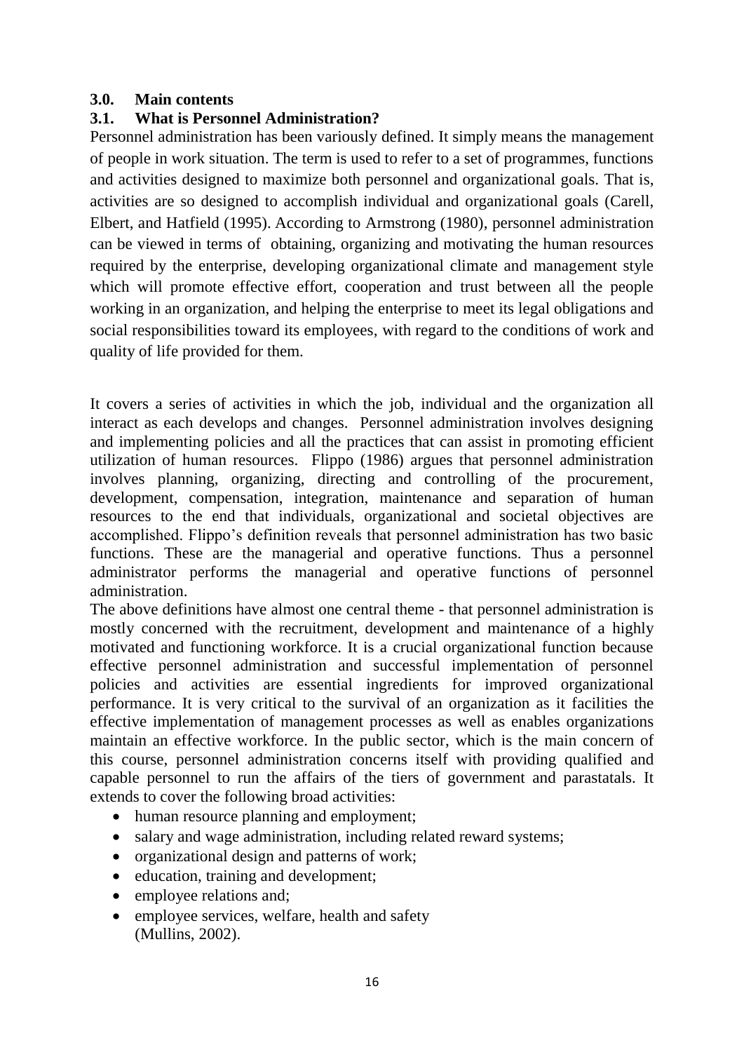## 3.0. Main contents

### 3.1. What is Personnel Administration?

Personnel administration has been variously defined. It simply means the management of people in work situation. The term is used to refer to a set of programmes, functions and activities designed to maximize both personnel and organizational goals. That is, activities are so designed to accomplish individual and organizational goals (Carell, Elbert, and Hatfield (1995). According to Armstrong (1980), personnel administration can be viewed in terms of obtaining, organizing and motivating the human resources required by the enterprise, developing organizational climate and management style which will promote effective effort, cooperation and trust between all the people working in an organization, and helping the enterprise to meet its legal obligations and social responsibilities toward its employees, with regard to the conditions of work and quality of life provided for them.

It covers a series of activities in which the job, individual and the organization all interact as each develops and changes. Personnel administration involves designing and implementing policies and all the practices that can assist in promoting efficient utilization of human resources. Flippo (1986) argues that personnel administration involves planning, organizing, directing and controlling of the procurement, development, compensation, integration, maintenance and separation of human resources to the end that individuals, organizational and societal objectives are accomplished. Flippo's definition reveals that personnel administration has two basic functions. These are the managerial and operative functions. Thus a personnel administrator performs the managerial and operative functions of personnel administration.

The above definitions have almost one central theme - that personnel administration is mostly concerned with the recruitment, development and maintenance of a highly motivated and functioning workforce. It is a crucial organizational function because effective personnel administration and successful implementation of personnel policies and activities are essential ingredients for improved organizational performance. It is very critical to the survival of an organization as it facilities the effective implementation of management processes as well as enables organizations maintain an effective workforce. In the public sector, which is the main concern of this course, personnel administration concerns itself with providing qualified and capable personnel to run the affairs of the tiers of government and parastatals. It extends to cover the following broad activities:

- human resource planning and employment;
- salary and wage administration, including related reward systems;
- organizational design and patterns of work;
- education, training and development;
- employee relations and;
- employee services, welfare, health and safety (Mullins, 2002).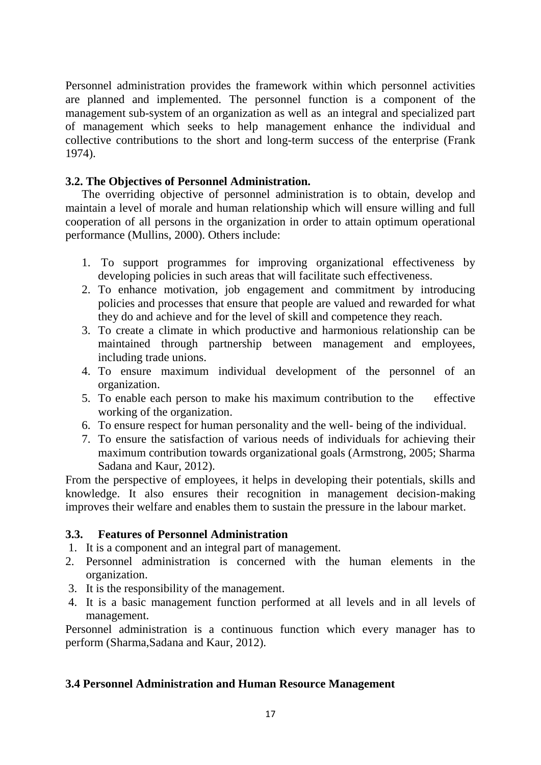Personnel administration provides the framework within which personnel activities are planned and implemented. The personnel function is a component of the management sub-system of an organization as well as an integral and specialized part of management which seeks to help management enhance the individual and collective contributions to the short and long-term success of the enterprise (Frank 1974).

### 3.2. The Objectives of Personnel Administration.

The overriding objective of personnel administration is to obtain, develop and maintain a level of morale and human relationship which will ensure willing and full cooperation of all persons in the organization in order to attain optimum operational performance (Mullins, 2000). Others include:

1. To support programmes for improving organizational effectiveness by developing policies in such areas that will facilitate such effectiveness.
2. To enhance motivation, job engagement and commitment by introducing policies and processes that ensure that people are valued and rewarded for what they do and achieve and for the level of skill and competence they reach.
3. To create a climate in which productive and harmonious relationship can be maintained through partnership between management and employees, including trade unions.
4. To ensure maximum individual development of the personnel of an organization.
5. To enable each person to make his maximum contribution to the effective working of the organization.
6. To ensure respect for human personality and the well- being of the individual.
7. To ensure the satisfaction of various needs of individuals for achieving their maximum contribution towards organizational goals (Armstrong, 2005; Sharma Sadana and Kaur, 2012).

From the perspective of employees, it helps in developing their potentials, skills and knowledge. It also ensures their recognition in management decision-making improves their welfare and enables them to sustain the pressure in the labour market.

### 3.3. Features of Personnel Administration

1. It is a component and an integral part of management.
2. Personnel administration is concerned with the human elements in the organization.
3. It is the responsibility of the management.
4. It is a basic management function performed at all levels and in all levels of management.

Personnel administration is a continuous function which every manager has to perform (Sharma,Sadana and Kaur, 2012).

### 3.4 Personnel Administration and Human Resource Management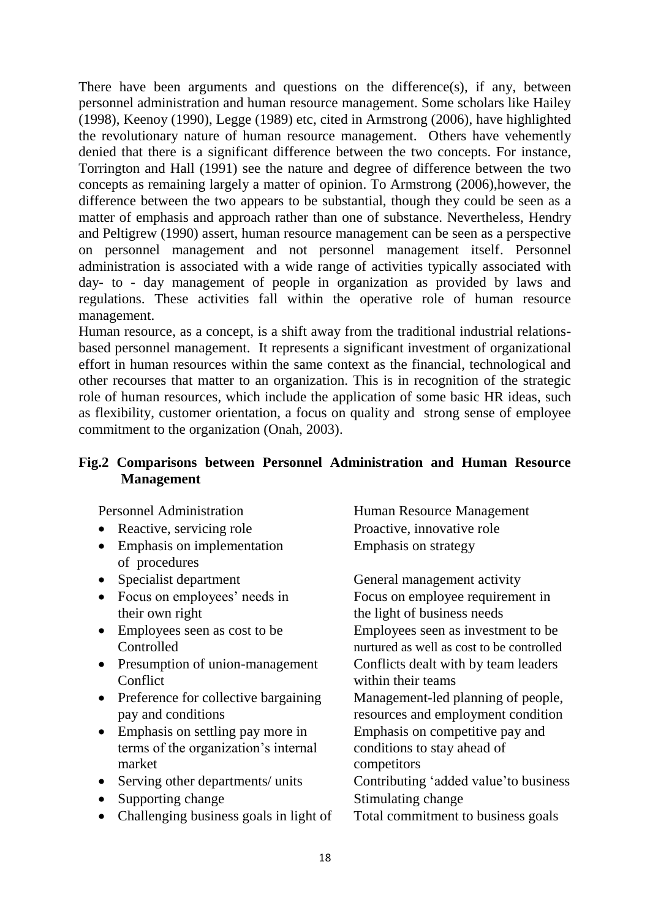There have been arguments and questions on the difference(s), if any, between personnel administration and human resource management. Some scholars like Hailey (1998), Keenoy (1990), Legge (1989) etc, cited in Armstrong (2006), have highlighted the revolutionary nature of human resource management. Others have vehemently denied that there is a significant difference between the two concepts. For instance, Torrington and Hall (1991) see the nature and degree of difference between the two concepts as remaining largely a matter of opinion. To Armstrong (2006),however, the difference between the two appears to be substantial, though they could be seen as a matter of emphasis and approach rather than one of substance. Nevertheless, Hendry and Peltigrew (1990) assert, human resource management can be seen as a perspective on personnel management and not personnel management itself. Personnel administration is associated with a wide range of activities typically associated with day- to - day management of people in organization as provided by laws and regulations. These activities fall within the operative role of human resource management.

Human resource, as a concept, is a shift away from the traditional industrial relations-based personnel management. It represents a significant investment of organizational effort in human resources within the same context as the financial, technological and other recourses that matter to an organization. This is in recognition of the strategic role of human resources, which include the application of some basic HR ideas, such as flexibility, customer orientation, a focus on quality and strong sense of employee commitment to the organization (Onah, 2003).

**Fig.2 Comparisons between Personnel Administration and Human Resource Management**

| Personnel Administration | Human Resource Management |
|---|---|
| • Reactive, servicing role | Proactive, innovative role |
| • Emphasis on implementation of procedures | Emphasis on strategy |
| • Specialist department | General management activity |
| • Focus on employees' needs in their own right | Focus on employee requirement in the light of business needs |
| • Employees seen as cost to be Controlled | Employees seen as investment to be nurtured as well as cost to be controlled |
| • Presumption of union-management Conflict | Conflicts dealt with by team leaders within their teams |
| • Preference for collective bargaining pay and conditions | Management-led planning of people, resources and employment condition |
| • Emphasis on settling pay more in terms of the organization's internal market | Emphasis on competitive pay and conditions to stay ahead of competitors |
| • Serving other departments/ units | Contributing 'added value'to business |
| • Supporting change | Stimulating change |
| • Challenging business goals in light of | Total commitment to business goals |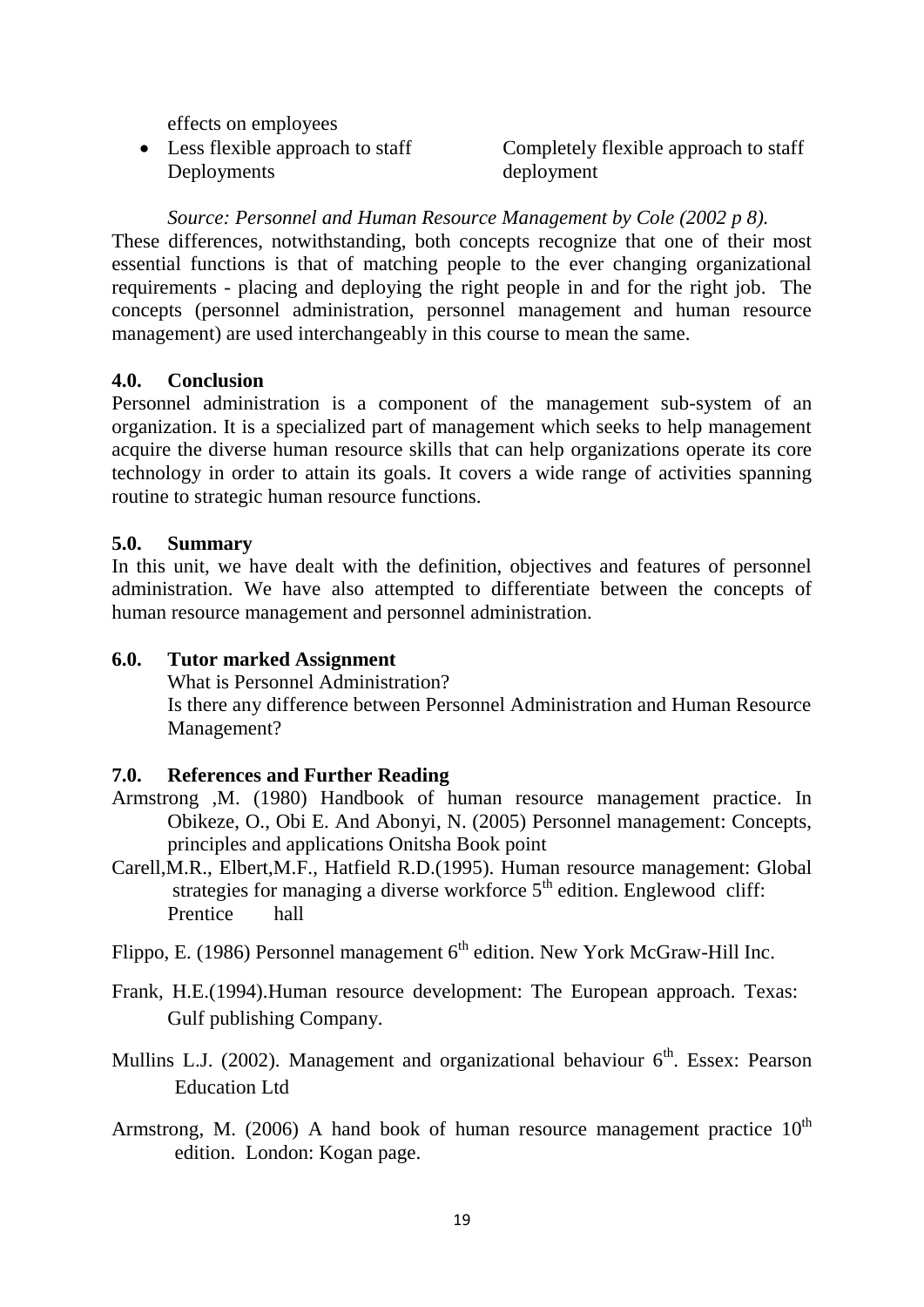| | |
|---|---|
| effects on employees | |
| • Less flexible approach to staff Deployments | Completely flexible approach to staff deployment |

*Source: Personnel and Human Resource Management by Cole (2002 p 8).*

These differences, notwithstanding, both concepts recognize that one of their most essential functions is that of matching people to the ever changing organizational requirements - placing and deploying the right people in and for the right job. The concepts (personnel administration, personnel management and human resource management) are used interchangeably in this course to mean the same.

## 4.0. Conclusion

Personnel administration is a component of the management sub-system of an organization. It is a specialized part of management which seeks to help management acquire the diverse human resource skills that can help organizations operate its core technology in order to attain its goals. It covers a wide range of activities spanning routine to strategic human resource functions.

## 5.0. Summary

In this unit, we have dealt with the definition, objectives and features of personnel administration. We have also attempted to differentiate between the concepts of human resource management and personnel administration.

## 6.0. Tutor marked Assignment

What is Personnel Administration?

Is there any difference between Personnel Administration and Human Resource Management?

## 7.0. References and Further Reading

Armstrong ,M. (1980) Handbook of human resource management practice. In Obikeze, O., Obi E. And Abonyi, N. (2005) Personnel management: Concepts, principles and applications Onitsha Book point

Carell,M.R., Elbert,M.F., Hatfield R.D.(1995). Human resource management: Global strategies for managing a diverse workforce 5th edition. Englewood cliff: Prentice hall

Flippo, E. (1986) Personnel management 6th edition. New York McGraw-Hill Inc.

Frank, H.E.(1994).Human resource development: The European approach. Texas: Gulf publishing Company.

Mullins L.J. (2002). Management and organizational behaviour 6th. Essex: Pearson Education Ltd

Armstrong, M. (2006) A hand book of human resource management practice 10th edition. London: Kogan page.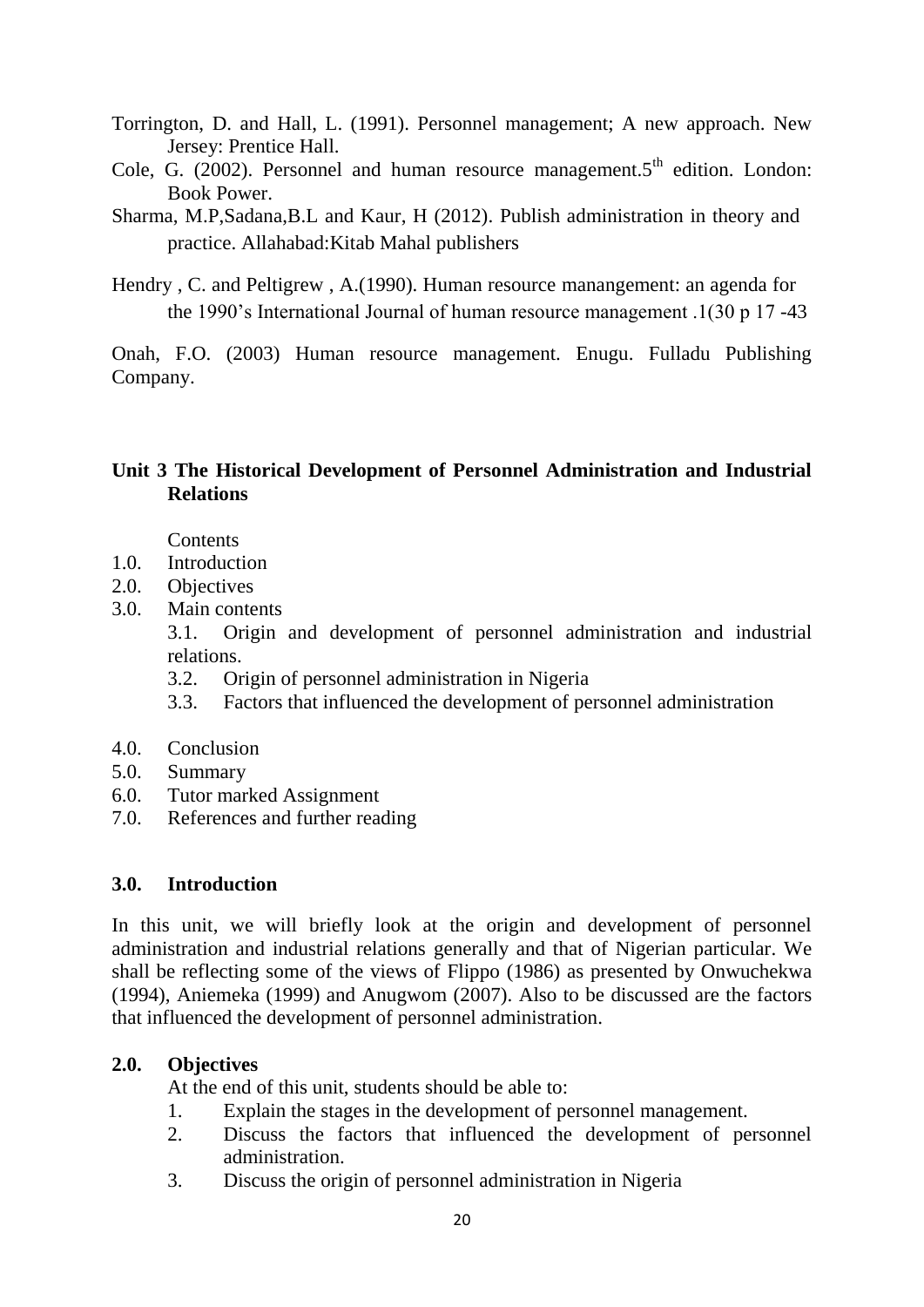Torrington, D. and Hall, L. (1991). Personnel management; A new approach. New Jersey: Prentice Hall.

Cole, G. (2002). Personnel and human resource management.5th edition. London: Book Power.

Sharma, M.P,Sadana,B.L and Kaur, H (2012). Publish administration in theory and practice. Allahabad:Kitab Mahal publishers

Hendry , C. and Peltigrew , A.(1990). Human resource manangement: an agenda for the 1990's International Journal of human resource management .1(30 p 17 -43

Onah, F.O. (2003) Human resource management. Enugu. Fulladu Publishing Company.

## Unit 3 The Historical Development of Personnel Administration and Industrial Relations

Contents

1.0. Introduction
2.0. Objectives
3.0. Main contents
    3.1. Origin and development of personnel administration and industrial relations.
    3.2. Origin of personnel administration in Nigeria
    3.3. Factors that influenced the development of personnel administration
4.0. Conclusion
5.0. Summary
6.0. Tutor marked Assignment
7.0. References and further reading

### 3.0. Introduction

In this unit, we will briefly look at the origin and development of personnel administration and industrial relations generally and that of Nigerian particular. We shall be reflecting some of the views of Flippo (1986) as presented by Onwuchekwa (1994), Aniemeka (1999) and Anugwom (2007). Also to be discussed are the factors that influenced the development of personnel administration.

### 2.0. Objectives

At the end of this unit, students should be able to:

1. Explain the stages in the development of personnel management.
2. Discuss the factors that influenced the development of personnel administration.
3. Discuss the origin of personnel administration in Nigeria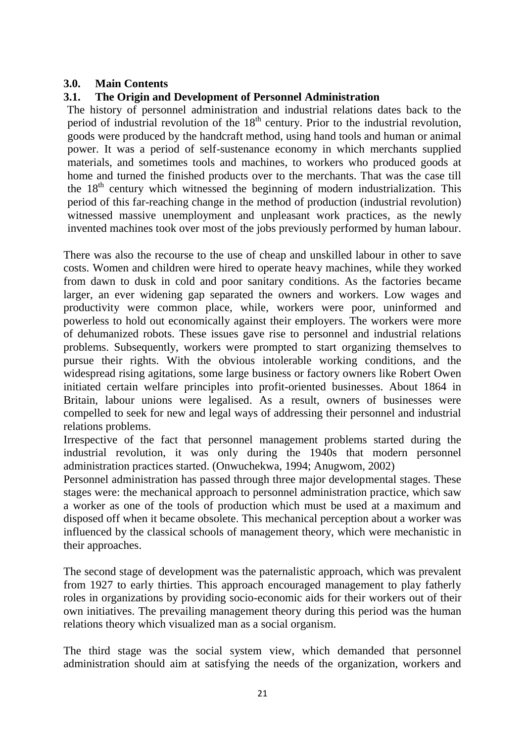## 3.0. Main Contents

### 3.1. The Origin and Development of Personnel Administration

The history of personnel administration and industrial relations dates back to the period of industrial revolution of the 18th century. Prior to the industrial revolution, goods were produced by the handcraft method, using hand tools and human or animal power. It was a period of self-sustenance economy in which merchants supplied materials, and sometimes tools and machines, to workers who produced goods at home and turned the finished products over to the merchants. That was the case till the 18th century which witnessed the beginning of modern industrialization. This period of this far-reaching change in the method of production (industrial revolution) witnessed massive unemployment and unpleasant work practices, as the newly invented machines took over most of the jobs previously performed by human labour.

There was also the recourse to the use of cheap and unskilled labour in other to save costs. Women and children were hired to operate heavy machines, while they worked from dawn to dusk in cold and poor sanitary conditions. As the factories became larger, an ever widening gap separated the owners and workers. Low wages and productivity were common place, while, workers were poor, uninformed and powerless to hold out economically against their employers. The workers were more of dehumanized robots. These issues gave rise to personnel and industrial relations problems. Subsequently, workers were prompted to start organizing themselves to pursue their rights. With the obvious intolerable working conditions, and the widespread rising agitations, some large business or factory owners like Robert Owen initiated certain welfare principles into profit-oriented businesses. About 1864 in Britain, labour unions were legalised. As a result, owners of businesses were compelled to seek for new and legal ways of addressing their personnel and industrial relations problems.

Irrespective of the fact that personnel management problems started during the industrial revolution, it was only during the 1940s that modern personnel administration practices started. (Onwuchekwa, 1994; Anugwom, 2002)

Personnel administration has passed through three major developmental stages. These stages were: the mechanical approach to personnel administration practice, which saw a worker as one of the tools of production which must be used at a maximum and disposed off when it became obsolete. This mechanical perception about a worker was influenced by the classical schools of management theory, which were mechanistic in their approaches.

The second stage of development was the paternalistic approach, which was prevalent from 1927 to early thirties. This approach encouraged management to play fatherly roles in organizations by providing socio-economic aids for their workers out of their own initiatives. The prevailing management theory during this period was the human relations theory which visualized man as a social organism.

The third stage was the social system view, which demanded that personnel administration should aim at satisfying the needs of the organization, workers and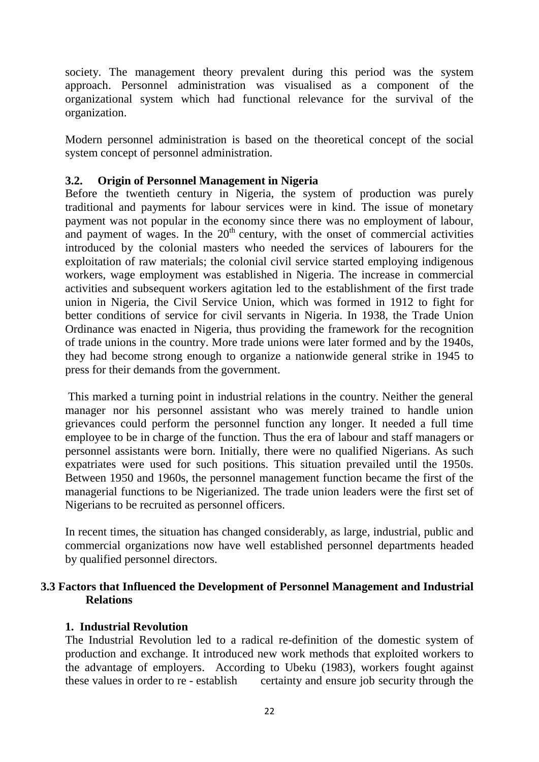society. The management theory prevalent during this period was the system approach. Personnel administration was visualised as a component of the organizational system which had functional relevance for the survival of the organization.

Modern personnel administration is based on the theoretical concept of the social system concept of personnel administration.

### 3.2. Origin of Personnel Management in Nigeria

Before the twentieth century in Nigeria, the system of production was purely traditional and payments for labour services were in kind. The issue of monetary payment was not popular in the economy since there was no employment of labour, and payment of wages. In the 20th century, with the onset of commercial activities introduced by the colonial masters who needed the services of labourers for the exploitation of raw materials; the colonial civil service started employing indigenous workers, wage employment was established in Nigeria. The increase in commercial activities and subsequent workers agitation led to the establishment of the first trade union in Nigeria, the Civil Service Union, which was formed in 1912 to fight for better conditions of service for civil servants in Nigeria. In 1938, the Trade Union Ordinance was enacted in Nigeria, thus providing the framework for the recognition of trade unions in the country. More trade unions were later formed and by the 1940s, they had become strong enough to organize a nationwide general strike in 1945 to press for their demands from the government.

This marked a turning point in industrial relations in the country. Neither the general manager nor his personnel assistant who was merely trained to handle union grievances could perform the personnel function any longer. It needed a full time employee to be in charge of the function. Thus the era of labour and staff managers or personnel assistants were born. Initially, there were no qualified Nigerians. As such expatriates were used for such positions. This situation prevailed until the 1950s. Between 1950 and 1960s, the personnel management function became the first of the managerial functions to be Nigerianized. The trade union leaders were the first set of Nigerians to be recruited as personnel officers.

In recent times, the situation has changed considerably, as large, industrial, public and commercial organizations now have well established personnel departments headed by qualified personnel directors.

### 3.3 Factors that Influenced the Development of Personnel Management and Industrial Relations

#### 1. Industrial Revolution

The Industrial Revolution led to a radical re-definition of the domestic system of production and exchange. It introduced new work methods that exploited workers to the advantage of employers. According to Ubeku (1983), workers fought against these values in order to re - establish certainty and ensure job security through the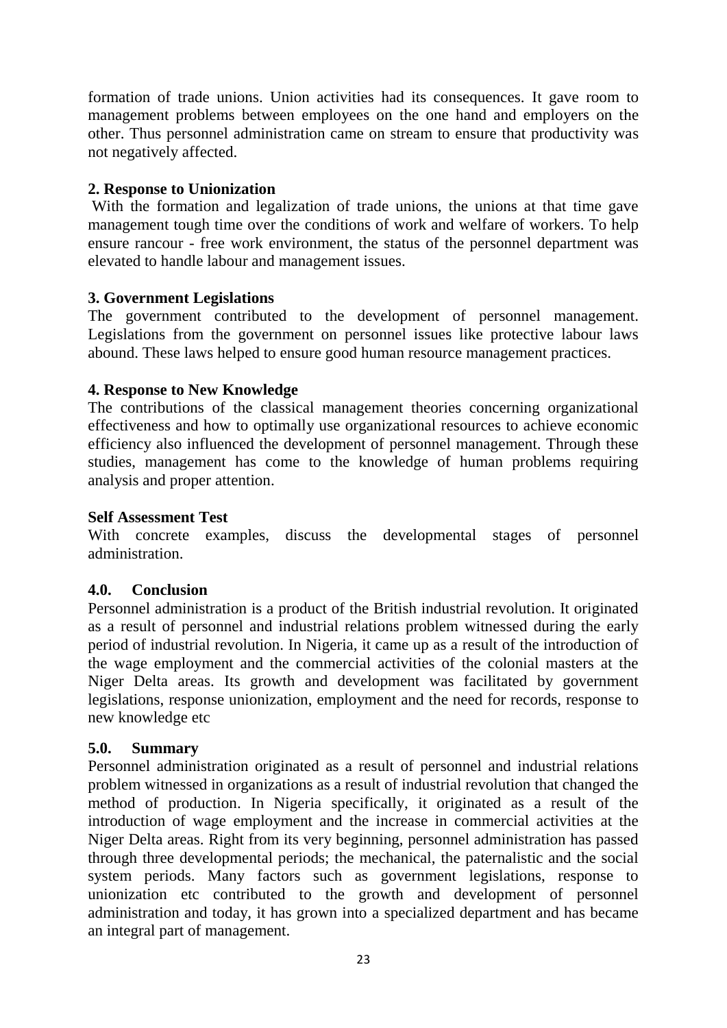formation of trade unions. Union activities had its consequences. It gave room to management problems between employees on the one hand and employers on the other. Thus personnel administration came on stream to ensure that productivity was not negatively affected.

**2. Response to Unionization**

With the formation and legalization of trade unions, the unions at that time gave management tough time over the conditions of work and welfare of workers. To help ensure rancour - free work environment, the status of the personnel department was elevated to handle labour and management issues.

**3. Government Legislations**

The government contributed to the development of personnel management. Legislations from the government on personnel issues like protective labour laws abound. These laws helped to ensure good human resource management practices.

**4. Response to New Knowledge**

The contributions of the classical management theories concerning organizational effectiveness and how to optimally use organizational resources to achieve economic efficiency also influenced the development of personnel management. Through these studies, management has come to the knowledge of human problems requiring analysis and proper attention.

**Self Assessment Test**

With concrete examples, discuss the developmental stages of personnel administration.

## 4.0. Conclusion

Personnel administration is a product of the British industrial revolution. It originated as a result of personnel and industrial relations problem witnessed during the early period of industrial revolution. In Nigeria, it came up as a result of the introduction of the wage employment and the commercial activities of the colonial masters at the Niger Delta areas. Its growth and development was facilitated by government legislations, response unionization, employment and the need for records, response to new knowledge etc

## 5.0. Summary

Personnel administration originated as a result of personnel and industrial relations problem witnessed in organizations as a result of industrial revolution that changed the method of production. In Nigeria specifically, it originated as a result of the introduction of wage employment and the increase in commercial activities at the Niger Delta areas. Right from its very beginning, personnel administration has passed through three developmental periods; the mechanical, the paternalistic and the social system periods. Many factors such as government legislations, response to unionization etc contributed to the growth and development of personnel administration and today, it has grown into a specialized department and has became an integral part of management.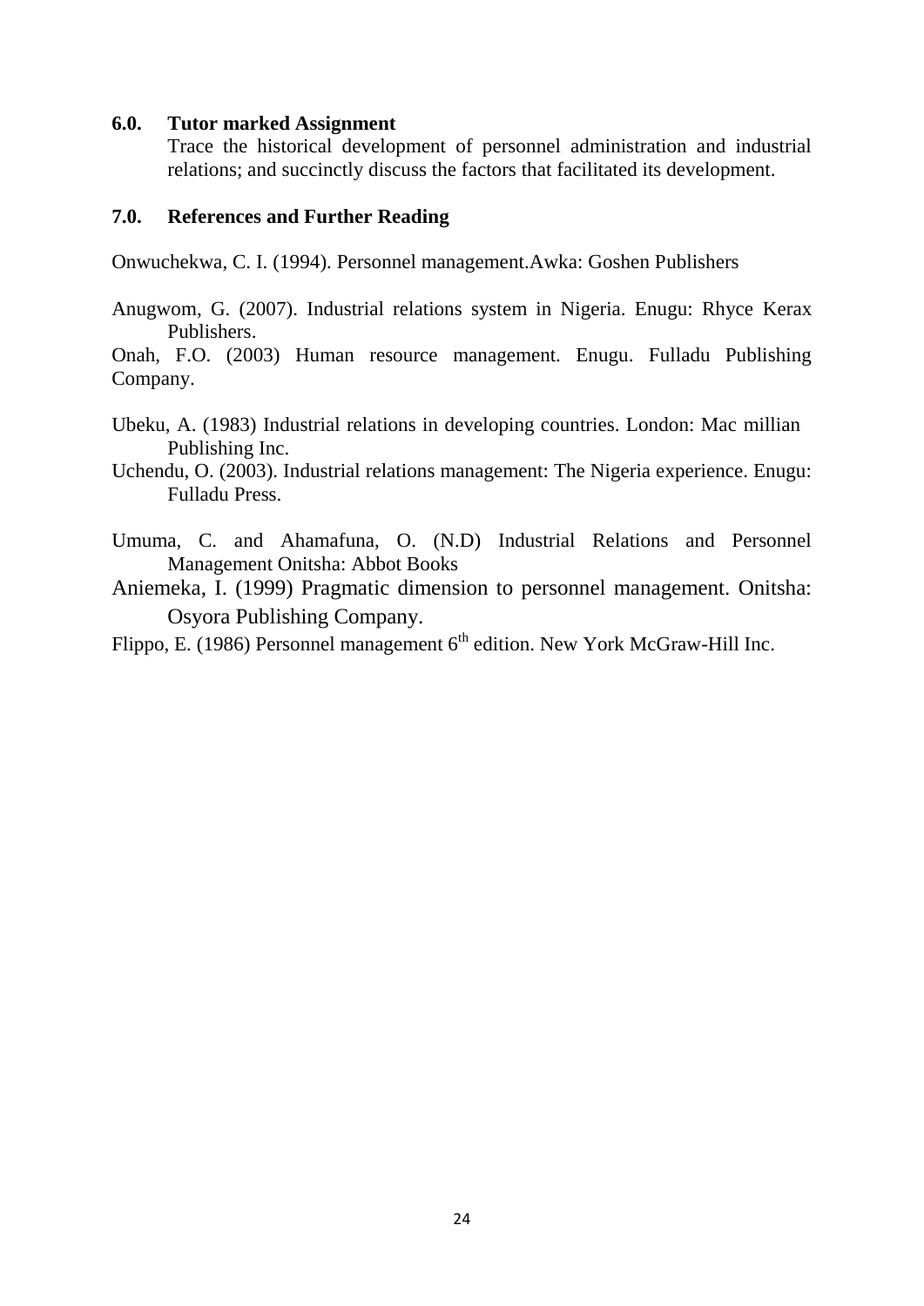## 6.0. Tutor marked Assignment

Trace the historical development of personnel administration and industrial relations; and succinctly discuss the factors that facilitated its development.

## 7.0. References and Further Reading

Onwuchekwa, C. I. (1994). Personnel management.Awka: Goshen Publishers

Anugwom, G. (2007). Industrial relations system in Nigeria. Enugu: Rhyce Kerax Publishers.

Onah, F.O. (2003) Human resource management. Enugu. Fulladu Publishing Company.

Ubeku, A. (1983) Industrial relations in developing countries. London: Mac millian Publishing Inc.

Uchendu, O. (2003). Industrial relations management: The Nigeria experience. Enugu: Fulladu Press.

Umuma, C. and Ahamafuna, O. (N.D) Industrial Relations and Personnel Management Onitsha: Abbot Books

Aniemeka, I. (1999) Pragmatic dimension to personnel management. Onitsha: Osyora Publishing Company.

Flippo, E. (1986) Personnel management 6th edition. New York McGraw-Hill Inc.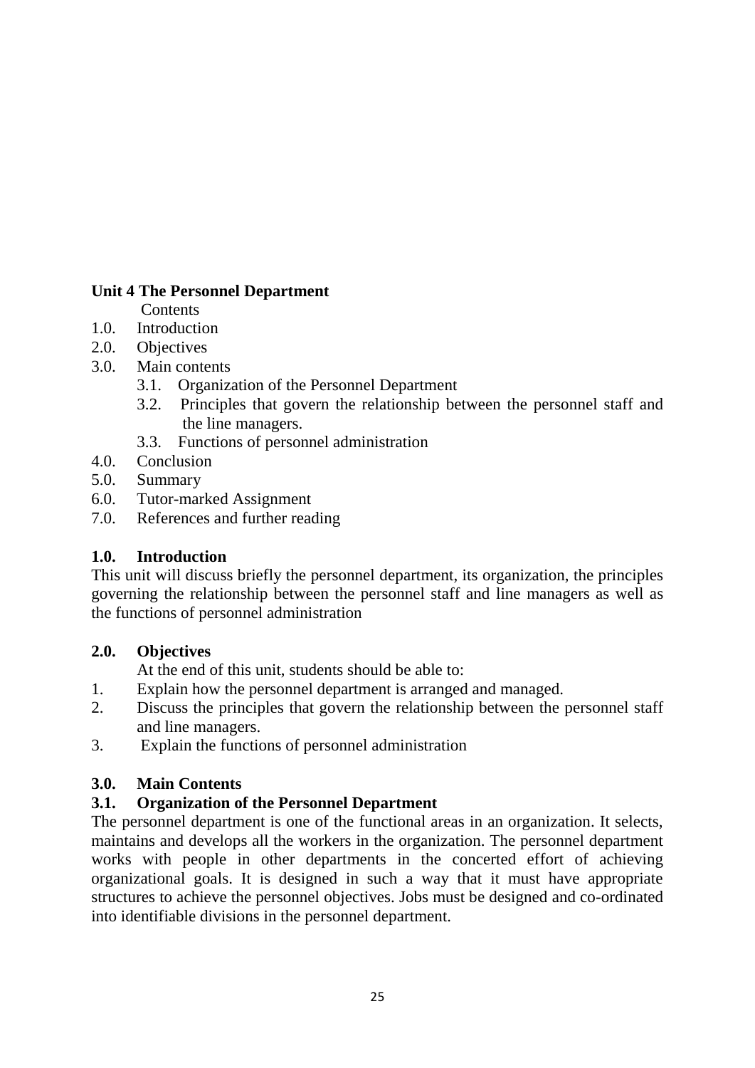## Unit 4 The Personnel Department

Contents

1.0. Introduction
2.0. Objectives
3.0. Main contents
    3.1. Organization of the Personnel Department
    3.2. Principles that govern the relationship between the personnel staff and the line managers.
    3.3. Functions of personnel administration
4.0. Conclusion
5.0. Summary
6.0. Tutor-marked Assignment
7.0. References and further reading

### 1.0. Introduction

This unit will discuss briefly the personnel department, its organization, the principles governing the relationship between the personnel staff and line managers as well as the functions of personnel administration

### 2.0. Objectives

At the end of this unit, students should be able to:

1. Explain how the personnel department is arranged and managed.
2. Discuss the principles that govern the relationship between the personnel staff and line managers.
3. Explain the functions of personnel administration

### 3.0. Main Contents

### 3.1. Organization of the Personnel Department

The personnel department is one of the functional areas in an organization. It selects, maintains and develops all the workers in the organization. The personnel department works with people in other departments in the concerted effort of achieving organizational goals. It is designed in such a way that it must have appropriate structures to achieve the personnel objectives. Jobs must be designed and co-ordinated into identifiable divisions in the personnel department.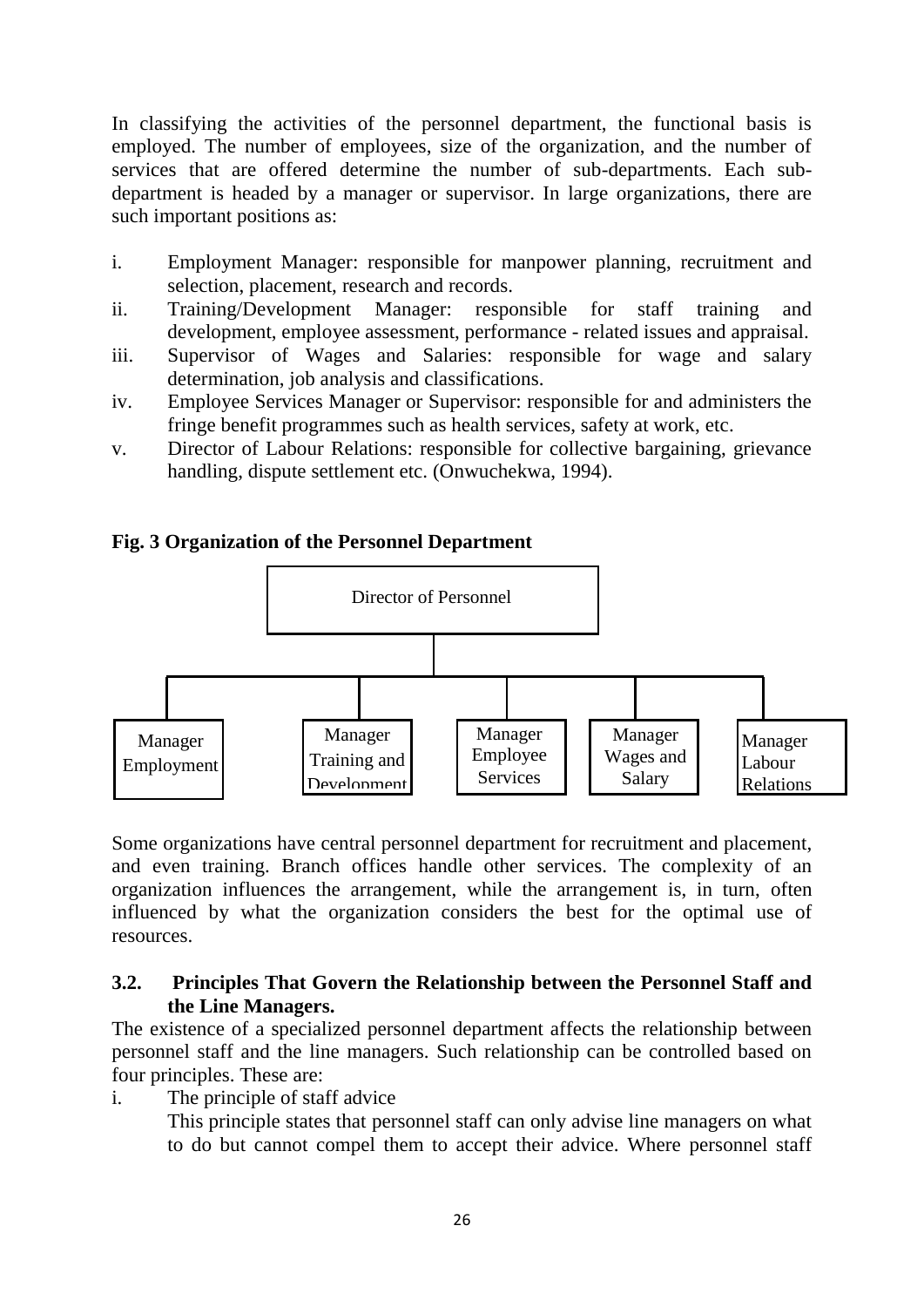In classifying the activities of the personnel department, the functional basis is employed. The number of employees, size of the organization, and the number of services that are offered determine the number of sub-departments. Each sub-department is headed by a manager or supervisor. In large organizations, there are such important positions as:

i. Employment Manager: responsible for manpower planning, recruitment and selection, placement, research and records.
ii. Training/Development Manager: responsible for staff training and development, employee assessment, performance - related issues and appraisal.
iii. Supervisor of Wages and Salaries: responsible for wage and salary determination, job analysis and classifications.
iv. Employee Services Manager or Supervisor: responsible for and administers the fringe benefit programmes such as health services, safety at work, etc.
v. Director of Labour Relations: responsible for collective bargaining, grievance handling, dispute settlement etc. (Onwuchekwa, 1994).

**Fig. 3 Organization of the Personnel Department**

Director of Personnel

- Manager Employment
- Manager Training and Development
- Manager Employee Services
- Manager Wages and Salary
- Manager Labour Relations

Some organizations have central personnel department for recruitment and placement, and even training. Branch offices handle other services. The complexity of an organization influences the arrangement, while the arrangement is, in turn, often influenced by what the organization considers the best for the optimal use of resources.

### 3.2. Principles That Govern the Relationship between the Personnel Staff and the Line Managers.

The existence of a specialized personnel department affects the relationship between personnel staff and the line managers. Such relationship can be controlled based on four principles. These are:

i. The principle of staff advice

This principle states that personnel staff can only advise line managers on what to do but cannot compel them to accept their advice. Where personnel staff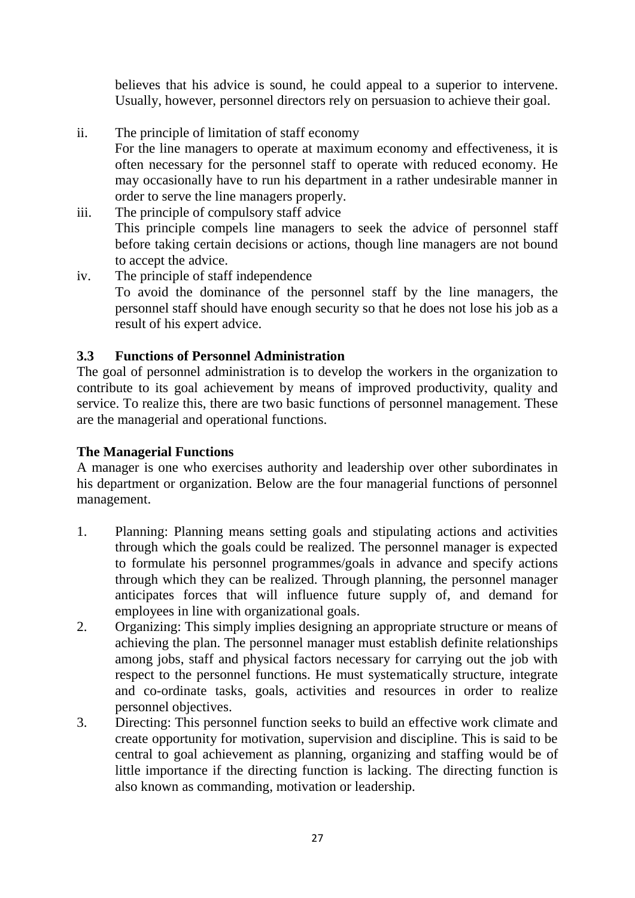believes that his advice is sound, he could appeal to a superior to intervene. Usually, however, personnel directors rely on persuasion to achieve their goal.

ii. The principle of limitation of staff economy
   For the line managers to operate at maximum economy and effectiveness, it is often necessary for the personnel staff to operate with reduced economy. He may occasionally have to run his department in a rather undesirable manner in order to serve the line managers properly.

iii. The principle of compulsory staff advice
   This principle compels line managers to seek the advice of personnel staff before taking certain decisions or actions, though line managers are not bound to accept the advice.

iv. The principle of staff independence
   To avoid the dominance of the personnel staff by the line managers, the personnel staff should have enough security so that he does not lose his job as a result of his expert advice.

### 3.3 Functions of Personnel Administration

The goal of personnel administration is to develop the workers in the organization to contribute to its goal achievement by means of improved productivity, quality and service. To realize this, there are two basic functions of personnel management. These are the managerial and operational functions.

**The Managerial Functions**

A manager is one who exercises authority and leadership over other subordinates in his department or organization. Below are the four managerial functions of personnel management.

1. Planning: Planning means setting goals and stipulating actions and activities through which the goals could be realized. The personnel manager is expected to formulate his personnel programmes/goals in advance and specify actions through which they can be realized. Through planning, the personnel manager anticipates forces that will influence future supply of, and demand for employees in line with organizational goals.
2. Organizing: This simply implies designing an appropriate structure or means of achieving the plan. The personnel manager must establish definite relationships among jobs, staff and physical factors necessary for carrying out the job with respect to the personnel functions. He must systematically structure, integrate and co-ordinate tasks, goals, activities and resources in order to realize personnel objectives.
3. Directing: This personnel function seeks to build an effective work climate and create opportunity for motivation, supervision and discipline. This is said to be central to goal achievement as planning, organizing and staffing would be of little importance if the directing function is lacking. The directing function is also known as commanding, motivation or leadership.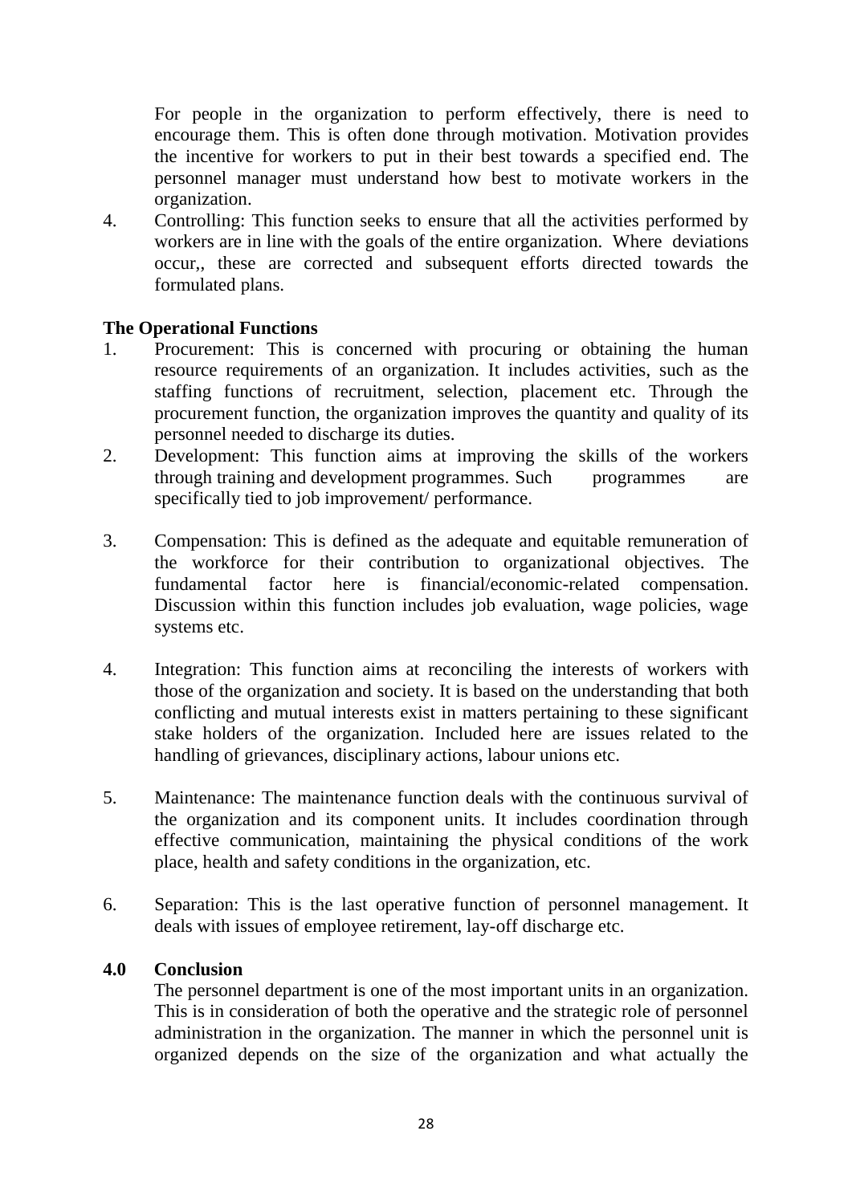For people in the organization to perform effectively, there is need to encourage them. This is often done through motivation. Motivation provides the incentive for workers to put in their best towards a specified end. The personnel manager must understand how best to motivate workers in the organization.

4. Controlling: This function seeks to ensure that all the activities performed by workers are in line with the goals of the entire organization. Where deviations occur,, these are corrected and subsequent efforts directed towards the formulated plans.

**The Operational Functions**

1. Procurement: This is concerned with procuring or obtaining the human resource requirements of an organization. It includes activities, such as the staffing functions of recruitment, selection, placement etc. Through the procurement function, the organization improves the quantity and quality of its personnel needed to discharge its duties.
2. Development: This function aims at improving the skills of the workers through training and development programmes. Such programmes are specifically tied to job improvement/ performance.
3. Compensation: This is defined as the adequate and equitable remuneration of the workforce for their contribution to organizational objectives. The fundamental factor here is financial/economic-related compensation. Discussion within this function includes job evaluation, wage policies, wage systems etc.
4. Integration: This function aims at reconciling the interests of workers with those of the organization and society. It is based on the understanding that both conflicting and mutual interests exist in matters pertaining to these significant stake holders of the organization. Included here are issues related to the handling of grievances, disciplinary actions, labour unions etc.
5. Maintenance: The maintenance function deals with the continuous survival of the organization and its component units. It includes coordination through effective communication, maintaining the physical conditions of the work place, health and safety conditions in the organization, etc.
6. Separation: This is the last operative function of personnel management. It deals with issues of employee retirement, lay-off discharge etc.

## 4.0 Conclusion

The personnel department is one of the most important units in an organization. This is in consideration of both the operative and the strategic role of personnel administration in the organization. The manner in which the personnel unit is organized depends on the size of the organization and what actually the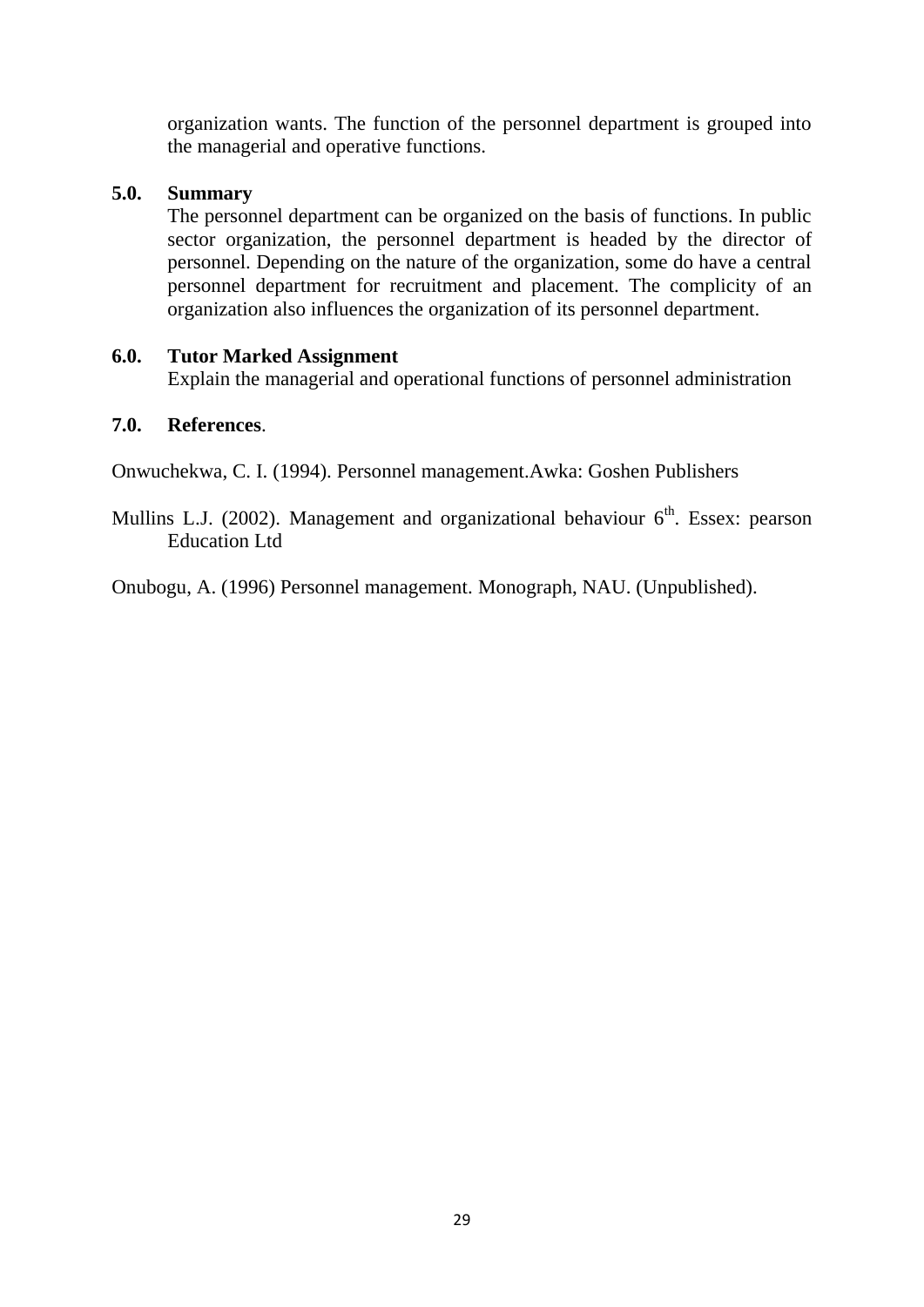organization wants. The function of the personnel department is grouped into the managerial and operative functions.

## 5.0. Summary

The personnel department can be organized on the basis of functions. In public sector organization, the personnel department is headed by the director of personnel. Depending on the nature of the organization, some do have a central personnel department for recruitment and placement. The complicity of an organization also influences the organization of its personnel department.

## 6.0. Tutor Marked Assignment

Explain the managerial and operational functions of personnel administration

## 7.0. References.

Onwuchekwa, C. I. (1994). Personnel management.Awka: Goshen Publishers

Mullins L.J. (2002). Management and organizational behaviour $6^{th}$. Essex: pearson Education Ltd

Onubogu, A. (1996) Personnel management. Monograph, NAU. (Unpublished).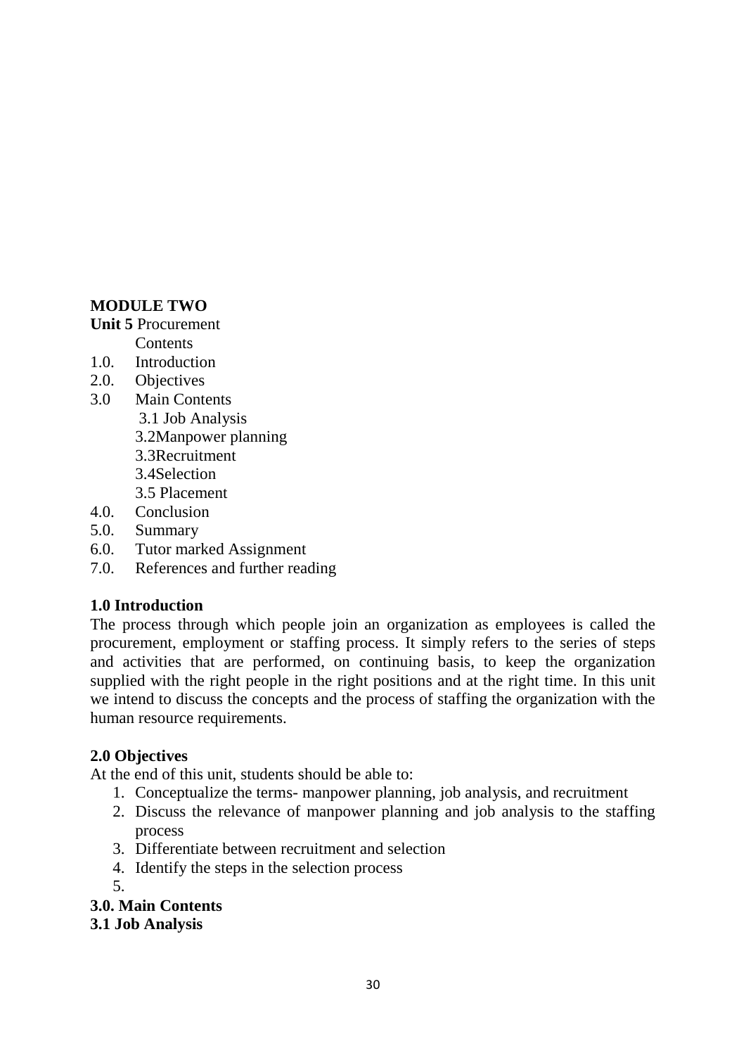## MODULE TWO

**Unit 5** Procurement

Contents

1.0. Introduction
2.0. Objectives
3.0 Main Contents
    - 3.1 Job Analysis
    - 3.2Manpower planning
    - 3.3Recruitment
    - 3.4Selection
    - 3.5 Placement
4.0. Conclusion
5.0. Summary
6.0. Tutor marked Assignment
7.0. References and further reading

### 1.0 Introduction

The process through which people join an organization as employees is called the procurement, employment or staffing process. It simply refers to the series of steps and activities that are performed, on continuing basis, to keep the organization supplied with the right people in the right positions and at the right time. In this unit we intend to discuss the concepts and the process of staffing the organization with the human resource requirements.

### 2.0 Objectives

At the end of this unit, students should be able to:

1. Conceptualize the terms- manpower planning, job analysis, and recruitment
2. Discuss the relevance of manpower planning and job analysis to the staffing process
3. Differentiate between recruitment and selection
4. Identify the steps in the selection process
5.

### 3.0. Main Contents

### 3.1 Job Analysis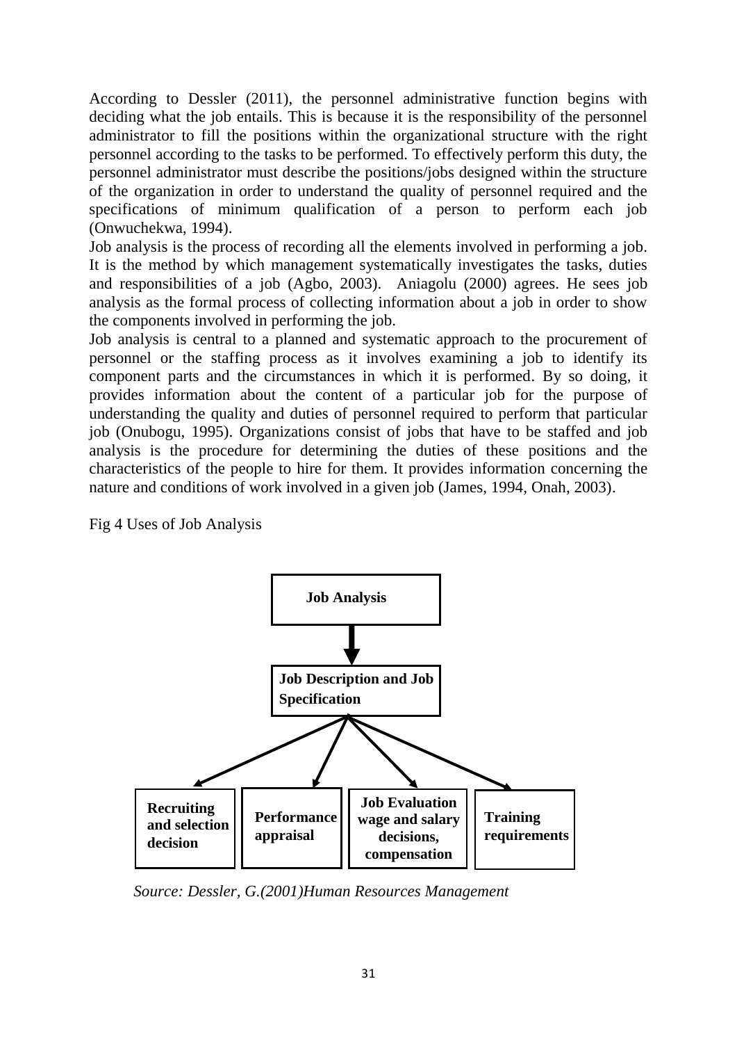According to Dessler (2011), the personnel administrative function begins with deciding what the job entails. This is because it is the responsibility of the personnel administrator to fill the positions within the organizational structure with the right personnel according to the tasks to be performed. To effectively perform this duty, the personnel administrator must describe the positions/jobs designed within the structure of the organization in order to understand the quality of personnel required and the specifications of minimum qualification of a person to perform each job (Onwuchekwa, 1994).

Job analysis is the process of recording all the elements involved in performing a job. It is the method by which management systematically investigates the tasks, duties and responsibilities of a job (Agbo, 2003). Aniagolu (2000) agrees. He sees job analysis as the formal process of collecting information about a job in order to show the components involved in performing the job.

Job analysis is central to a planned and systematic approach to the procurement of personnel or the staffing process as it involves examining a job to identify its component parts and the circumstances in which it is performed. By so doing, it provides information about the content of a particular job for the purpose of understanding the quality and duties of personnel required to perform that particular job (Onubogu, 1995). Organizations consist of jobs that have to be staffed and job analysis is the procedure for determining the duties of these positions and the characteristics of the people to hire for them. It provides information concerning the nature and conditions of work involved in a given job (James, 1994, Onah, 2003).

Fig 4 Uses of Job Analysis

**Job Analysis**

↓

**Job Description and Job Specification**

↓

| **Recruiting and selection decision** | **Performance appraisal** | **Job Evaluation wage and salary decisions, compensation** | **Training requirements** |
|---|---|---|---|

*Source: Dessler, G.(2001)Human Resources Management*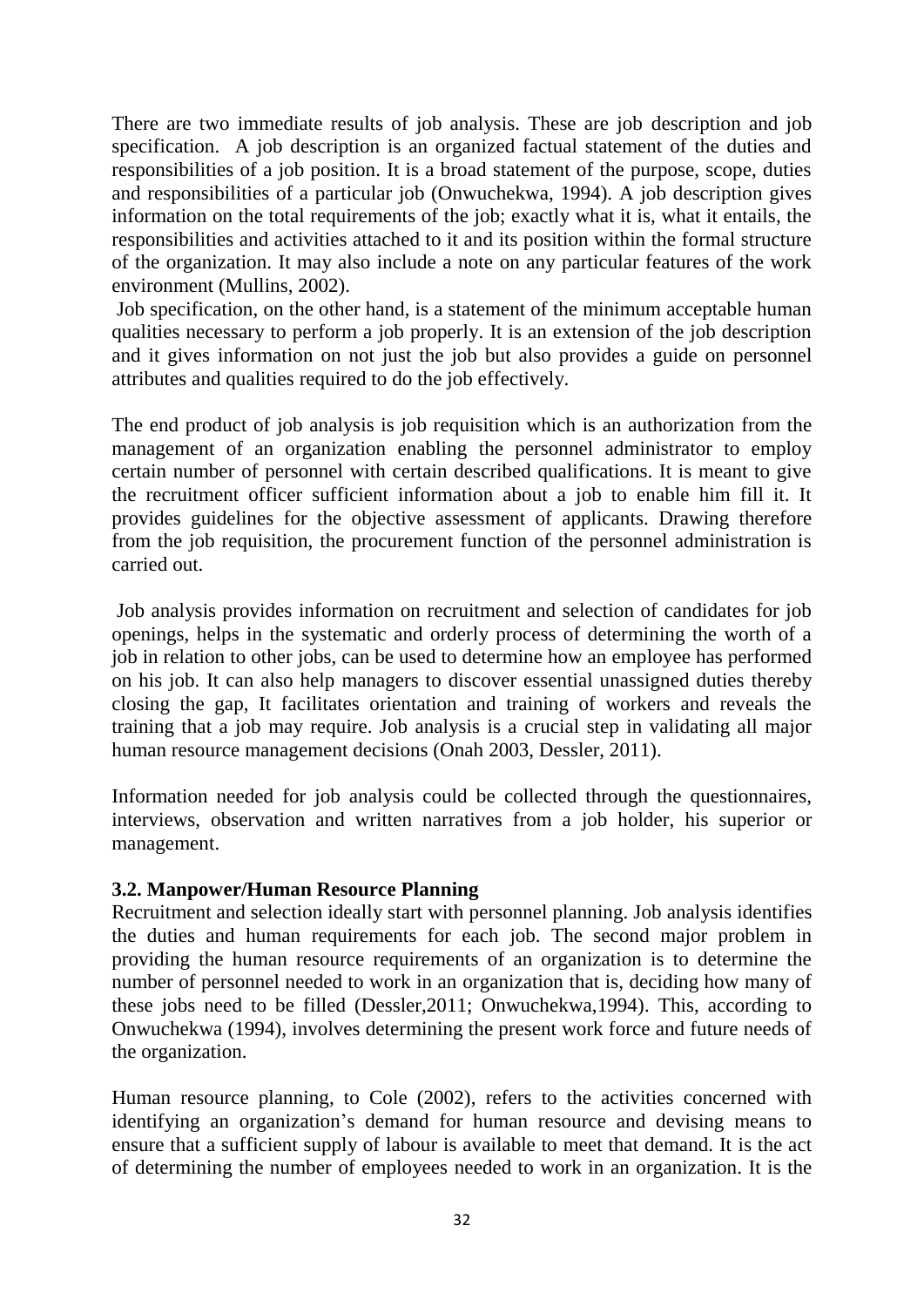There are two immediate results of job analysis. These are job description and job specification. A job description is an organized factual statement of the duties and responsibilities of a job position. It is a broad statement of the purpose, scope, duties and responsibilities of a particular job (Onwuchekwa, 1994). A job description gives information on the total requirements of the job; exactly what it is, what it entails, the responsibilities and activities attached to it and its position within the formal structure of the organization. It may also include a note on any particular features of the work environment (Mullins, 2002).

Job specification, on the other hand, is a statement of the minimum acceptable human qualities necessary to perform a job properly. It is an extension of the job description and it gives information on not just the job but also provides a guide on personnel attributes and qualities required to do the job effectively.

The end product of job analysis is job requisition which is an authorization from the management of an organization enabling the personnel administrator to employ certain number of personnel with certain described qualifications. It is meant to give the recruitment officer sufficient information about a job to enable him fill it. It provides guidelines for the objective assessment of applicants. Drawing therefore from the job requisition, the procurement function of the personnel administration is carried out.

Job analysis provides information on recruitment and selection of candidates for job openings, helps in the systematic and orderly process of determining the worth of a job in relation to other jobs, can be used to determine how an employee has performed on his job. It can also help managers to discover essential unassigned duties thereby closing the gap, It facilitates orientation and training of workers and reveals the training that a job may require. Job analysis is a crucial step in validating all major human resource management decisions (Onah 2003, Dessler, 2011).

Information needed for job analysis could be collected through the questionnaires, interviews, observation and written narratives from a job holder, his superior or management.

### 3.2. Manpower/Human Resource Planning

Recruitment and selection ideally start with personnel planning. Job analysis identifies the duties and human requirements for each job. The second major problem in providing the human resource requirements of an organization is to determine the number of personnel needed to work in an organization that is, deciding how many of these jobs need to be filled (Dessler,2011; Onwuchekwa,1994). This, according to Onwuchekwa (1994), involves determining the present work force and future needs of the organization.

Human resource planning, to Cole (2002), refers to the activities concerned with identifying an organization's demand for human resource and devising means to ensure that a sufficient supply of labour is available to meet that demand. It is the act of determining the number of employees needed to work in an organization. It is the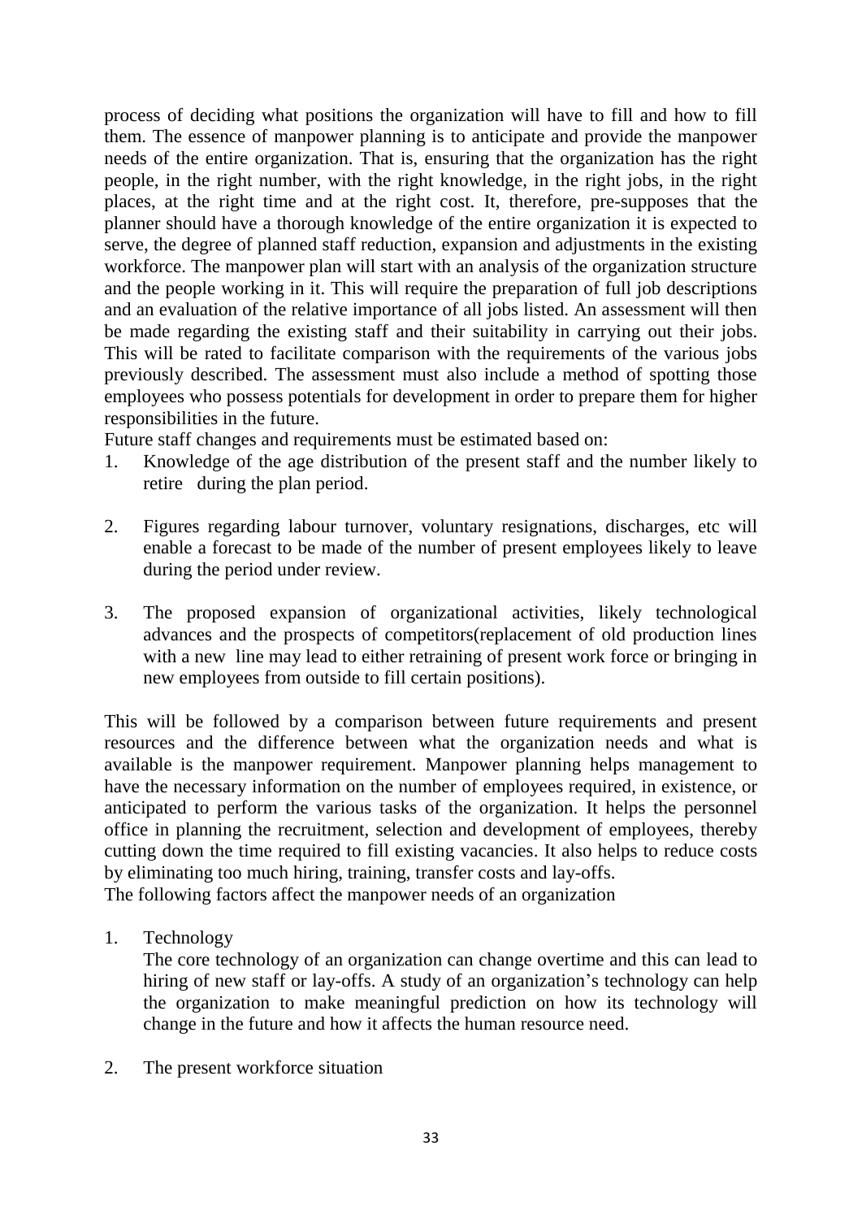process of deciding what positions the organization will have to fill and how to fill them. The essence of manpower planning is to anticipate and provide the manpower needs of the entire organization. That is, ensuring that the organization has the right people, in the right number, with the right knowledge, in the right jobs, in the right places, at the right time and at the right cost. It, therefore, pre-supposes that the planner should have a thorough knowledge of the entire organization it is expected to serve, the degree of planned staff reduction, expansion and adjustments in the existing workforce. The manpower plan will start with an analysis of the organization structure and the people working in it. This will require the preparation of full job descriptions and an evaluation of the relative importance of all jobs listed. An assessment will then be made regarding the existing staff and their suitability in carrying out their jobs. This will be rated to facilitate comparison with the requirements of the various jobs previously described. The assessment must also include a method of spotting those employees who possess potentials for development in order to prepare them for higher responsibilities in the future.

Future staff changes and requirements must be estimated based on:

1. Knowledge of the age distribution of the present staff and the number likely to retire during the plan period.

2. Figures regarding labour turnover, voluntary resignations, discharges, etc will enable a forecast to be made of the number of present employees likely to leave during the period under review.

3. The proposed expansion of organizational activities, likely technological advances and the prospects of competitors(replacement of old production lines with a new line may lead to either retraining of present work force or bringing in new employees from outside to fill certain positions).

This will be followed by a comparison between future requirements and present resources and the difference between what the organization needs and what is available is the manpower requirement. Manpower planning helps management to have the necessary information on the number of employees required, in existence, or anticipated to perform the various tasks of the organization. It helps the personnel office in planning the recruitment, selection and development of employees, thereby cutting down the time required to fill existing vacancies. It also helps to reduce costs by eliminating too much hiring, training, transfer costs and lay-offs.

The following factors affect the manpower needs of an organization

1. Technology

   The core technology of an organization can change overtime and this can lead to hiring of new staff or lay-offs. A study of an organization's technology can help the organization to make meaningful prediction on how its technology will change in the future and how it affects the human resource need.

2. The present workforce situation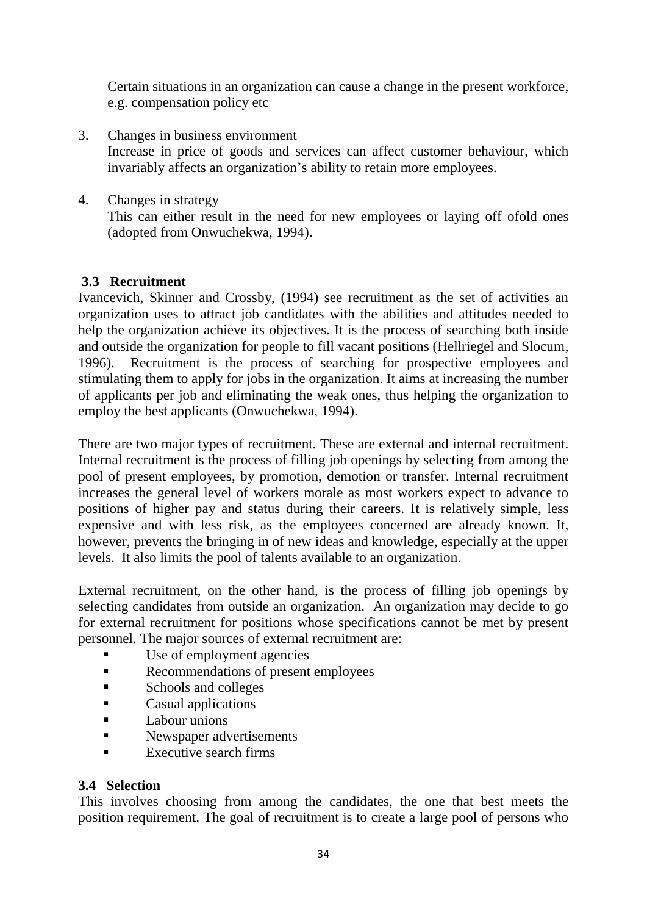Certain situations in an organization can cause a change in the present workforce, e.g. compensation policy etc

3. Changes in business environment
   Increase in price of goods and services can affect customer behaviour, which invariably affects an organization's ability to retain more employees.

4. Changes in strategy
   This can either result in the need for new employees or laying off ofold ones (adopted from Onwuchekwa, 1994).

### 3.3 Recruitment

Ivancevich, Skinner and Crossby, (1994) see recruitment as the set of activities an organization uses to attract job candidates with the abilities and attitudes needed to help the organization achieve its objectives. It is the process of searching both inside and outside the organization for people to fill vacant positions (Hellriegel and Slocum, 1996). Recruitment is the process of searching for prospective employees and stimulating them to apply for jobs in the organization. It aims at increasing the number of applicants per job and eliminating the weak ones, thus helping the organization to employ the best applicants (Onwuchekwa, 1994).

There are two major types of recruitment. These are external and internal recruitment. Internal recruitment is the process of filling job openings by selecting from among the pool of present employees, by promotion, demotion or transfer. Internal recruitment increases the general level of workers morale as most workers expect to advance to positions of higher pay and status during their careers. It is relatively simple, less expensive and with less risk, as the employees concerned are already known. It, however, prevents the bringing in of new ideas and knowledge, especially at the upper levels. It also limits the pool of talents available to an organization.

External recruitment, on the other hand, is the process of filling job openings by selecting candidates from outside an organization. An organization may decide to go for external recruitment for positions whose specifications cannot be met by present personnel. The major sources of external recruitment are:

- Use of employment agencies
- Recommendations of present employees
- Schools and colleges
- Casual applications
- Labour unions
- Newspaper advertisements
- Executive search firms

### 3.4 Selection

This involves choosing from among the candidates, the one that best meets the position requirement. The goal of recruitment is to create a large pool of persons who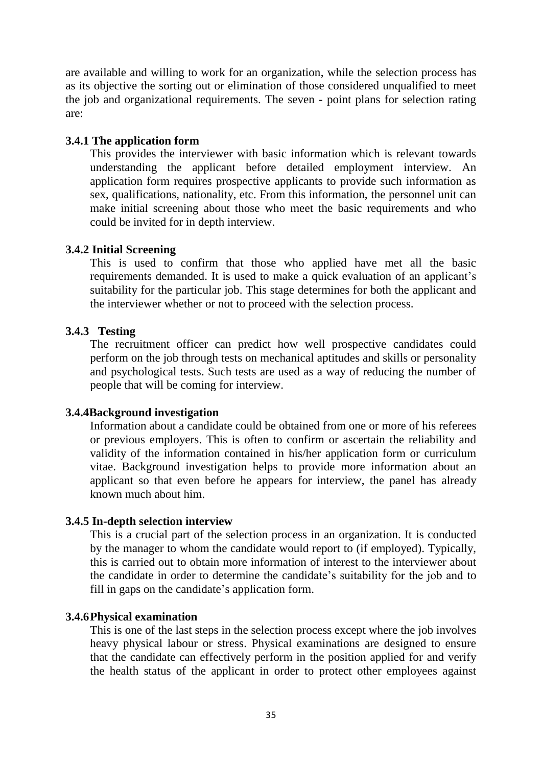are available and willing to work for an organization, while the selection process has as its objective the sorting out or elimination of those considered unqualified to meet the job and organizational requirements. The seven - point plans for selection rating are:

### 3.4.1 The application form

This provides the interviewer with basic information which is relevant towards understanding the applicant before detailed employment interview. An application form requires prospective applicants to provide such information as sex, qualifications, nationality, etc. From this information, the personnel unit can make initial screening about those who meet the basic requirements and who could be invited for in depth interview.

### 3.4.2 Initial Screening

This is used to confirm that those who applied have met all the basic requirements demanded. It is used to make a quick evaluation of an applicant's suitability for the particular job. This stage determines for both the applicant and the interviewer whether or not to proceed with the selection process.

### 3.4.3 Testing

The recruitment officer can predict how well prospective candidates could perform on the job through tests on mechanical aptitudes and skills or personality and psychological tests. Such tests are used as a way of reducing the number of people that will be coming for interview.

### 3.4.4 Background investigation

Information about a candidate could be obtained from one or more of his referees or previous employers. This is often to confirm or ascertain the reliability and validity of the information contained in his/her application form or curriculum vitae. Background investigation helps to provide more information about an applicant so that even before he appears for interview, the panel has already known much about him.

### 3.4.5 In-depth selection interview

This is a crucial part of the selection process in an organization. It is conducted by the manager to whom the candidate would report to (if employed). Typically, this is carried out to obtain more information of interest to the interviewer about the candidate in order to determine the candidate's suitability for the job and to fill in gaps on the candidate's application form.

### 3.4.6 Physical examination

This is one of the last steps in the selection process except where the job involves heavy physical labour or stress. Physical examinations are designed to ensure that the candidate can effectively perform in the position applied for and verify the health status of the applicant in order to protect other employees against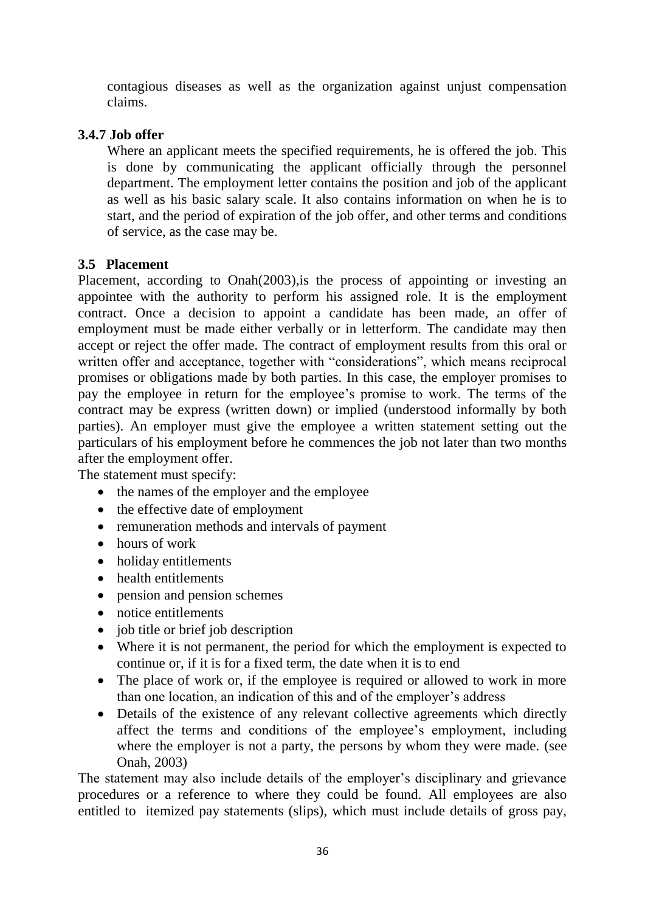contagious diseases as well as the organization against unjust compensation claims.

### 3.4.7 Job offer

Where an applicant meets the specified requirements, he is offered the job. This is done by communicating the applicant officially through the personnel department. The employment letter contains the position and job of the applicant as well as his basic salary scale. It also contains information on when he is to start, and the period of expiration of the job offer, and other terms and conditions of service, as the case may be.

## 3.5 Placement

Placement, according to Onah(2003),is the process of appointing or investing an appointee with the authority to perform his assigned role. It is the employment contract. Once a decision to appoint a candidate has been made, an offer of employment must be made either verbally or in letterform. The candidate may then accept or reject the offer made. The contract of employment results from this oral or written offer and acceptance, together with "considerations", which means reciprocal promises or obligations made by both parties. In this case, the employer promises to pay the employee in return for the employee's promise to work. The terms of the contract may be express (written down) or implied (understood informally by both parties). An employer must give the employee a written statement setting out the particulars of his employment before he commences the job not later than two months after the employment offer.

The statement must specify:

- the names of the employer and the employee
- the effective date of employment
- remuneration methods and intervals of payment
- hours of work
- holiday entitlements
- health entitlements
- pension and pension schemes
- notice entitlements
- job title or brief job description
- Where it is not permanent, the period for which the employment is expected to continue or, if it is for a fixed term, the date when it is to end
- The place of work or, if the employee is required or allowed to work in more than one location, an indication of this and of the employer's address
- Details of the existence of any relevant collective agreements which directly affect the terms and conditions of the employee's employment, including where the employer is not a party, the persons by whom they were made. (see Onah, 2003)

The statement may also include details of the employer's disciplinary and grievance procedures or a reference to where they could be found. All employees are also entitled to itemized pay statements (slips), which must include details of gross pay,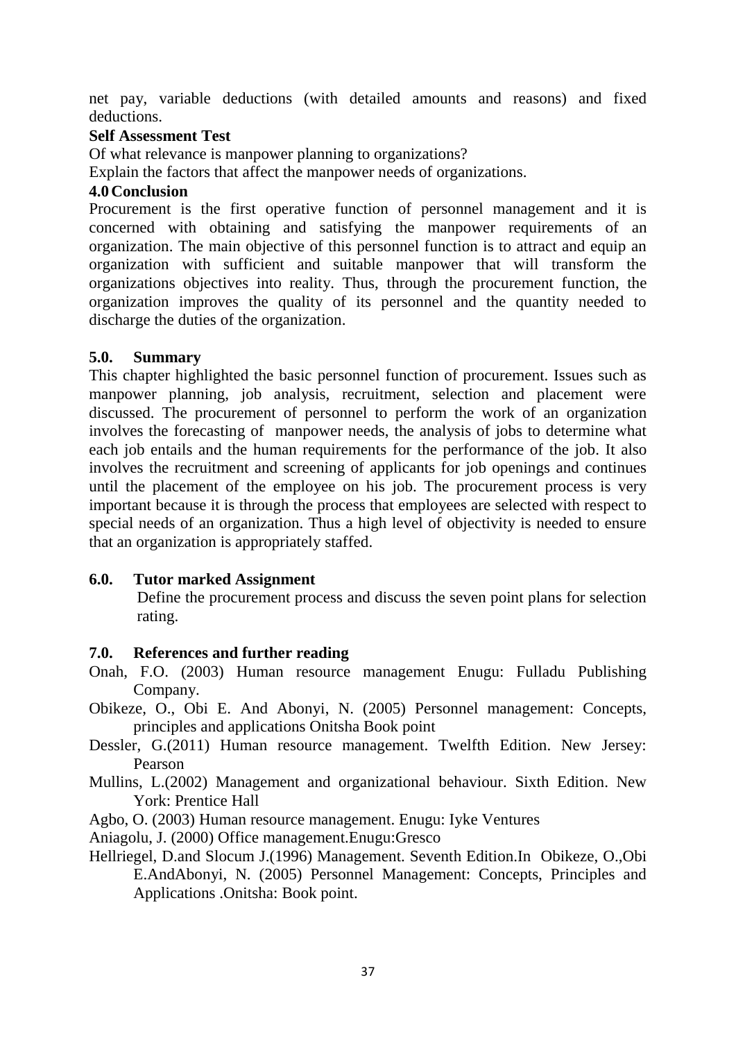net pay, variable deductions (with detailed amounts and reasons) and fixed deductions.

**Self Assessment Test**

Of what relevance is manpower planning to organizations?

Explain the factors that affect the manpower needs of organizations.

## 4.0 Conclusion

Procurement is the first operative function of personnel management and it is concerned with obtaining and satisfying the manpower requirements of an organization. The main objective of this personnel function is to attract and equip an organization with sufficient and suitable manpower that will transform the organizations objectives into reality. Thus, through the procurement function, the organization improves the quality of its personnel and the quantity needed to discharge the duties of the organization.

## 5.0. Summary

This chapter highlighted the basic personnel function of procurement. Issues such as manpower planning, job analysis, recruitment, selection and placement were discussed. The procurement of personnel to perform the work of an organization involves the forecasting of manpower needs, the analysis of jobs to determine what each job entails and the human requirements for the performance of the job. It also involves the recruitment and screening of applicants for job openings and continues until the placement of the employee on his job. The procurement process is very important because it is through the process that employees are selected with respect to special needs of an organization. Thus a high level of objectivity is needed to ensure that an organization is appropriately staffed.

## 6.0. Tutor marked Assignment

Define the procurement process and discuss the seven point plans for selection rating.

## 7.0. References and further reading

Onah, F.O. (2003) Human resource management Enugu: Fulladu Publishing Company.

Obikeze, O., Obi E. And Abonyi, N. (2005) Personnel management: Concepts, principles and applications Onitsha Book point

Dessler, G.(2011) Human resource management. Twelfth Edition. New Jersey: Pearson

Mullins, L.(2002) Management and organizational behaviour. Sixth Edition. New York: Prentice Hall

Agbo, O. (2003) Human resource management. Enugu: Iyke Ventures

Aniagolu, J. (2000) Office management.Enugu:Gresco

Hellriegel, D.and Slocum J.(1996) Management. Seventh Edition.In Obikeze, O.,Obi E.AndAbonyi, N. (2005) Personnel Management: Concepts, Principles and Applications .Onitsha: Book point.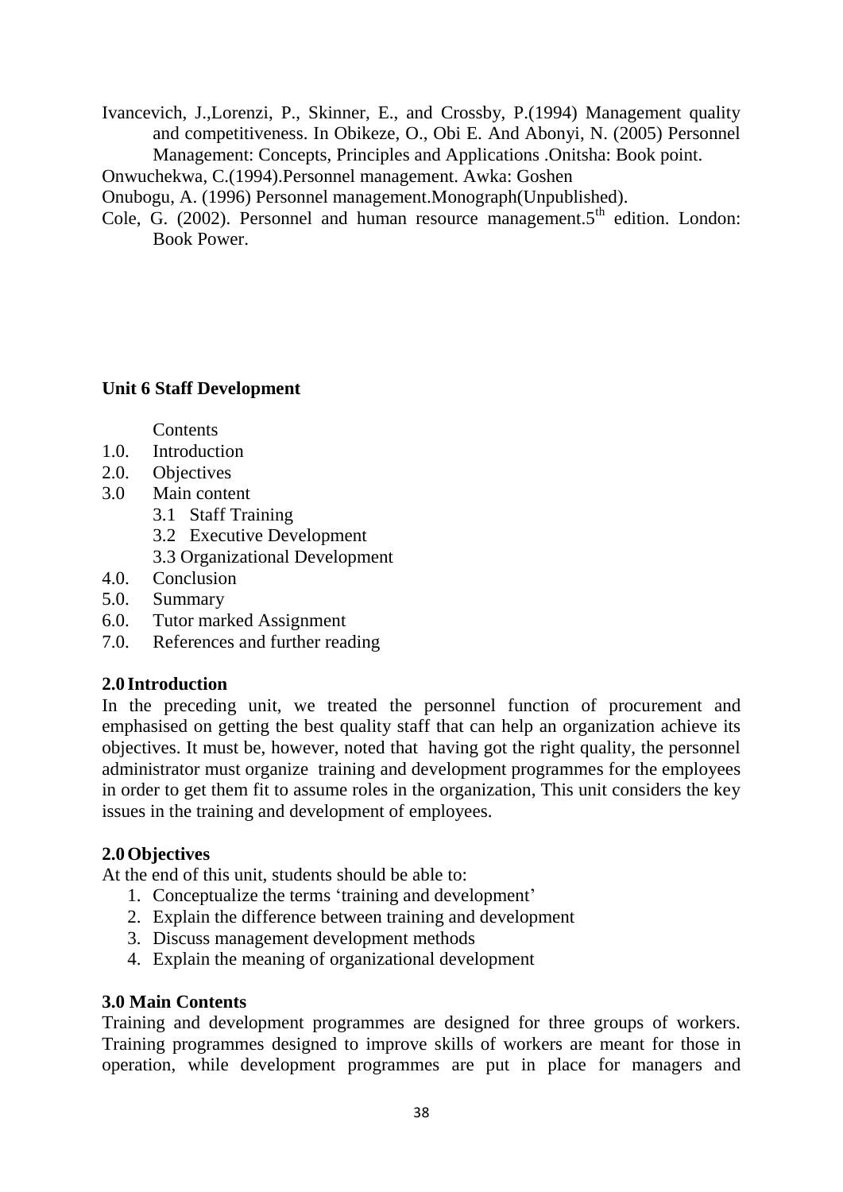Ivancevich, J.,Lorenzi, P., Skinner, E., and Crossby, P.(1994) Management quality and competitiveness. In Obikeze, O., Obi E. And Abonyi, N. (2005) Personnel Management: Concepts, Principles and Applications .Onitsha: Book point.

Onwuchekwa, C.(1994).Personnel management. Awka: Goshen

Onubogu, A. (1996) Personnel management.Monograph(Unpublished).

Cole, G. (2002). Personnel and human resource management.5th edition. London: Book Power.

## Unit 6 Staff Development

Contents

1.0. Introduction
2.0. Objectives
3.0 Main content
   - 3.1 Staff Training
   - 3.2 Executive Development
   - 3.3 Organizational Development
4.0. Conclusion
5.0. Summary
6.0. Tutor marked Assignment
7.0. References and further reading

### 2.0 Introduction

In the preceding unit, we treated the personnel function of procurement and emphasised on getting the best quality staff that can help an organization achieve its objectives. It must be, however, noted that having got the right quality, the personnel administrator must organize training and development programmes for the employees in order to get them fit to assume roles in the organization, This unit considers the key issues in the training and development of employees.

### 2.0 Objectives

At the end of this unit, students should be able to:

1. Conceptualize the terms 'training and development'
2. Explain the difference between training and development
3. Discuss management development methods
4. Explain the meaning of organizational development

### 3.0 Main Contents

Training and development programmes are designed for three groups of workers. Training programmes designed to improve skills of workers are meant for those in operation, while development programmes are put in place for managers and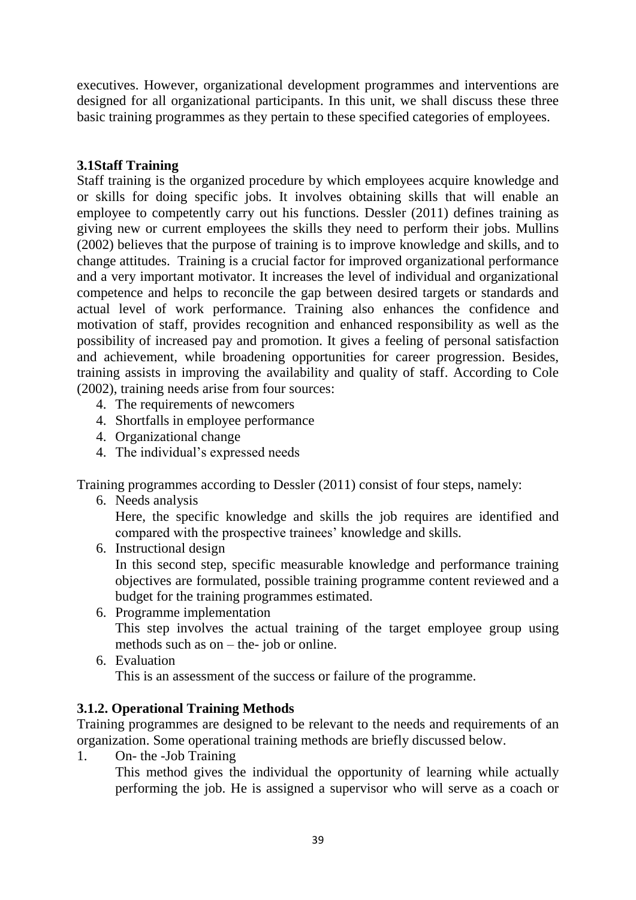executives. However, organizational development programmes and interventions are designed for all organizational participants. In this unit, we shall discuss these three basic training programmes as they pertain to these specified categories of employees.

### 3.1Staff Training

Staff training is the organized procedure by which employees acquire knowledge and or skills for doing specific jobs. It involves obtaining skills that will enable an employee to competently carry out his functions. Dessler (2011) defines training as giving new or current employees the skills they need to perform their jobs. Mullins (2002) believes that the purpose of training is to improve knowledge and skills, and to change attitudes. Training is a crucial factor for improved organizational performance and a very important motivator. It increases the level of individual and organizational competence and helps to reconcile the gap between desired targets or standards and actual level of work performance. Training also enhances the confidence and motivation of staff, provides recognition and enhanced responsibility as well as the possibility of increased pay and promotion. It gives a feeling of personal satisfaction and achievement, while broadening opportunities for career progression. Besides, training assists in improving the availability and quality of staff. According to Cole (2002), training needs arise from four sources:

4. The requirements of newcomers
4. Shortfalls in employee performance
4. Organizational change
4. The individual's expressed needs

Training programmes according to Dessler (2011) consist of four steps, namely:

6. Needs analysis
   Here, the specific knowledge and skills the job requires are identified and compared with the prospective trainees' knowledge and skills.
6. Instructional design
   In this second step, specific measurable knowledge and performance training objectives are formulated, possible training programme content reviewed and a budget for the training programmes estimated.
6. Programme implementation
   This step involves the actual training of the target employee group using methods such as on – the- job or online.
6. Evaluation
   This is an assessment of the success or failure of the programme.

### 3.1.2. Operational Training Methods

Training programmes are designed to be relevant to the needs and requirements of an organization. Some operational training methods are briefly discussed below.

1. On- the -Job Training
   This method gives the individual the opportunity of learning while actually performing the job. He is assigned a supervisor who will serve as a coach or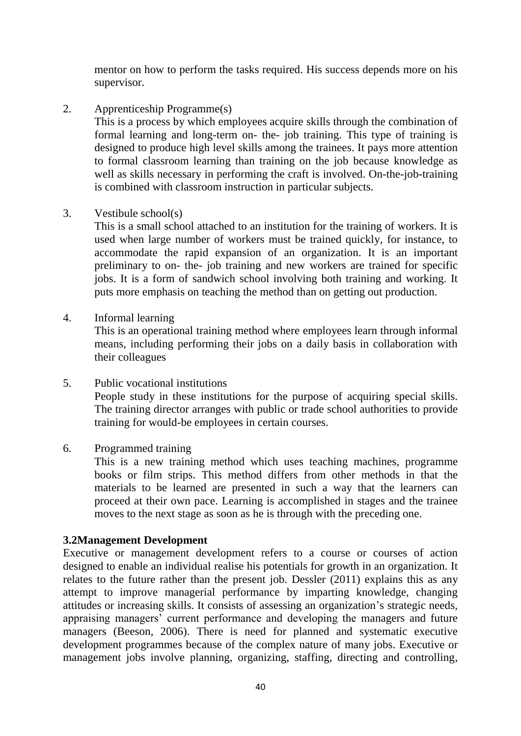mentor on how to perform the tasks required. His success depends more on his supervisor.

2. Apprenticeship Programme(s)

   This is a process by which employees acquire skills through the combination of formal learning and long-term on- the- job training. This type of training is designed to produce high level skills among the trainees. It pays more attention to formal classroom learning than training on the job because knowledge as well as skills necessary in performing the craft is involved. On-the-job-training is combined with classroom instruction in particular subjects.

3. Vestibule school(s)

   This is a small school attached to an institution for the training of workers. It is used when large number of workers must be trained quickly, for instance, to accommodate the rapid expansion of an organization. It is an important preliminary to on- the- job training and new workers are trained for specific jobs. It is a form of sandwich school involving both training and working. It puts more emphasis on teaching the method than on getting out production.

4. Informal learning

   This is an operational training method where employees learn through informal means, including performing their jobs on a daily basis in collaboration with their colleagues

5. Public vocational institutions

   People study in these institutions for the purpose of acquiring special skills. The training director arranges with public or trade school authorities to provide training for would-be employees in certain courses.

6. Programmed training

   This is a new training method which uses teaching machines, programme books or film strips. This method differs from other methods in that the materials to be learned are presented in such a way that the learners can proceed at their own pace. Learning is accomplished in stages and the trainee moves to the next stage as soon as he is through with the preceding one.

### 3.2Management Development

Executive or management development refers to a course or courses of action designed to enable an individual realise his potentials for growth in an organization. It relates to the future rather than the present job. Dessler (2011) explains this as any attempt to improve managerial performance by imparting knowledge, changing attitudes or increasing skills. It consists of assessing an organization's strategic needs, appraising managers' current performance and developing the managers and future managers (Beeson, 2006). There is need for planned and systematic executive development programmes because of the complex nature of many jobs. Executive or management jobs involve planning, organizing, staffing, directing and controlling,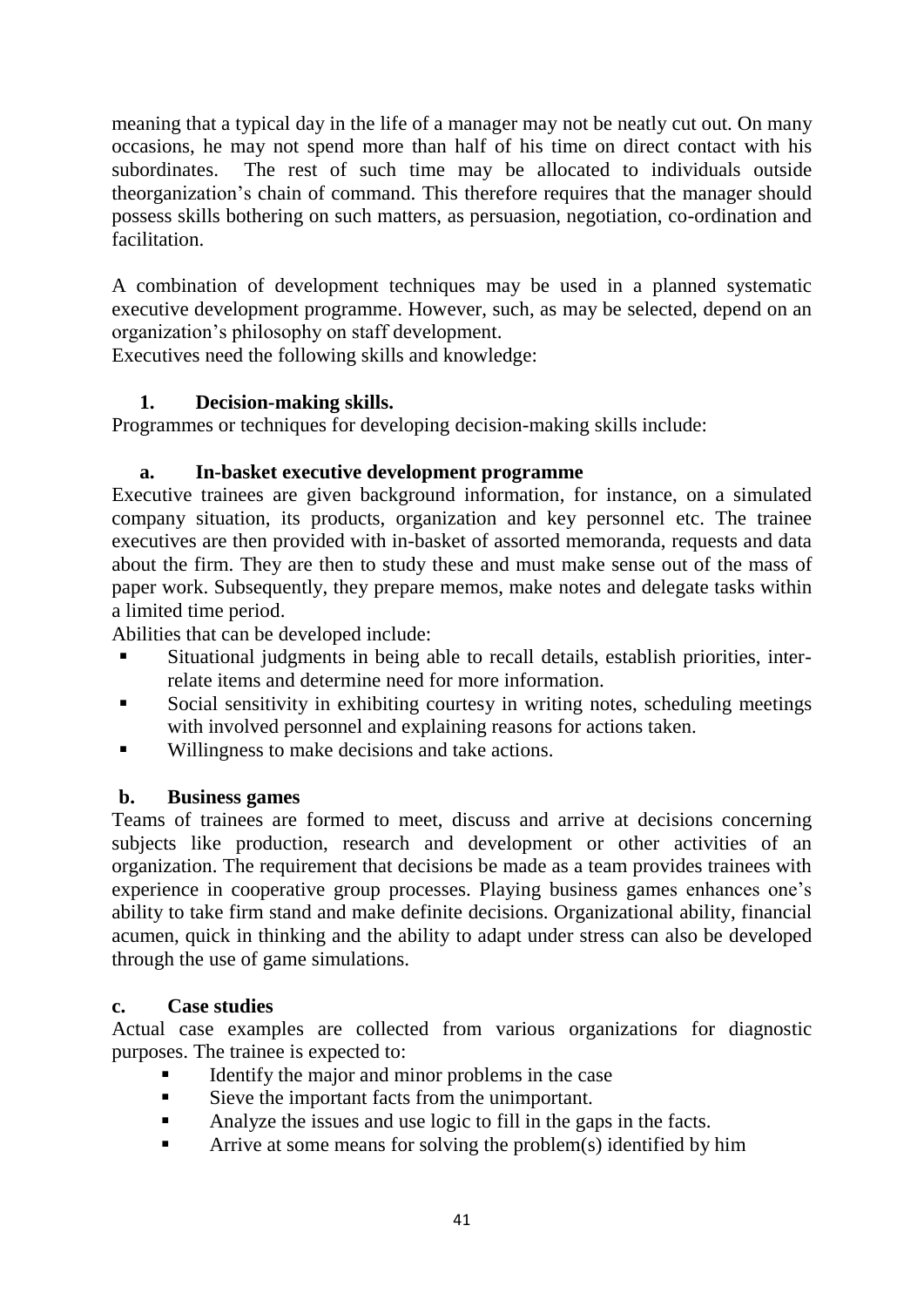meaning that a typical day in the life of a manager may not be neatly cut out. On many occasions, he may not spend more than half of his time on direct contact with his subordinates. The rest of such time may be allocated to individuals outside theorganization's chain of command. This therefore requires that the manager should possess skills bothering on such matters, as persuasion, negotiation, co-ordination and facilitation.

A combination of development techniques may be used in a planned systematic executive development programme. However, such, as may be selected, depend on an organization's philosophy on staff development.

Executives need the following skills and knowledge:

**1. Decision-making skills.**

Programmes or techniques for developing decision-making skills include:

**a. In-basket executive development programme**

Executive trainees are given background information, for instance, on a simulated company situation, its products, organization and key personnel etc. The trainee executives are then provided with in-basket of assorted memoranda, requests and data about the firm. They are then to study these and must make sense out of the mass of paper work. Subsequently, they prepare memos, make notes and delegate tasks within a limited time period.

Abilities that can be developed include:

- Situational judgments in being able to recall details, establish priorities, inter-relate items and determine need for more information.
- Social sensitivity in exhibiting courtesy in writing notes, scheduling meetings with involved personnel and explaining reasons for actions taken.
- Willingness to make decisions and take actions.

**b. Business games**

Teams of trainees are formed to meet, discuss and arrive at decisions concerning subjects like production, research and development or other activities of an organization. The requirement that decisions be made as a team provides trainees with experience in cooperative group processes. Playing business games enhances one's ability to take firm stand and make definite decisions. Organizational ability, financial acumen, quick in thinking and the ability to adapt under stress can also be developed through the use of game simulations.

**c. Case studies**

Actual case examples are collected from various organizations for diagnostic purposes. The trainee is expected to:

- Identify the major and minor problems in the case
- Sieve the important facts from the unimportant.
- Analyze the issues and use logic to fill in the gaps in the facts.
- Arrive at some means for solving the problem(s) identified by him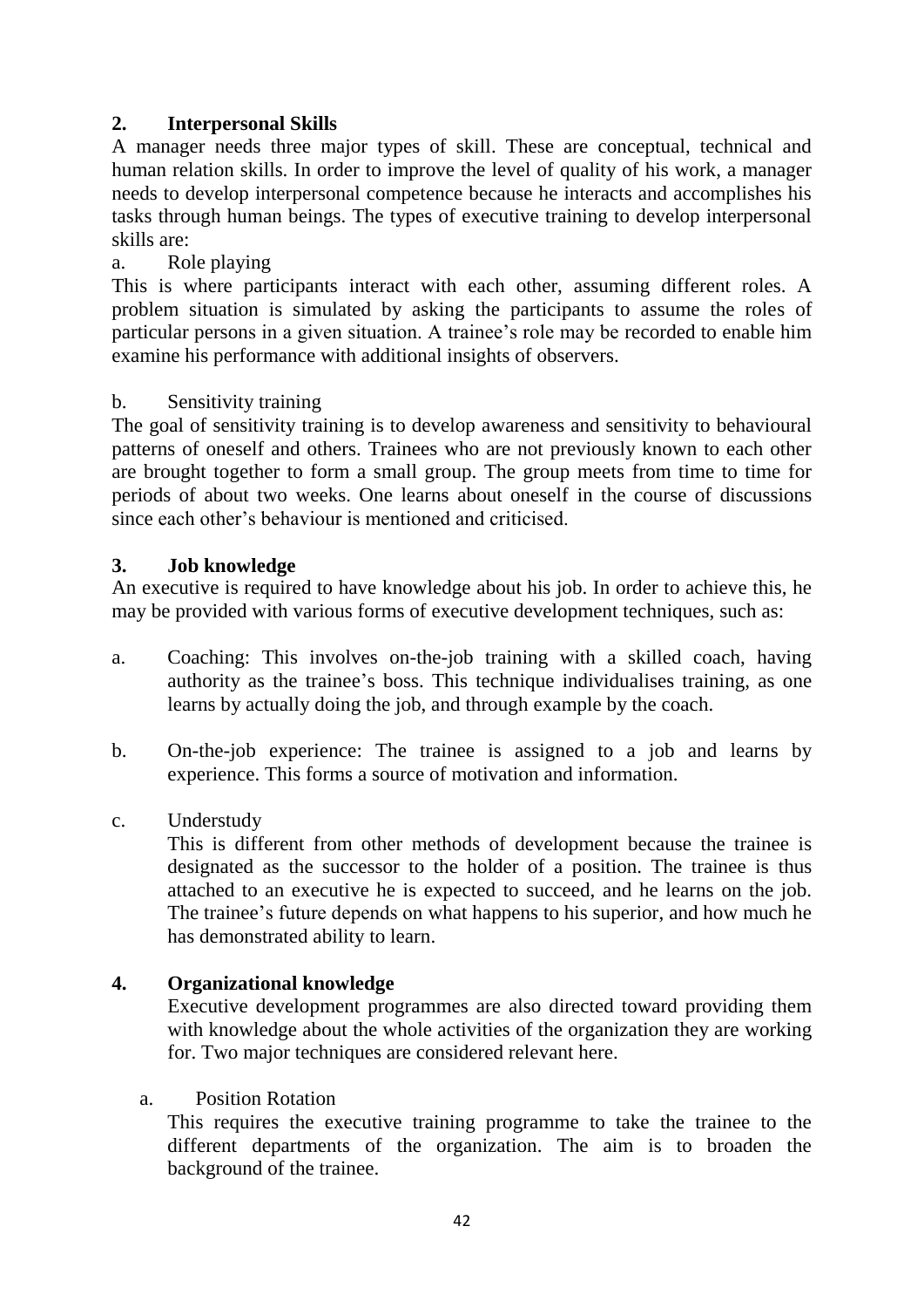**2. Interpersonal Skills**

A manager needs three major types of skill. These are conceptual, technical and human relation skills. In order to improve the level of quality of his work, a manager needs to develop interpersonal competence because he interacts and accomplishes his tasks through human beings. The types of executive training to develop interpersonal skills are:

a. Role playing

This is where participants interact with each other, assuming different roles. A problem situation is simulated by asking the participants to assume the roles of particular persons in a given situation. A trainee's role may be recorded to enable him examine his performance with additional insights of observers.

b. Sensitivity training

The goal of sensitivity training is to develop awareness and sensitivity to behavioural patterns of oneself and others. Trainees who are not previously known to each other are brought together to form a small group. The group meets from time to time for periods of about two weeks. One learns about oneself in the course of discussions since each other's behaviour is mentioned and criticised.

**3. Job knowledge**

An executive is required to have knowledge about his job. In order to achieve this, he may be provided with various forms of executive development techniques, such as:

a. Coaching: This involves on-the-job training with a skilled coach, having authority as the trainee's boss. This technique individualises training, as one learns by actually doing the job, and through example by the coach.

b. On-the-job experience: The trainee is assigned to a job and learns by experience. This forms a source of motivation and information.

c. Understudy

This is different from other methods of development because the trainee is designated as the successor to the holder of a position. The trainee is thus attached to an executive he is expected to succeed, and he learns on the job. The trainee's future depends on what happens to his superior, and how much he has demonstrated ability to learn.

**4. Organizational knowledge**

Executive development programmes are also directed toward providing them with knowledge about the whole activities of the organization they are working for. Two major techniques are considered relevant here.

a. Position Rotation

This requires the executive training programme to take the trainee to the different departments of the organization. The aim is to broaden the background of the trainee.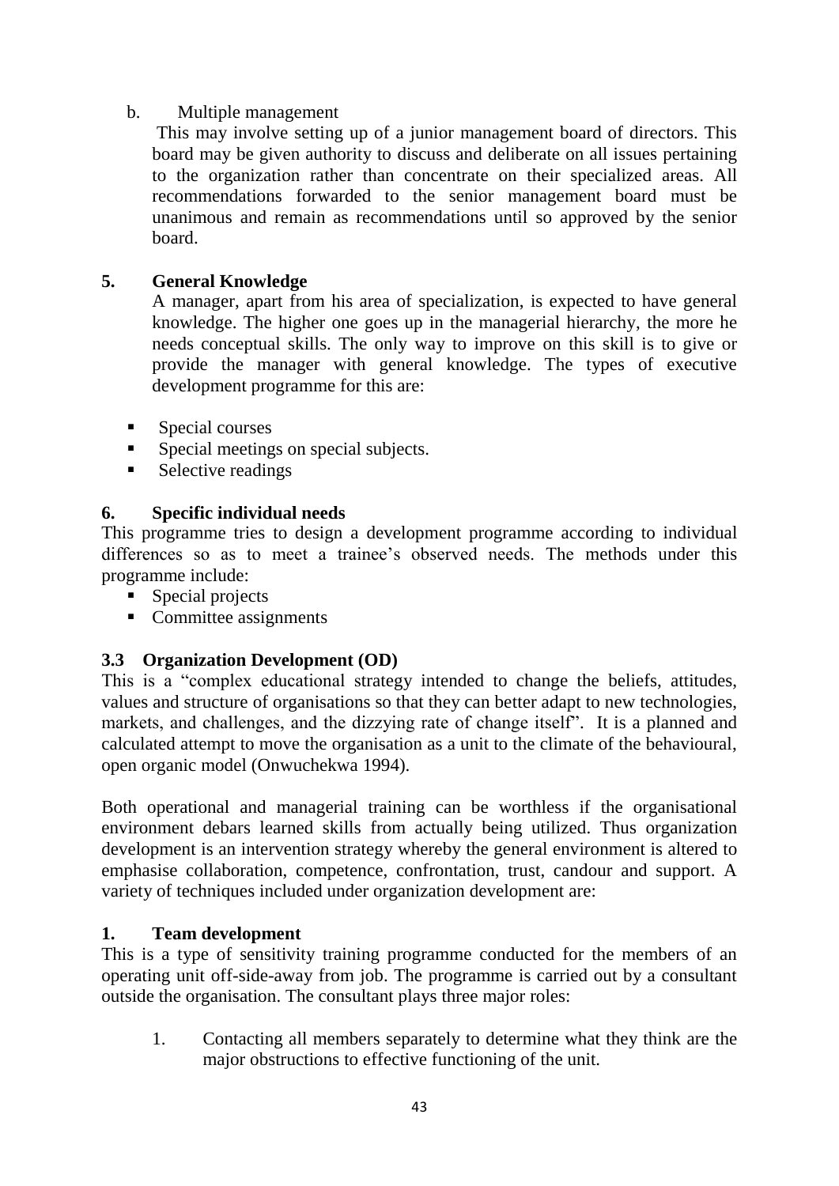b. Multiple management

This may involve setting up of a junior management board of directors. This board may be given authority to discuss and deliberate on all issues pertaining to the organization rather than concentrate on their specialized areas. All recommendations forwarded to the senior management board must be unanimous and remain as recommendations until so approved by the senior board.

**5. General Knowledge**

A manager, apart from his area of specialization, is expected to have general knowledge. The higher one goes up in the managerial hierarchy, the more he needs conceptual skills. The only way to improve on this skill is to give or provide the manager with general knowledge. The types of executive development programme for this are:

- Special courses
- Special meetings on special subjects.
- Selective readings

**6. Specific individual needs**

This programme tries to design a development programme according to individual differences so as to meet a trainee's observed needs. The methods under this programme include:

- Special projects
- Committee assignments

### 3.3 Organization Development (OD)

This is a "complex educational strategy intended to change the beliefs, attitudes, values and structure of organisations so that they can better adapt to new technologies, markets, and challenges, and the dizzying rate of change itself". It is a planned and calculated attempt to move the organisation as a unit to the climate of the behavioural, open organic model (Onwuchekwa 1994).

Both operational and managerial training can be worthless if the organisational environment debars learned skills from actually being utilized. Thus organization development is an intervention strategy whereby the general environment is altered to emphasise collaboration, competence, confrontation, trust, candour and support. A variety of techniques included under organization development are:

**1. Team development**

This is a type of sensitivity training programme conducted for the members of an operating unit off-side-away from job. The programme is carried out by a consultant outside the organisation. The consultant plays three major roles:

1. Contacting all members separately to determine what they think are the major obstructions to effective functioning of the unit.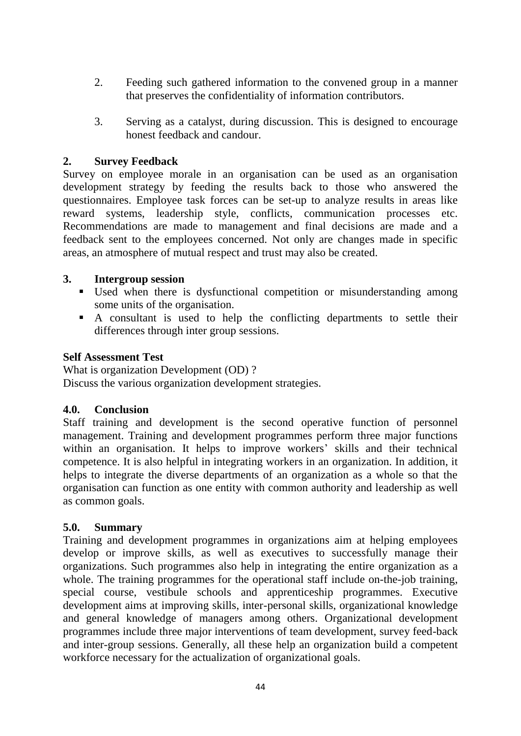2. Feeding such gathered information to the convened group in a manner that preserves the confidentiality of information contributors.

3. Serving as a catalyst, during discussion. This is designed to encourage honest feedback and candour.

**2. Survey Feedback**

Survey on employee morale in an organisation can be used as an organisation development strategy by feeding the results back to those who answered the questionnaires. Employee task forces can be set-up to analyze results in areas like reward systems, leadership style, conflicts, communication processes etc. Recommendations are made to management and final decisions are made and a feedback sent to the employees concerned. Not only are changes made in specific areas, an atmosphere of mutual respect and trust may also be created.

**3. Intergroup session**

- Used when there is dysfunctional competition or misunderstanding among some units of the organisation.
- A consultant is used to help the conflicting departments to settle their differences through inter group sessions.

**Self Assessment Test**

What is organization Development (OD) ?
Discuss the various organization development strategies.

## 4.0. Conclusion

Staff training and development is the second operative function of personnel management. Training and development programmes perform three major functions within an organisation. It helps to improve workers' skills and their technical competence. It is also helpful in integrating workers in an organization. In addition, it helps to integrate the diverse departments of an organization as a whole so that the organisation can function as one entity with common authority and leadership as well as common goals.

## 5.0. Summary

Training and development programmes in organizations aim at helping employees develop or improve skills, as well as executives to successfully manage their organizations. Such programmes also help in integrating the entire organization as a whole. The training programmes for the operational staff include on-the-job training, special course, vestibule schools and apprenticeship programmes. Executive development aims at improving skills, inter-personal skills, organizational knowledge and general knowledge of managers among others. Organizational development programmes include three major interventions of team development, survey feed-back and inter-group sessions. Generally, all these help an organization build a competent workforce necessary for the actualization of organizational goals.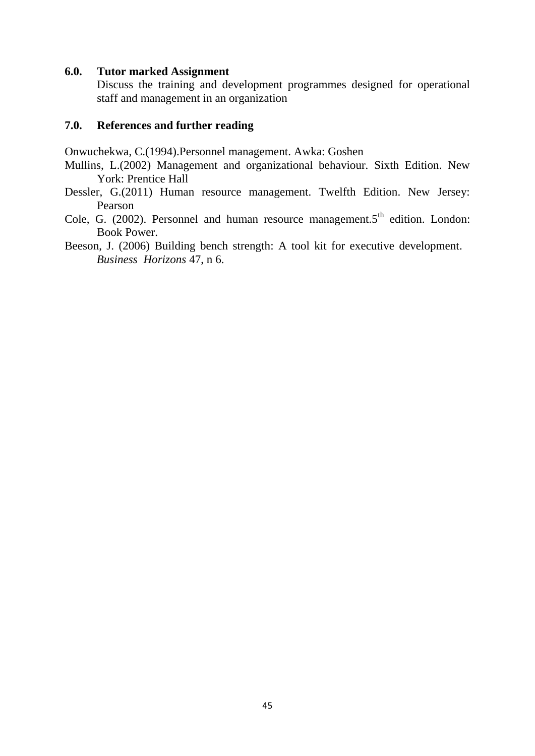## 6.0. Tutor marked Assignment

Discuss the training and development programmes designed for operational staff and management in an organization

## 7.0. References and further reading

Onwuchekwa, C.(1994).Personnel management. Awka: Goshen

Mullins, L.(2002) Management and organizational behaviour. Sixth Edition. New York: Prentice Hall

Dessler, G.(2011) Human resource management. Twelfth Edition. New Jersey: Pearson

Cole, G. (2002). Personnel and human resource management.5th edition. London: Book Power.

Beeson, J. (2006) Building bench strength: A tool kit for executive development. *Business Horizons* 47, n 6.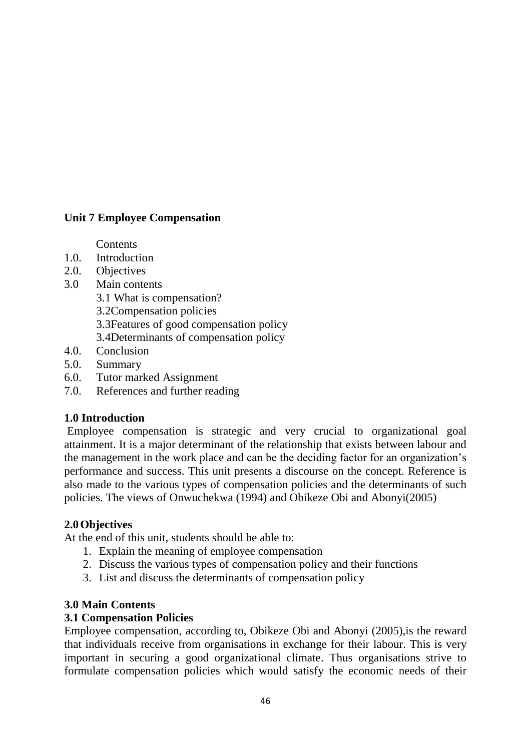## Unit 7 Employee Compensation

Contents

1.0. Introduction
2.0. Objectives
3.0 Main contents
   - 3.1 What is compensation?
   - 3.2Compensation policies
   - 3.3Features of good compensation policy
   - 3.4Determinants of compensation policy
4.0. Conclusion
5.0. Summary
6.0. Tutor marked Assignment
7.0. References and further reading

### 1.0 Introduction

Employee compensation is strategic and very crucial to organizational goal attainment. It is a major determinant of the relationship that exists between labour and the management in the work place and can be the deciding factor for an organization's performance and success. This unit presents a discourse on the concept. Reference is also made to the various types of compensation policies and the determinants of such policies. The views of Onwuchekwa (1994) and Obikeze Obi and Abonyi(2005)

### 2.0 Objectives

At the end of this unit, students should be able to:

1. Explain the meaning of employee compensation
2. Discuss the various types of compensation policy and their functions
3. List and discuss the determinants of compensation policy

### 3.0 Main Contents

### 3.1 Compensation Policies

Employee compensation, according to, Obikeze Obi and Abonyi (2005),is the reward that individuals receive from organisations in exchange for their labour. This is very important in securing a good organizational climate. Thus organisations strive to formulate compensation policies which would satisfy the economic needs of their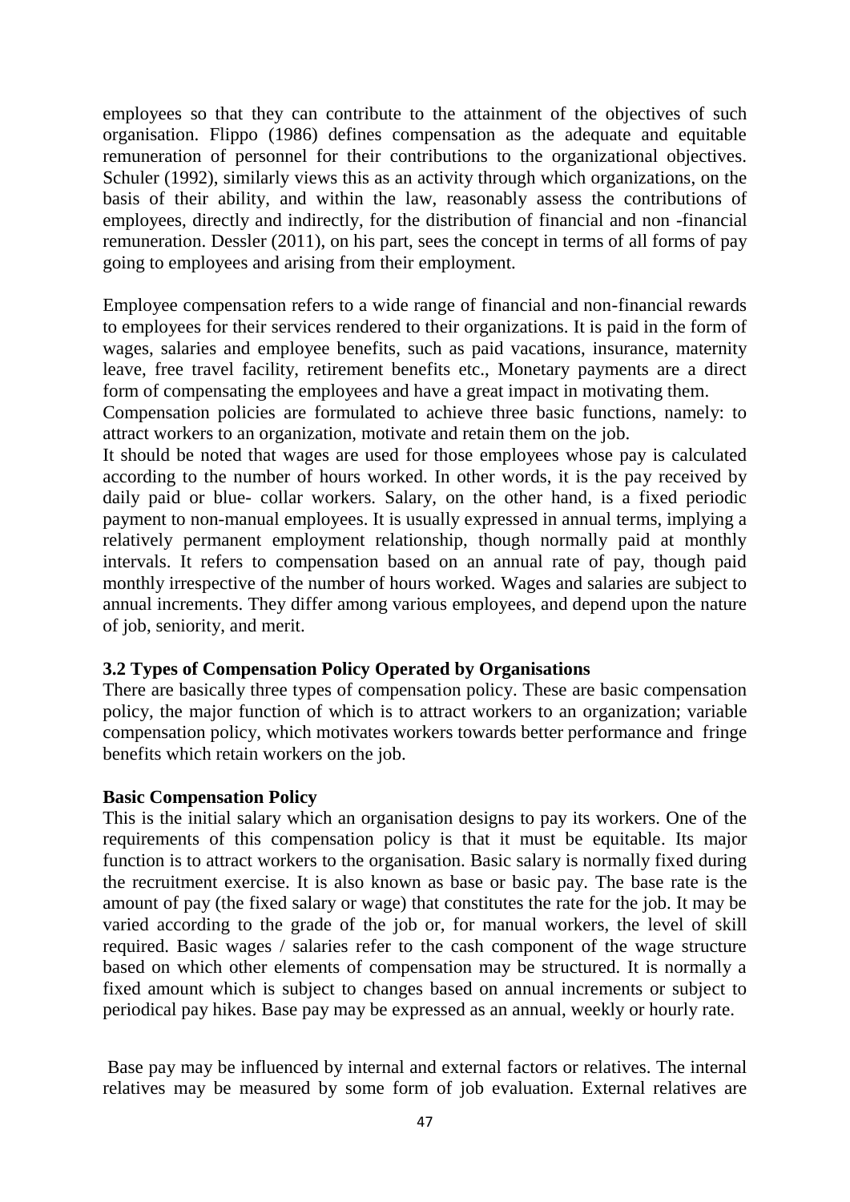employees so that they can contribute to the attainment of the objectives of such organisation. Flippo (1986) defines compensation as the adequate and equitable remuneration of personnel for their contributions to the organizational objectives. Schuler (1992), similarly views this as an activity through which organizations, on the basis of their ability, and within the law, reasonably assess the contributions of employees, directly and indirectly, for the distribution of financial and non -financial remuneration. Dessler (2011), on his part, sees the concept in terms of all forms of pay going to employees and arising from their employment.

Employee compensation refers to a wide range of financial and non-financial rewards to employees for their services rendered to their organizations. It is paid in the form of wages, salaries and employee benefits, such as paid vacations, insurance, maternity leave, free travel facility, retirement benefits etc., Monetary payments are a direct form of compensating the employees and have a great impact in motivating them.

Compensation policies are formulated to achieve three basic functions, namely: to attract workers to an organization, motivate and retain them on the job.

It should be noted that wages are used for those employees whose pay is calculated according to the number of hours worked. In other words, it is the pay received by daily paid or blue- collar workers. Salary, on the other hand, is a fixed periodic payment to non-manual employees. It is usually expressed in annual terms, implying a relatively permanent employment relationship, though normally paid at monthly intervals. It refers to compensation based on an annual rate of pay, though paid monthly irrespective of the number of hours worked. Wages and salaries are subject to annual increments. They differ among various employees, and depend upon the nature of job, seniority, and merit.

**3.2 Types of Compensation Policy Operated by Organisations**

There are basically three types of compensation policy. These are basic compensation policy, the major function of which is to attract workers to an organization; variable compensation policy, which motivates workers towards better performance and fringe benefits which retain workers on the job.

**Basic Compensation Policy**

This is the initial salary which an organisation designs to pay its workers. One of the requirements of this compensation policy is that it must be equitable. Its major function is to attract workers to the organisation. Basic salary is normally fixed during the recruitment exercise. It is also known as base or basic pay. The base rate is the amount of pay (the fixed salary or wage) that constitutes the rate for the job. It may be varied according to the grade of the job or, for manual workers, the level of skill required. Basic wages / salaries refer to the cash component of the wage structure based on which other elements of compensation may be structured. It is normally a fixed amount which is subject to changes based on annual increments or subject to periodical pay hikes. Base pay may be expressed as an annual, weekly or hourly rate.

Base pay may be influenced by internal and external factors or relatives. The internal relatives may be measured by some form of job evaluation. External relatives are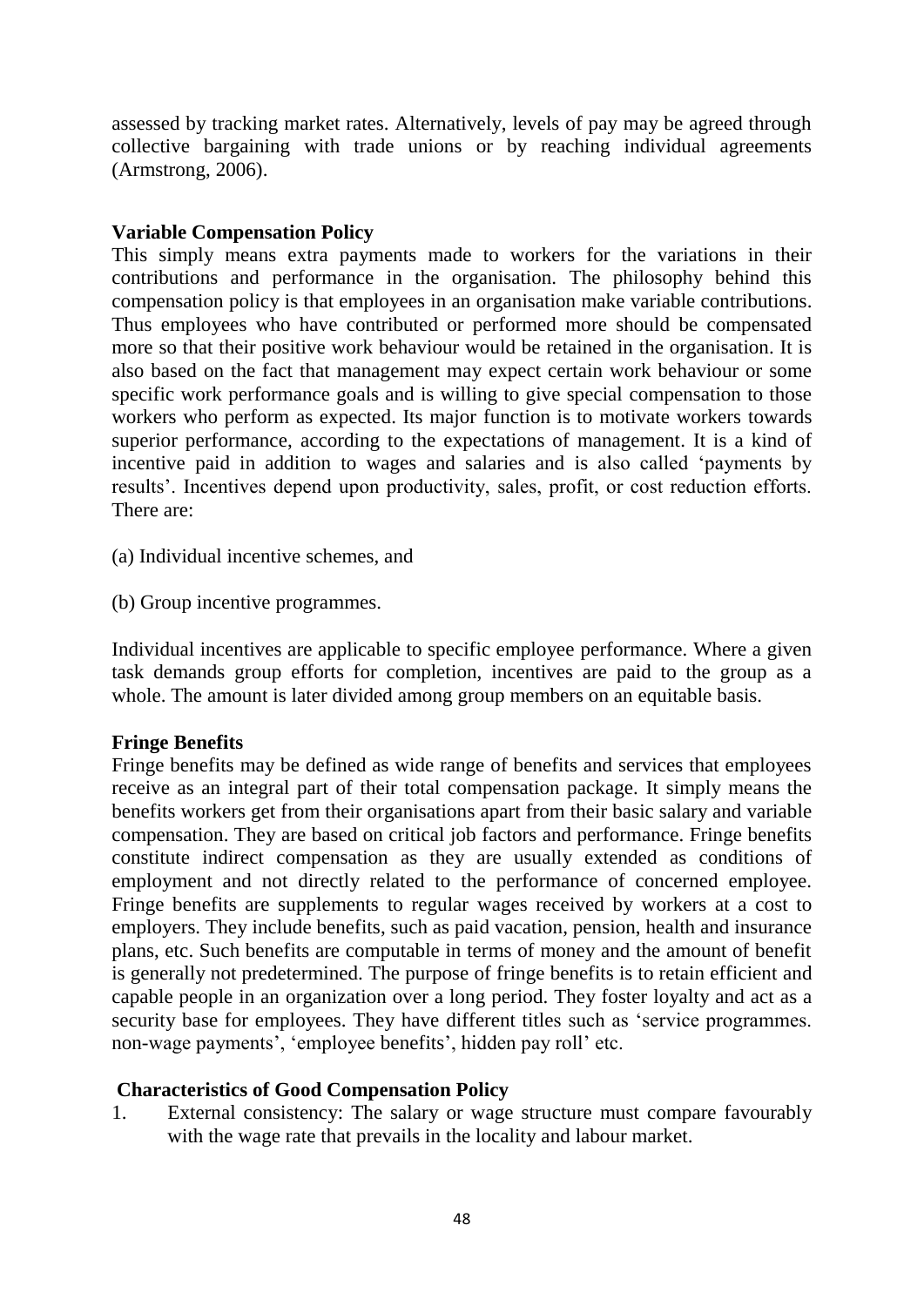assessed by tracking market rates. Alternatively, levels of pay may be agreed through collective bargaining with trade unions or by reaching individual agreements (Armstrong, 2006).

**Variable Compensation Policy**

This simply means extra payments made to workers for the variations in their contributions and performance in the organisation. The philosophy behind this compensation policy is that employees in an organisation make variable contributions. Thus employees who have contributed or performed more should be compensated more so that their positive work behaviour would be retained in the organisation. It is also based on the fact that management may expect certain work behaviour or some specific work performance goals and is willing to give special compensation to those workers who perform as expected. Its major function is to motivate workers towards superior performance, according to the expectations of management. It is a kind of incentive paid in addition to wages and salaries and is also called 'payments by results'. Incentives depend upon productivity, sales, profit, or cost reduction efforts. There are:

(a) Individual incentive schemes, and

(b) Group incentive programmes.

Individual incentives are applicable to specific employee performance. Where a given task demands group efforts for completion, incentives are paid to the group as a whole. The amount is later divided among group members on an equitable basis.

**Fringe Benefits**

Fringe benefits may be defined as wide range of benefits and services that employees receive as an integral part of their total compensation package. It simply means the benefits workers get from their organisations apart from their basic salary and variable compensation. They are based on critical job factors and performance. Fringe benefits constitute indirect compensation as they are usually extended as conditions of employment and not directly related to the performance of concerned employee. Fringe benefits are supplements to regular wages received by workers at a cost to employers. They include benefits, such as paid vacation, pension, health and insurance plans, etc. Such benefits are computable in terms of money and the amount of benefit is generally not predetermined. The purpose of fringe benefits is to retain efficient and capable people in an organization over a long period. They foster loyalty and act as a security base for employees. They have different titles such as 'service programmes. non-wage payments', 'employee benefits', hidden pay roll' etc.

**Characteristics of Good Compensation Policy**

1. External consistency: The salary or wage structure must compare favourably with the wage rate that prevails in the locality and labour market.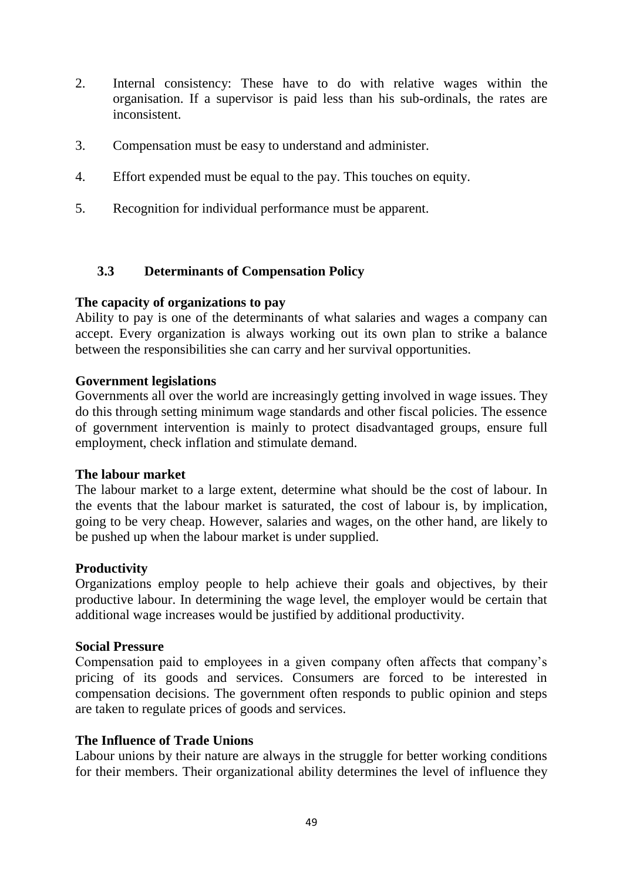2. Internal consistency: These have to do with relative wages within the organisation. If a supervisor is paid less than his sub-ordinals, the rates are inconsistent.

3. Compensation must be easy to understand and administer.

4. Effort expended must be equal to the pay. This touches on equity.

5. Recognition for individual performance must be apparent.

### 3.3 Determinants of Compensation Policy

**The capacity of organizations to pay**

Ability to pay is one of the determinants of what salaries and wages a company can accept. Every organization is always working out its own plan to strike a balance between the responsibilities she can carry and her survival opportunities.

**Government legislations**

Governments all over the world are increasingly getting involved in wage issues. They do this through setting minimum wage standards and other fiscal policies. The essence of government intervention is mainly to protect disadvantaged groups, ensure full employment, check inflation and stimulate demand.

**The labour market**

The labour market to a large extent, determine what should be the cost of labour. In the events that the labour market is saturated, the cost of labour is, by implication, going to be very cheap. However, salaries and wages, on the other hand, are likely to be pushed up when the labour market is under supplied.

**Productivity**

Organizations employ people to help achieve their goals and objectives, by their productive labour. In determining the wage level, the employer would be certain that additional wage increases would be justified by additional productivity.

**Social Pressure**

Compensation paid to employees in a given company often affects that company's pricing of its goods and services. Consumers are forced to be interested in compensation decisions. The government often responds to public opinion and steps are taken to regulate prices of goods and services.

**The Influence of Trade Unions**

Labour unions by their nature are always in the struggle for better working conditions for their members. Their organizational ability determines the level of influence they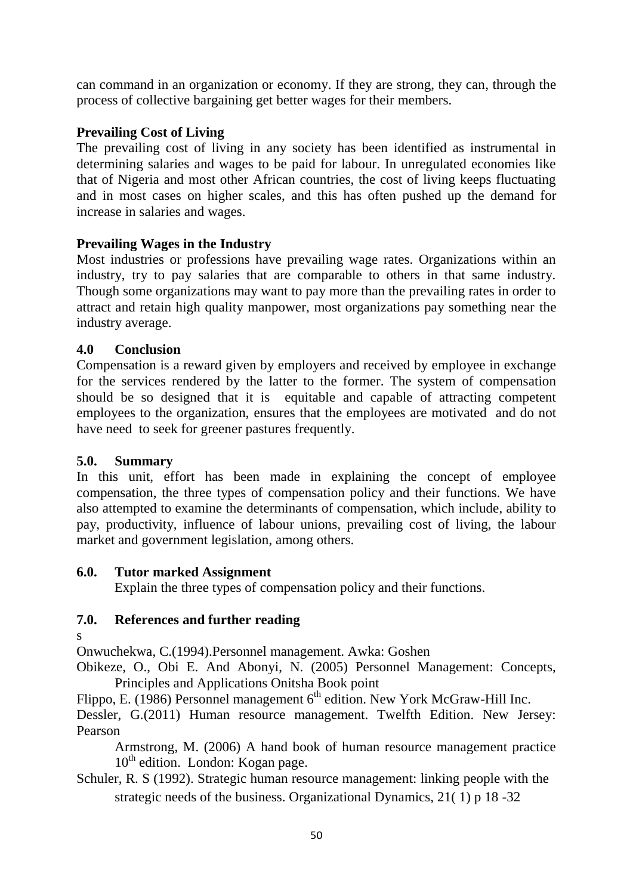can command in an organization or economy. If they are strong, they can, through the process of collective bargaining get better wages for their members.

**Prevailing Cost of Living**

The prevailing cost of living in any society has been identified as instrumental in determining salaries and wages to be paid for labour. In unregulated economies like that of Nigeria and most other African countries, the cost of living keeps fluctuating and in most cases on higher scales, and this has often pushed up the demand for increase in salaries and wages.

**Prevailing Wages in the Industry**

Most industries or professions have prevailing wage rates. Organizations within an industry, try to pay salaries that are comparable to others in that same industry. Though some organizations may want to pay more than the prevailing rates in order to attract and retain high quality manpower, most organizations pay something near the industry average.

## 4.0 Conclusion

Compensation is a reward given by employers and received by employee in exchange for the services rendered by the latter to the former. The system of compensation should be so designed that it is equitable and capable of attracting competent employees to the organization, ensures that the employees are motivated and do not have need to seek for greener pastures frequently.

## 5.0. Summary

In this unit, effort has been made in explaining the concept of employee compensation, the three types of compensation policy and their functions. We have also attempted to examine the determinants of compensation, which include, ability to pay, productivity, influence of labour unions, prevailing cost of living, the labour market and government legislation, among others.

## 6.0. Tutor marked Assignment

Explain the three types of compensation policy and their functions.

## 7.0. References and further reading

s

Onwuchekwa, C.(1994).Personnel management. Awka: Goshen

Obikeze, O., Obi E. And Abonyi, N. (2005) Personnel Management: Concepts, Principles and Applications Onitsha Book point

Flippo, E. (1986) Personnel management 6th edition. New York McGraw-Hill Inc.

Dessler, G.(2011) Human resource management. Twelfth Edition. New Jersey: Pearson

Armstrong, M. (2006) A hand book of human resource management practice 10th edition. London: Kogan page.

Schuler, R. S (1992). Strategic human resource management: linking people with the strategic needs of the business. Organizational Dynamics, 21( 1) p 18 -32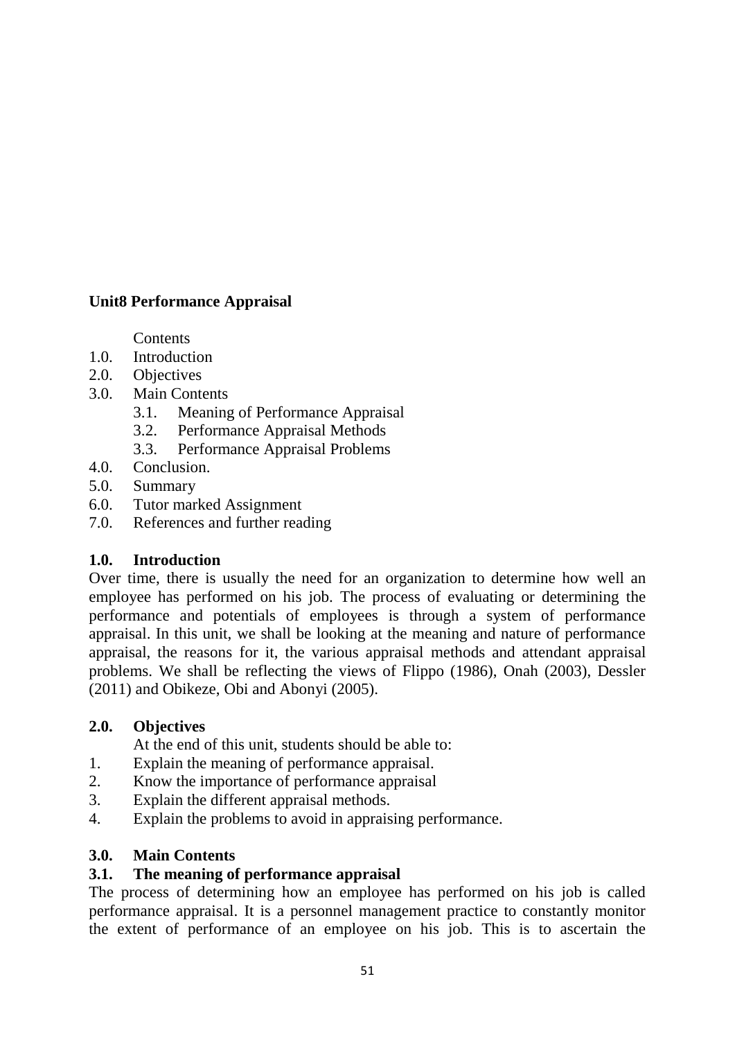## Unit8 Performance Appraisal

Contents

1.0. Introduction
2.0. Objectives
3.0. Main Contents
    3.1. Meaning of Performance Appraisal
    3.2. Performance Appraisal Methods
    3.3. Performance Appraisal Problems
4.0. Conclusion.
5.0. Summary
6.0. Tutor marked Assignment
7.0. References and further reading

### 1.0. Introduction

Over time, there is usually the need for an organization to determine how well an employee has performed on his job. The process of evaluating or determining the performance and potentials of employees is through a system of performance appraisal. In this unit, we shall be looking at the meaning and nature of performance appraisal, the reasons for it, the various appraisal methods and attendant appraisal problems. We shall be reflecting the views of Flippo (1986), Onah (2003), Dessler (2011) and Obikeze, Obi and Abonyi (2005).

### 2.0. Objectives

At the end of this unit, students should be able to:

1. Explain the meaning of performance appraisal.
2. Know the importance of performance appraisal
3. Explain the different appraisal methods.
4. Explain the problems to avoid in appraising performance.

### 3.0. Main Contents

### 3.1. The meaning of performance appraisal

The process of determining how an employee has performed on his job is called performance appraisal. It is a personnel management practice to constantly monitor the extent of performance of an employee on his job. This is to ascertain the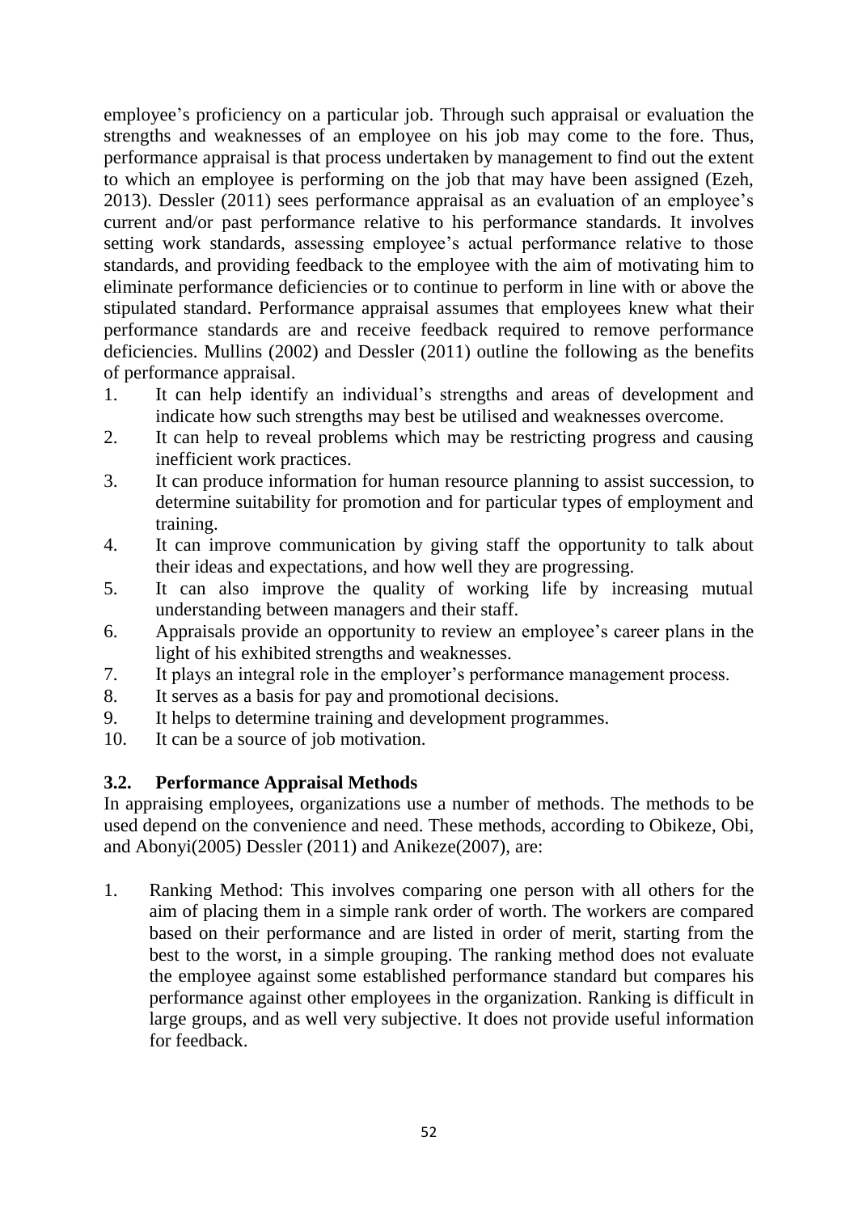employee's proficiency on a particular job. Through such appraisal or evaluation the strengths and weaknesses of an employee on his job may come to the fore. Thus, performance appraisal is that process undertaken by management to find out the extent to which an employee is performing on the job that may have been assigned (Ezeh, 2013). Dessler (2011) sees performance appraisal as an evaluation of an employee's current and/or past performance relative to his performance standards. It involves setting work standards, assessing employee's actual performance relative to those standards, and providing feedback to the employee with the aim of motivating him to eliminate performance deficiencies or to continue to perform in line with or above the stipulated standard. Performance appraisal assumes that employees knew what their performance standards are and receive feedback required to remove performance deficiencies. Mullins (2002) and Dessler (2011) outline the following as the benefits of performance appraisal.

1. It can help identify an individual's strengths and areas of development and indicate how such strengths may best be utilised and weaknesses overcome.
2. It can help to reveal problems which may be restricting progress and causing inefficient work practices.
3. It can produce information for human resource planning to assist succession, to determine suitability for promotion and for particular types of employment and training.
4. It can improve communication by giving staff the opportunity to talk about their ideas and expectations, and how well they are progressing.
5. It can also improve the quality of working life by increasing mutual understanding between managers and their staff.
6. Appraisals provide an opportunity to review an employee's career plans in the light of his exhibited strengths and weaknesses.
7. It plays an integral role in the employer's performance management process.
8. It serves as a basis for pay and promotional decisions.
9. It helps to determine training and development programmes.
10. It can be a source of job motivation.

### 3.2. Performance Appraisal Methods

In appraising employees, organizations use a number of methods. The methods to be used depend on the convenience and need. These methods, according to Obikeze, Obi, and Abonyi(2005) Dessler (2011) and Anikeze(2007), are:

1. Ranking Method: This involves comparing one person with all others for the aim of placing them in a simple rank order of worth. The workers are compared based on their performance and are listed in order of merit, starting from the best to the worst, in a simple grouping. The ranking method does not evaluate the employee against some established performance standard but compares his performance against other employees in the organization. Ranking is difficult in large groups, and as well very subjective. It does not provide useful information for feedback.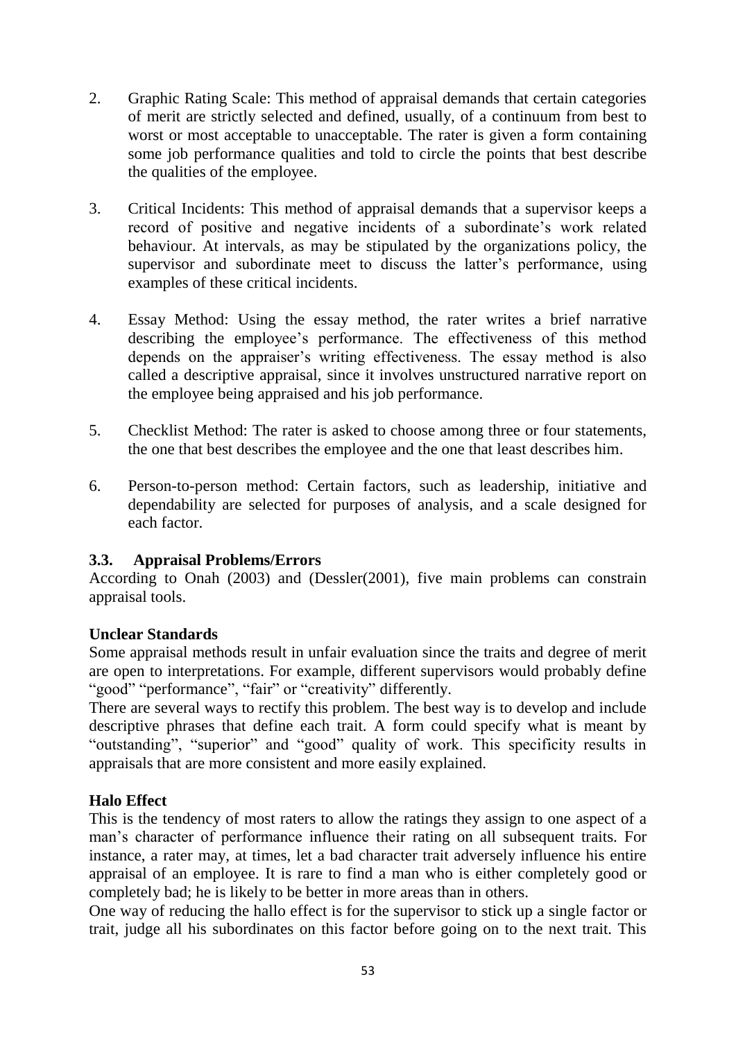2. Graphic Rating Scale: This method of appraisal demands that certain categories of merit are strictly selected and defined, usually, of a continuum from best to worst or most acceptable to unacceptable. The rater is given a form containing some job performance qualities and told to circle the points that best describe the qualities of the employee.

3. Critical Incidents: This method of appraisal demands that a supervisor keeps a record of positive and negative incidents of a subordinate's work related behaviour. At intervals, as may be stipulated by the organizations policy, the supervisor and subordinate meet to discuss the latter's performance, using examples of these critical incidents.

4. Essay Method: Using the essay method, the rater writes a brief narrative describing the employee's performance. The effectiveness of this method depends on the appraiser's writing effectiveness. The essay method is also called a descriptive appraisal, since it involves unstructured narrative report on the employee being appraised and his job performance.

5. Checklist Method: The rater is asked to choose among three or four statements, the one that best describes the employee and the one that least describes him.

6. Person-to-person method: Certain factors, such as leadership, initiative and dependability are selected for purposes of analysis, and a scale designed for each factor.

### 3.3. Appraisal Problems/Errors

According to Onah (2003) and (Dessler(2001), five main problems can constrain appraisal tools.

**Unclear Standards**

Some appraisal methods result in unfair evaluation since the traits and degree of merit are open to interpretations. For example, different supervisors would probably define "good" "performance", "fair" or "creativity" differently.

There are several ways to rectify this problem. The best way is to develop and include descriptive phrases that define each trait. A form could specify what is meant by "outstanding", "superior" and "good" quality of work. This specificity results in appraisals that are more consistent and more easily explained.

**Halo Effect**

This is the tendency of most raters to allow the ratings they assign to one aspect of a man's character of performance influence their rating on all subsequent traits. For instance, a rater may, at times, let a bad character trait adversely influence his entire appraisal of an employee. It is rare to find a man who is either completely good or completely bad; he is likely to be better in more areas than in others.

One way of reducing the hallo effect is for the supervisor to stick up a single factor or trait, judge all his subordinates on this factor before going on to the next trait. This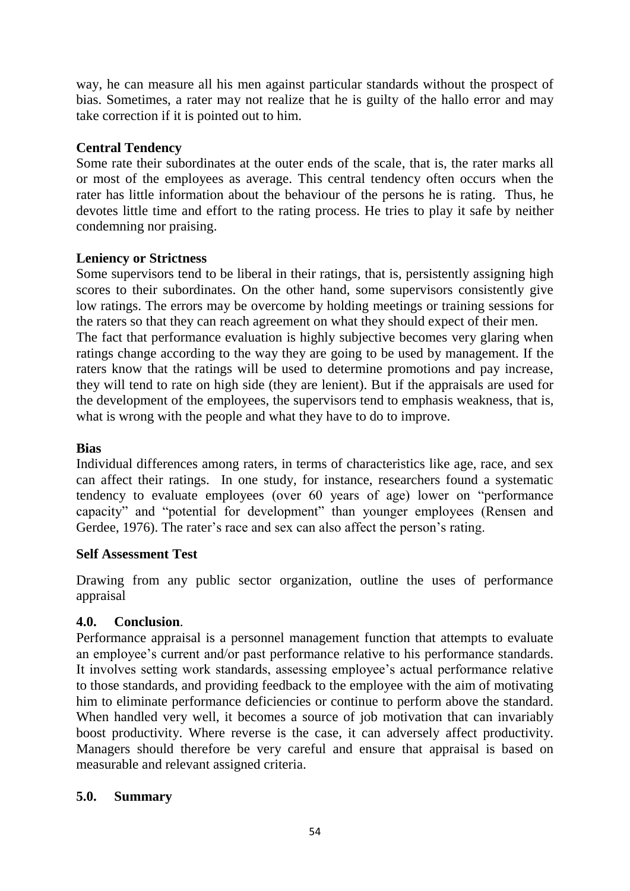way, he can measure all his men against particular standards without the prospect of bias. Sometimes, a rater may not realize that he is guilty of the hallo error and may take correction if it is pointed out to him.

**Central Tendency**

Some rate their subordinates at the outer ends of the scale, that is, the rater marks all or most of the employees as average. This central tendency often occurs when the rater has little information about the behaviour of the persons he is rating. Thus, he devotes little time and effort to the rating process. He tries to play it safe by neither condemning nor praising.

**Leniency or Strictness**

Some supervisors tend to be liberal in their ratings, that is, persistently assigning high scores to their subordinates. On the other hand, some supervisors consistently give low ratings. The errors may be overcome by holding meetings or training sessions for the raters so that they can reach agreement on what they should expect of their men.

The fact that performance evaluation is highly subjective becomes very glaring when ratings change according to the way they are going to be used by management. If the raters know that the ratings will be used to determine promotions and pay increase, they will tend to rate on high side (they are lenient). But if the appraisals are used for the development of the employees, the supervisors tend to emphasis weakness, that is, what is wrong with the people and what they have to do to improve.

**Bias**

Individual differences among raters, in terms of characteristics like age, race, and sex can affect their ratings. In one study, for instance, researchers found a systematic tendency to evaluate employees (over 60 years of age) lower on "performance capacity" and "potential for development" than younger employees (Rensen and Gerdee, 1976). The rater's race and sex can also affect the person's rating.

**Self Assessment Test**

Drawing from any public sector organization, outline the uses of performance appraisal

## 4.0. Conclusion.

Performance appraisal is a personnel management function that attempts to evaluate an employee's current and/or past performance relative to his performance standards. It involves setting work standards, assessing employee's actual performance relative to those standards, and providing feedback to the employee with the aim of motivating him to eliminate performance deficiencies or continue to perform above the standard. When handled very well, it becomes a source of job motivation that can invariably boost productivity. Where reverse is the case, it can adversely affect productivity. Managers should therefore be very careful and ensure that appraisal is based on measurable and relevant assigned criteria.

## 5.0. Summary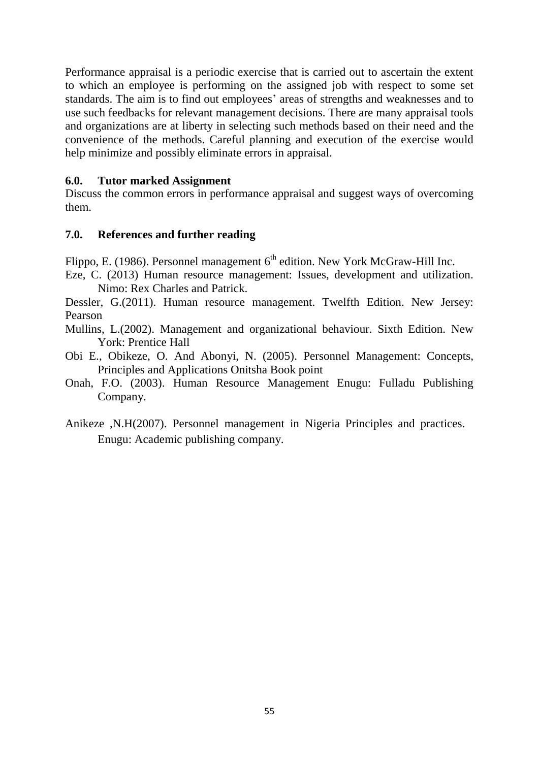Performance appraisal is a periodic exercise that is carried out to ascertain the extent to which an employee is performing on the assigned job with respect to some set standards. The aim is to find out employees' areas of strengths and weaknesses and to use such feedbacks for relevant management decisions. There are many appraisal tools and organizations are at liberty in selecting such methods based on their need and the convenience of the methods. Careful planning and execution of the exercise would help minimize and possibly eliminate errors in appraisal.

## 6.0. Tutor marked Assignment

Discuss the common errors in performance appraisal and suggest ways of overcoming them.

## 7.0. References and further reading

Flippo, E. (1986). Personnel management 6th edition. New York McGraw-Hill Inc.

Eze, C. (2013) Human resource management: Issues, development and utilization. Nimo: Rex Charles and Patrick.

Dessler, G.(2011). Human resource management. Twelfth Edition. New Jersey: Pearson

Mullins, L.(2002). Management and organizational behaviour. Sixth Edition. New York: Prentice Hall

Obi E., Obikeze, O. And Abonyi, N. (2005). Personnel Management: Concepts, Principles and Applications Onitsha Book point

Onah, F.O. (2003). Human Resource Management Enugu: Fulladu Publishing Company.

Anikeze ,N.H(2007). Personnel management in Nigeria Principles and practices. Enugu: Academic publishing company.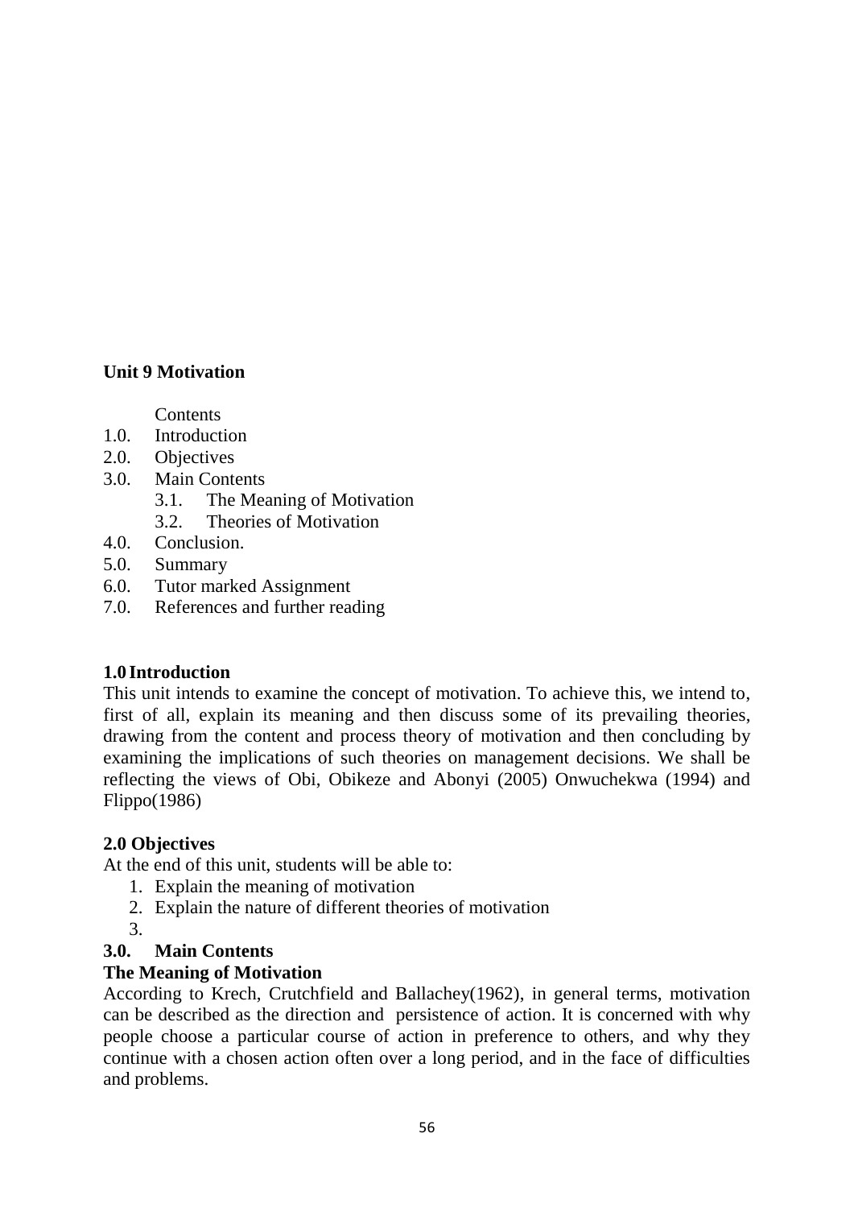**Unit 9 Motivation**

Contents

1.0. Introduction
2.0. Objectives
3.0. Main Contents
    3.1. The Meaning of Motivation
    3.2. Theories of Motivation
4.0. Conclusion.
5.0. Summary
6.0. Tutor marked Assignment
7.0. References and further reading

**1.0 Introduction**

This unit intends to examine the concept of motivation. To achieve this, we intend to, first of all, explain its meaning and then discuss some of its prevailing theories, drawing from the content and process theory of motivation and then concluding by examining the implications of such theories on management decisions. We shall be reflecting the views of Obi, Obikeze and Abonyi (2005) Onwuchekwa (1994) and Flippo(1986)

**2.0 Objectives**

At the end of this unit, students will be able to:

1. Explain the meaning of motivation
2. Explain the nature of different theories of motivation
3.

**3.0. Main Contents**

**The Meaning of Motivation**

According to Krech, Crutchfield and Ballachey(1962), in general terms, motivation can be described as the direction and persistence of action. It is concerned with why people choose a particular course of action in preference to others, and why they continue with a chosen action often over a long period, and in the face of difficulties and problems.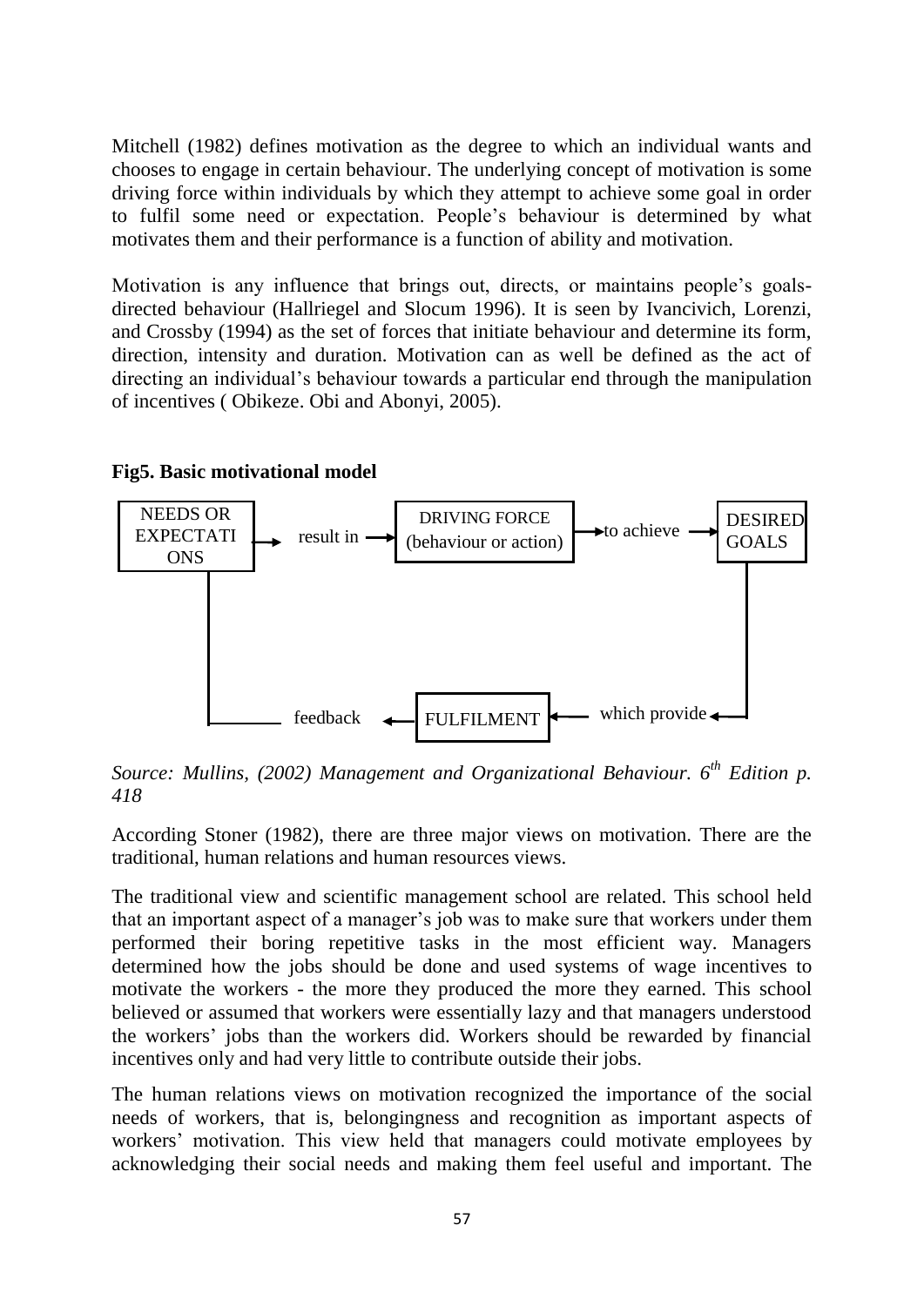Mitchell (1982) defines motivation as the degree to which an individual wants and chooses to engage in certain behaviour. The underlying concept of motivation is some driving force within individuals by which they attempt to achieve some goal in order to fulfil some need or expectation. People's behaviour is determined by what motivates them and their performance is a function of ability and motivation.

Motivation is any influence that brings out, directs, or maintains people's goals-directed behaviour (Hallriegel and Slocum 1996). It is seen by Ivancivich, Lorenzi, and Crossby (1994) as the set of forces that initiate behaviour and determine its form, direction, intensity and duration. Motivation can as well be defined as the act of directing an individual's behaviour towards a particular end through the manipulation of incentives ( Obikeze. Obi and Abonyi, 2005).

**Fig5. Basic motivational model**

```
NEEDS OR EXPECTATIONS → result in → DRIVING FORCE (behaviour or action) → to achieve → DESIRED GOALS
        ↑                                                                                  |
        |                                                                                  ↓
        └──────── feedback ← FULFILMENT ← which provide ←─────────────────────────────────┘
```

*Source: Mullins, (2002) Management and Organizational Behaviour. 6th Edition p. 418*

According Stoner (1982), there are three major views on motivation. There are the traditional, human relations and human resources views.

The traditional view and scientific management school are related. This school held that an important aspect of a manager's job was to make sure that workers under them performed their boring repetitive tasks in the most efficient way. Managers determined how the jobs should be done and used systems of wage incentives to motivate the workers - the more they produced the more they earned. This school believed or assumed that workers were essentially lazy and that managers understood the workers' jobs than the workers did. Workers should be rewarded by financial incentives only and had very little to contribute outside their jobs.

The human relations views on motivation recognized the importance of the social needs of workers, that is, belongingness and recognition as important aspects of workers' motivation. This view held that managers could motivate employees by acknowledging their social needs and making them feel useful and important. The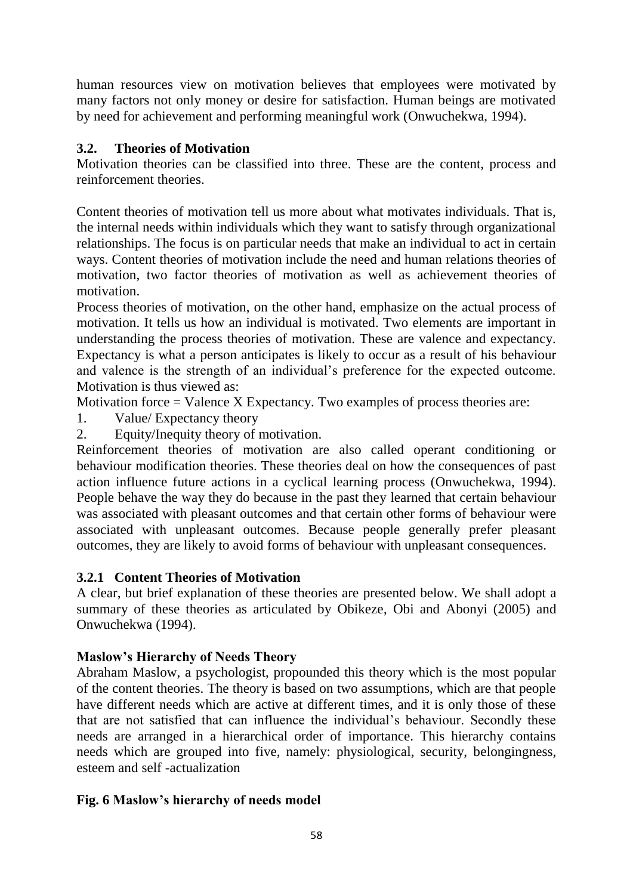human resources view on motivation believes that employees were motivated by many factors not only money or desire for satisfaction. Human beings are motivated by need for achievement and performing meaningful work (Onwuchekwa, 1994).

### 3.2. Theories of Motivation

Motivation theories can be classified into three. These are the content, process and reinforcement theories.

Content theories of motivation tell us more about what motivates individuals. That is, the internal needs within individuals which they want to satisfy through organizational relationships. The focus is on particular needs that make an individual to act in certain ways. Content theories of motivation include the need and human relations theories of motivation, two factor theories of motivation as well as achievement theories of motivation.

Process theories of motivation, on the other hand, emphasize on the actual process of motivation. It tells us how an individual is motivated. Two elements are important in understanding the process theories of motivation. These are valence and expectancy. Expectancy is what a person anticipates is likely to occur as a result of his behaviour and valence is the strength of an individual's preference for the expected outcome. Motivation is thus viewed as:

Motivation force = Valence X Expectancy. Two examples of process theories are:

1. Value/ Expectancy theory
2. Equity/Inequity theory of motivation.

Reinforcement theories of motivation are also called operant conditioning or behaviour modification theories. These theories deal on how the consequences of past action influence future actions in a cyclical learning process (Onwuchekwa, 1994). People behave the way they do because in the past they learned that certain behaviour was associated with pleasant outcomes and that certain other forms of behaviour were associated with unpleasant outcomes. Because people generally prefer pleasant outcomes, they are likely to avoid forms of behaviour with unpleasant consequences.

#### 3.2.1 Content Theories of Motivation

A clear, but brief explanation of these theories are presented below. We shall adopt a summary of these theories as articulated by Obikeze, Obi and Abonyi (2005) and Onwuchekwa (1994).

**Maslow's Hierarchy of Needs Theory**

Abraham Maslow, a psychologist, propounded this theory which is the most popular of the content theories. The theory is based on two assumptions, which are that people have different needs which are active at different times, and it is only those of these that are not satisfied that can influence the individual's behaviour. Secondly these needs are arranged in a hierarchical order of importance. This hierarchy contains needs which are grouped into five, namely: physiological, security, belongingness, esteem and self -actualization

**Fig. 6 Maslow's hierarchy of needs model**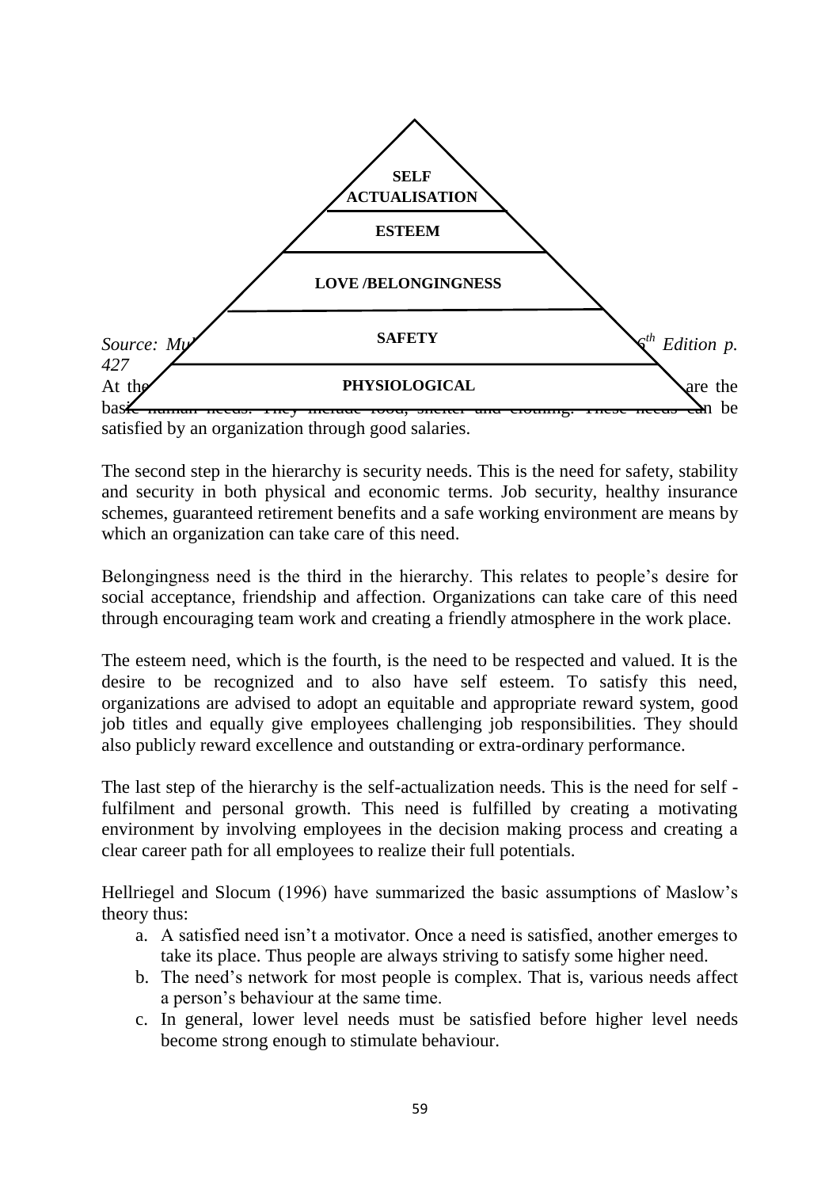SELF ACTUALISATION

ESTEEM

LOVE /BELONGINGNESS

SAFETY

PHYSIOLOGICAL

*Source: Mu... 6th Edition p. 427*

At the ... are the basic human needs. They include food, shelter and clothing. These needs can be satisfied by an organization through good salaries.

The second step in the hierarchy is security needs. This is the need for safety, stability and security in both physical and economic terms. Job security, healthy insurance schemes, guaranteed retirement benefits and a safe working environment are means by which an organization can take care of this need.

Belongingness need is the third in the hierarchy. This relates to people's desire for social acceptance, friendship and affection. Organizations can take care of this need through encouraging team work and creating a friendly atmosphere in the work place.

The esteem need, which is the fourth, is the need to be respected and valued. It is the desire to be recognized and to also have self esteem. To satisfy this need, organizations are advised to adopt an equitable and appropriate reward system, good job titles and equally give employees challenging job responsibilities. They should also publicly reward excellence and outstanding or extra-ordinary performance.

The last step of the hierarchy is the self-actualization needs. This is the need for self - fulfilment and personal growth. This need is fulfilled by creating a motivating environment by involving employees in the decision making process and creating a clear career path for all employees to realize their full potentials.

Hellriegel and Slocum (1996) have summarized the basic assumptions of Maslow's theory thus:

a. A satisfied need isn't a motivator. Once a need is satisfied, another emerges to take its place. Thus people are always striving to satisfy some higher need.
b. The need's network for most people is complex. That is, various needs affect a person's behaviour at the same time.
c. In general, lower level needs must be satisfied before higher level needs become strong enough to stimulate behaviour.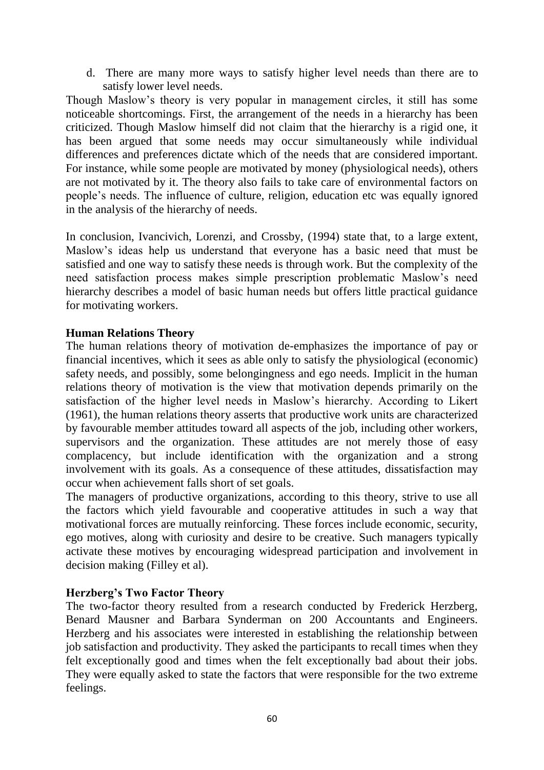d. There are many more ways to satisfy higher level needs than there are to satisfy lower level needs.

Though Maslow's theory is very popular in management circles, it still has some noticeable shortcomings. First, the arrangement of the needs in a hierarchy has been criticized. Though Maslow himself did not claim that the hierarchy is a rigid one, it has been argued that some needs may occur simultaneously while individual differences and preferences dictate which of the needs that are considered important. For instance, while some people are motivated by money (physiological needs), others are not motivated by it. The theory also fails to take care of environmental factors on people's needs. The influence of culture, religion, education etc was equally ignored in the analysis of the hierarchy of needs.

In conclusion, Ivancivich, Lorenzi, and Crossby, (1994) state that, to a large extent, Maslow's ideas help us understand that everyone has a basic need that must be satisfied and one way to satisfy these needs is through work. But the complexity of the need satisfaction process makes simple prescription problematic Maslow's need hierarchy describes a model of basic human needs but offers little practical guidance for motivating workers.

**Human Relations Theory**

The human relations theory of motivation de-emphasizes the importance of pay or financial incentives, which it sees as able only to satisfy the physiological (economic) safety needs, and possibly, some belongingness and ego needs. Implicit in the human relations theory of motivation is the view that motivation depends primarily on the satisfaction of the higher level needs in Maslow's hierarchy. According to Likert (1961), the human relations theory asserts that productive work units are characterized by favourable member attitudes toward all aspects of the job, including other workers, supervisors and the organization. These attitudes are not merely those of easy complacency, but include identification with the organization and a strong involvement with its goals. As a consequence of these attitudes, dissatisfaction may occur when achievement falls short of set goals.

The managers of productive organizations, according to this theory, strive to use all the factors which yield favourable and cooperative attitudes in such a way that motivational forces are mutually reinforcing. These forces include economic, security, ego motives, along with curiosity and desire to be creative. Such managers typically activate these motives by encouraging widespread participation and involvement in decision making (Filley et al).

**Herzberg's Two Factor Theory**

The two-factor theory resulted from a research conducted by Frederick Herzberg, Benard Mausner and Barbara Synderman on 200 Accountants and Engineers. Herzberg and his associates were interested in establishing the relationship between job satisfaction and productivity. They asked the participants to recall times when they felt exceptionally good and times when the felt exceptionally bad about their jobs. They were equally asked to state the factors that were responsible for the two extreme feelings.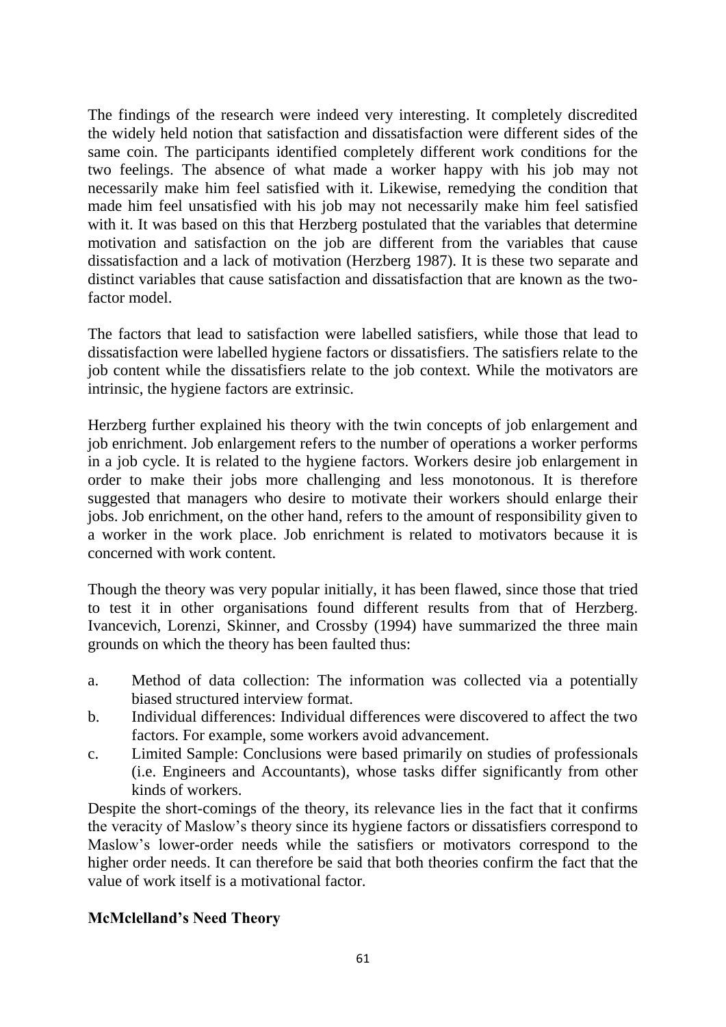The findings of the research were indeed very interesting. It completely discredited the widely held notion that satisfaction and dissatisfaction were different sides of the same coin. The participants identified completely different work conditions for the two feelings. The absence of what made a worker happy with his job may not necessarily make him feel satisfied with it. Likewise, remedying the condition that made him feel unsatisfied with his job may not necessarily make him feel satisfied with it. It was based on this that Herzberg postulated that the variables that determine motivation and satisfaction on the job are different from the variables that cause dissatisfaction and a lack of motivation (Herzberg 1987). It is these two separate and distinct variables that cause satisfaction and dissatisfaction that are known as the two-factor model.

The factors that lead to satisfaction were labelled satisfiers, while those that lead to dissatisfaction were labelled hygiene factors or dissatisfiers. The satisfiers relate to the job content while the dissatisfiers relate to the job context. While the motivators are intrinsic, the hygiene factors are extrinsic.

Herzberg further explained his theory with the twin concepts of job enlargement and job enrichment. Job enlargement refers to the number of operations a worker performs in a job cycle. It is related to the hygiene factors. Workers desire job enlargement in order to make their jobs more challenging and less monotonous. It is therefore suggested that managers who desire to motivate their workers should enlarge their jobs. Job enrichment, on the other hand, refers to the amount of responsibility given to a worker in the work place. Job enrichment is related to motivators because it is concerned with work content.

Though the theory was very popular initially, it has been flawed, since those that tried to test it in other organisations found different results from that of Herzberg. Ivancevich, Lorenzi, Skinner, and Crossby (1994) have summarized the three main grounds on which the theory has been faulted thus:

a. Method of data collection: The information was collected via a potentially biased structured interview format.
b. Individual differences: Individual differences were discovered to affect the two factors. For example, some workers avoid advancement.
c. Limited Sample: Conclusions were based primarily on studies of professionals (i.e. Engineers and Accountants), whose tasks differ significantly from other kinds of workers.

Despite the short-comings of the theory, its relevance lies in the fact that it confirms the veracity of Maslow's theory since its hygiene factors or dissatisfiers correspond to Maslow's lower-order needs while the satisfiers or motivators correspond to the higher order needs. It can therefore be said that both theories confirm the fact that the value of work itself is a motivational factor.

**McMclelland's Need Theory**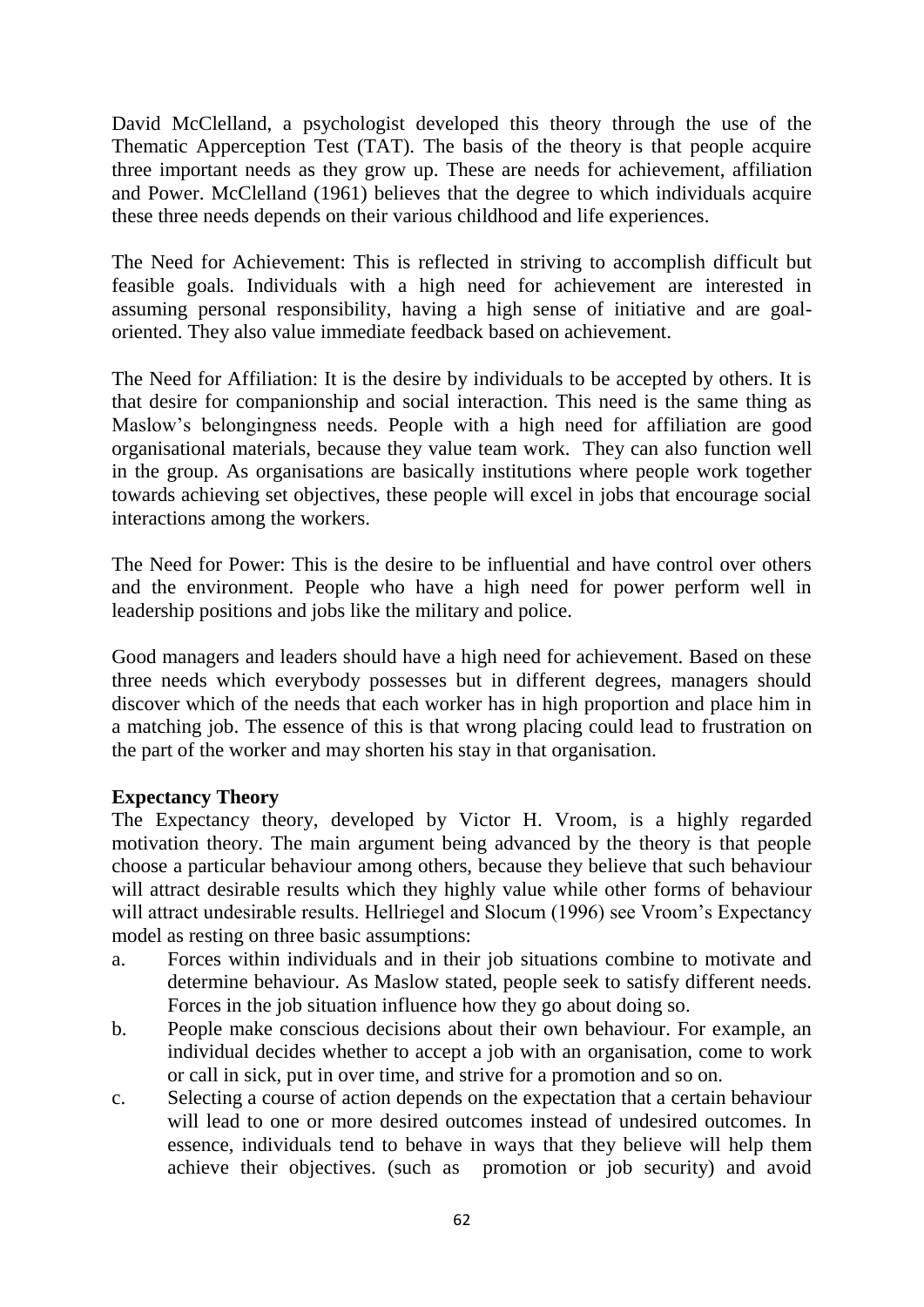David McClelland, a psychologist developed this theory through the use of the Thematic Apperception Test (TAT). The basis of the theory is that people acquire three important needs as they grow up. These are needs for achievement, affiliation and Power. McClelland (1961) believes that the degree to which individuals acquire these three needs depends on their various childhood and life experiences.

The Need for Achievement: This is reflected in striving to accomplish difficult but feasible goals. Individuals with a high need for achievement are interested in assuming personal responsibility, having a high sense of initiative and are goal-oriented. They also value immediate feedback based on achievement.

The Need for Affiliation: It is the desire by individuals to be accepted by others. It is that desire for companionship and social interaction. This need is the same thing as Maslow's belongingness needs. People with a high need for affiliation are good organisational materials, because they value team work. They can also function well in the group. As organisations are basically institutions where people work together towards achieving set objectives, these people will excel in jobs that encourage social interactions among the workers.

The Need for Power: This is the desire to be influential and have control over others and the environment. People who have a high need for power perform well in leadership positions and jobs like the military and police.

Good managers and leaders should have a high need for achievement. Based on these three needs which everybody possesses but in different degrees, managers should discover which of the needs that each worker has in high proportion and place him in a matching job. The essence of this is that wrong placing could lead to frustration on the part of the worker and may shorten his stay in that organisation.

**Expectancy Theory**

The Expectancy theory, developed by Victor H. Vroom, is a highly regarded motivation theory. The main argument being advanced by the theory is that people choose a particular behaviour among others, because they believe that such behaviour will attract desirable results which they highly value while other forms of behaviour will attract undesirable results. Hellriegel and Slocum (1996) see Vroom's Expectancy model as resting on three basic assumptions:

a. Forces within individuals and in their job situations combine to motivate and determine behaviour. As Maslow stated, people seek to satisfy different needs. Forces in the job situation influence how they go about doing so.
b. People make conscious decisions about their own behaviour. For example, an individual decides whether to accept a job with an organisation, come to work or call in sick, put in over time, and strive for a promotion and so on.
c. Selecting a course of action depends on the expectation that a certain behaviour will lead to one or more desired outcomes instead of undesired outcomes. In essence, individuals tend to behave in ways that they believe will help them achieve their objectives. (such as promotion or job security) and avoid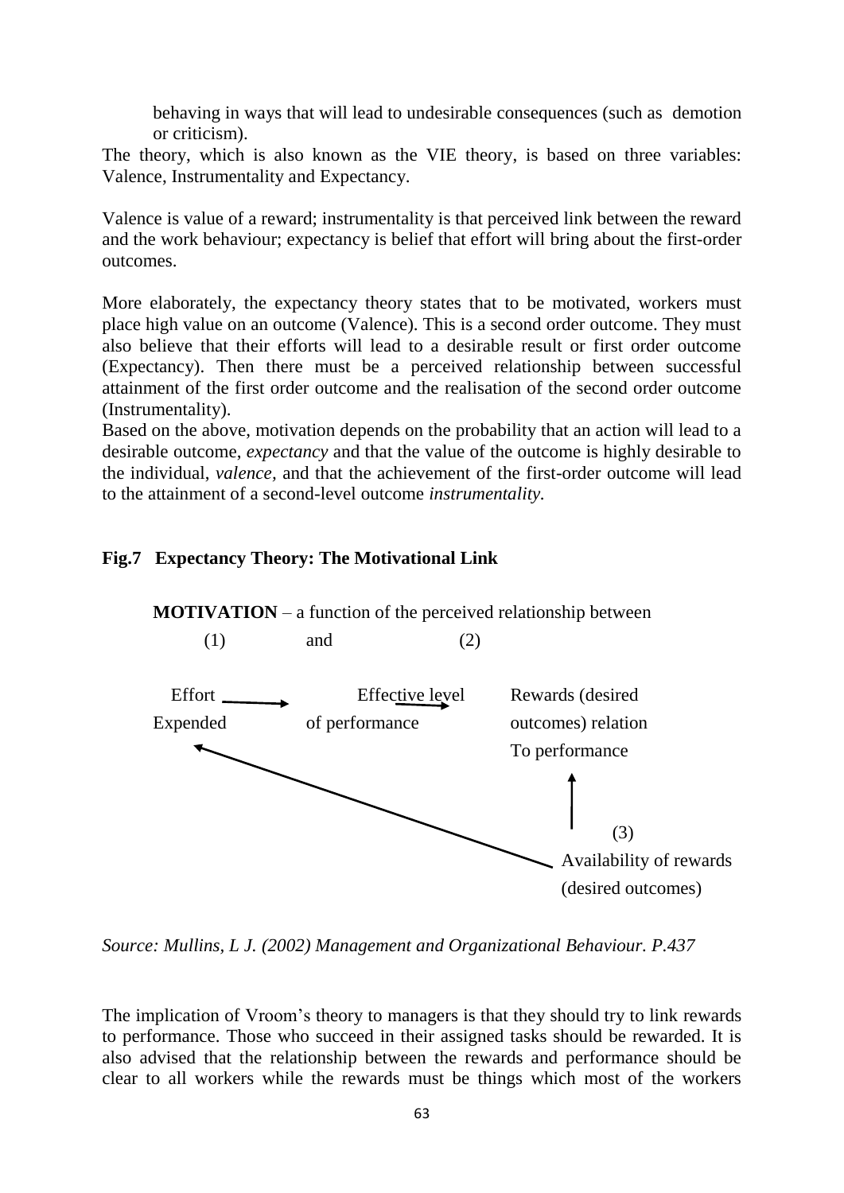behaving in ways that will lead to undesirable consequences (such as demotion or criticism).

The theory, which is also known as the VIE theory, is based on three variables: Valence, Instrumentality and Expectancy.

Valence is value of a reward; instrumentality is that perceived link between the reward and the work behaviour; expectancy is belief that effort will bring about the first-order outcomes.

More elaborately, the expectancy theory states that to be motivated, workers must place high value on an outcome (Valence). This is a second order outcome. They must also believe that their efforts will lead to a desirable result or first order outcome (Expectancy). Then there must be a perceived relationship between successful attainment of the first order outcome and the realisation of the second order outcome (Instrumentality).

Based on the above, motivation depends on the probability that an action will lead to a desirable outcome, *expectancy* and that the value of the outcome is highly desirable to the individual, *valence*, and that the achievement of the first-order outcome will lead to the attainment of a second-level outcome *instrumentality.*

**Fig.7 Expectancy Theory: The Motivational Link**

**MOTIVATION** – a function of the perceived relationship between

(1) and (2)

Effort Expended → Effective level of performance → Rewards (desired outcomes) relation To performance

(3)

Availability of rewards (desired outcomes)

*Source: Mullins, L J. (2002) Management and Organizational Behaviour. P.437*

The implication of Vroom's theory to managers is that they should try to link rewards to performance. Those who succeed in their assigned tasks should be rewarded. It is also advised that the relationship between the rewards and performance should be clear to all workers while the rewards must be things which most of the workers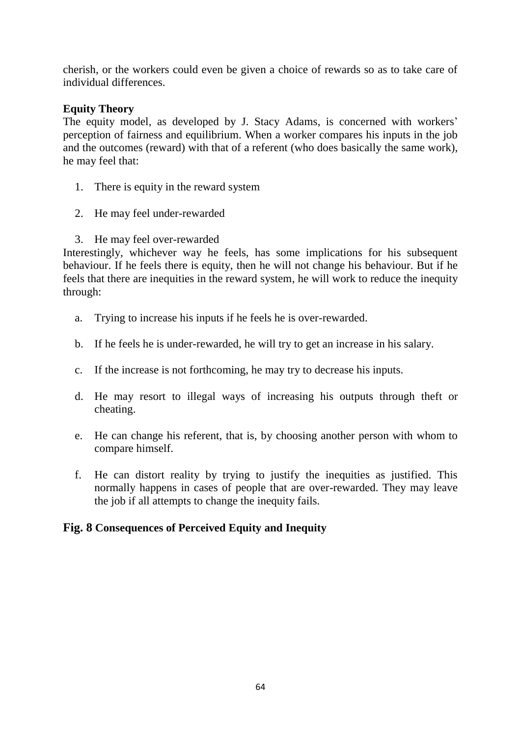cherish, or the workers could even be given a choice of rewards so as to take care of individual differences.

**Equity Theory**

The equity model, as developed by J. Stacy Adams, is concerned with workers' perception of fairness and equilibrium. When a worker compares his inputs in the job and the outcomes (reward) with that of a referent (who does basically the same work), he may feel that:

1. There is equity in the reward system
2. He may feel under-rewarded
3. He may feel over-rewarded

Interestingly, whichever way he feels, has some implications for his subsequent behaviour. If he feels there is equity, then he will not change his behaviour. But if he feels that there are inequities in the reward system, he will work to reduce the inequity through:

a. Trying to increase his inputs if he feels he is over-rewarded.

b. If he feels he is under-rewarded, he will try to get an increase in his salary.

c. If the increase is not forthcoming, he may try to decrease his inputs.

d. He may resort to illegal ways of increasing his outputs through theft or cheating.

e. He can change his referent, that is, by choosing another person with whom to compare himself.

f. He can distort reality by trying to justify the inequities as justified. This normally happens in cases of people that are over-rewarded. They may leave the job if all attempts to change the inequity fails.

**Fig. 8 Consequences of Perceived Equity and Inequity**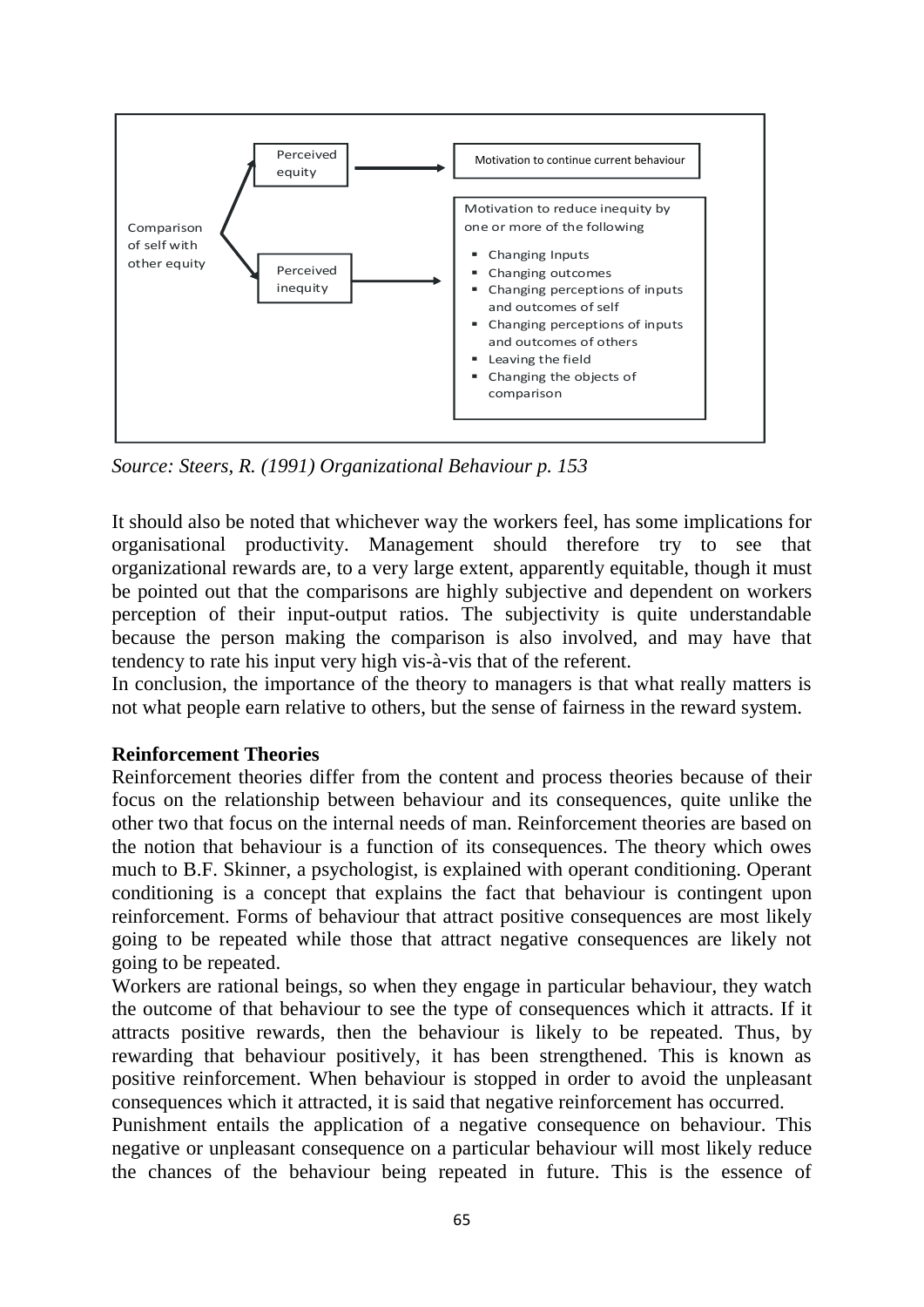Comparison of self with other equity

Perceived equity → Motivation to continue current behaviour

Perceived inequity → Motivation to reduce inequity by one or more of the following

- Changing Inputs
- Changing outcomes
- Changing perceptions of inputs and outcomes of self
- Changing perceptions of inputs and outcomes of others
- Leaving the field
- Changing the objects of comparison

*Source: Steers, R. (1991) Organizational Behaviour p. 153*

It should also be noted that whichever way the workers feel, has some implications for organisational productivity. Management should therefore try to see that organizational rewards are, to a very large extent, apparently equitable, though it must be pointed out that the comparisons are highly subjective and dependent on workers perception of their input-output ratios. The subjectivity is quite understandable because the person making the comparison is also involved, and may have that tendency to rate his input very high vis-à-vis that of the referent.

In conclusion, the importance of the theory to managers is that what really matters is not what people earn relative to others, but the sense of fairness in the reward system.

**Reinforcement Theories**

Reinforcement theories differ from the content and process theories because of their focus on the relationship between behaviour and its consequences, quite unlike the other two that focus on the internal needs of man. Reinforcement theories are based on the notion that behaviour is a function of its consequences. The theory which owes much to B.F. Skinner, a psychologist, is explained with operant conditioning. Operant conditioning is a concept that explains the fact that behaviour is contingent upon reinforcement. Forms of behaviour that attract positive consequences are most likely going to be repeated while those that attract negative consequences are likely not going to be repeated.

Workers are rational beings, so when they engage in particular behaviour, they watch the outcome of that behaviour to see the type of consequences which it attracts. If it attracts positive rewards, then the behaviour is likely to be repeated. Thus, by rewarding that behaviour positively, it has been strengthened. This is known as positive reinforcement. When behaviour is stopped in order to avoid the unpleasant consequences which it attracted, it is said that negative reinforcement has occurred.

Punishment entails the application of a negative consequence on behaviour. This negative or unpleasant consequence on a particular behaviour will most likely reduce the chances of the behaviour being repeated in future. This is the essence of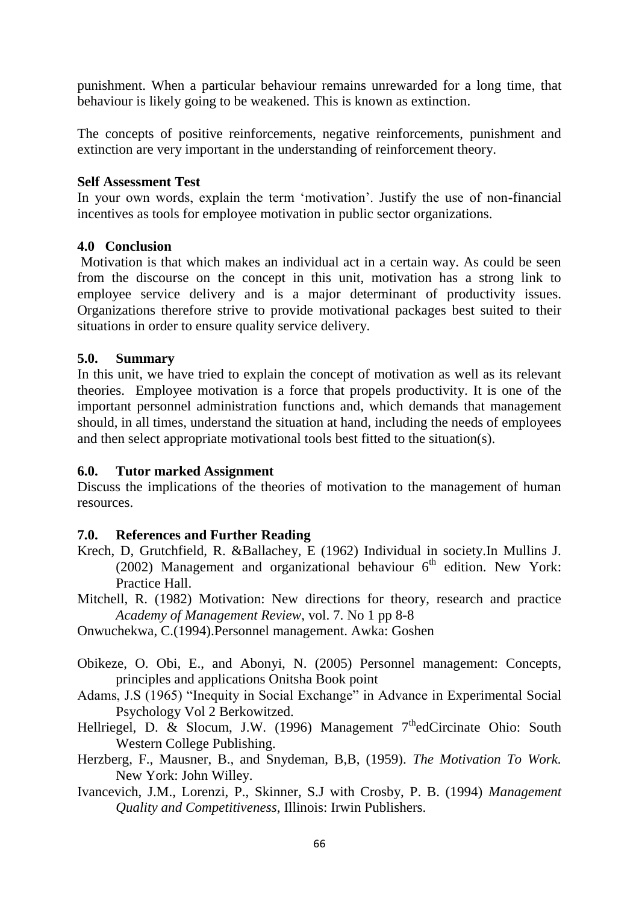punishment. When a particular behaviour remains unrewarded for a long time, that behaviour is likely going to be weakened. This is known as extinction.

The concepts of positive reinforcements, negative reinforcements, punishment and extinction are very important in the understanding of reinforcement theory.

**Self Assessment Test**

In your own words, explain the term 'motivation'. Justify the use of non-financial incentives as tools for employee motivation in public sector organizations.

## 4.0 Conclusion

Motivation is that which makes an individual act in a certain way. As could be seen from the discourse on the concept in this unit, motivation has a strong link to employee service delivery and is a major determinant of productivity issues. Organizations therefore strive to provide motivational packages best suited to their situations in order to ensure quality service delivery.

## 5.0. Summary

In this unit, we have tried to explain the concept of motivation as well as its relevant theories. Employee motivation is a force that propels productivity. It is one of the important personnel administration functions and, which demands that management should, in all times, understand the situation at hand, including the needs of employees and then select appropriate motivational tools best fitted to the situation(s).

## 6.0. Tutor marked Assignment

Discuss the implications of the theories of motivation to the management of human resources.

## 7.0. References and Further Reading

Krech, D, Grutchfield, R. &Ballachey, E (1962) Individual in society.In Mullins J. (2002) Management and organizational behaviour 6th edition. New York: Practice Hall.

Mitchell, R. (1982) Motivation: New directions for theory, research and practice *Academy of Management Review*, vol. 7. No 1 pp 8-8

Onwuchekwa, C.(1994).Personnel management. Awka: Goshen

Obikeze, O. Obi, E., and Abonyi, N. (2005) Personnel management: Concepts, principles and applications Onitsha Book point

Adams, J.S (1965) "Inequity in Social Exchange" in Advance in Experimental Social Psychology Vol 2 Berkowitzed.

Hellriegel, D. & Slocum, J.W. (1996) Management 7thedCircinate Ohio: South Western College Publishing.

Herzberg, F., Mausner, B., and Snydeman, B,B, (1959). *The Motivation To Work.* New York: John Willey.

Ivancevich, J.M., Lorenzi, P., Skinner, S.J with Crosby, P. B. (1994) *Management Quality and Competitiveness,* Illinois: Irwin Publishers.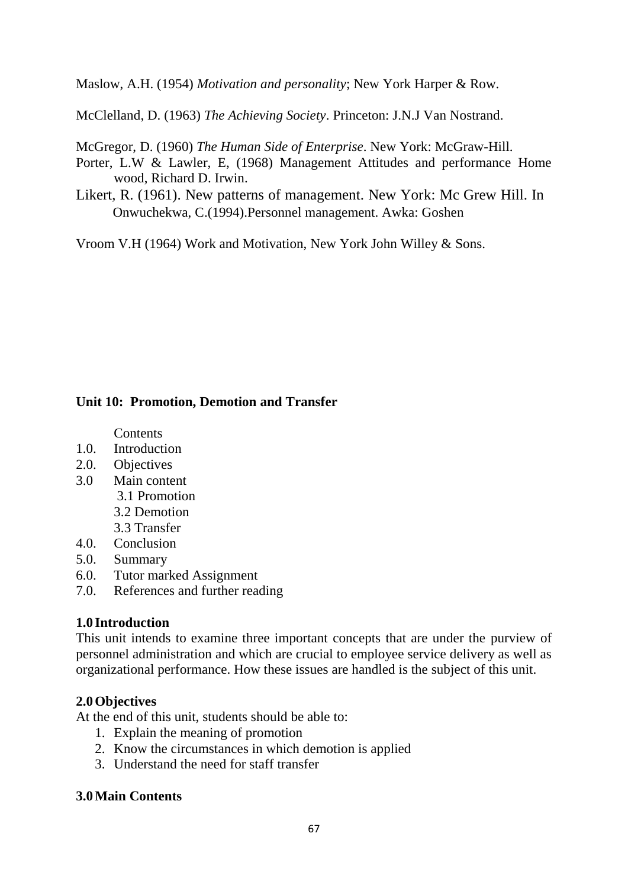Maslow, A.H. (1954) *Motivation and personality*; New York Harper & Row.

McClelland, D. (1963) *The Achieving Society*. Princeton: J.N.J Van Nostrand.

McGregor, D. (1960) *The Human Side of Enterprise*. New York: McGraw-Hill.

Porter, L.W & Lawler, E, (1968) Management Attitudes and performance Home wood, Richard D. Irwin.

Likert, R. (1961). New patterns of management. New York: Mc Grew Hill. In Onwuchekwa, C.(1994).Personnel management. Awka: Goshen

Vroom V.H (1964) Work and Motivation, New York John Willey & Sons.

## Unit 10: Promotion, Demotion and Transfer

Contents

1.0. Introduction
2.0. Objectives
3.0 Main content
    3.1 Promotion
    3.2 Demotion
    3.3 Transfer
4.0. Conclusion
5.0. Summary
6.0. Tutor marked Assignment
7.0. References and further reading

### 1.0 Introduction

This unit intends to examine three important concepts that are under the purview of personnel administration and which are crucial to employee service delivery as well as organizational performance. How these issues are handled is the subject of this unit.

### 2.0 Objectives

At the end of this unit, students should be able to:

1. Explain the meaning of promotion
2. Know the circumstances in which demotion is applied
3. Understand the need for staff transfer

### 3.0 Main Contents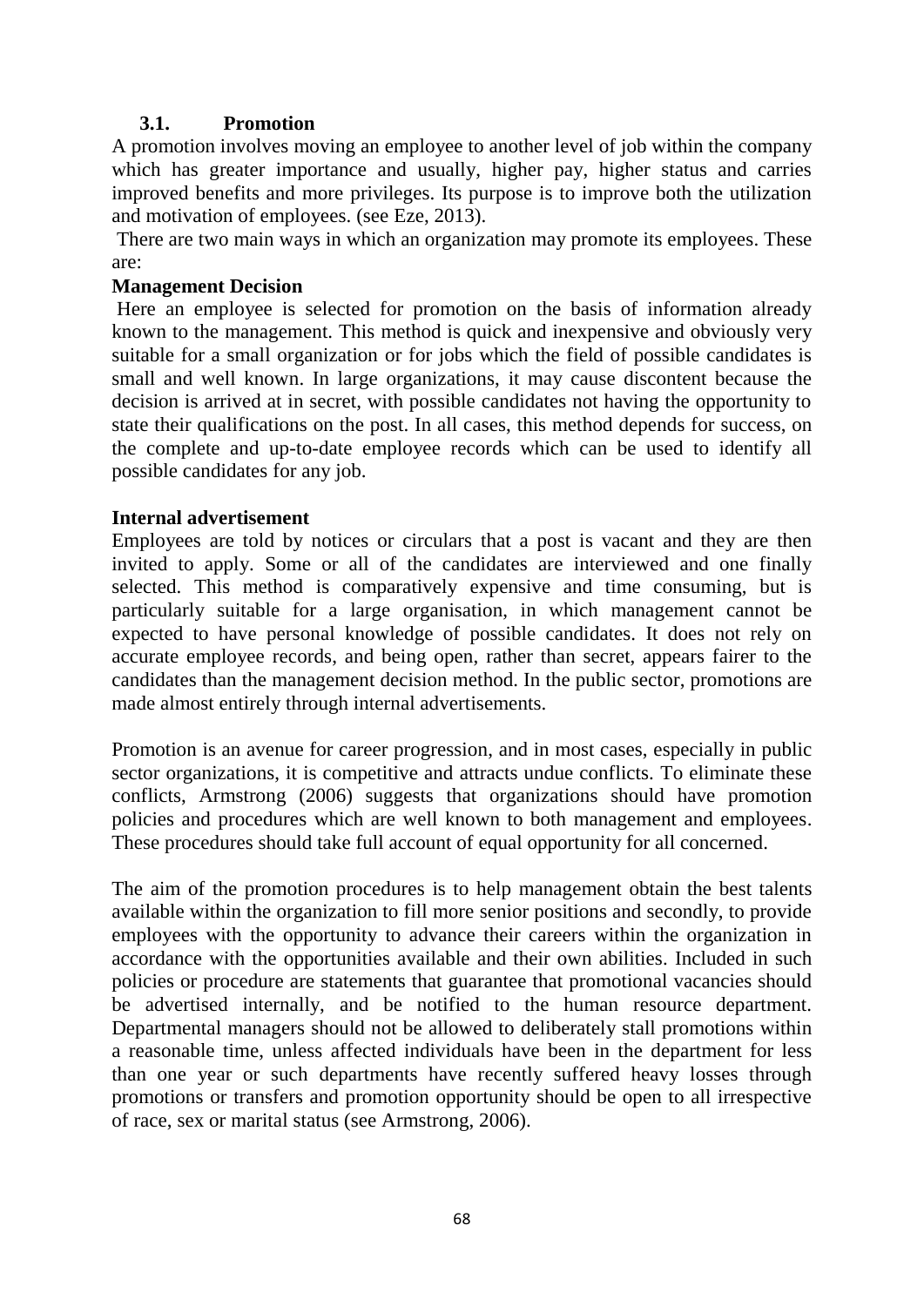### 3.1. Promotion

A promotion involves moving an employee to another level of job within the company which has greater importance and usually, higher pay, higher status and carries improved benefits and more privileges. Its purpose is to improve both the utilization and motivation of employees. (see Eze, 2013).

There are two main ways in which an organization may promote its employees. These are:

**Management Decision**

Here an employee is selected for promotion on the basis of information already known to the management. This method is quick and inexpensive and obviously very suitable for a small organization or for jobs which the field of possible candidates is small and well known. In large organizations, it may cause discontent because the decision is arrived at in secret, with possible candidates not having the opportunity to state their qualifications on the post. In all cases, this method depends for success, on the complete and up-to-date employee records which can be used to identify all possible candidates for any job.

**Internal advertisement**

Employees are told by notices or circulars that a post is vacant and they are then invited to apply. Some or all of the candidates are interviewed and one finally selected. This method is comparatively expensive and time consuming, but is particularly suitable for a large organisation, in which management cannot be expected to have personal knowledge of possible candidates. It does not rely on accurate employee records, and being open, rather than secret, appears fairer to the candidates than the management decision method. In the public sector, promotions are made almost entirely through internal advertisements.

Promotion is an avenue for career progression, and in most cases, especially in public sector organizations, it is competitive and attracts undue conflicts. To eliminate these conflicts, Armstrong (2006) suggests that organizations should have promotion policies and procedures which are well known to both management and employees. These procedures should take full account of equal opportunity for all concerned.

The aim of the promotion procedures is to help management obtain the best talents available within the organization to fill more senior positions and secondly, to provide employees with the opportunity to advance their careers within the organization in accordance with the opportunities available and their own abilities. Included in such policies or procedure are statements that guarantee that promotional vacancies should be advertised internally, and be notified to the human resource department. Departmental managers should not be allowed to deliberately stall promotions within a reasonable time, unless affected individuals have been in the department for less than one year or such departments have recently suffered heavy losses through promotions or transfers and promotion opportunity should be open to all irrespective of race, sex or marital status (see Armstrong, 2006).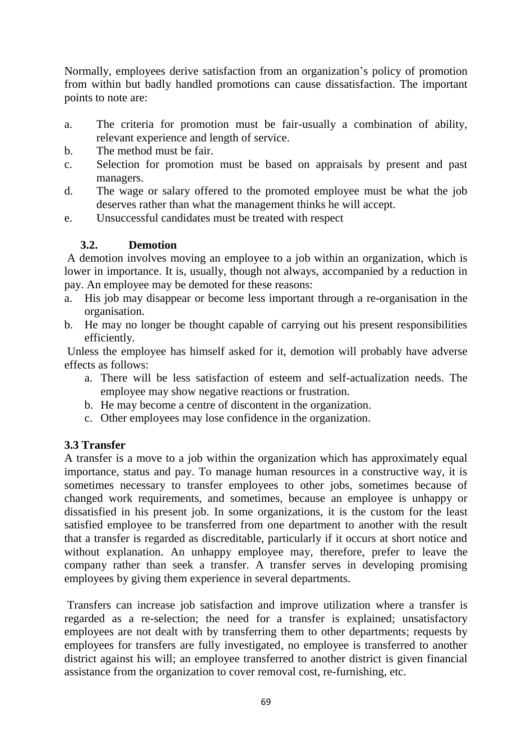Normally, employees derive satisfaction from an organization's policy of promotion from within but badly handled promotions can cause dissatisfaction. The important points to note are:

a. The criteria for promotion must be fair-usually a combination of ability, relevant experience and length of service.
b. The method must be fair.
c. Selection for promotion must be based on appraisals by present and past managers.
d. The wage or salary offered to the promoted employee must be what the job deserves rather than what the management thinks he will accept.
e. Unsuccessful candidates must be treated with respect

### 3.2. Demotion

A demotion involves moving an employee to a job within an organization, which is lower in importance. It is, usually, though not always, accompanied by a reduction in pay. An employee may be demoted for these reasons:

a. His job may disappear or become less important through a re-organisation in the organisation.
b. He may no longer be thought capable of carrying out his present responsibilities efficiently.

Unless the employee has himself asked for it, demotion will probably have adverse effects as follows:

a. There will be less satisfaction of esteem and self-actualization needs. The employee may show negative reactions or frustration.
b. He may become a centre of discontent in the organization.
c. Other employees may lose confidence in the organization.

### 3.3 Transfer

A transfer is a move to a job within the organization which has approximately equal importance, status and pay. To manage human resources in a constructive way, it is sometimes necessary to transfer employees to other jobs, sometimes because of changed work requirements, and sometimes, because an employee is unhappy or dissatisfied in his present job. In some organizations, it is the custom for the least satisfied employee to be transferred from one department to another with the result that a transfer is regarded as discreditable, particularly if it occurs at short notice and without explanation. An unhappy employee may, therefore, prefer to leave the company rather than seek a transfer. A transfer serves in developing promising employees by giving them experience in several departments.

Transfers can increase job satisfaction and improve utilization where a transfer is regarded as a re-selection; the need for a transfer is explained; unsatisfactory employees are not dealt with by transferring them to other departments; requests by employees for transfers are fully investigated, no employee is transferred to another district against his will; an employee transferred to another district is given financial assistance from the organization to cover removal cost, re-furnishing, etc.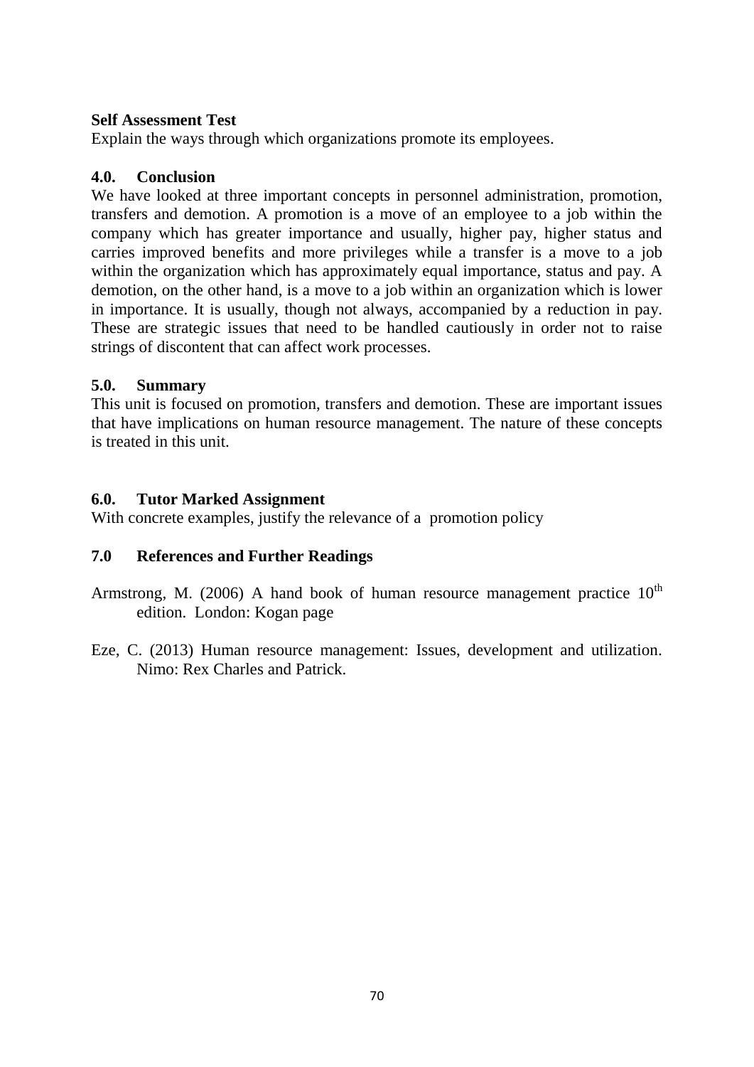**Self Assessment Test**

Explain the ways through which organizations promote its employees.

## 4.0. Conclusion

We have looked at three important concepts in personnel administration, promotion, transfers and demotion. A promotion is a move of an employee to a job within the company which has greater importance and usually, higher pay, higher status and carries improved benefits and more privileges while a transfer is a move to a job within the organization which has approximately equal importance, status and pay. A demotion, on the other hand, is a move to a job within an organization which is lower in importance. It is usually, though not always, accompanied by a reduction in pay. These are strategic issues that need to be handled cautiously in order not to raise strings of discontent that can affect work processes.

## 5.0. Summary

This unit is focused on promotion, transfers and demotion. These are important issues that have implications on human resource management. The nature of these concepts is treated in this unit.

## 6.0. Tutor Marked Assignment

With concrete examples, justify the relevance of a promotion policy

## 7.0 References and Further Readings

Armstrong, M. (2006) A hand book of human resource management practice 10th edition. London: Kogan page

Eze, C. (2013) Human resource management: Issues, development and utilization. Nimo: Rex Charles and Patrick.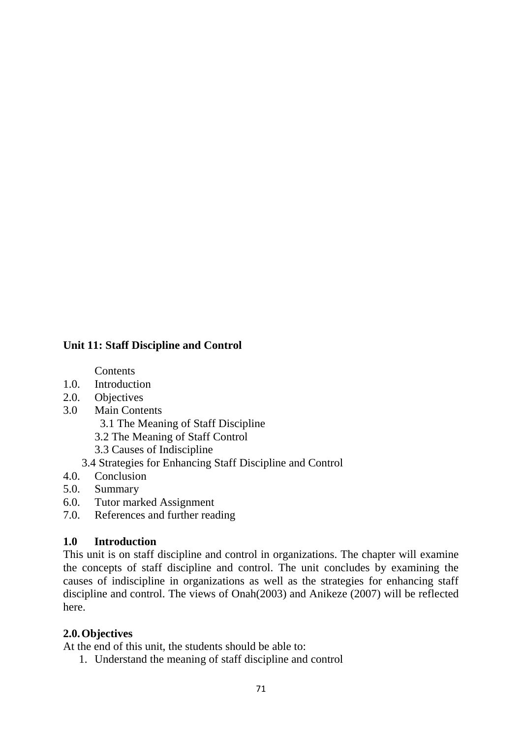**Unit 11: Staff Discipline and Control**

Contents

1.0. Introduction
2.0. Objectives
3.0 Main Contents
   3.1 The Meaning of Staff Discipline
   3.2 The Meaning of Staff Control
   3.3 Causes of Indiscipline
   3.4 Strategies for Enhancing Staff Discipline and Control
4.0. Conclusion
5.0. Summary
6.0. Tutor marked Assignment
7.0. References and further reading

## 1.0 Introduction

This unit is on staff discipline and control in organizations. The chapter will examine the concepts of staff discipline and control. The unit concludes by examining the causes of indiscipline in organizations as well as the strategies for enhancing staff discipline and control. The views of Onah(2003) and Anikeze (2007) will be reflected here.

## 2.0. Objectives

At the end of this unit, the students should be able to:

1. Understand the meaning of staff discipline and control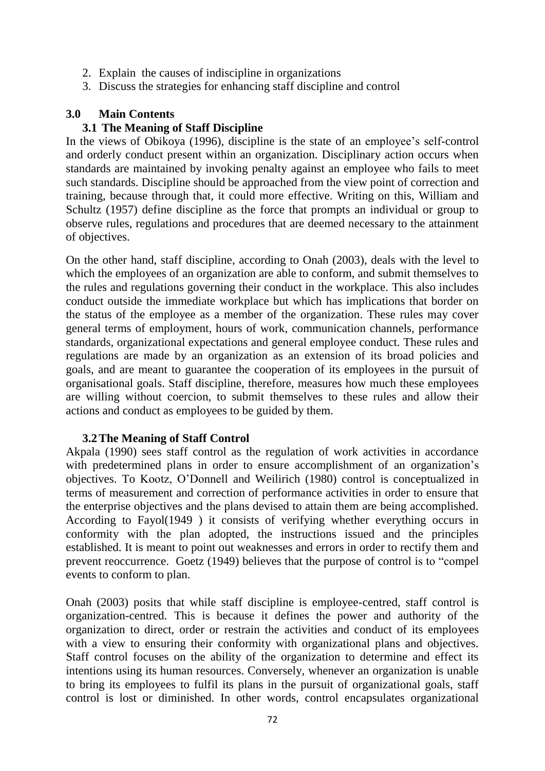2. Explain the causes of indiscipline in organizations
3. Discuss the strategies for enhancing staff discipline and control

## 3.0 Main Contents

### 3.1 The Meaning of Staff Discipline

In the views of Obikoya (1996), discipline is the state of an employee's self-control and orderly conduct present within an organization. Disciplinary action occurs when standards are maintained by invoking penalty against an employee who fails to meet such standards. Discipline should be approached from the view point of correction and training, because through that, it could more effective. Writing on this, William and Schultz (1957) define discipline as the force that prompts an individual or group to observe rules, regulations and procedures that are deemed necessary to the attainment of objectives.

On the other hand, staff discipline, according to Onah (2003), deals with the level to which the employees of an organization are able to conform, and submit themselves to the rules and regulations governing their conduct in the workplace. This also includes conduct outside the immediate workplace but which has implications that border on the status of the employee as a member of the organization. These rules may cover general terms of employment, hours of work, communication channels, performance standards, organizational expectations and general employee conduct. These rules and regulations are made by an organization as an extension of its broad policies and goals, and are meant to guarantee the cooperation of its employees in the pursuit of organisational goals. Staff discipline, therefore, measures how much these employees are willing without coercion, to submit themselves to these rules and allow their actions and conduct as employees to be guided by them.

### 3.2 The Meaning of Staff Control

Akpala (1990) sees staff control as the regulation of work activities in accordance with predetermined plans in order to ensure accomplishment of an organization's objectives. To Kootz, O'Donnell and Weilirich (1980) control is conceptualized in terms of measurement and correction of performance activities in order to ensure that the enterprise objectives and the plans devised to attain them are being accomplished. According to Fayol(1949 ) it consists of verifying whether everything occurs in conformity with the plan adopted, the instructions issued and the principles established. It is meant to point out weaknesses and errors in order to rectify them and prevent reoccurrence. Goetz (1949) believes that the purpose of control is to "compel events to conform to plan.

Onah (2003) posits that while staff discipline is employee-centred, staff control is organization-centred. This is because it defines the power and authority of the organization to direct, order or restrain the activities and conduct of its employees with a view to ensuring their conformity with organizational plans and objectives. Staff control focuses on the ability of the organization to determine and effect its intentions using its human resources. Conversely, whenever an organization is unable to bring its employees to fulfil its plans in the pursuit of organizational goals, staff control is lost or diminished. In other words, control encapsulates organizational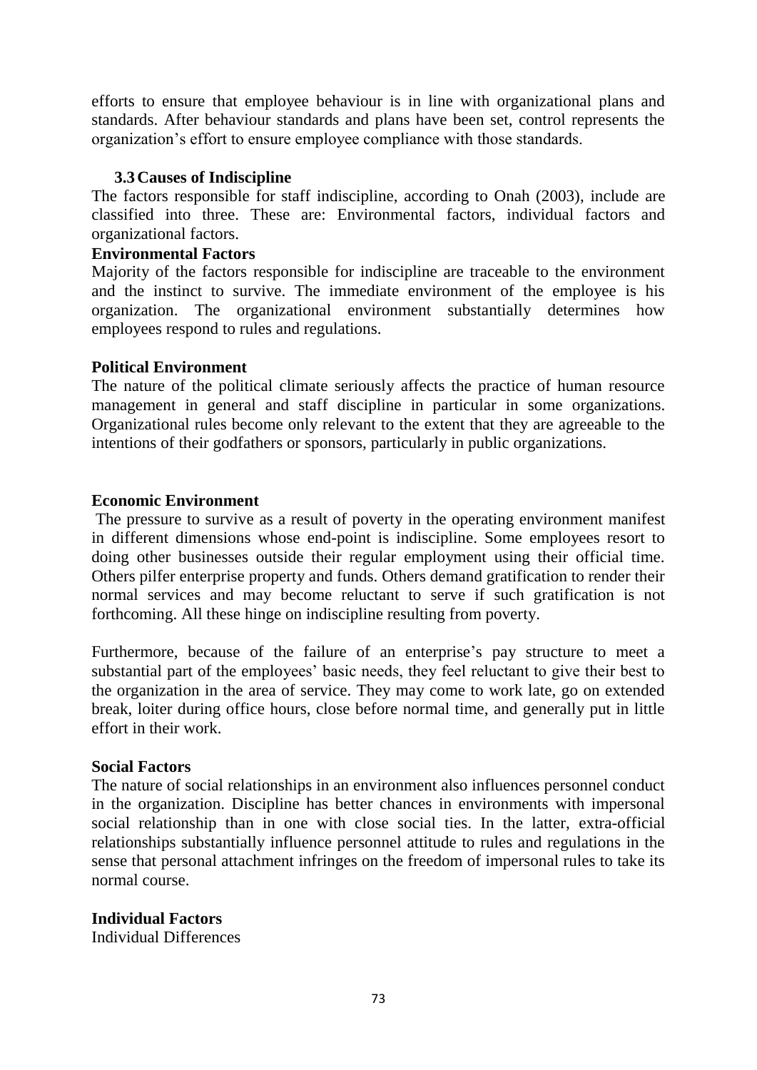efforts to ensure that employee behaviour is in line with organizational plans and standards. After behaviour standards and plans have been set, control represents the organization's effort to ensure employee compliance with those standards.

### 3.3 Causes of Indiscipline

The factors responsible for staff indiscipline, according to Onah (2003), include are classified into three. These are: Environmental factors, individual factors and organizational factors.

**Environmental Factors**

Majority of the factors responsible for indiscipline are traceable to the environment and the instinct to survive. The immediate environment of the employee is his organization. The organizational environment substantially determines how employees respond to rules and regulations.

**Political Environment**

The nature of the political climate seriously affects the practice of human resource management in general and staff discipline in particular in some organizations. Organizational rules become only relevant to the extent that they are agreeable to the intentions of their godfathers or sponsors, particularly in public organizations.

**Economic Environment**

The pressure to survive as a result of poverty in the operating environment manifest in different dimensions whose end-point is indiscipline. Some employees resort to doing other businesses outside their regular employment using their official time. Others pilfer enterprise property and funds. Others demand gratification to render their normal services and may become reluctant to serve if such gratification is not forthcoming. All these hinge on indiscipline resulting from poverty.

Furthermore, because of the failure of an enterprise's pay structure to meet a substantial part of the employees' basic needs, they feel reluctant to give their best to the organization in the area of service. They may come to work late, go on extended break, loiter during office hours, close before normal time, and generally put in little effort in their work.

**Social Factors**

The nature of social relationships in an environment also influences personnel conduct in the organization. Discipline has better chances in environments with impersonal social relationship than in one with close social ties. In the latter, extra-official relationships substantially influence personnel attitude to rules and regulations in the sense that personal attachment infringes on the freedom of impersonal rules to take its normal course.

**Individual Factors**

Individual Differences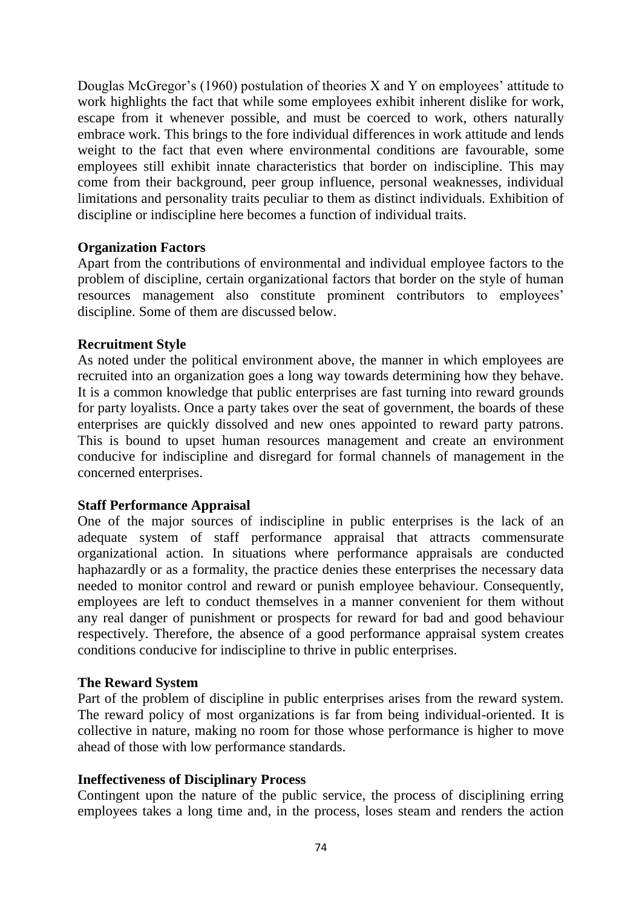Douglas McGregor's (1960) postulation of theories X and Y on employees' attitude to work highlights the fact that while some employees exhibit inherent dislike for work, escape from it whenever possible, and must be coerced to work, others naturally embrace work. This brings to the fore individual differences in work attitude and lends weight to the fact that even where environmental conditions are favourable, some employees still exhibit innate characteristics that border on indiscipline. This may come from their background, peer group influence, personal weaknesses, individual limitations and personality traits peculiar to them as distinct individuals. Exhibition of discipline or indiscipline here becomes a function of individual traits.

**Organization Factors**

Apart from the contributions of environmental and individual employee factors to the problem of discipline, certain organizational factors that border on the style of human resources management also constitute prominent contributors to employees' discipline. Some of them are discussed below.

**Recruitment Style**

As noted under the political environment above, the manner in which employees are recruited into an organization goes a long way towards determining how they behave. It is a common knowledge that public enterprises are fast turning into reward grounds for party loyalists. Once a party takes over the seat of government, the boards of these enterprises are quickly dissolved and new ones appointed to reward party patrons. This is bound to upset human resources management and create an environment conducive for indiscipline and disregard for formal channels of management in the concerned enterprises.

**Staff Performance Appraisal**

One of the major sources of indiscipline in public enterprises is the lack of an adequate system of staff performance appraisal that attracts commensurate organizational action. In situations where performance appraisals are conducted haphazardly or as a formality, the practice denies these enterprises the necessary data needed to monitor control and reward or punish employee behaviour. Consequently, employees are left to conduct themselves in a manner convenient for them without any real danger of punishment or prospects for reward for bad and good behaviour respectively. Therefore, the absence of a good performance appraisal system creates conditions conducive for indiscipline to thrive in public enterprises.

**The Reward System**

Part of the problem of discipline in public enterprises arises from the reward system. The reward policy of most organizations is far from being individual-oriented. It is collective in nature, making no room for those whose performance is higher to move ahead of those with low performance standards.

**Ineffectiveness of Disciplinary Process**

Contingent upon the nature of the public service, the process of disciplining erring employees takes a long time and, in the process, loses steam and renders the action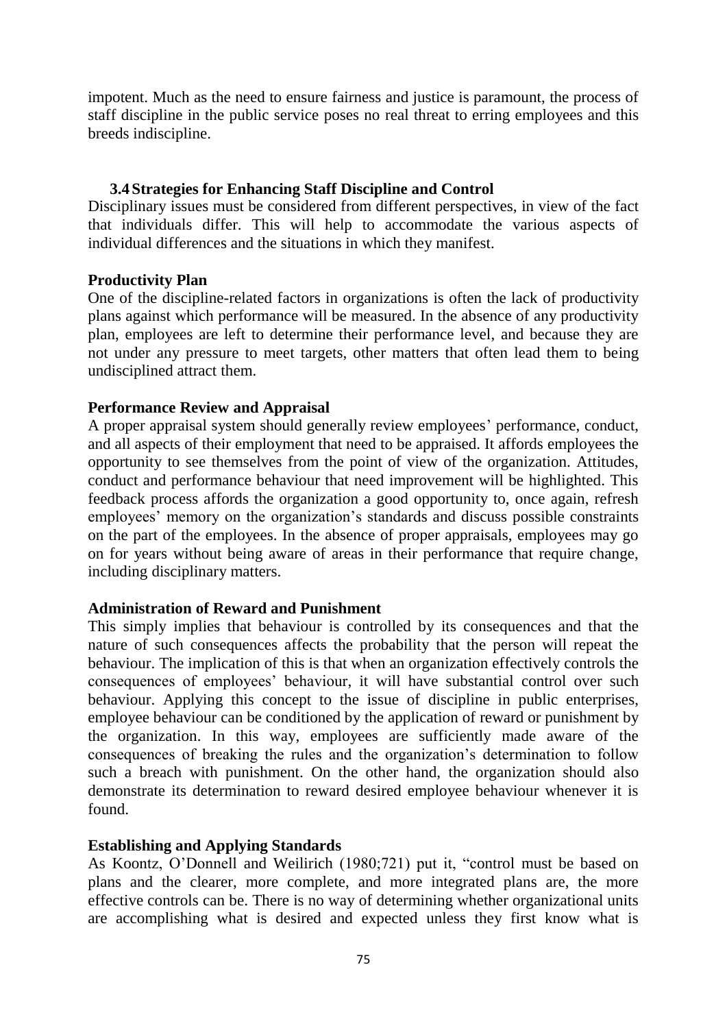impotent. Much as the need to ensure fairness and justice is paramount, the process of staff discipline in the public service poses no real threat to erring employees and this breeds indiscipline.

### 3.4 Strategies for Enhancing Staff Discipline and Control

Disciplinary issues must be considered from different perspectives, in view of the fact that individuals differ. This will help to accommodate the various aspects of individual differences and the situations in which they manifest.

**Productivity Plan**

One of the discipline-related factors in organizations is often the lack of productivity plans against which performance will be measured. In the absence of any productivity plan, employees are left to determine their performance level, and because they are not under any pressure to meet targets, other matters that often lead them to being undisciplined attract them.

**Performance Review and Appraisal**

A proper appraisal system should generally review employees' performance, conduct, and all aspects of their employment that need to be appraised. It affords employees the opportunity to see themselves from the point of view of the organization. Attitudes, conduct and performance behaviour that need improvement will be highlighted. This feedback process affords the organization a good opportunity to, once again, refresh employees' memory on the organization's standards and discuss possible constraints on the part of the employees. In the absence of proper appraisals, employees may go on for years without being aware of areas in their performance that require change, including disciplinary matters.

**Administration of Reward and Punishment**

This simply implies that behaviour is controlled by its consequences and that the nature of such consequences affects the probability that the person will repeat the behaviour. The implication of this is that when an organization effectively controls the consequences of employees' behaviour, it will have substantial control over such behaviour. Applying this concept to the issue of discipline in public enterprises, employee behaviour can be conditioned by the application of reward or punishment by the organization. In this way, employees are sufficiently made aware of the consequences of breaking the rules and the organization's determination to follow such a breach with punishment. On the other hand, the organization should also demonstrate its determination to reward desired employee behaviour whenever it is found.

**Establishing and Applying Standards**

As Koontz, O'Donnell and Weilirich (1980;721) put it, "control must be based on plans and the clearer, more complete, and more integrated plans are, the more effective controls can be. There is no way of determining whether organizational units are accomplishing what is desired and expected unless they first know what is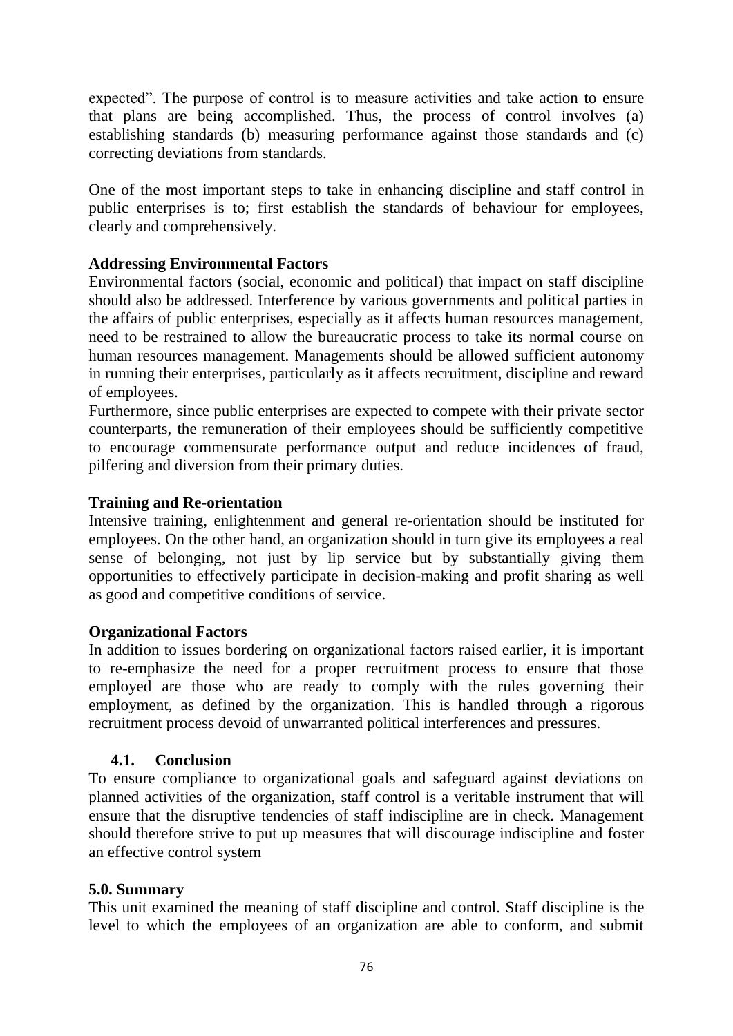expected". The purpose of control is to measure activities and take action to ensure that plans are being accomplished. Thus, the process of control involves (a) establishing standards (b) measuring performance against those standards and (c) correcting deviations from standards.

One of the most important steps to take in enhancing discipline and staff control in public enterprises is to; first establish the standards of behaviour for employees, clearly and comprehensively.

**Addressing Environmental Factors**

Environmental factors (social, economic and political) that impact on staff discipline should also be addressed. Interference by various governments and political parties in the affairs of public enterprises, especially as it affects human resources management, need to be restrained to allow the bureaucratic process to take its normal course on human resources management. Managements should be allowed sufficient autonomy in running their enterprises, particularly as it affects recruitment, discipline and reward of employees.

Furthermore, since public enterprises are expected to compete with their private sector counterparts, the remuneration of their employees should be sufficiently competitive to encourage commensurate performance output and reduce incidences of fraud, pilfering and diversion from their primary duties.

**Training and Re-orientation**

Intensive training, enlightenment and general re-orientation should be instituted for employees. On the other hand, an organization should in turn give its employees a real sense of belonging, not just by lip service but by substantially giving them opportunities to effectively participate in decision-making and profit sharing as well as good and competitive conditions of service.

**Organizational Factors**

In addition to issues bordering on organizational factors raised earlier, it is important to re-emphasize the need for a proper recruitment process to ensure that those employed are those who are ready to comply with the rules governing their employment, as defined by the organization. This is handled through a rigorous recruitment process devoid of unwarranted political interferences and pressures.

## 4.1. Conclusion

To ensure compliance to organizational goals and safeguard against deviations on planned activities of the organization, staff control is a veritable instrument that will ensure that the disruptive tendencies of staff indiscipline are in check. Management should therefore strive to put up measures that will discourage indiscipline and foster an effective control system

## 5.0. Summary

This unit examined the meaning of staff discipline and control. Staff discipline is the level to which the employees of an organization are able to conform, and submit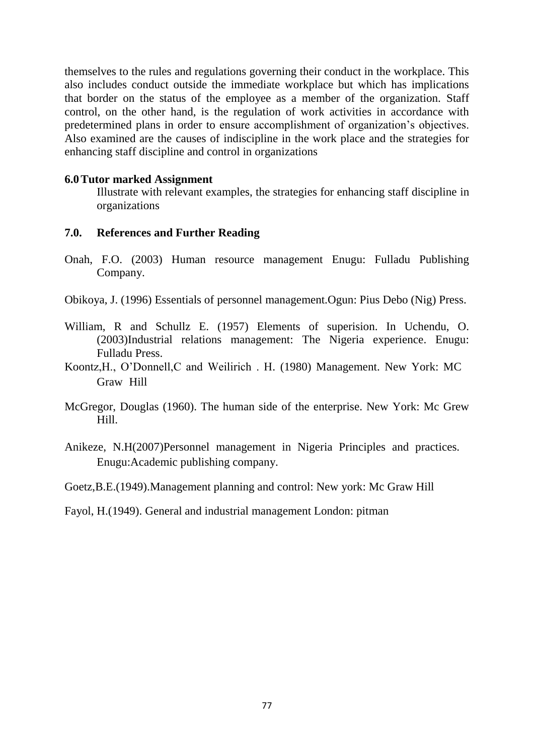themselves to the rules and regulations governing their conduct in the workplace. This also includes conduct outside the immediate workplace but which has implications that border on the status of the employee as a member of the organization. Staff control, on the other hand, is the regulation of work activities in accordance with predetermined plans in order to ensure accomplishment of organization's objectives. Also examined are the causes of indiscipline in the work place and the strategies for enhancing staff discipline and control in organizations

## 6.0 Tutor marked Assignment

Illustrate with relevant examples, the strategies for enhancing staff discipline in organizations

## 7.0. References and Further Reading

Onah, F.O. (2003) Human resource management Enugu: Fulladu Publishing Company.

Obikoya, J. (1996) Essentials of personnel management.Ogun: Pius Debo (Nig) Press.

William, R and Schullz E. (1957) Elements of superision. In Uchendu, O. (2003)Industrial relations management: The Nigeria experience. Enugu: Fulladu Press.

Koontz,H., O'Donnell,C and Weilirich . H. (1980) Management. New York: MC Graw Hill

McGregor, Douglas (1960). The human side of the enterprise. New York: Mc Grew Hill.

Anikeze, N.H(2007)Personnel management in Nigeria Principles and practices. Enugu:Academic publishing company.

Goetz,B.E.(1949).Management planning and control: New york: Mc Graw Hill

Fayol, H.(1949). General and industrial management London: pitman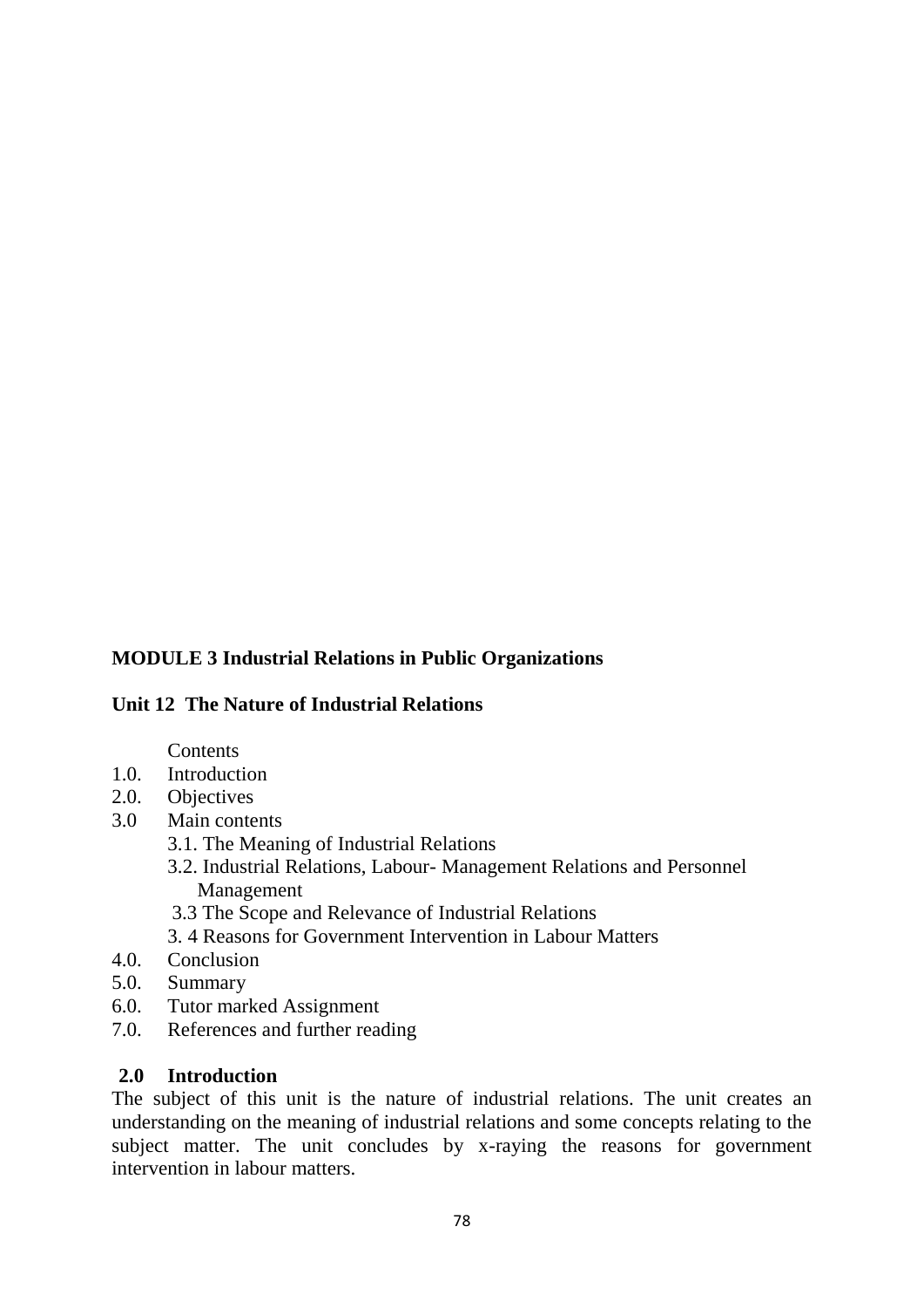**MODULE 3 Industrial Relations in Public Organizations**

**Unit 12 The Nature of Industrial Relations**

Contents

1.0. Introduction
2.0. Objectives
3.0 Main contents
    3.1. The Meaning of Industrial Relations
    3.2. Industrial Relations, Labour- Management Relations and Personnel Management
    3.3 The Scope and Relevance of Industrial Relations
    3. 4 Reasons for Government Intervention in Labour Matters
4.0. Conclusion
5.0. Summary
6.0. Tutor marked Assignment
7.0. References and further reading

**2.0 Introduction**

The subject of this unit is the nature of industrial relations. The unit creates an understanding on the meaning of industrial relations and some concepts relating to the subject matter. The unit concludes by x-raying the reasons for government intervention in labour matters.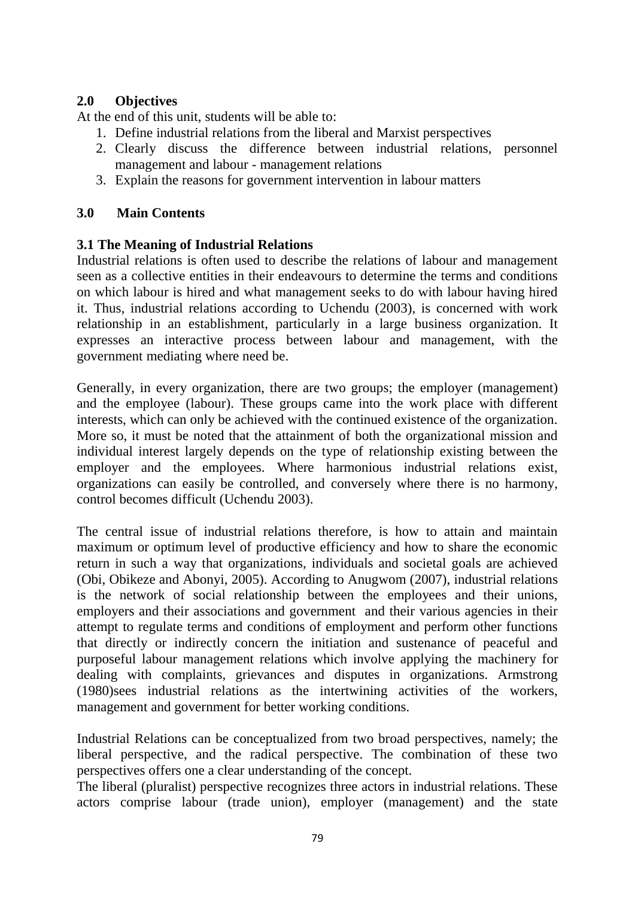## 2.0 Objectives

At the end of this unit, students will be able to:

1. Define industrial relations from the liberal and Marxist perspectives
2. Clearly discuss the difference between industrial relations, personnel management and labour - management relations
3. Explain the reasons for government intervention in labour matters

## 3.0 Main Contents

### 3.1 The Meaning of Industrial Relations

Industrial relations is often used to describe the relations of labour and management seen as a collective entities in their endeavours to determine the terms and conditions on which labour is hired and what management seeks to do with labour having hired it. Thus, industrial relations according to Uchendu (2003), is concerned with work relationship in an establishment, particularly in a large business organization. It expresses an interactive process between labour and management, with the government mediating where need be.

Generally, in every organization, there are two groups; the employer (management) and the employee (labour). These groups came into the work place with different interests, which can only be achieved with the continued existence of the organization. More so, it must be noted that the attainment of both the organizational mission and individual interest largely depends on the type of relationship existing between the employer and the employees. Where harmonious industrial relations exist, organizations can easily be controlled, and conversely where there is no harmony, control becomes difficult (Uchendu 2003).

The central issue of industrial relations therefore, is how to attain and maintain maximum or optimum level of productive efficiency and how to share the economic return in such a way that organizations, individuals and societal goals are achieved (Obi, Obikeze and Abonyi, 2005). According to Anugwom (2007), industrial relations is the network of social relationship between the employees and their unions, employers and their associations and government and their various agencies in their attempt to regulate terms and conditions of employment and perform other functions that directly or indirectly concern the initiation and sustenance of peaceful and purposeful labour management relations which involve applying the machinery for dealing with complaints, grievances and disputes in organizations. Armstrong (1980)sees industrial relations as the intertwining activities of the workers, management and government for better working conditions.

Industrial Relations can be conceptualized from two broad perspectives, namely; the liberal perspective, and the radical perspective. The combination of these two perspectives offers one a clear understanding of the concept.

The liberal (pluralist) perspective recognizes three actors in industrial relations. These actors comprise labour (trade union), employer (management) and the state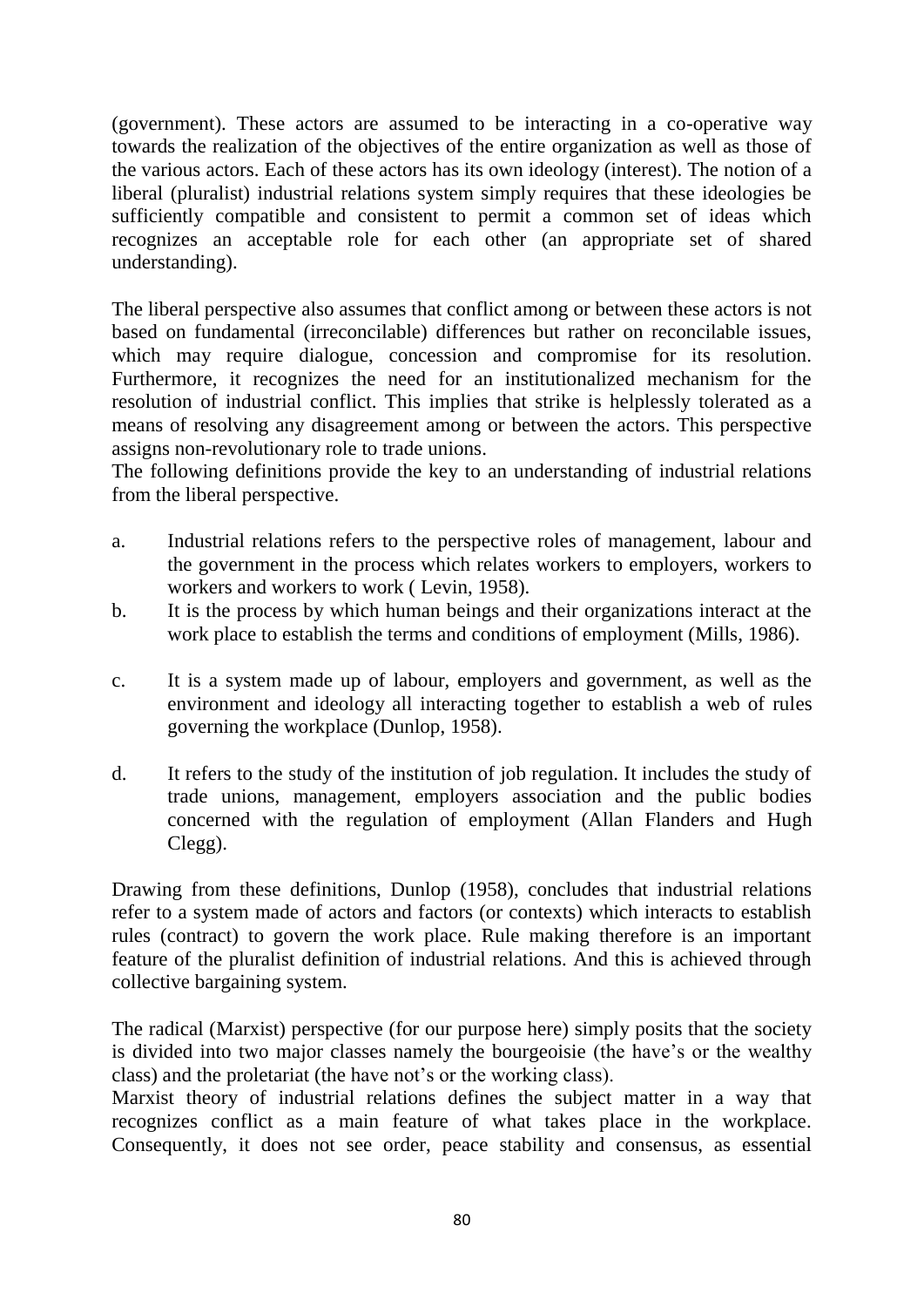(government). These actors are assumed to be interacting in a co-operative way towards the realization of the objectives of the entire organization as well as those of the various actors. Each of these actors has its own ideology (interest). The notion of a liberal (pluralist) industrial relations system simply requires that these ideologies be sufficiently compatible and consistent to permit a common set of ideas which recognizes an acceptable role for each other (an appropriate set of shared understanding).

The liberal perspective also assumes that conflict among or between these actors is not based on fundamental (irreconcilable) differences but rather on reconcilable issues, which may require dialogue, concession and compromise for its resolution. Furthermore, it recognizes the need for an institutionalized mechanism for the resolution of industrial conflict. This implies that strike is helplessly tolerated as a means of resolving any disagreement among or between the actors. This perspective assigns non-revolutionary role to trade unions.

The following definitions provide the key to an understanding of industrial relations from the liberal perspective.

a. Industrial relations refers to the perspective roles of management, labour and the government in the process which relates workers to employers, workers to workers and workers to work ( Levin, 1958).

b. It is the process by which human beings and their organizations interact at the work place to establish the terms and conditions of employment (Mills, 1986).

c. It is a system made up of labour, employers and government, as well as the environment and ideology all interacting together to establish a web of rules governing the workplace (Dunlop, 1958).

d. It refers to the study of the institution of job regulation. It includes the study of trade unions, management, employers association and the public bodies concerned with the regulation of employment (Allan Flanders and Hugh Clegg).

Drawing from these definitions, Dunlop (1958), concludes that industrial relations refer to a system made of actors and factors (or contexts) which interacts to establish rules (contract) to govern the work place. Rule making therefore is an important feature of the pluralist definition of industrial relations. And this is achieved through collective bargaining system.

The radical (Marxist) perspective (for our purpose here) simply posits that the society is divided into two major classes namely the bourgeoisie (the have's or the wealthy class) and the proletariat (the have not's or the working class).

Marxist theory of industrial relations defines the subject matter in a way that recognizes conflict as a main feature of what takes place in the workplace. Consequently, it does not see order, peace stability and consensus, as essential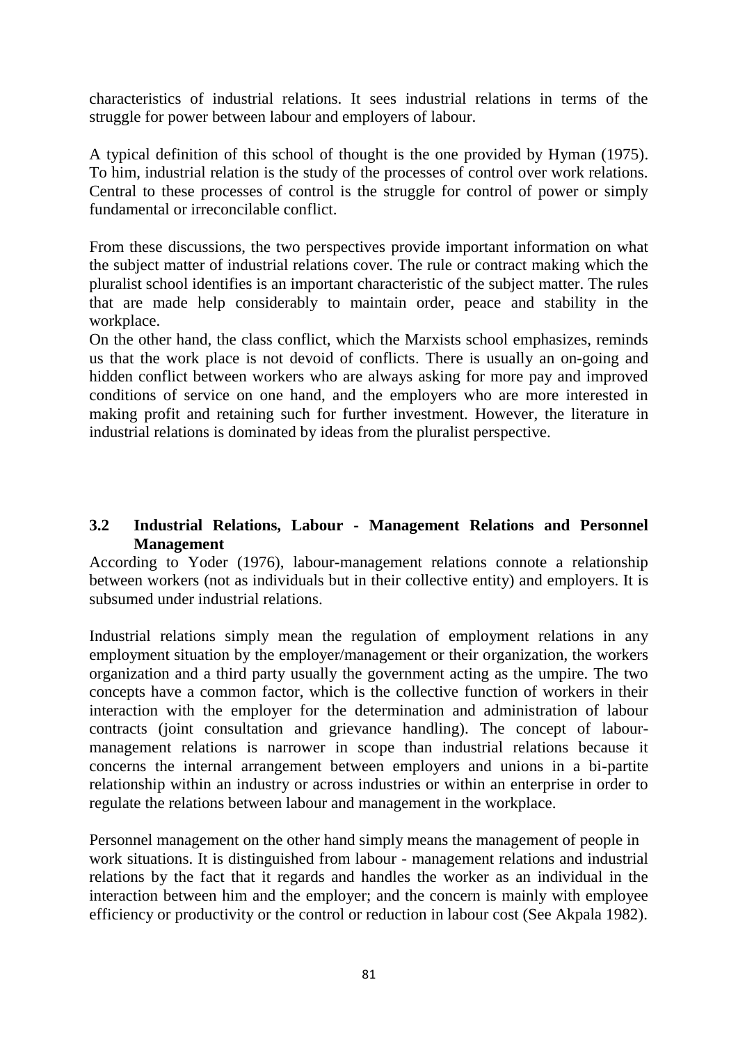characteristics of industrial relations. It sees industrial relations in terms of the struggle for power between labour and employers of labour.

A typical definition of this school of thought is the one provided by Hyman (1975). To him, industrial relation is the study of the processes of control over work relations. Central to these processes of control is the struggle for control of power or simply fundamental or irreconcilable conflict.

From these discussions, the two perspectives provide important information on what the subject matter of industrial relations cover. The rule or contract making which the pluralist school identifies is an important characteristic of the subject matter. The rules that are made help considerably to maintain order, peace and stability in the workplace.

On the other hand, the class conflict, which the Marxists school emphasizes, reminds us that the work place is not devoid of conflicts. There is usually an on-going and hidden conflict between workers who are always asking for more pay and improved conditions of service on one hand, and the employers who are more interested in making profit and retaining such for further investment. However, the literature in industrial relations is dominated by ideas from the pluralist perspective.

### 3.2 Industrial Relations, Labour - Management Relations and Personnel Management

According to Yoder (1976), labour-management relations connote a relationship between workers (not as individuals but in their collective entity) and employers. It is subsumed under industrial relations.

Industrial relations simply mean the regulation of employment relations in any employment situation by the employer/management or their organization, the workers organization and a third party usually the government acting as the umpire. The two concepts have a common factor, which is the collective function of workers in their interaction with the employer for the determination and administration of labour contracts (joint consultation and grievance handling). The concept of labour-management relations is narrower in scope than industrial relations because it concerns the internal arrangement between employers and unions in a bi-partite relationship within an industry or across industries or within an enterprise in order to regulate the relations between labour and management in the workplace.

Personnel management on the other hand simply means the management of people in work situations. It is distinguished from labour - management relations and industrial relations by the fact that it regards and handles the worker as an individual in the interaction between him and the employer; and the concern is mainly with employee efficiency or productivity or the control or reduction in labour cost (See Akpala 1982).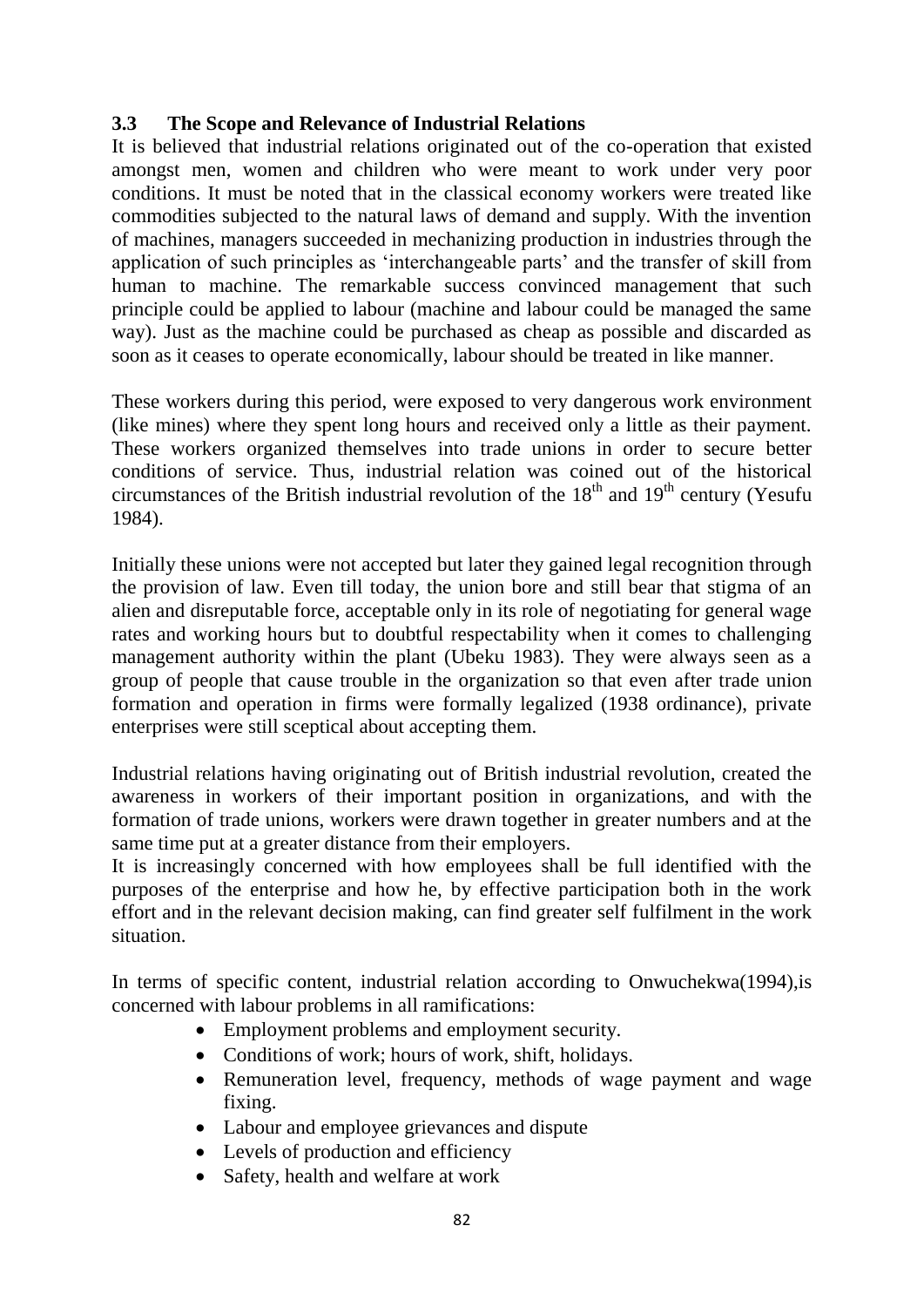### 3.3 The Scope and Relevance of Industrial Relations

It is believed that industrial relations originated out of the co-operation that existed amongst men, women and children who were meant to work under very poor conditions. It must be noted that in the classical economy workers were treated like commodities subjected to the natural laws of demand and supply. With the invention of machines, managers succeeded in mechanizing production in industries through the application of such principles as 'interchangeable parts' and the transfer of skill from human to machine. The remarkable success convinced management that such principle could be applied to labour (machine and labour could be managed the same way). Just as the machine could be purchased as cheap as possible and discarded as soon as it ceases to operate economically, labour should be treated in like manner.

These workers during this period, were exposed to very dangerous work environment (like mines) where they spent long hours and received only a little as their payment. These workers organized themselves into trade unions in order to secure better conditions of service. Thus, industrial relation was coined out of the historical circumstances of the British industrial revolution of the 18th and 19th century (Yesufu 1984).

Initially these unions were not accepted but later they gained legal recognition through the provision of law. Even till today, the union bore and still bear that stigma of an alien and disreputable force, acceptable only in its role of negotiating for general wage rates and working hours but to doubtful respectability when it comes to challenging management authority within the plant (Ubeku 1983). They were always seen as a group of people that cause trouble in the organization so that even after trade union formation and operation in firms were formally legalized (1938 ordinance), private enterprises were still sceptical about accepting them.

Industrial relations having originating out of British industrial revolution, created the awareness in workers of their important position in organizations, and with the formation of trade unions, workers were drawn together in greater numbers and at the same time put at a greater distance from their employers.

It is increasingly concerned with how employees shall be full identified with the purposes of the enterprise and how he, by effective participation both in the work effort and in the relevant decision making, can find greater self fulfilment in the work situation.

In terms of specific content, industrial relation according to Onwuchekwa(1994),is concerned with labour problems in all ramifications:

- Employment problems and employment security.
- Conditions of work; hours of work, shift, holidays.
- Remuneration level, frequency, methods of wage payment and wage fixing.
- Labour and employee grievances and dispute
- Levels of production and efficiency
- Safety, health and welfare at work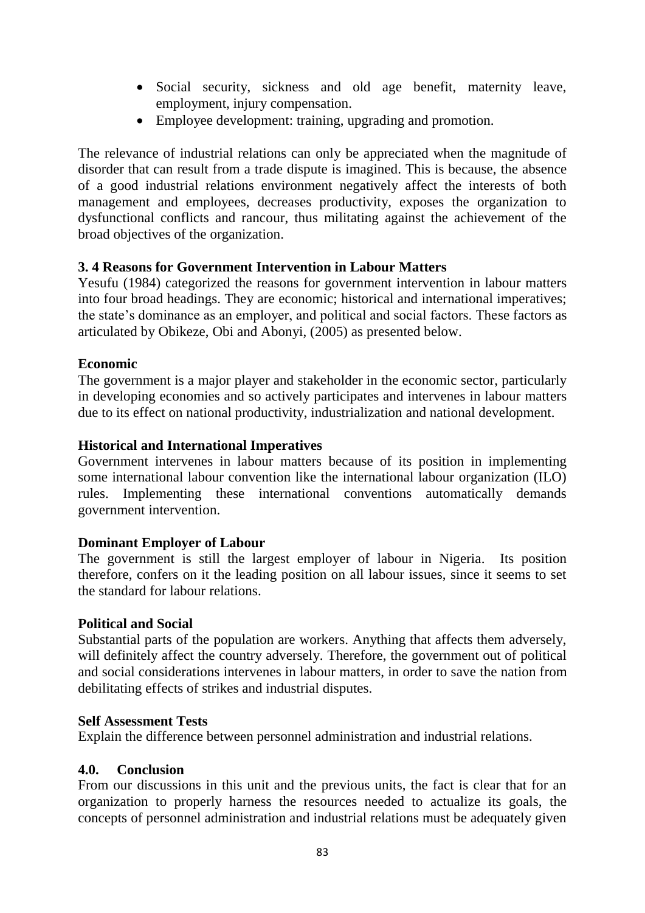- Social security, sickness and old age benefit, maternity leave, employment, injury compensation.
- Employee development: training, upgrading and promotion.

The relevance of industrial relations can only be appreciated when the magnitude of disorder that can result from a trade dispute is imagined. This is because, the absence of a good industrial relations environment negatively affect the interests of both management and employees, decreases productivity, exposes the organization to dysfunctional conflicts and rancour, thus militating against the achievement of the broad objectives of the organization.

### 3. 4 Reasons for Government Intervention in Labour Matters

Yesufu (1984) categorized the reasons for government intervention in labour matters into four broad headings. They are economic; historical and international imperatives; the state's dominance as an employer, and political and social factors. These factors as articulated by Obikeze, Obi and Abonyi, (2005) as presented below.

**Economic**

The government is a major player and stakeholder in the economic sector, particularly in developing economies and so actively participates and intervenes in labour matters due to its effect on national productivity, industrialization and national development.

**Historical and International Imperatives**

Government intervenes in labour matters because of its position in implementing some international labour convention like the international labour organization (ILO) rules. Implementing these international conventions automatically demands government intervention.

**Dominant Employer of Labour**

The government is still the largest employer of labour in Nigeria. Its position therefore, confers on it the leading position on all labour issues, since it seems to set the standard for labour relations.

**Political and Social**

Substantial parts of the population are workers. Anything that affects them adversely, will definitely affect the country adversely. Therefore, the government out of political and social considerations intervenes in labour matters, in order to save the nation from debilitating effects of strikes and industrial disputes.

**Self Assessment Tests**

Explain the difference between personnel administration and industrial relations.

## 4.0. Conclusion

From our discussions in this unit and the previous units, the fact is clear that for an organization to properly harness the resources needed to actualize its goals, the concepts of personnel administration and industrial relations must be adequately given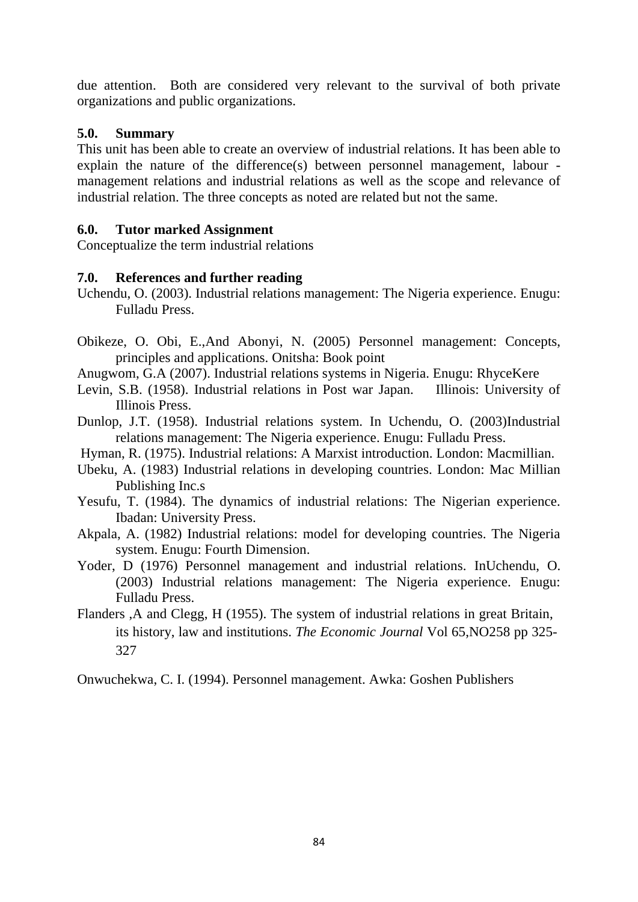due attention. Both are considered very relevant to the survival of both private organizations and public organizations.

## 5.0. Summary

This unit has been able to create an overview of industrial relations. It has been able to explain the nature of the difference(s) between personnel management, labour - management relations and industrial relations as well as the scope and relevance of industrial relation. The three concepts as noted are related but not the same.

## 6.0. Tutor marked Assignment

Conceptualize the term industrial relations

## 7.0. References and further reading

Uchendu, O. (2003). Industrial relations management: The Nigeria experience. Enugu: Fulladu Press.

Obikeze, O. Obi, E.,And Abonyi, N. (2005) Personnel management: Concepts, principles and applications. Onitsha: Book point

Anugwom, G.A (2007). Industrial relations systems in Nigeria. Enugu: RhyceKere

Levin, S.B. (1958). Industrial relations in Post war Japan. Illinois: University of Illinois Press.

Dunlop, J.T. (1958). Industrial relations system. In Uchendu, O. (2003)Industrial relations management: The Nigeria experience. Enugu: Fulladu Press.

Hyman, R. (1975). Industrial relations: A Marxist introduction. London: Macmillian.

Ubeku, A. (1983) Industrial relations in developing countries. London: Mac Millian Publishing Inc.s

Yesufu, T. (1984). The dynamics of industrial relations: The Nigerian experience. Ibadan: University Press.

Akpala, A. (1982) Industrial relations: model for developing countries. The Nigeria system. Enugu: Fourth Dimension.

Yoder, D (1976) Personnel management and industrial relations. InUchendu, O. (2003) Industrial relations management: The Nigeria experience. Enugu: Fulladu Press.

Flanders ,A and Clegg, H (1955). The system of industrial relations in great Britain, its history, law and institutions. *The Economic Journal* Vol 65,NO258 pp 325-327

Onwuchekwa, C. I. (1994). Personnel management. Awka: Goshen Publishers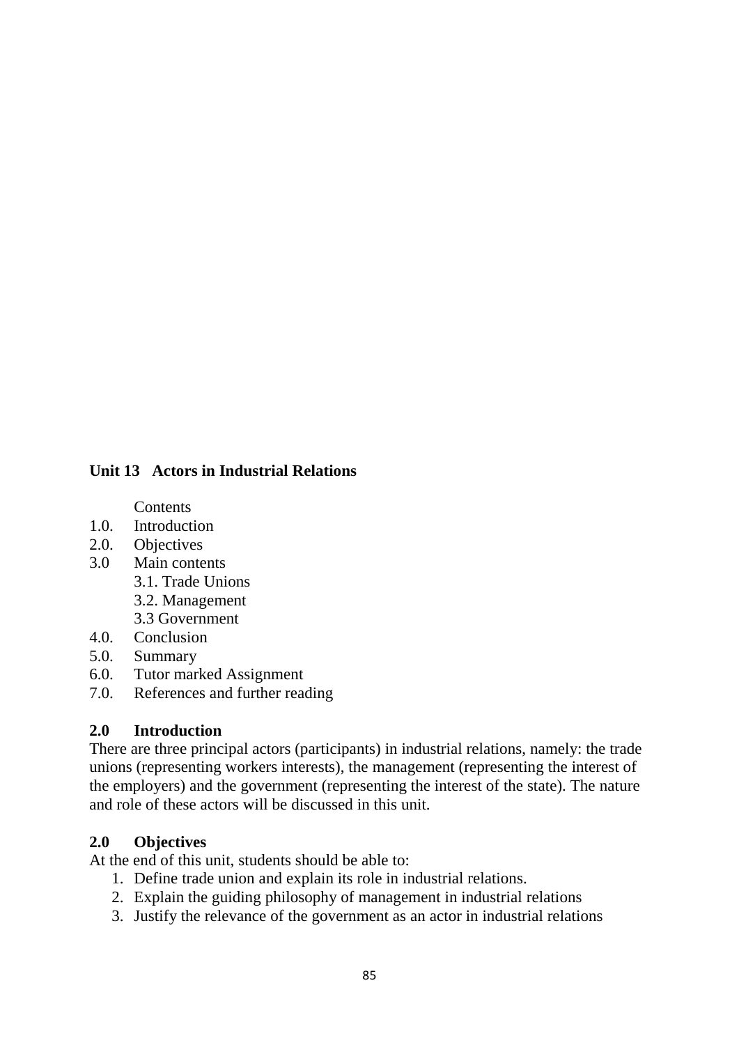## Unit 13 Actors in Industrial Relations

Contents

1.0. Introduction
2.0. Objectives
3.0 Main contents
    3.1. Trade Unions
    3.2. Management
    3.3 Government
4.0. Conclusion
5.0. Summary
6.0. Tutor marked Assignment
7.0. References and further reading

### 2.0 Introduction

There are three principal actors (participants) in industrial relations, namely: the trade unions (representing workers interests), the management (representing the interest of the employers) and the government (representing the interest of the state). The nature and role of these actors will be discussed in this unit.

### 2.0 Objectives

At the end of this unit, students should be able to:

1. Define trade union and explain its role in industrial relations.
2. Explain the guiding philosophy of management in industrial relations
3. Justify the relevance of the government as an actor in industrial relations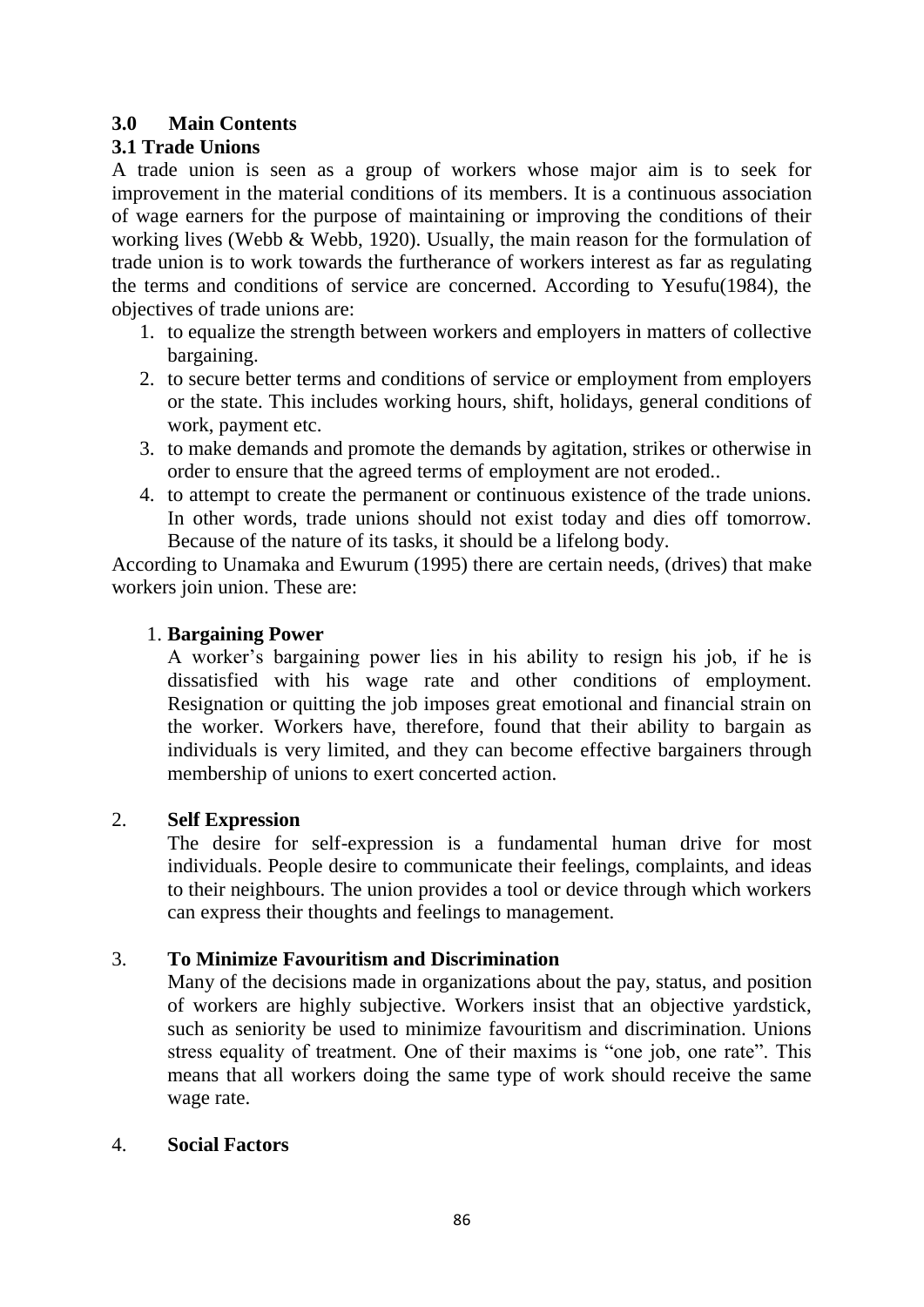## 3.0 Main Contents

### 3.1 Trade Unions

A trade union is seen as a group of workers whose major aim is to seek for improvement in the material conditions of its members. It is a continuous association of wage earners for the purpose of maintaining or improving the conditions of their working lives (Webb & Webb, 1920). Usually, the main reason for the formulation of trade union is to work towards the furtherance of workers interest as far as regulating the terms and conditions of service are concerned. According to Yesufu(1984), the objectives of trade unions are:

1. to equalize the strength between workers and employers in matters of collective bargaining.
2. to secure better terms and conditions of service or employment from employers or the state. This includes working hours, shift, holidays, general conditions of work, payment etc.
3. to make demands and promote the demands by agitation, strikes or otherwise in order to ensure that the agreed terms of employment are not eroded..
4. to attempt to create the permanent or continuous existence of the trade unions. In other words, trade unions should not exist today and dies off tomorrow. Because of the nature of its tasks, it should be a lifelong body.

According to Unamaka and Ewurum (1995) there are certain needs, (drives) that make workers join union. These are:

1. **Bargaining Power**

   A worker's bargaining power lies in his ability to resign his job, if he is dissatisfied with his wage rate and other conditions of employment. Resignation or quitting the job imposes great emotional and financial strain on the worker. Workers have, therefore, found that their ability to bargain as individuals is very limited, and they can become effective bargainers through membership of unions to exert concerted action.

2. **Self Expression**

   The desire for self-expression is a fundamental human drive for most individuals. People desire to communicate their feelings, complaints, and ideas to their neighbours. The union provides a tool or device through which workers can express their thoughts and feelings to management.

3. **To Minimize Favouritism and Discrimination**

   Many of the decisions made in organizations about the pay, status, and position of workers are highly subjective. Workers insist that an objective yardstick, such as seniority be used to minimize favouritism and discrimination. Unions stress equality of treatment. One of their maxims is "one job, one rate". This means that all workers doing the same type of work should receive the same wage rate.

4. **Social Factors**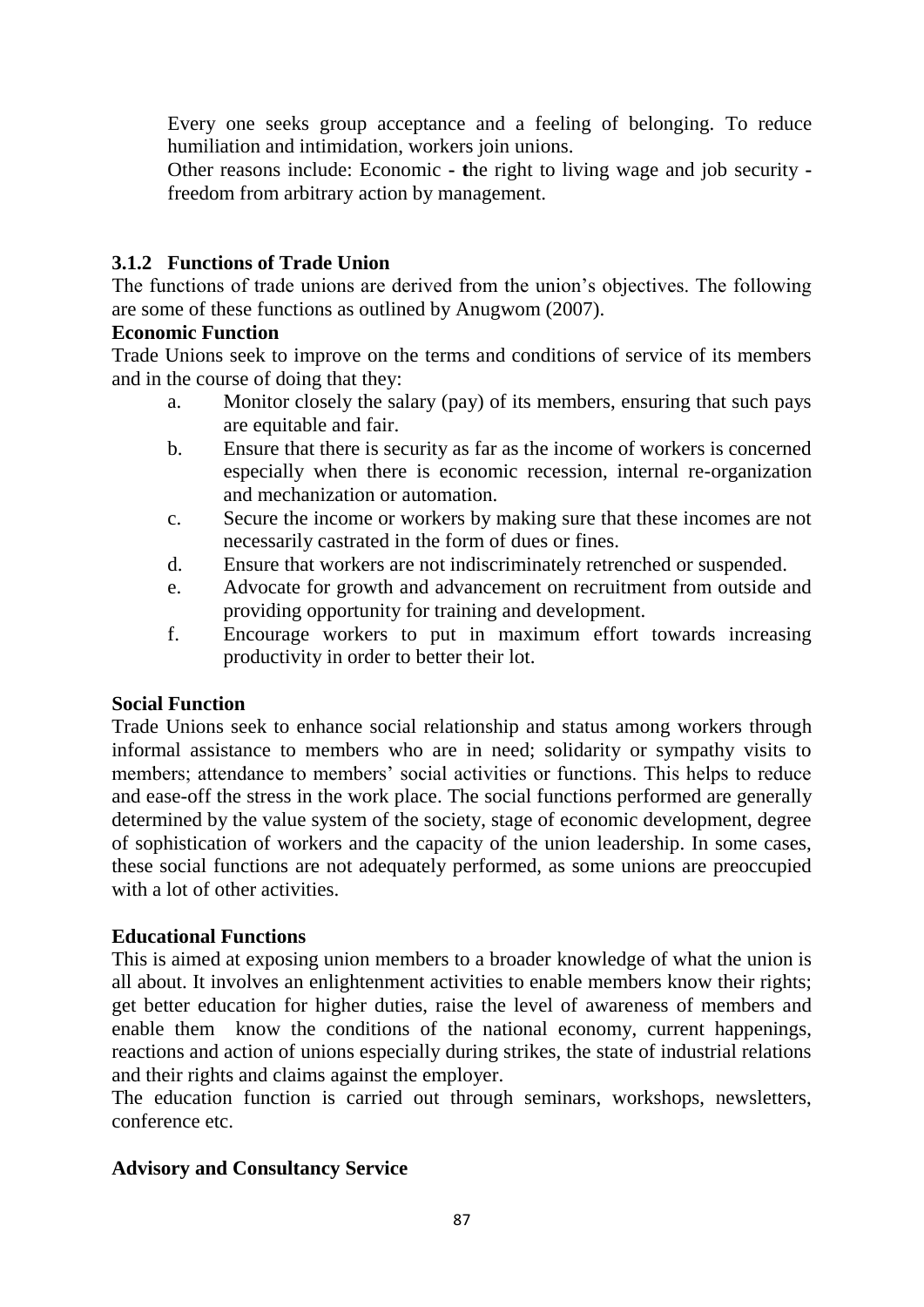Every one seeks group acceptance and a feeling of belonging. To reduce humiliation and intimidation, workers join unions.

Other reasons include: Economic - the right to living wage and job security - freedom from arbitrary action by management.

### 3.1.2 Functions of Trade Union

The functions of trade unions are derived from the union's objectives. The following are some of these functions as outlined by Anugwom (2007).

**Economic Function**

Trade Unions seek to improve on the terms and conditions of service of its members and in the course of doing that they:

a. Monitor closely the salary (pay) of its members, ensuring that such pays are equitable and fair.
b. Ensure that there is security as far as the income of workers is concerned especially when there is economic recession, internal re-organization and mechanization or automation.
c. Secure the income or workers by making sure that these incomes are not necessarily castrated in the form of dues or fines.
d. Ensure that workers are not indiscriminately retrenched or suspended.
e. Advocate for growth and advancement on recruitment from outside and providing opportunity for training and development.
f. Encourage workers to put in maximum effort towards increasing productivity in order to better their lot.

**Social Function**

Trade Unions seek to enhance social relationship and status among workers through informal assistance to members who are in need; solidarity or sympathy visits to members; attendance to members' social activities or functions. This helps to reduce and ease-off the stress in the work place. The social functions performed are generally determined by the value system of the society, stage of economic development, degree of sophistication of workers and the capacity of the union leadership. In some cases, these social functions are not adequately performed, as some unions are preoccupied with a lot of other activities.

**Educational Functions**

This is aimed at exposing union members to a broader knowledge of what the union is all about. It involves an enlightenment activities to enable members know their rights; get better education for higher duties, raise the level of awareness of members and enable them know the conditions of the national economy, current happenings, reactions and action of unions especially during strikes, the state of industrial relations and their rights and claims against the employer.

The education function is carried out through seminars, workshops, newsletters, conference etc.

**Advisory and Consultancy Service**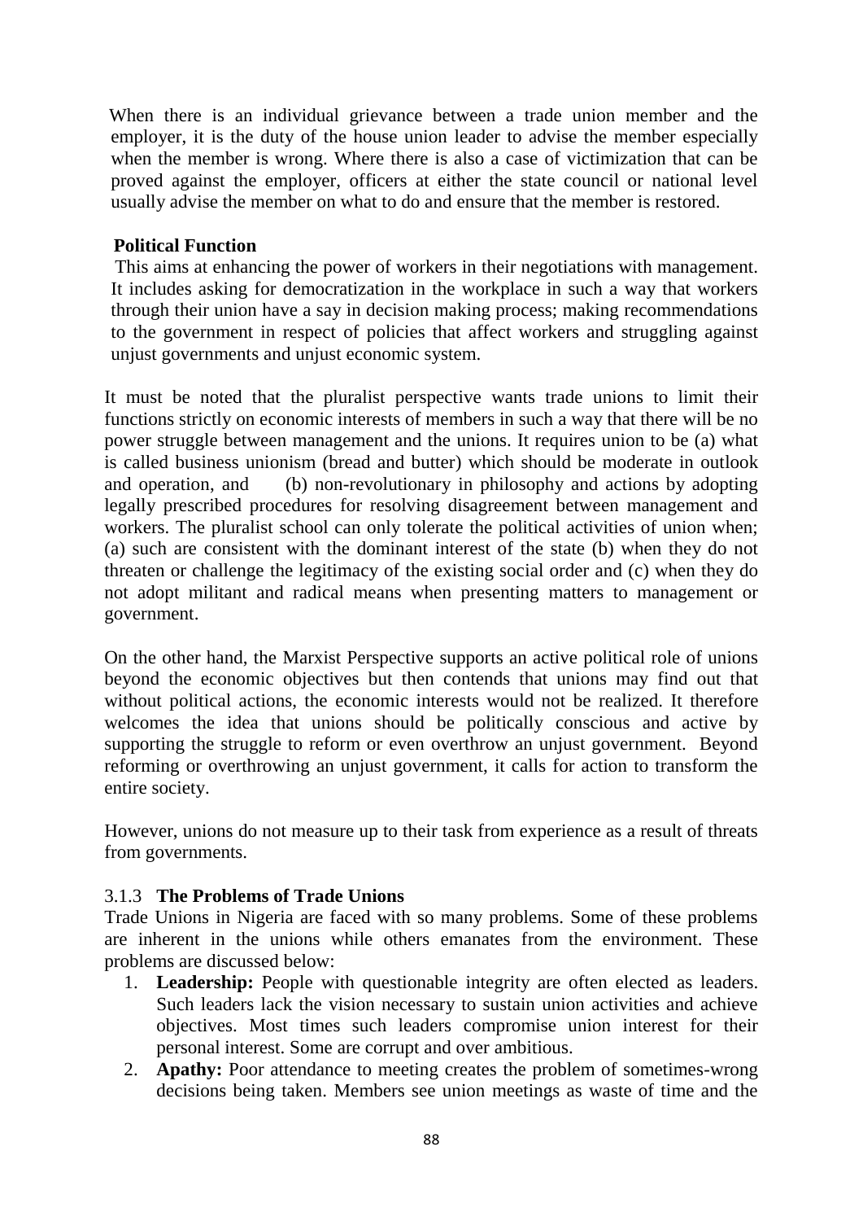When there is an individual grievance between a trade union member and the employer, it is the duty of the house union leader to advise the member especially when the member is wrong. Where there is also a case of victimization that can be proved against the employer, officers at either the state council or national level usually advise the member on what to do and ensure that the member is restored.

**Political Function**

This aims at enhancing the power of workers in their negotiations with management. It includes asking for democratization in the workplace in such a way that workers through their union have a say in decision making process; making recommendations to the government in respect of policies that affect workers and struggling against unjust governments and unjust economic system.

It must be noted that the pluralist perspective wants trade unions to limit their functions strictly on economic interests of members in such a way that there will be no power struggle between management and the unions. It requires union to be (a) what is called business unionism (bread and butter) which should be moderate in outlook and operation, and (b) non-revolutionary in philosophy and actions by adopting legally prescribed procedures for resolving disagreement between management and workers. The pluralist school can only tolerate the political activities of union when; (a) such are consistent with the dominant interest of the state (b) when they do not threaten or challenge the legitimacy of the existing social order and (c) when they do not adopt militant and radical means when presenting matters to management or government.

On the other hand, the Marxist Perspective supports an active political role of unions beyond the economic objectives but then contends that unions may find out that without political actions, the economic interests would not be realized. It therefore welcomes the idea that unions should be politically conscious and active by supporting the struggle to reform or even overthrow an unjust government. Beyond reforming or overthrowing an unjust government, it calls for action to transform the entire society.

However, unions do not measure up to their task from experience as a result of threats from governments.

### 3.1.3 **The Problems of Trade Unions**

Trade Unions in Nigeria are faced with so many problems. Some of these problems are inherent in the unions while others emanates from the environment. These problems are discussed below:

1. **Leadership:** People with questionable integrity are often elected as leaders. Such leaders lack the vision necessary to sustain union activities and achieve objectives. Most times such leaders compromise union interest for their personal interest. Some are corrupt and over ambitious.
2. **Apathy:** Poor attendance to meeting creates the problem of sometimes-wrong decisions being taken. Members see union meetings as waste of time and the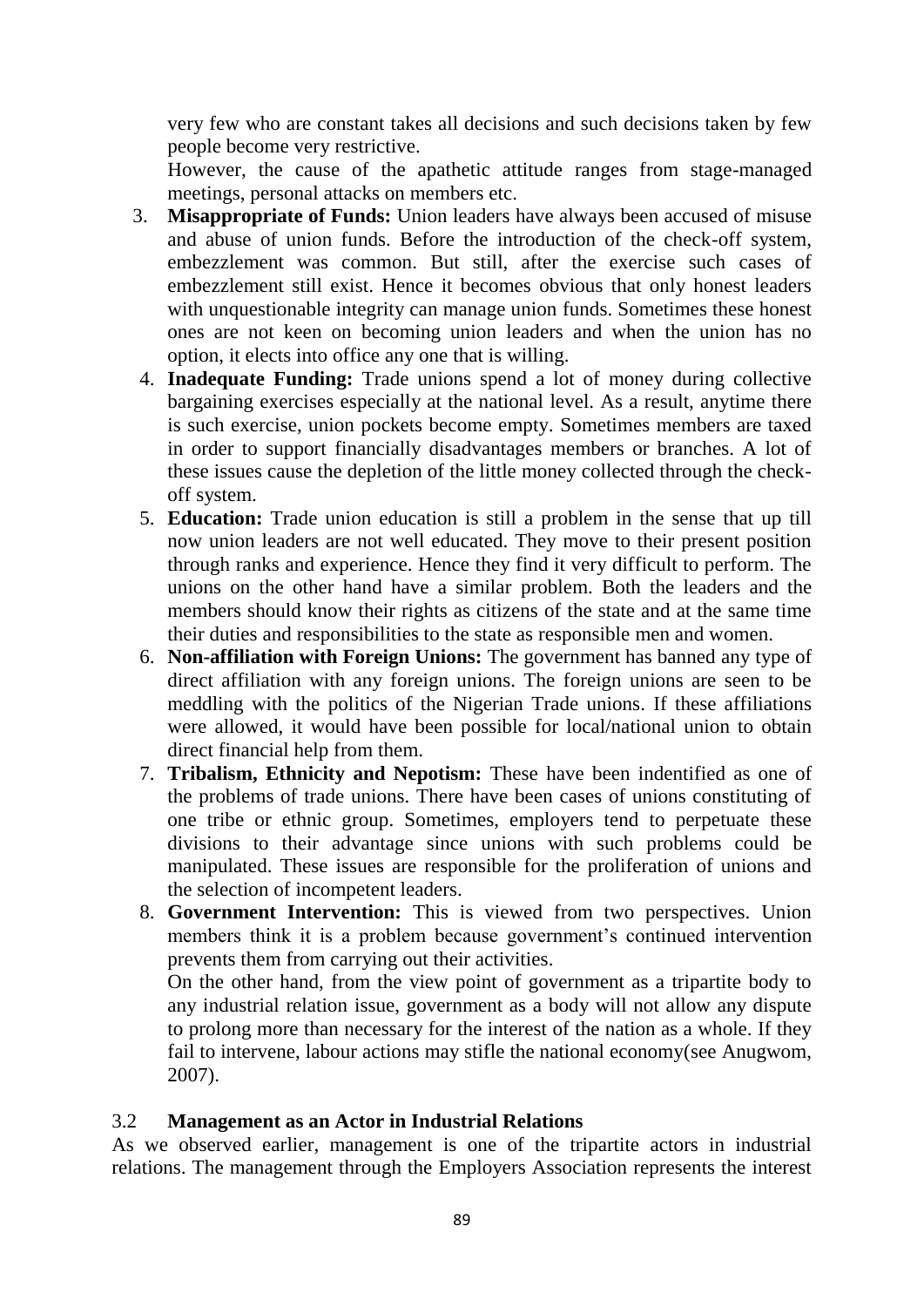very few who are constant takes all decisions and such decisions taken by few people become very restrictive.

However, the cause of the apathetic attitude ranges from stage-managed meetings, personal attacks on members etc.

3. **Misappropriate of Funds:** Union leaders have always been accused of misuse and abuse of union funds. Before the introduction of the check-off system, embezzlement was common. But still, after the exercise such cases of embezzlement still exist. Hence it becomes obvious that only honest leaders with unquestionable integrity can manage union funds. Sometimes these honest ones are not keen on becoming union leaders and when the union has no option, it elects into office any one that is willing.
4. **Inadequate Funding:** Trade unions spend a lot of money during collective bargaining exercises especially at the national level. As a result, anytime there is such exercise, union pockets become empty. Sometimes members are taxed in order to support financially disadvantages members or branches. A lot of these issues cause the depletion of the little money collected through the check-off system.
5. **Education:** Trade union education is still a problem in the sense that up till now union leaders are not well educated. They move to their present position through ranks and experience. Hence they find it very difficult to perform. The unions on the other hand have a similar problem. Both the leaders and the members should know their rights as citizens of the state and at the same time their duties and responsibilities to the state as responsible men and women.
6. **Non-affiliation with Foreign Unions:** The government has banned any type of direct affiliation with any foreign unions. The foreign unions are seen to be meddling with the politics of the Nigerian Trade unions. If these affiliations were allowed, it would have been possible for local/national union to obtain direct financial help from them.
7. **Tribalism, Ethnicity and Nepotism:** These have been indentified as one of the problems of trade unions. There have been cases of unions constituting of one tribe or ethnic group. Sometimes, employers tend to perpetuate these divisions to their advantage since unions with such problems could be manipulated. These issues are responsible for the proliferation of unions and the selection of incompetent leaders.
8. **Government Intervention:** This is viewed from two perspectives. Union members think it is a problem because government's continued intervention prevents them from carrying out their activities.

   On the other hand, from the view point of government as a tripartite body to any industrial relation issue, government as a body will not allow any dispute to prolong more than necessary for the interest of the nation as a whole. If they fail to intervene, labour actions may stifle the national economy(see Anugwom, 2007).

### 3.2 Management as an Actor in Industrial Relations

As we observed earlier, management is one of the tripartite actors in industrial relations. The management through the Employers Association represents the interest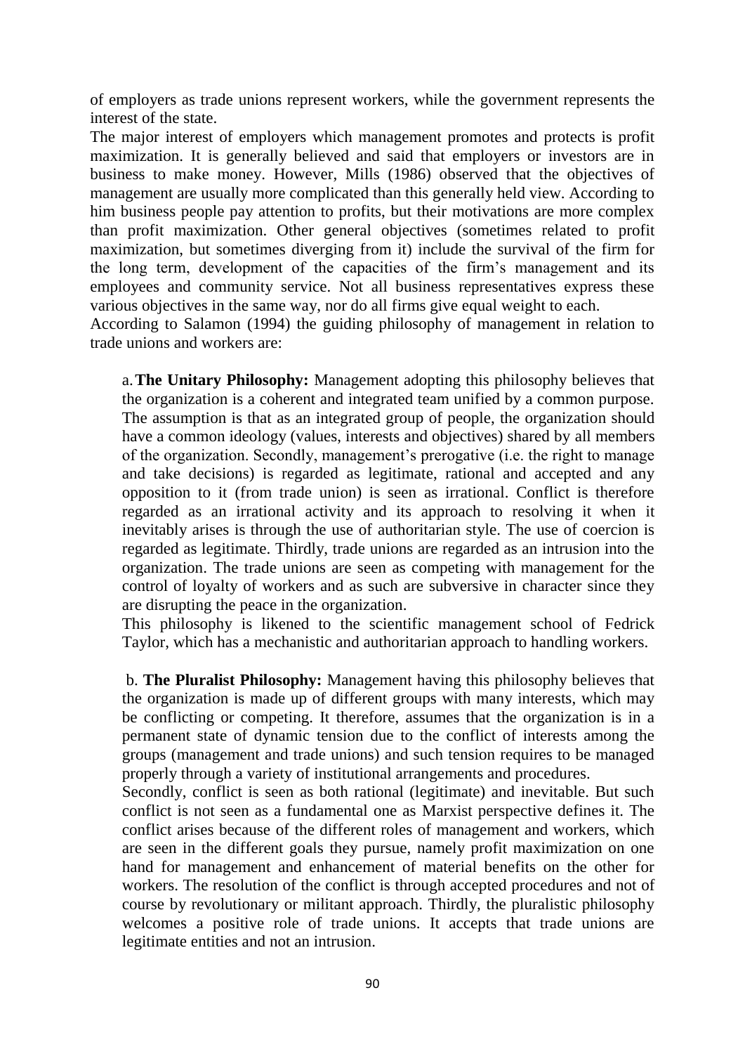of employers as trade unions represent workers, while the government represents the interest of the state.

The major interest of employers which management promotes and protects is profit maximization. It is generally believed and said that employers or investors are in business to make money. However, Mills (1986) observed that the objectives of management are usually more complicated than this generally held view. According to him business people pay attention to profits, but their motivations are more complex than profit maximization. Other general objectives (sometimes related to profit maximization, but sometimes diverging from it) include the survival of the firm for the long term, development of the capacities of the firm's management and its employees and community service. Not all business representatives express these various objectives in the same way, nor do all firms give equal weight to each.

According to Salamon (1994) the guiding philosophy of management in relation to trade unions and workers are:

a. **The Unitary Philosophy:** Management adopting this philosophy believes that the organization is a coherent and integrated team unified by a common purpose. The assumption is that as an integrated group of people, the organization should have a common ideology (values, interests and objectives) shared by all members of the organization. Secondly, management's prerogative (i.e. the right to manage and take decisions) is regarded as legitimate, rational and accepted and any opposition to it (from trade union) is seen as irrational. Conflict is therefore regarded as an irrational activity and its approach to resolving it when it inevitably arises is through the use of authoritarian style. The use of coercion is regarded as legitimate. Thirdly, trade unions are regarded as an intrusion into the organization. The trade unions are seen as competing with management for the control of loyalty of workers and as such are subversive in character since they are disrupting the peace in the organization.

This philosophy is likened to the scientific management school of Fedrick Taylor, which has a mechanistic and authoritarian approach to handling workers.

b. **The Pluralist Philosophy:** Management having this philosophy believes that the organization is made up of different groups with many interests, which may be conflicting or competing. It therefore, assumes that the organization is in a permanent state of dynamic tension due to the conflict of interests among the groups (management and trade unions) and such tension requires to be managed properly through a variety of institutional arrangements and procedures.

Secondly, conflict is seen as both rational (legitimate) and inevitable. But such conflict is not seen as a fundamental one as Marxist perspective defines it. The conflict arises because of the different roles of management and workers, which are seen in the different goals they pursue, namely profit maximization on one hand for management and enhancement of material benefits on the other for workers. The resolution of the conflict is through accepted procedures and not of course by revolutionary or militant approach. Thirdly, the pluralistic philosophy welcomes a positive role of trade unions. It accepts that trade unions are legitimate entities and not an intrusion.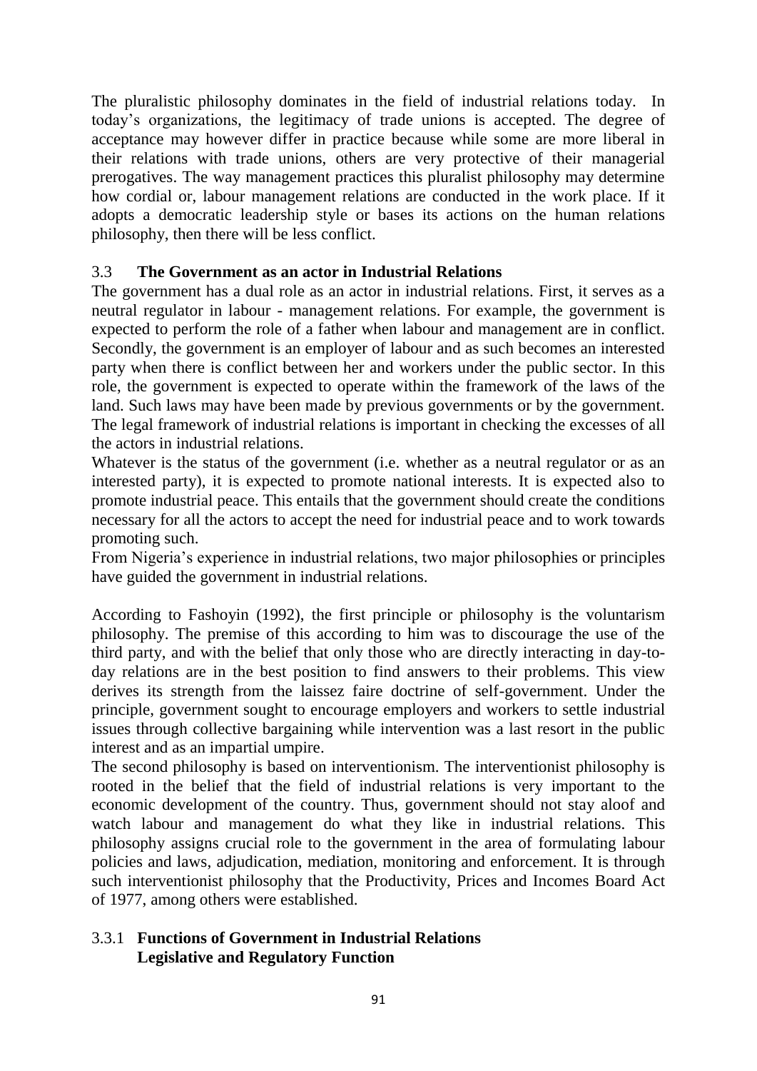The pluralistic philosophy dominates in the field of industrial relations today. In today's organizations, the legitimacy of trade unions is accepted. The degree of acceptance may however differ in practice because while some are more liberal in their relations with trade unions, others are very protective of their managerial prerogatives. The way management practices this pluralist philosophy may determine how cordial or, labour management relations are conducted in the work place. If it adopts a democratic leadership style or bases its actions on the human relations philosophy, then there will be less conflict.

### 3.3 **The Government as an actor in Industrial Relations**

The government has a dual role as an actor in industrial relations. First, it serves as a neutral regulator in labour - management relations. For example, the government is expected to perform the role of a father when labour and management are in conflict. Secondly, the government is an employer of labour and as such becomes an interested party when there is conflict between her and workers under the public sector. In this role, the government is expected to operate within the framework of the laws of the land. Such laws may have been made by previous governments or by the government. The legal framework of industrial relations is important in checking the excesses of all the actors in industrial relations.

Whatever is the status of the government (i.e. whether as a neutral regulator or as an interested party), it is expected to promote national interests. It is expected also to promote industrial peace. This entails that the government should create the conditions necessary for all the actors to accept the need for industrial peace and to work towards promoting such.

From Nigeria's experience in industrial relations, two major philosophies or principles have guided the government in industrial relations.

According to Fashoyin (1992), the first principle or philosophy is the voluntarism philosophy. The premise of this according to him was to discourage the use of the third party, and with the belief that only those who are directly interacting in day-to-day relations are in the best position to find answers to their problems. This view derives its strength from the laissez faire doctrine of self-government. Under the principle, government sought to encourage employers and workers to settle industrial issues through collective bargaining while intervention was a last resort in the public interest and as an impartial umpire.

The second philosophy is based on interventionism. The interventionist philosophy is rooted in the belief that the field of industrial relations is very important to the economic development of the country. Thus, government should not stay aloof and watch labour and management do what they like in industrial relations. This philosophy assigns crucial role to the government in the area of formulating labour policies and laws, adjudication, mediation, monitoring and enforcement. It is through such interventionist philosophy that the Productivity, Prices and Incomes Board Act of 1977, among others were established.

#### 3.3.1 **Functions of Government in Industrial Relations**

**Legislative and Regulatory Function**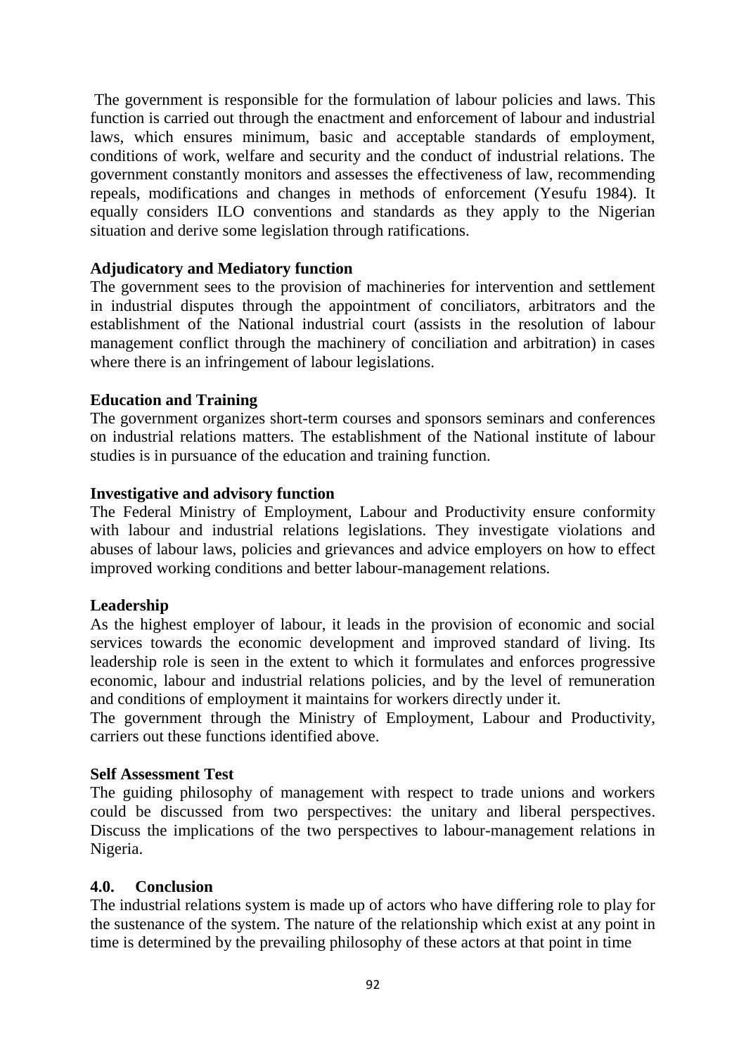The government is responsible for the formulation of labour policies and laws. This function is carried out through the enactment and enforcement of labour and industrial laws, which ensures minimum, basic and acceptable standards of employment, conditions of work, welfare and security and the conduct of industrial relations. The government constantly monitors and assesses the effectiveness of law, recommending repeals, modifications and changes in methods of enforcement (Yesufu 1984). It equally considers ILO conventions and standards as they apply to the Nigerian situation and derive some legislation through ratifications.

**Adjudicatory and Mediatory function**

The government sees to the provision of machineries for intervention and settlement in industrial disputes through the appointment of conciliators, arbitrators and the establishment of the National industrial court (assists in the resolution of labour management conflict through the machinery of conciliation and arbitration) in cases where there is an infringement of labour legislations.

**Education and Training**

The government organizes short-term courses and sponsors seminars and conferences on industrial relations matters. The establishment of the National institute of labour studies is in pursuance of the education and training function.

**Investigative and advisory function**

The Federal Ministry of Employment, Labour and Productivity ensure conformity with labour and industrial relations legislations. They investigate violations and abuses of labour laws, policies and grievances and advice employers on how to effect improved working conditions and better labour-management relations.

**Leadership**

As the highest employer of labour, it leads in the provision of economic and social services towards the economic development and improved standard of living. Its leadership role is seen in the extent to which it formulates and enforces progressive economic, labour and industrial relations policies, and by the level of remuneration and conditions of employment it maintains for workers directly under it.

The government through the Ministry of Employment, Labour and Productivity, carriers out these functions identified above.

**Self Assessment Test**

The guiding philosophy of management with respect to trade unions and workers could be discussed from two perspectives: the unitary and liberal perspectives. Discuss the implications of the two perspectives to labour-management relations in Nigeria.

## 4.0. Conclusion

The industrial relations system is made up of actors who have differing role to play for the sustenance of the system. The nature of the relationship which exist at any point in time is determined by the prevailing philosophy of these actors at that point in time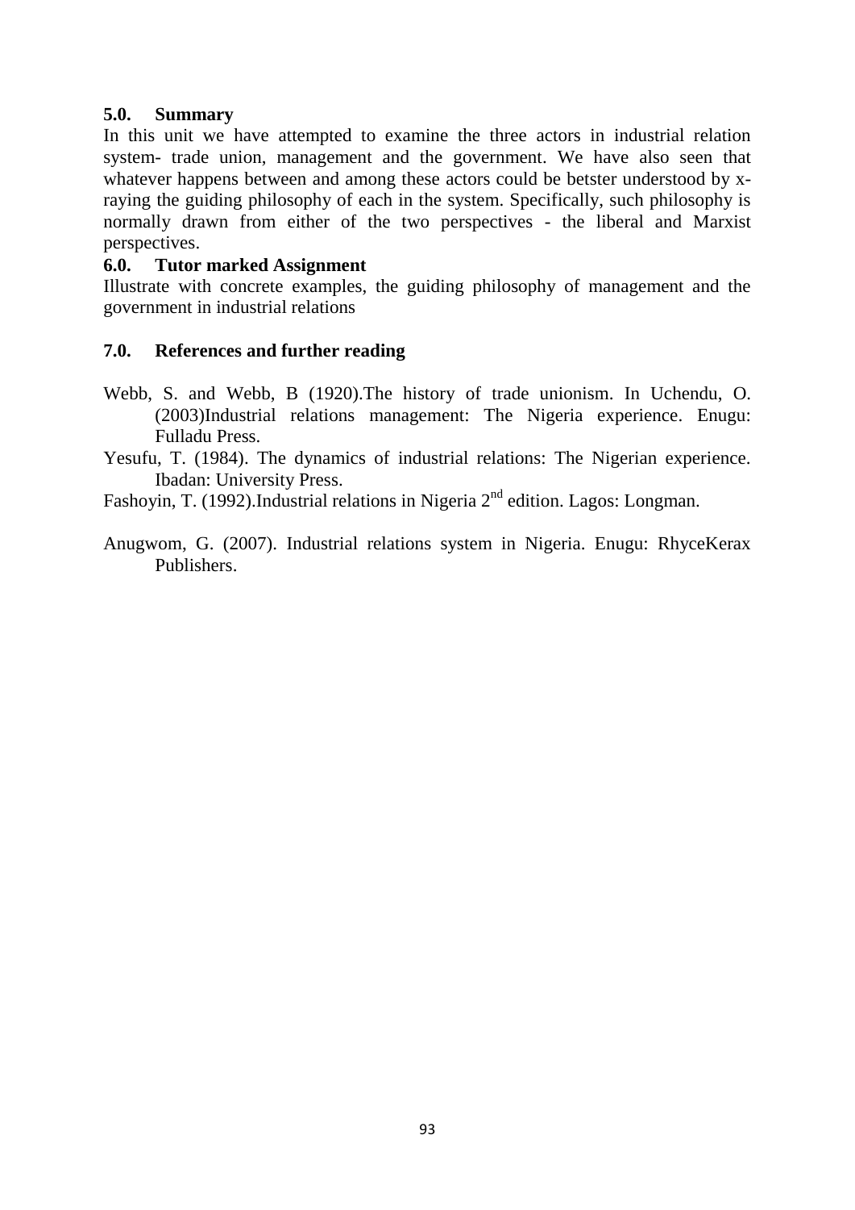## 5.0. Summary

In this unit we have attempted to examine the three actors in industrial relation system- trade union, management and the government. We have also seen that whatever happens between and among these actors could be betster understood by x-raying the guiding philosophy of each in the system. Specifically, such philosophy is normally drawn from either of the two perspectives - the liberal and Marxist perspectives.

## 6.0. Tutor marked Assignment

Illustrate with concrete examples, the guiding philosophy of management and the government in industrial relations

## 7.0. References and further reading

Webb, S. and Webb, B (1920).The history of trade unionism. In Uchendu, O. (2003)Industrial relations management: The Nigeria experience. Enugu: Fulladu Press.

Yesufu, T. (1984). The dynamics of industrial relations: The Nigerian experience. Ibadan: University Press.

Fashoyin, T. (1992).Industrial relations in Nigeria 2nd edition. Lagos: Longman.

Anugwom, G. (2007). Industrial relations system in Nigeria. Enugu: RhyceKerax Publishers.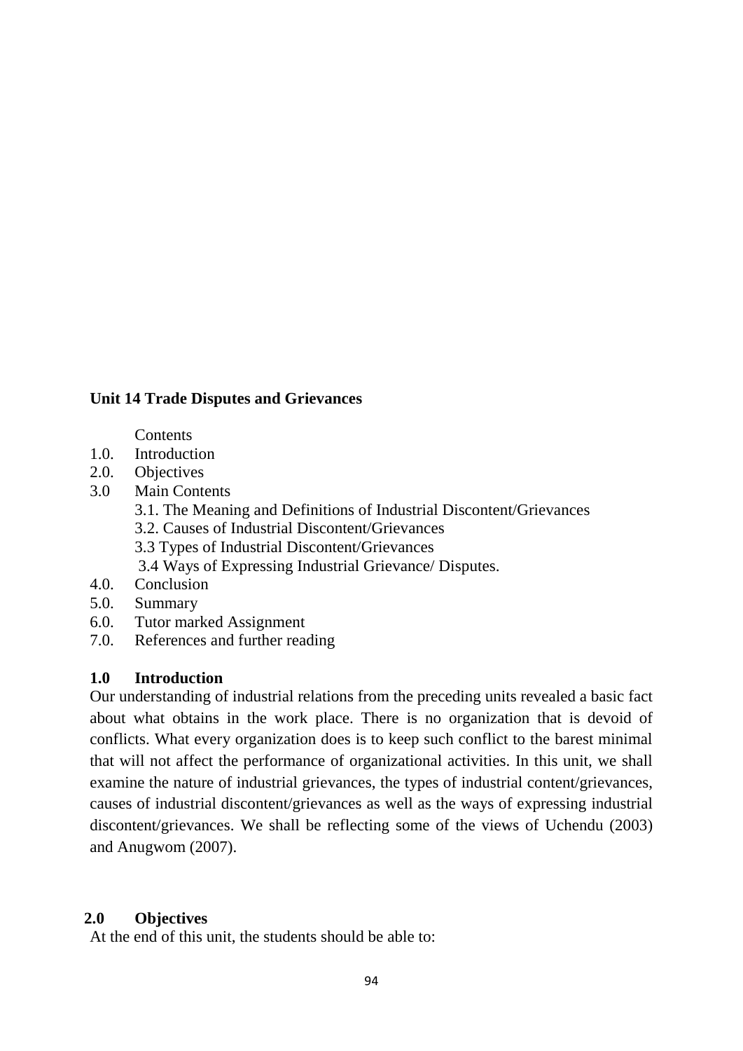## Unit 14 Trade Disputes and Grievances

Contents

1.0. Introduction
2.0. Objectives
3.0 Main Contents
    - 3.1. The Meaning and Definitions of Industrial Discontent/Grievances
    - 3.2. Causes of Industrial Discontent/Grievances
    - 3.3 Types of Industrial Discontent/Grievances
    - 3.4 Ways of Expressing Industrial Grievance/ Disputes.
4.0. Conclusion
5.0. Summary
6.0. Tutor marked Assignment
7.0. References and further reading

### 1.0 Introduction

Our understanding of industrial relations from the preceding units revealed a basic fact about what obtains in the work place. There is no organization that is devoid of conflicts. What every organization does is to keep such conflict to the barest minimal that will not affect the performance of organizational activities. In this unit, we shall examine the nature of industrial grievances, the types of industrial content/grievances, causes of industrial discontent/grievances as well as the ways of expressing industrial discontent/grievances. We shall be reflecting some of the views of Uchendu (2003) and Anugwom (2007).

### 2.0 Objectives

At the end of this unit, the students should be able to: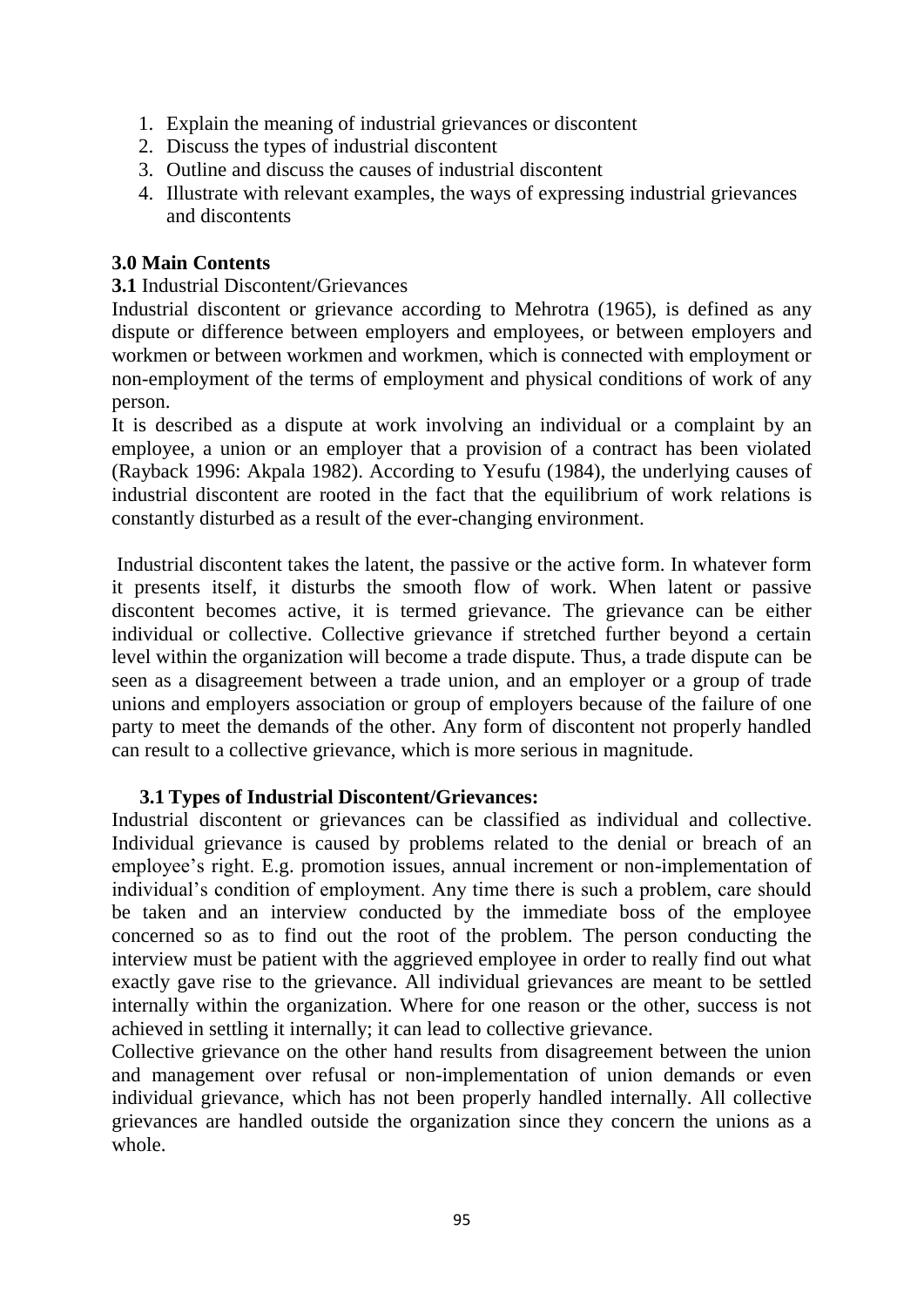1. Explain the meaning of industrial grievances or discontent
2. Discuss the types of industrial discontent
3. Outline and discuss the causes of industrial discontent
4. Illustrate with relevant examples, the ways of expressing industrial grievances and discontents

## 3.0 Main Contents

**3.1** Industrial Discontent/Grievances

Industrial discontent or grievance according to Mehrotra (1965), is defined as any dispute or difference between employers and employees, or between employers and workmen or between workmen and workmen, which is connected with employment or non-employment of the terms of employment and physical conditions of work of any person.

It is described as a dispute at work involving an individual or a complaint by an employee, a union or an employer that a provision of a contract has been violated (Rayback 1996: Akpala 1982). According to Yesufu (1984), the underlying causes of industrial discontent are rooted in the fact that the equilibrium of work relations is constantly disturbed as a result of the ever-changing environment.

Industrial discontent takes the latent, the passive or the active form. In whatever form it presents itself, it disturbs the smooth flow of work. When latent or passive discontent becomes active, it is termed grievance. The grievance can be either individual or collective. Collective grievance if stretched further beyond a certain level within the organization will become a trade dispute. Thus, a trade dispute can be seen as a disagreement between a trade union, and an employer or a group of trade unions and employers association or group of employers because of the failure of one party to meet the demands of the other. Any form of discontent not properly handled can result to a collective grievance, which is more serious in magnitude.

### 3.1 Types of Industrial Discontent/Grievances:

Industrial discontent or grievances can be classified as individual and collective. Individual grievance is caused by problems related to the denial or breach of an employee's right. E.g. promotion issues, annual increment or non-implementation of individual's condition of employment. Any time there is such a problem, care should be taken and an interview conducted by the immediate boss of the employee concerned so as to find out the root of the problem. The person conducting the interview must be patient with the aggrieved employee in order to really find out what exactly gave rise to the grievance. All individual grievances are meant to be settled internally within the organization. Where for one reason or the other, success is not achieved in settling it internally; it can lead to collective grievance.

Collective grievance on the other hand results from disagreement between the union and management over refusal or non-implementation of union demands or even individual grievance, which has not been properly handled internally. All collective grievances are handled outside the organization since they concern the unions as a whole.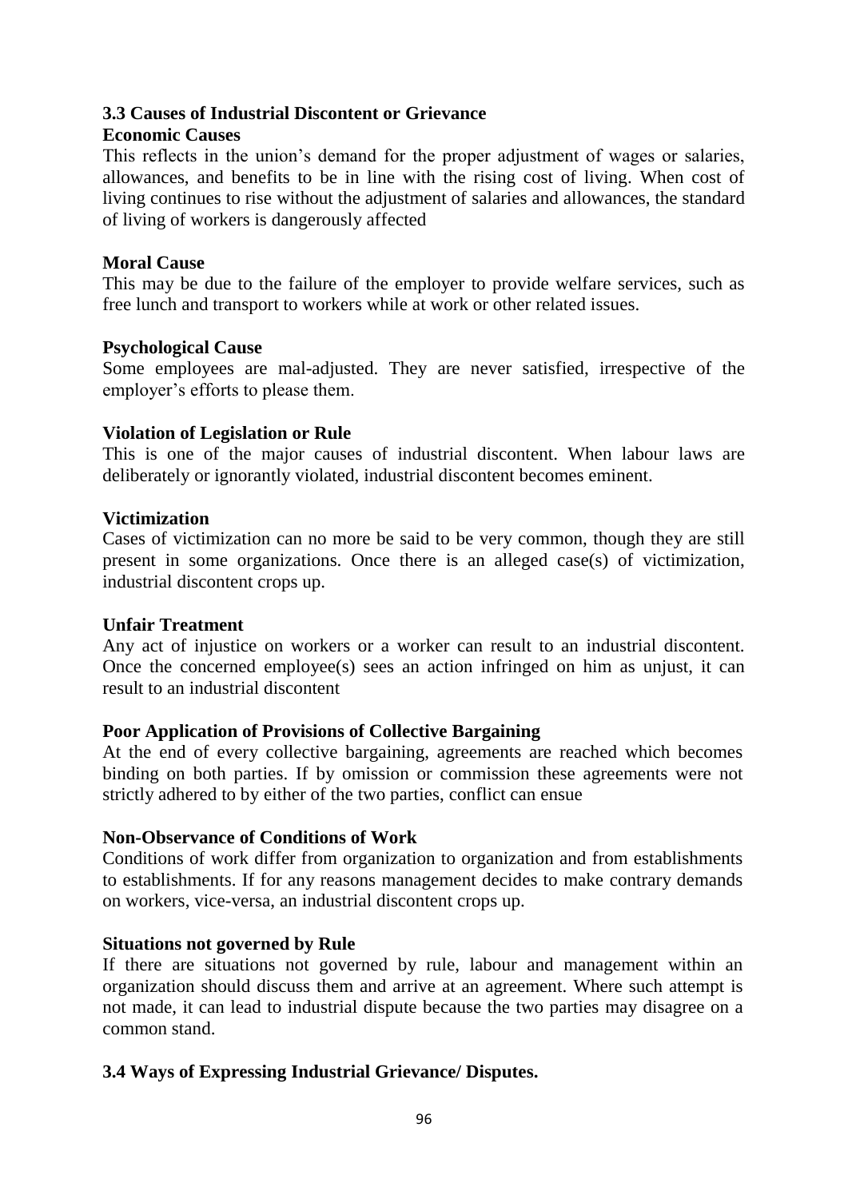### 3.3 Causes of Industrial Discontent or Grievance

**Economic Causes**

This reflects in the union's demand for the proper adjustment of wages or salaries, allowances, and benefits to be in line with the rising cost of living. When cost of living continues to rise without the adjustment of salaries and allowances, the standard of living of workers is dangerously affected

**Moral Cause**

This may be due to the failure of the employer to provide welfare services, such as free lunch and transport to workers while at work or other related issues.

**Psychological Cause**

Some employees are mal-adjusted. They are never satisfied, irrespective of the employer's efforts to please them.

**Violation of Legislation or Rule**

This is one of the major causes of industrial discontent. When labour laws are deliberately or ignorantly violated, industrial discontent becomes eminent.

**Victimization**

Cases of victimization can no more be said to be very common, though they are still present in some organizations. Once there is an alleged case(s) of victimization, industrial discontent crops up.

**Unfair Treatment**

Any act of injustice on workers or a worker can result to an industrial discontent. Once the concerned employee(s) sees an action infringed on him as unjust, it can result to an industrial discontent

**Poor Application of Provisions of Collective Bargaining**

At the end of every collective bargaining, agreements are reached which becomes binding on both parties. If by omission or commission these agreements were not strictly adhered to by either of the two parties, conflict can ensue

**Non-Observance of Conditions of Work**

Conditions of work differ from organization to organization and from establishments to establishments. If for any reasons management decides to make contrary demands on workers, vice-versa, an industrial discontent crops up.

**Situations not governed by Rule**

If there are situations not governed by rule, labour and management within an organization should discuss them and arrive at an agreement. Where such attempt is not made, it can lead to industrial dispute because the two parties may disagree on a common stand.

### 3.4 Ways of Expressing Industrial Grievance/ Disputes.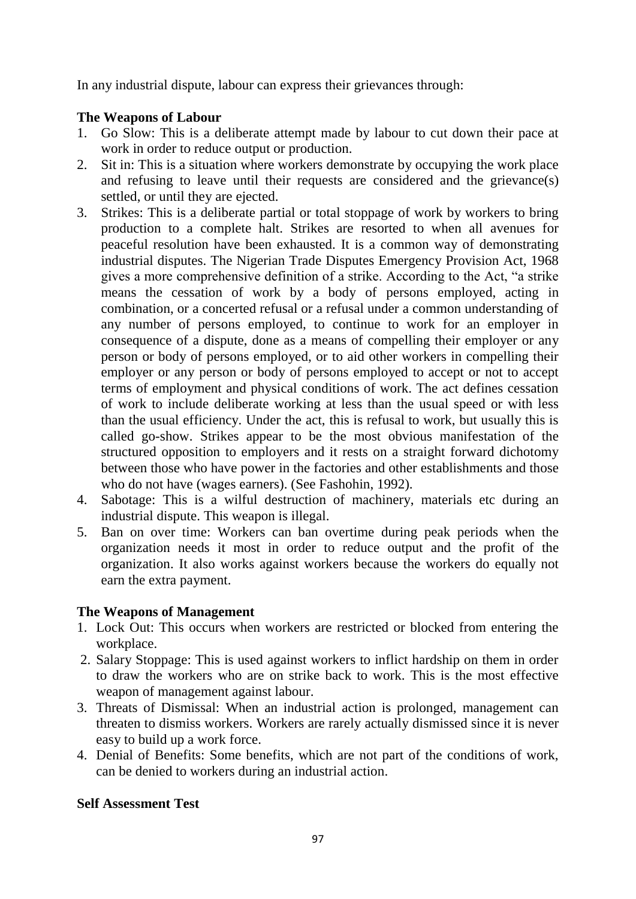In any industrial dispute, labour can express their grievances through:

**The Weapons of Labour**

1. Go Slow: This is a deliberate attempt made by labour to cut down their pace at work in order to reduce output or production.
2. Sit in: This is a situation where workers demonstrate by occupying the work place and refusing to leave until their requests are considered and the grievance(s) settled, or until they are ejected.
3. Strikes: This is a deliberate partial or total stoppage of work by workers to bring production to a complete halt. Strikes are resorted to when all avenues for peaceful resolution have been exhausted. It is a common way of demonstrating industrial disputes. The Nigerian Trade Disputes Emergency Provision Act, 1968 gives a more comprehensive definition of a strike. According to the Act, "a strike means the cessation of work by a body of persons employed, acting in combination, or a concerted refusal or a refusal under a common understanding of any number of persons employed, to continue to work for an employer in consequence of a dispute, done as a means of compelling their employer or any person or body of persons employed, or to aid other workers in compelling their employer or any person or body of persons employed to accept or not to accept terms of employment and physical conditions of work. The act defines cessation of work to include deliberate working at less than the usual speed or with less than the usual efficiency. Under the act, this is refusal to work, but usually this is called go-show. Strikes appear to be the most obvious manifestation of the structured opposition to employers and it rests on a straight forward dichotomy between those who have power in the factories and other establishments and those who do not have (wages earners). (See Fashohin, 1992).
4. Sabotage: This is a wilful destruction of machinery, materials etc during an industrial dispute. This weapon is illegal.
5. Ban on over time: Workers can ban overtime during peak periods when the organization needs it most in order to reduce output and the profit of the organization. It also works against workers because the workers do equally not earn the extra payment.

**The Weapons of Management**

1. Lock Out: This occurs when workers are restricted or blocked from entering the workplace.
2. Salary Stoppage: This is used against workers to inflict hardship on them in order to draw the workers who are on strike back to work. This is the most effective weapon of management against labour.
3. Threats of Dismissal: When an industrial action is prolonged, management can threaten to dismiss workers. Workers are rarely actually dismissed since it is never easy to build up a work force.
4. Denial of Benefits: Some benefits, which are not part of the conditions of work, can be denied to workers during an industrial action.

**Self Assessment Test**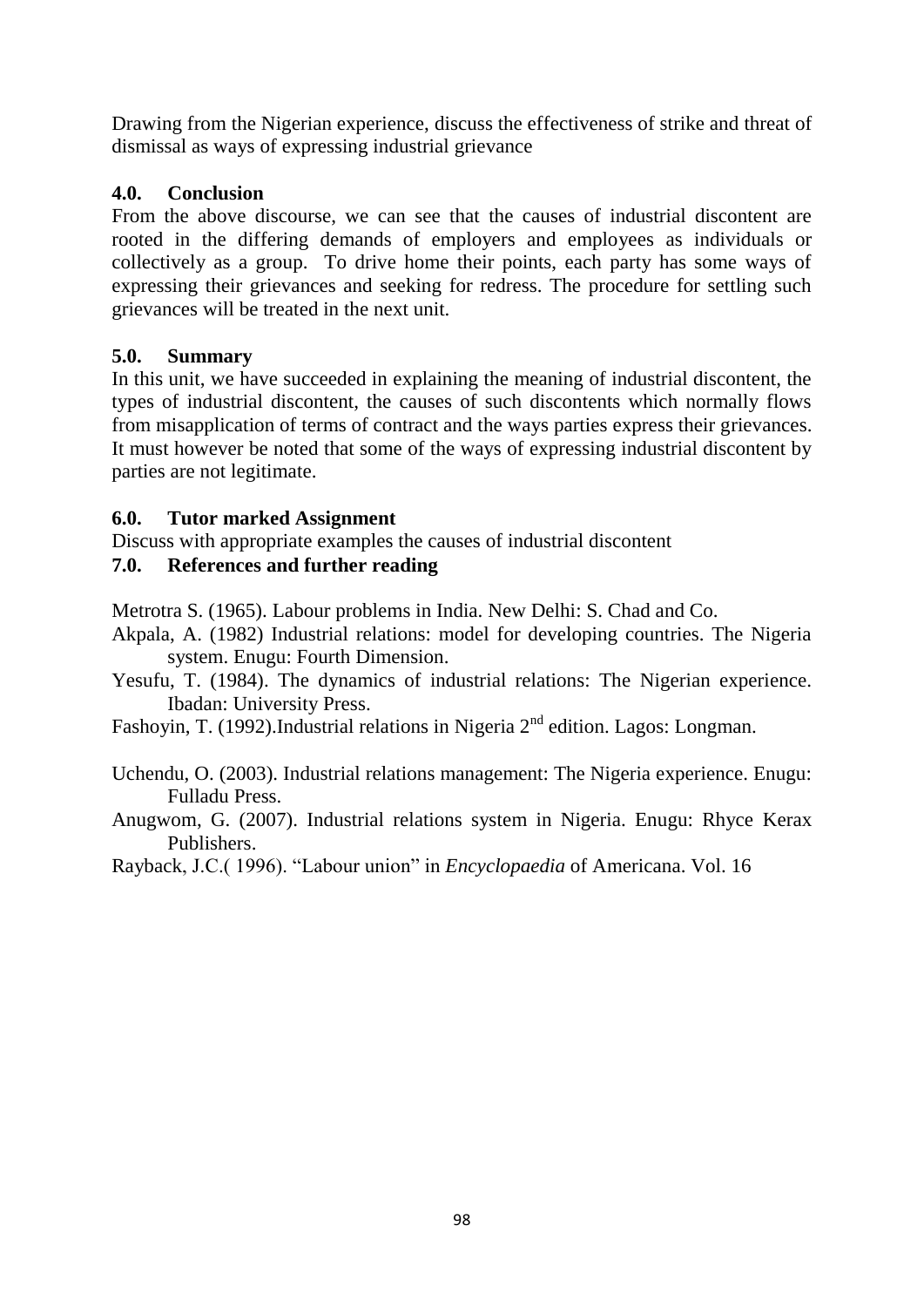Drawing from the Nigerian experience, discuss the effectiveness of strike and threat of dismissal as ways of expressing industrial grievance

## 4.0. Conclusion

From the above discourse, we can see that the causes of industrial discontent are rooted in the differing demands of employers and employees as individuals or collectively as a group. To drive home their points, each party has some ways of expressing their grievances and seeking for redress. The procedure for settling such grievances will be treated in the next unit.

## 5.0. Summary

In this unit, we have succeeded in explaining the meaning of industrial discontent, the types of industrial discontent, the causes of such discontents which normally flows from misapplication of terms of contract and the ways parties express their grievances. It must however be noted that some of the ways of expressing industrial discontent by parties are not legitimate.

## 6.0. Tutor marked Assignment

Discuss with appropriate examples the causes of industrial discontent

## 7.0. References and further reading

Metrotra S. (1965). Labour problems in India. New Delhi: S. Chad and Co.

Akpala, A. (1982) Industrial relations: model for developing countries. The Nigeria system. Enugu: Fourth Dimension.

Yesufu, T. (1984). The dynamics of industrial relations: The Nigerian experience. Ibadan: University Press.

Fashoyin, T. (1992).Industrial relations in Nigeria 2nd edition. Lagos: Longman.

Uchendu, O. (2003). Industrial relations management: The Nigeria experience. Enugu: Fulladu Press.

Anugwom, G. (2007). Industrial relations system in Nigeria. Enugu: Rhyce Kerax Publishers.

Rayback, J.C.( 1996). "Labour union" in *Encyclopaedia* of Americana. Vol. 16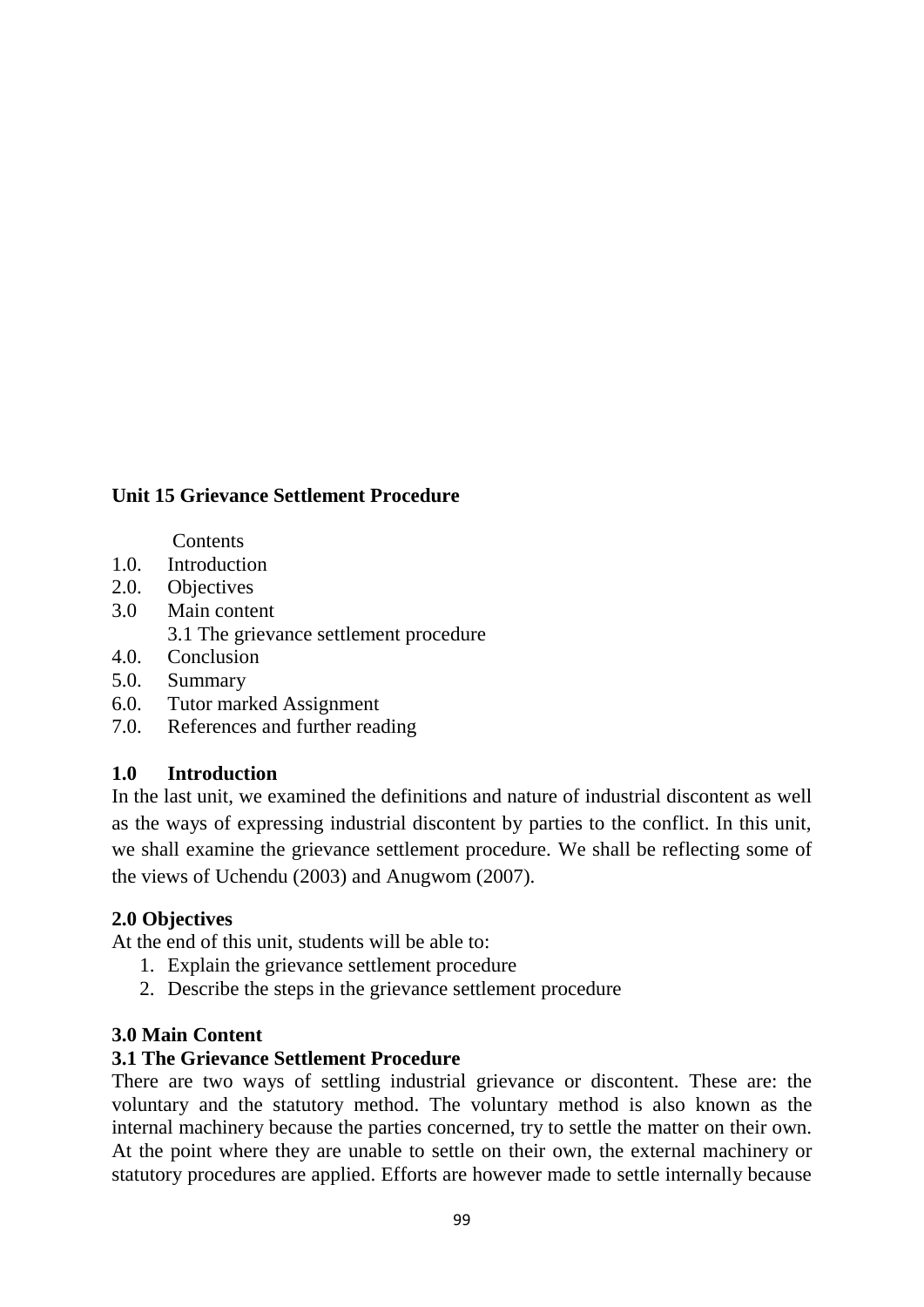**Unit 15 Grievance Settlement Procedure**

Contents

1.0. Introduction
2.0. Objectives
3.0 Main content
    3.1 The grievance settlement procedure
4.0. Conclusion
5.0. Summary
6.0. Tutor marked Assignment
7.0. References and further reading

## 1.0 Introduction

In the last unit, we examined the definitions and nature of industrial discontent as well as the ways of expressing industrial discontent by parties to the conflict. In this unit, we shall examine the grievance settlement procedure. We shall be reflecting some of the views of Uchendu (2003) and Anugwom (2007).

## 2.0 Objectives

At the end of this unit, students will be able to:

1. Explain the grievance settlement procedure
2. Describe the steps in the grievance settlement procedure

## 3.0 Main Content

### 3.1 The Grievance Settlement Procedure

There are two ways of settling industrial grievance or discontent. These are: the voluntary and the statutory method. The voluntary method is also known as the internal machinery because the parties concerned, try to settle the matter on their own. At the point where they are unable to settle on their own, the external machinery or statutory procedures are applied. Efforts are however made to settle internally because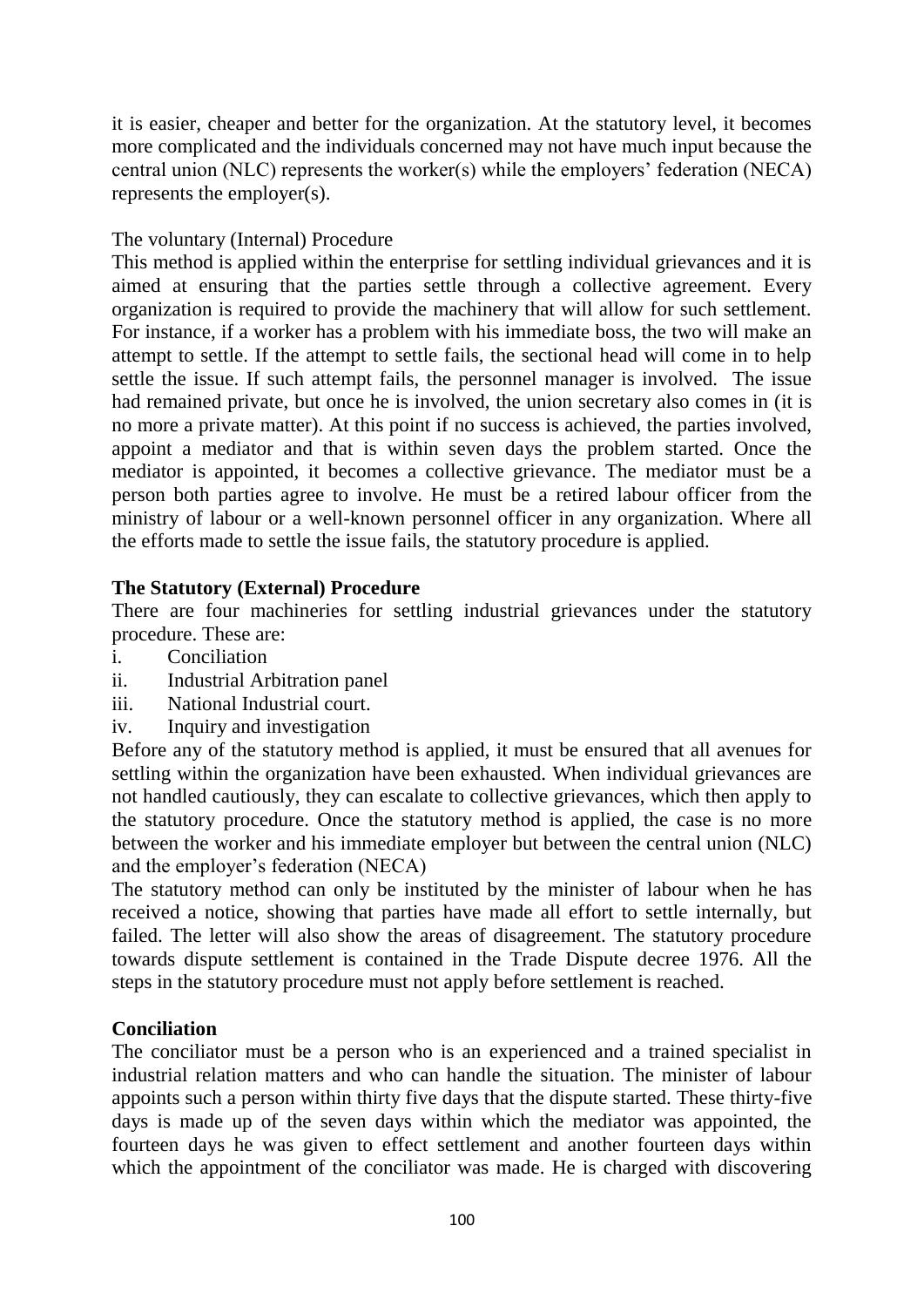it is easier, cheaper and better for the organization. At the statutory level, it becomes more complicated and the individuals concerned may not have much input because the central union (NLC) represents the worker(s) while the employers' federation (NECA) represents the employer(s).

The voluntary (Internal) Procedure

This method is applied within the enterprise for settling individual grievances and it is aimed at ensuring that the parties settle through a collective agreement. Every organization is required to provide the machinery that will allow for such settlement. For instance, if a worker has a problem with his immediate boss, the two will make an attempt to settle. If the attempt to settle fails, the sectional head will come in to help settle the issue. If such attempt fails, the personnel manager is involved. The issue had remained private, but once he is involved, the union secretary also comes in (it is no more a private matter). At this point if no success is achieved, the parties involved, appoint a mediator and that is within seven days the problem started. Once the mediator is appointed, it becomes a collective grievance. The mediator must be a person both parties agree to involve. He must be a retired labour officer from the ministry of labour or a well-known personnel officer in any organization. Where all the efforts made to settle the issue fails, the statutory procedure is applied.

**The Statutory (External) Procedure**

There are four machineries for settling industrial grievances under the statutory procedure. These are:

i. Conciliation
ii. Industrial Arbitration panel
iii. National Industrial court.
iv. Inquiry and investigation

Before any of the statutory method is applied, it must be ensured that all avenues for settling within the organization have been exhausted. When individual grievances are not handled cautiously, they can escalate to collective grievances, which then apply to the statutory procedure. Once the statutory method is applied, the case is no more between the worker and his immediate employer but between the central union (NLC) and the employer's federation (NECA)

The statutory method can only be instituted by the minister of labour when he has received a notice, showing that parties have made all effort to settle internally, but failed. The letter will also show the areas of disagreement. The statutory procedure towards dispute settlement is contained in the Trade Dispute decree 1976. All the steps in the statutory procedure must not apply before settlement is reached.

**Conciliation**

The conciliator must be a person who is an experienced and a trained specialist in industrial relation matters and who can handle the situation. The minister of labour appoints such a person within thirty five days that the dispute started. These thirty-five days is made up of the seven days within which the mediator was appointed, the fourteen days he was given to effect settlement and another fourteen days within which the appointment of the conciliator was made. He is charged with discovering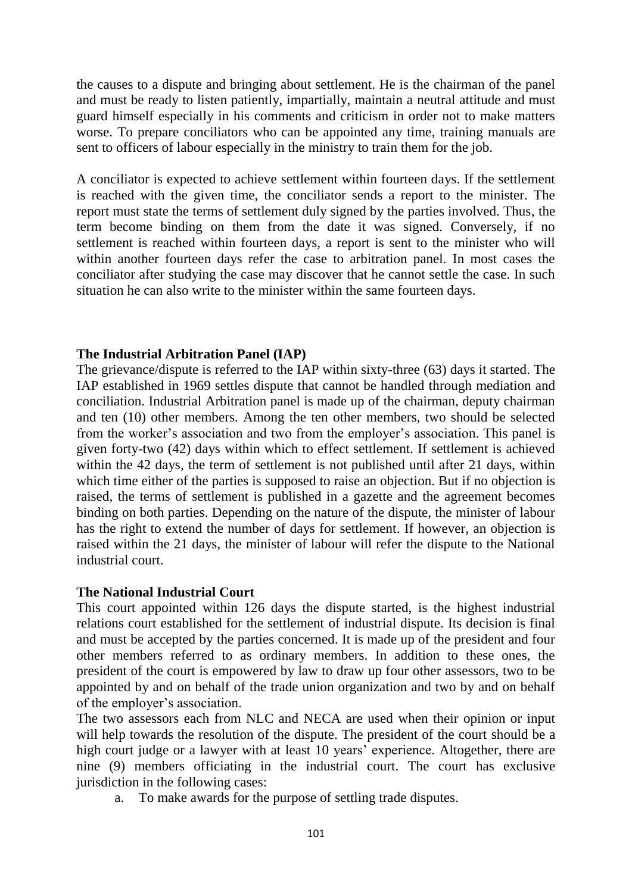the causes to a dispute and bringing about settlement. He is the chairman of the panel and must be ready to listen patiently, impartially, maintain a neutral attitude and must guard himself especially in his comments and criticism in order not to make matters worse. To prepare conciliators who can be appointed any time, training manuals are sent to officers of labour especially in the ministry to train them for the job.

A conciliator is expected to achieve settlement within fourteen days. If the settlement is reached with the given time, the conciliator sends a report to the minister. The report must state the terms of settlement duly signed by the parties involved. Thus, the term become binding on them from the date it was signed. Conversely, if no settlement is reached within fourteen days, a report is sent to the minister who will within another fourteen days refer the case to arbitration panel. In most cases the conciliator after studying the case may discover that he cannot settle the case. In such situation he can also write to the minister within the same fourteen days.

**The Industrial Arbitration Panel (IAP)**

The grievance/dispute is referred to the IAP within sixty-three (63) days it started. The IAP established in 1969 settles dispute that cannot be handled through mediation and conciliation. Industrial Arbitration panel is made up of the chairman, deputy chairman and ten (10) other members. Among the ten other members, two should be selected from the worker's association and two from the employer's association. This panel is given forty-two (42) days within which to effect settlement. If settlement is achieved within the 42 days, the term of settlement is not published until after 21 days, within which time either of the parties is supposed to raise an objection. But if no objection is raised, the terms of settlement is published in a gazette and the agreement becomes binding on both parties. Depending on the nature of the dispute, the minister of labour has the right to extend the number of days for settlement. If however, an objection is raised within the 21 days, the minister of labour will refer the dispute to the National industrial court.

**The National Industrial Court**

This court appointed within 126 days the dispute started, is the highest industrial relations court established for the settlement of industrial dispute. Its decision is final and must be accepted by the parties concerned. It is made up of the president and four other members referred to as ordinary members. In addition to these ones, the president of the court is empowered by law to draw up four other assessors, two to be appointed by and on behalf of the trade union organization and two by and on behalf of the employer's association.

The two assessors each from NLC and NECA are used when their opinion or input will help towards the resolution of the dispute. The president of the court should be a high court judge or a lawyer with at least 10 years' experience. Altogether, there are nine (9) members officiating in the industrial court. The court has exclusive jurisdiction in the following cases:

a. To make awards for the purpose of settling trade disputes.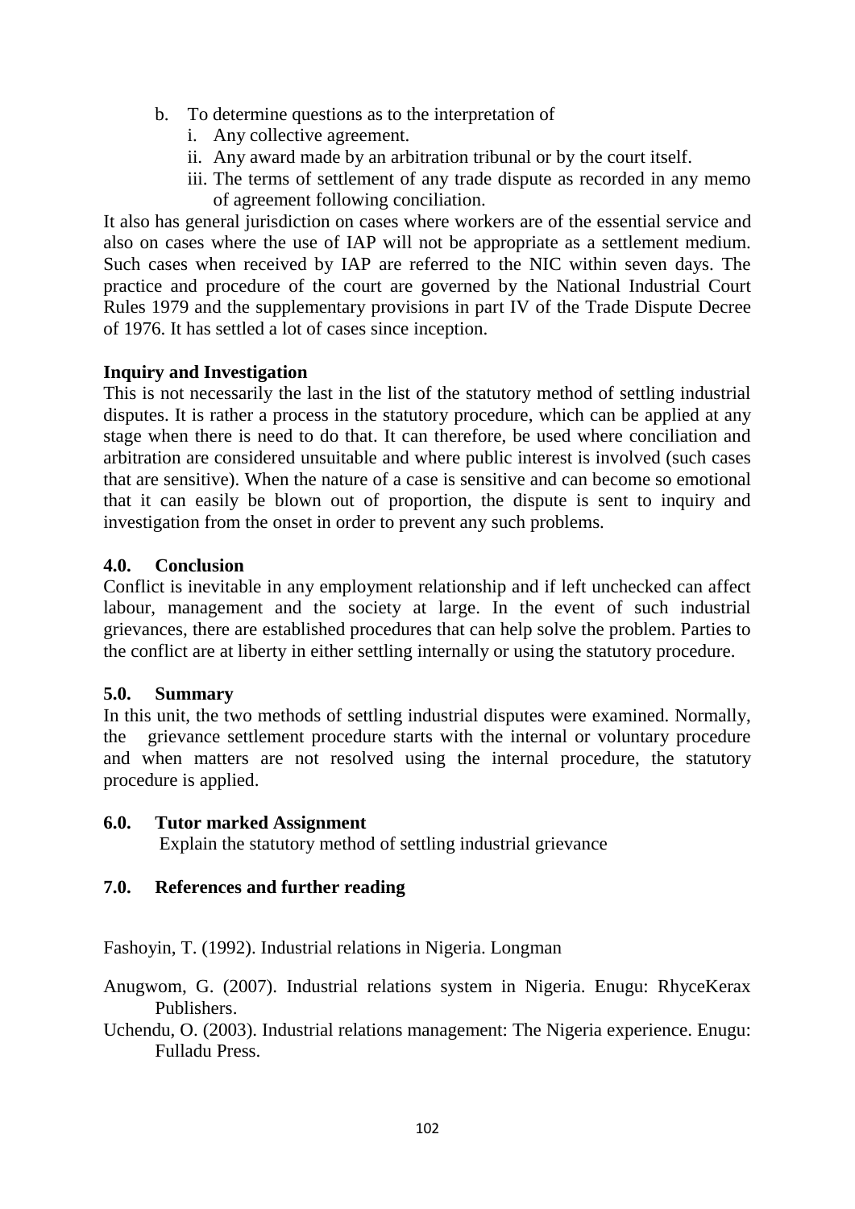b. To determine questions as to the interpretation of
   i. Any collective agreement.
   ii. Any award made by an arbitration tribunal or by the court itself.
   iii. The terms of settlement of any trade dispute as recorded in any memo of agreement following conciliation.

It also has general jurisdiction on cases where workers are of the essential service and also on cases where the use of IAP will not be appropriate as a settlement medium. Such cases when received by IAP are referred to the NIC within seven days. The practice and procedure of the court are governed by the National Industrial Court Rules 1979 and the supplementary provisions in part IV of the Trade Dispute Decree of 1976. It has settled a lot of cases since inception.

**Inquiry and Investigation**

This is not necessarily the last in the list of the statutory method of settling industrial disputes. It is rather a process in the statutory procedure, which can be applied at any stage when there is need to do that. It can therefore, be used where conciliation and arbitration are considered unsuitable and where public interest is involved (such cases that are sensitive). When the nature of a case is sensitive and can become so emotional that it can easily be blown out of proportion, the dispute is sent to inquiry and investigation from the onset in order to prevent any such problems.

## 4.0. Conclusion

Conflict is inevitable in any employment relationship and if left unchecked can affect labour, management and the society at large. In the event of such industrial grievances, there are established procedures that can help solve the problem. Parties to the conflict are at liberty in either settling internally or using the statutory procedure.

## 5.0. Summary

In this unit, the two methods of settling industrial disputes were examined. Normally, the grievance settlement procedure starts with the internal or voluntary procedure and when matters are not resolved using the internal procedure, the statutory procedure is applied.

## 6.0. Tutor marked Assignment

Explain the statutory method of settling industrial grievance

## 7.0. References and further reading

Fashoyin, T. (1992). Industrial relations in Nigeria. Longman

Anugwom, G. (2007). Industrial relations system in Nigeria. Enugu: RhyceKerax Publishers.

Uchendu, O. (2003). Industrial relations management: The Nigeria experience. Enugu: Fulladu Press.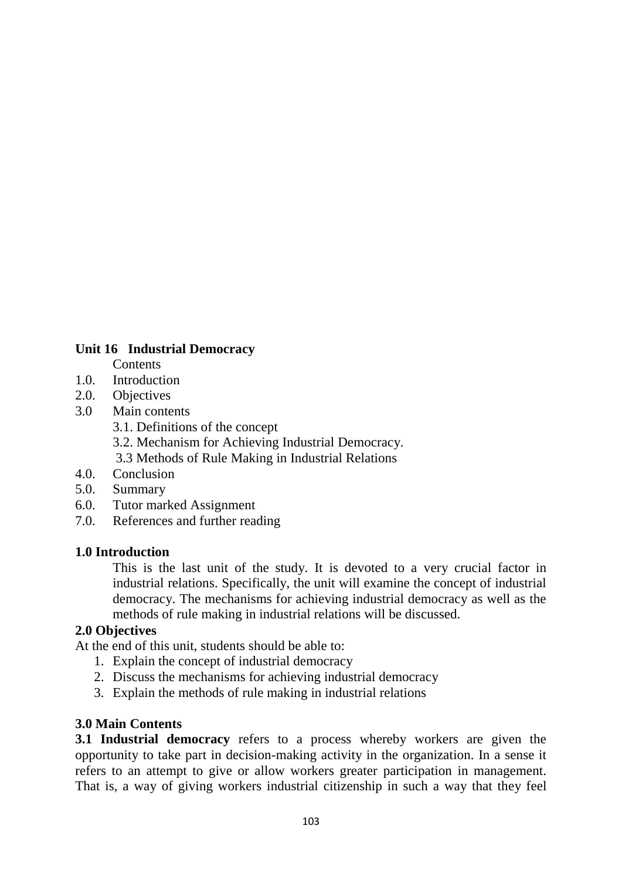## Unit 16 Industrial Democracy

Contents

1.0. Introduction
2.0. Objectives
3.0 Main contents
   3.1. Definitions of the concept
   3.2. Mechanism for Achieving Industrial Democracy.
   3.3 Methods of Rule Making in Industrial Relations
4.0. Conclusion
5.0. Summary
6.0. Tutor marked Assignment
7.0. References and further reading

### 1.0 Introduction

This is the last unit of the study. It is devoted to a very crucial factor in industrial relations. Specifically, the unit will examine the concept of industrial democracy. The mechanisms for achieving industrial democracy as well as the methods of rule making in industrial relations will be discussed.

### 2.0 Objectives

At the end of this unit, students should be able to:

1. Explain the concept of industrial democracy
2. Discuss the mechanisms for achieving industrial democracy
3. Explain the methods of rule making in industrial relations

### 3.0 Main Contents

**3.1 Industrial democracy** refers to a process whereby workers are given the opportunity to take part in decision-making activity in the organization. In a sense it refers to an attempt to give or allow workers greater participation in management. That is, a way of giving workers industrial citizenship in such a way that they feel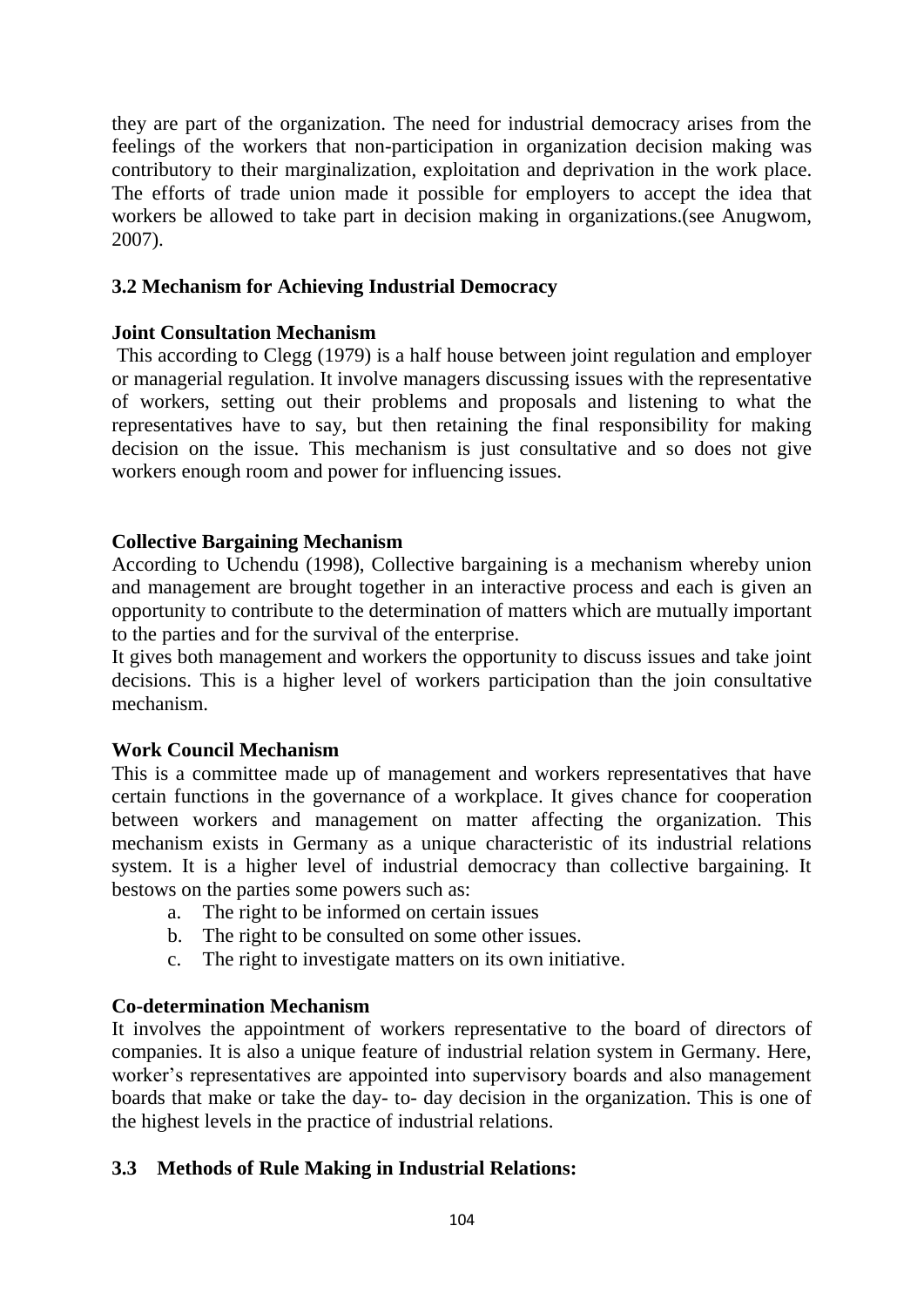they are part of the organization. The need for industrial democracy arises from the feelings of the workers that non-participation in organization decision making was contributory to their marginalization, exploitation and deprivation in the work place. The efforts of trade union made it possible for employers to accept the idea that workers be allowed to take part in decision making in organizations.(see Anugwom, 2007).

### 3.2 Mechanism for Achieving Industrial Democracy

**Joint Consultation Mechanism**

This according to Clegg (1979) is a half house between joint regulation and employer or managerial regulation. It involve managers discussing issues with the representative of workers, setting out their problems and proposals and listening to what the representatives have to say, but then retaining the final responsibility for making decision on the issue. This mechanism is just consultative and so does not give workers enough room and power for influencing issues.

**Collective Bargaining Mechanism**

According to Uchendu (1998), Collective bargaining is a mechanism whereby union and management are brought together in an interactive process and each is given an opportunity to contribute to the determination of matters which are mutually important to the parties and for the survival of the enterprise.

It gives both management and workers the opportunity to discuss issues and take joint decisions. This is a higher level of workers participation than the join consultative mechanism.

**Work Council Mechanism**

This is a committee made up of management and workers representatives that have certain functions in the governance of a workplace. It gives chance for cooperation between workers and management on matter affecting the organization. This mechanism exists in Germany as a unique characteristic of its industrial relations system. It is a higher level of industrial democracy than collective bargaining. It bestows on the parties some powers such as:

a. The right to be informed on certain issues
b. The right to be consulted on some other issues.
c. The right to investigate matters on its own initiative.

**Co-determination Mechanism**

It involves the appointment of workers representative to the board of directors of companies. It is also a unique feature of industrial relation system in Germany. Here, worker's representatives are appointed into supervisory boards and also management boards that make or take the day- to- day decision in the organization. This is one of the highest levels in the practice of industrial relations.

### 3.3 Methods of Rule Making in Industrial Relations: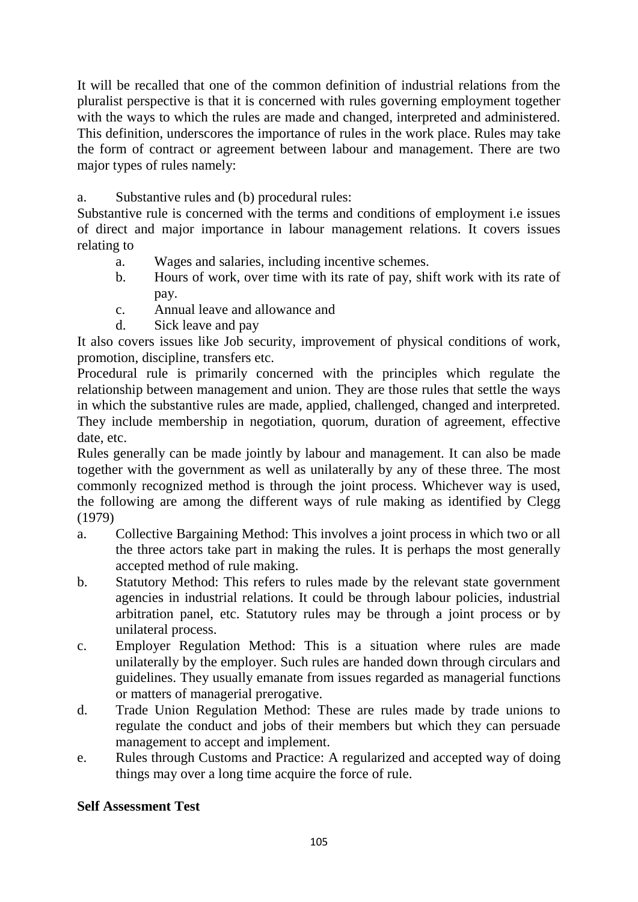It will be recalled that one of the common definition of industrial relations from the pluralist perspective is that it is concerned with rules governing employment together with the ways to which the rules are made and changed, interpreted and administered. This definition, underscores the importance of rules in the work place. Rules may take the form of contract or agreement between labour and management. There are two major types of rules namely:

a. Substantive rules and (b) procedural rules:

Substantive rule is concerned with the terms and conditions of employment i.e issues of direct and major importance in labour management relations. It covers issues relating to

a. Wages and salaries, including incentive schemes.
b. Hours of work, over time with its rate of pay, shift work with its rate of pay.
c. Annual leave and allowance and
d. Sick leave and pay

It also covers issues like Job security, improvement of physical conditions of work, promotion, discipline, transfers etc.

Procedural rule is primarily concerned with the principles which regulate the relationship between management and union. They are those rules that settle the ways in which the substantive rules are made, applied, challenged, changed and interpreted. They include membership in negotiation, quorum, duration of agreement, effective date, etc.

Rules generally can be made jointly by labour and management. It can also be made together with the government as well as unilaterally by any of these three. The most commonly recognized method is through the joint process. Whichever way is used, the following are among the different ways of rule making as identified by Clegg (1979)

a. Collective Bargaining Method: This involves a joint process in which two or all the three actors take part in making the rules. It is perhaps the most generally accepted method of rule making.
b. Statutory Method: This refers to rules made by the relevant state government agencies in industrial relations. It could be through labour policies, industrial arbitration panel, etc. Statutory rules may be through a joint process or by unilateral process.
c. Employer Regulation Method: This is a situation where rules are made unilaterally by the employer. Such rules are handed down through circulars and guidelines. They usually emanate from issues regarded as managerial functions or matters of managerial prerogative.
d. Trade Union Regulation Method: These are rules made by trade unions to regulate the conduct and jobs of their members but which they can persuade management to accept and implement.
e. Rules through Customs and Practice: A regularized and accepted way of doing things may over a long time acquire the force of rule.

**Self Assessment Test**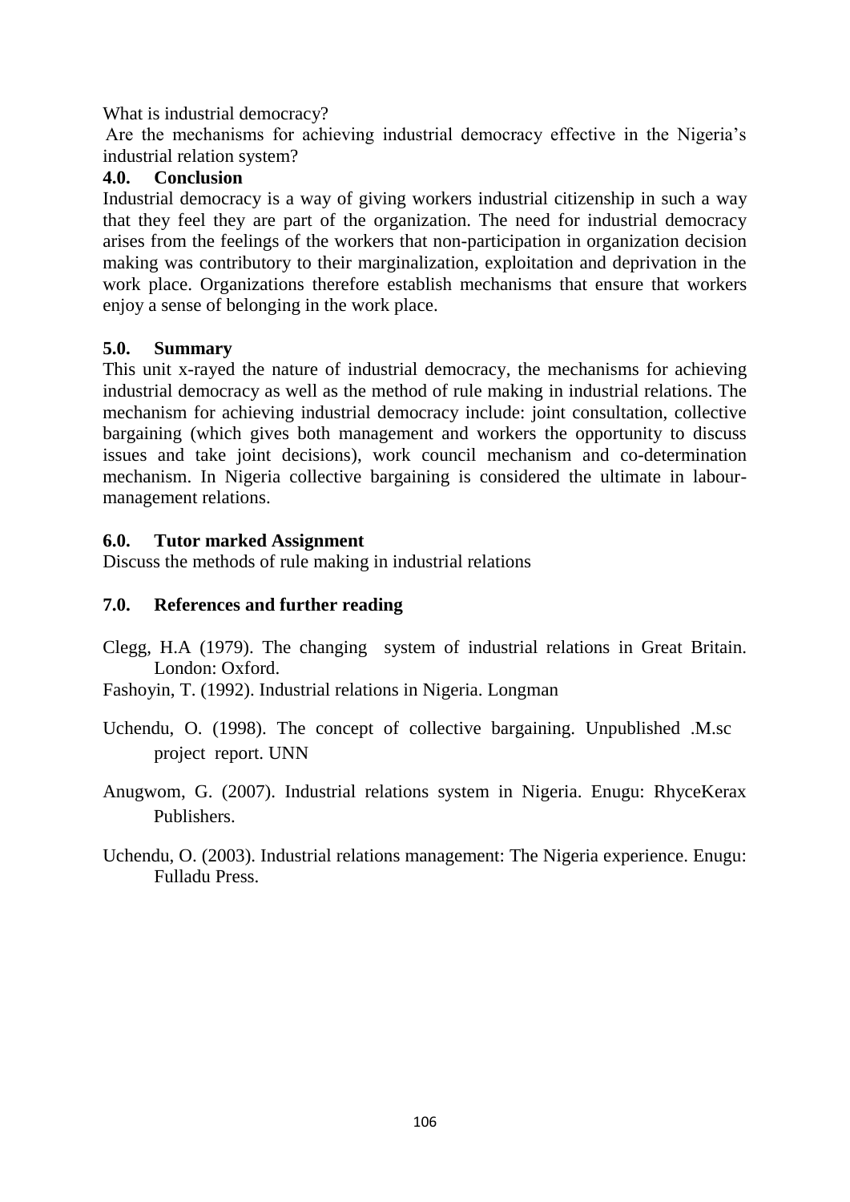What is industrial democracy?

Are the mechanisms for achieving industrial democracy effective in the Nigeria's industrial relation system?

## 4.0. Conclusion

Industrial democracy is a way of giving workers industrial citizenship in such a way that they feel they are part of the organization. The need for industrial democracy arises from the feelings of the workers that non-participation in organization decision making was contributory to their marginalization, exploitation and deprivation in the work place. Organizations therefore establish mechanisms that ensure that workers enjoy a sense of belonging in the work place.

## 5.0. Summary

This unit x-rayed the nature of industrial democracy, the mechanisms for achieving industrial democracy as well as the method of rule making in industrial relations. The mechanism for achieving industrial democracy include: joint consultation, collective bargaining (which gives both management and workers the opportunity to discuss issues and take joint decisions), work council mechanism and co-determination mechanism. In Nigeria collective bargaining is considered the ultimate in labour-management relations.

## 6.0. Tutor marked Assignment

Discuss the methods of rule making in industrial relations

## 7.0. References and further reading

Clegg, H.A (1979). The changing system of industrial relations in Great Britain. London: Oxford.

Fashoyin, T. (1992). Industrial relations in Nigeria. Longman

Uchendu, O. (1998). The concept of collective bargaining. Unpublished .M.sc project report. UNN

Anugwom, G. (2007). Industrial relations system in Nigeria. Enugu: RhyceKerax Publishers.

Uchendu, O. (2003). Industrial relations management: The Nigeria experience. Enugu: Fulladu Press.